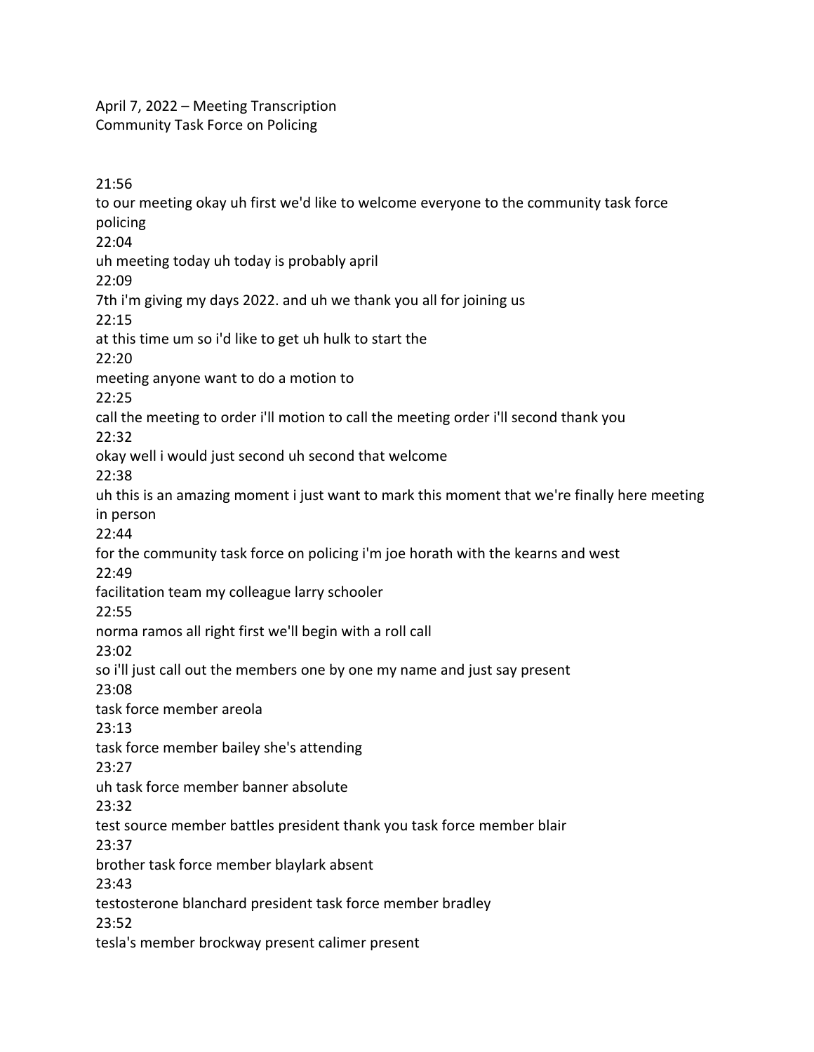April 7, 2022 – Meeting Transcription
Community Task Force on Policing

21:56
to our meeting okay uh first we'd like to welcome everyone to the community task force policing
22:04
uh meeting today uh today is probably april
22:09
7th i'm giving my days 2022. and uh we thank you all for joining us
22:15
at this time um so i'd like to get uh hulk to start the
22:20
meeting anyone want to do a motion to
22:25
call the meeting to order i'll motion to call the meeting order i'll second thank you
22:32
okay well i would just second uh second that welcome
22:38
uh this is an amazing moment i just want to mark this moment that we're finally here meeting in person
22:44
for the community task force on policing i'm joe horath with the kearns and west
22:49
facilitation team my colleague larry schooler
22:55
norma ramos all right first we'll begin with a roll call
23:02
so i'll just call out the members one by one my name and just say present
23:08
task force member areola
23:13
task force member bailey she's attending
23:27
uh task force member banner absolute
23:32
test source member battles president thank you task force member blair
23:37
brother task force member blaylark absent
23:43
testosterone blanchard president task force member bradley
23:52
tesla's member brockway present calimer present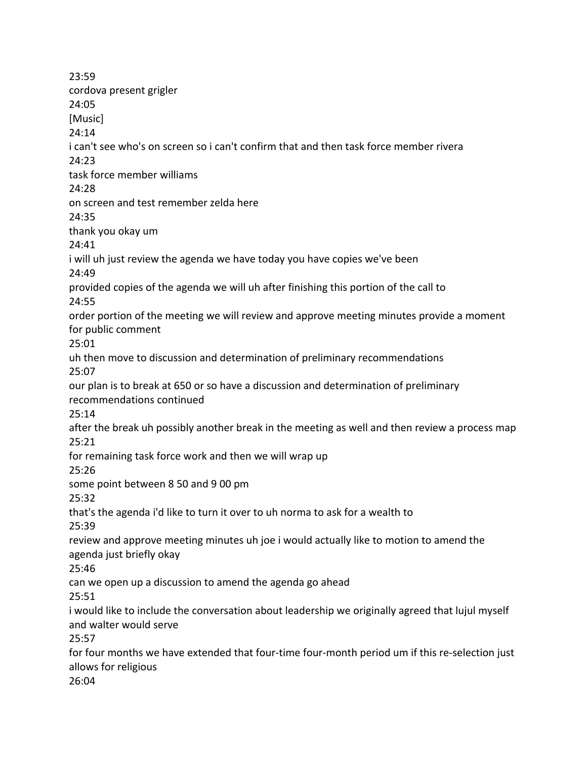23:59

cordova present grigler

24:05

[Music]

24:14

i can't see who's on screen so i can't confirm that and then task force member rivera

24:23

task force member williams

24:28

on screen and test remember zelda here

24:35

thank you okay um

24:41

i will uh just review the agenda we have today you have copies we've been

24:49

provided copies of the agenda we will uh after finishing this portion of the call to

24:55

order portion of the meeting we will review and approve meeting minutes provide a moment for public comment

25:01

uh then move to discussion and determination of preliminary recommendations

25:07

our plan is to break at 650 or so have a discussion and determination of preliminary recommendations continued

25:14

after the break uh possibly another break in the meeting as well and then review a process map

25:21

for remaining task force work and then we will wrap up

25:26

some point between 8 50 and 9 00 pm

25:32

that's the agenda i'd like to turn it over to uh norma to ask for a wealth to

25:39

review and approve meeting minutes uh joe i would actually like to motion to amend the agenda just briefly okay

25:46

can we open up a discussion to amend the agenda go ahead

25:51

i would like to include the conversation about leadership we originally agreed that lujul myself and walter would serve

25:57

for four months we have extended that four-time four-month period um if this re-selection just allows for religious

26:04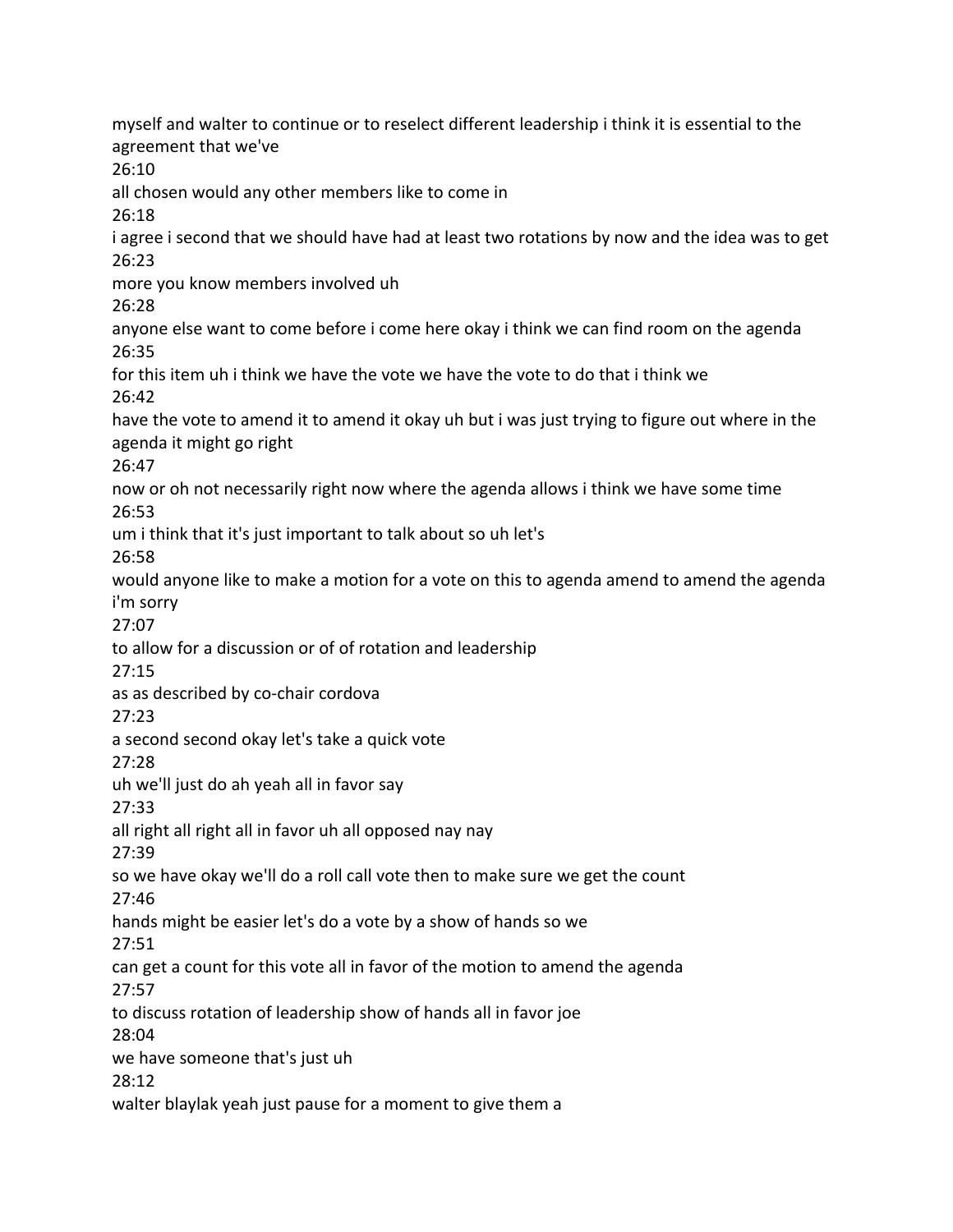myself and walter to continue or to reselect different leadership i think it is essential to the agreement that we've

26:10

all chosen would any other members like to come in

26:18

i agree i second that we should have had at least two rotations by now and the idea was to get

26:23

more you know members involved uh

26:28

anyone else want to come before i come here okay i think we can find room on the agenda

26:35

for this item uh i think we have the vote we have the vote to do that i think we

26:42

have the vote to amend it to amend it okay uh but i was just trying to figure out where in the agenda it might go right

26:47

now or oh not necessarily right now where the agenda allows i think we have some time

26:53

um i think that it's just important to talk about so uh let's

26:58

would anyone like to make a motion for a vote on this to agenda amend to amend the agenda i'm sorry

27:07

to allow for a discussion or of of rotation and leadership

27:15

as as described by co-chair cordova

27:23

a second second okay let's take a quick vote

27:28

uh we'll just do ah yeah all in favor say

27:33

all right all right all in favor uh all opposed nay nay

27:39

so we have okay we'll do a roll call vote then to make sure we get the count

27:46

hands might be easier let's do a vote by a show of hands so we

27:51

can get a count for this vote all in favor of the motion to amend the agenda

27:57

to discuss rotation of leadership show of hands all in favor joe

28:04

we have someone that's just uh

28:12

walter blaylak yeah just pause for a moment to give them a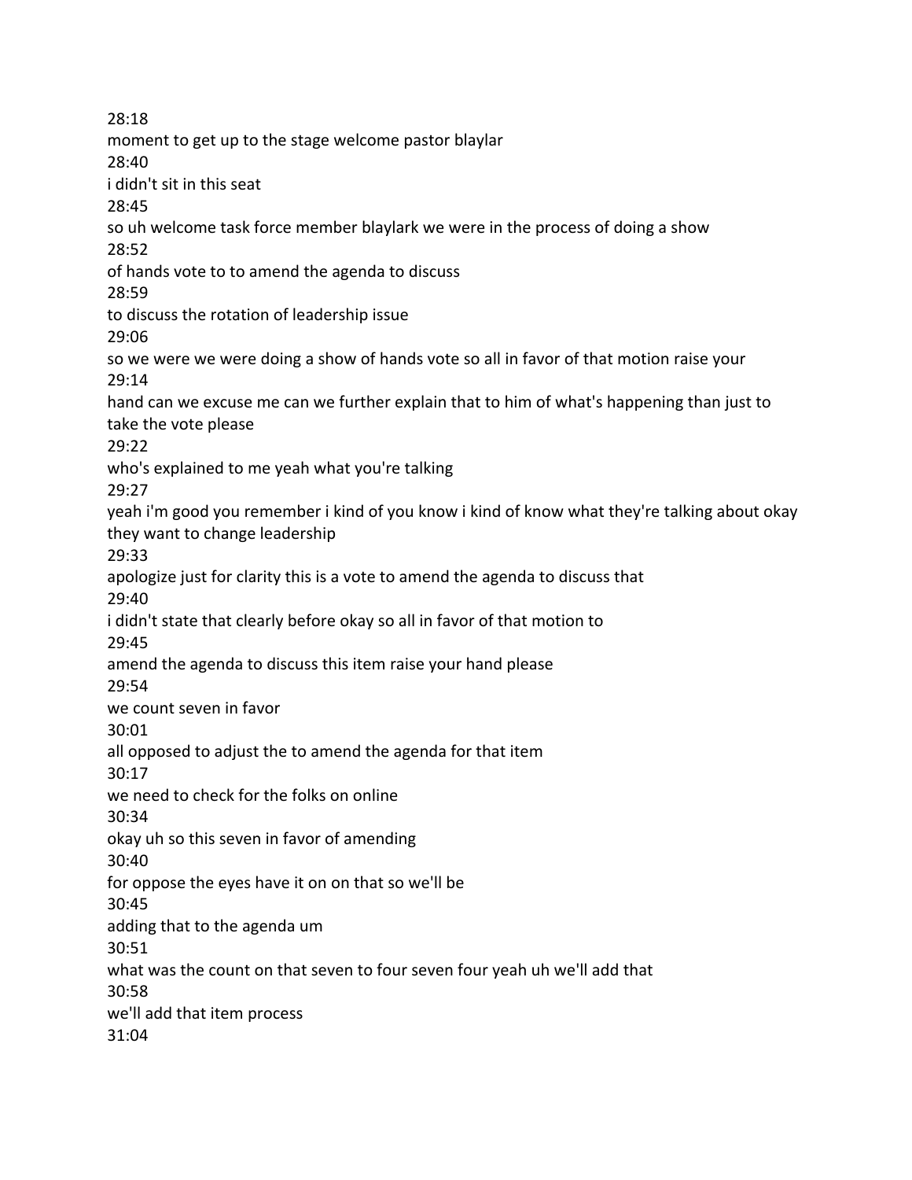28:18

moment to get up to the stage welcome pastor blaylar

28:40

i didn't sit in this seat

28:45

so uh welcome task force member blaylark we were in the process of doing a show

28:52

of hands vote to to amend the agenda to discuss

28:59

to discuss the rotation of leadership issue

29:06

so we were we were doing a show of hands vote so all in favor of that motion raise your

29:14

hand can we excuse me can we further explain that to him of what's happening than just to take the vote please

29:22

who's explained to me yeah what you're talking

29:27

yeah i'm good you remember i kind of you know i kind of know what they're talking about okay they want to change leadership

29:33

apologize just for clarity this is a vote to amend the agenda to discuss that

29:40

i didn't state that clearly before okay so all in favor of that motion to

29:45

amend the agenda to discuss this item raise your hand please

29:54

we count seven in favor

30:01

all opposed to adjust the to amend the agenda for that item

30:17

we need to check for the folks on online

30:34

okay uh so this seven in favor of amending

30:40

for oppose the eyes have it on on that so we'll be

30:45

adding that to the agenda um

30:51

what was the count on that seven to four seven four yeah uh we'll add that

30:58

we'll add that item process

31:04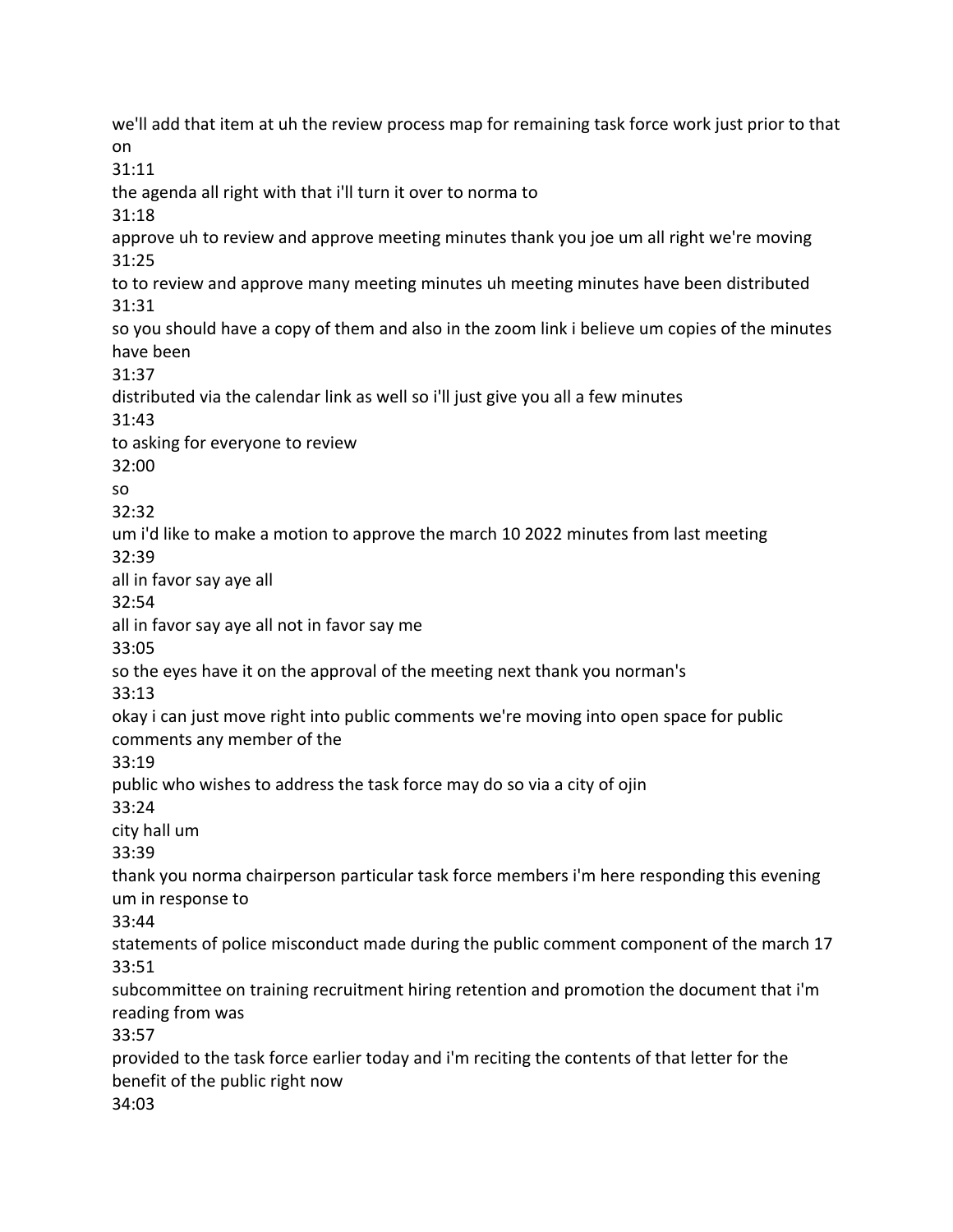we'll add that item at uh the review process map for remaining task force work just prior to that on

31:11

the agenda all right with that i'll turn it over to norma to

31:18

approve uh to review and approve meeting minutes thank you joe um all right we're moving

31:25

to to review and approve many meeting minutes uh meeting minutes have been distributed

31:31

so you should have a copy of them and also in the zoom link i believe um copies of the minutes have been

31:37

distributed via the calendar link as well so i'll just give you all a few minutes

31:43

to asking for everyone to review

32:00

so

32:32

um i'd like to make a motion to approve the march 10 2022 minutes from last meeting

32:39

all in favor say aye all

32:54

all in favor say aye all not in favor say me

33:05

so the eyes have it on the approval of the meeting next thank you norman's

33:13

okay i can just move right into public comments we're moving into open space for public comments any member of the

33:19

public who wishes to address the task force may do so via a city of ojin

33:24

city hall um

33:39

thank you norma chairperson particular task force members i'm here responding this evening um in response to

33:44

statements of police misconduct made during the public comment component of the march 17

33:51

subcommittee on training recruitment hiring retention and promotion the document that i'm reading from was

33:57

provided to the task force earlier today and i'm reciting the contents of that letter for the benefit of the public right now

34:03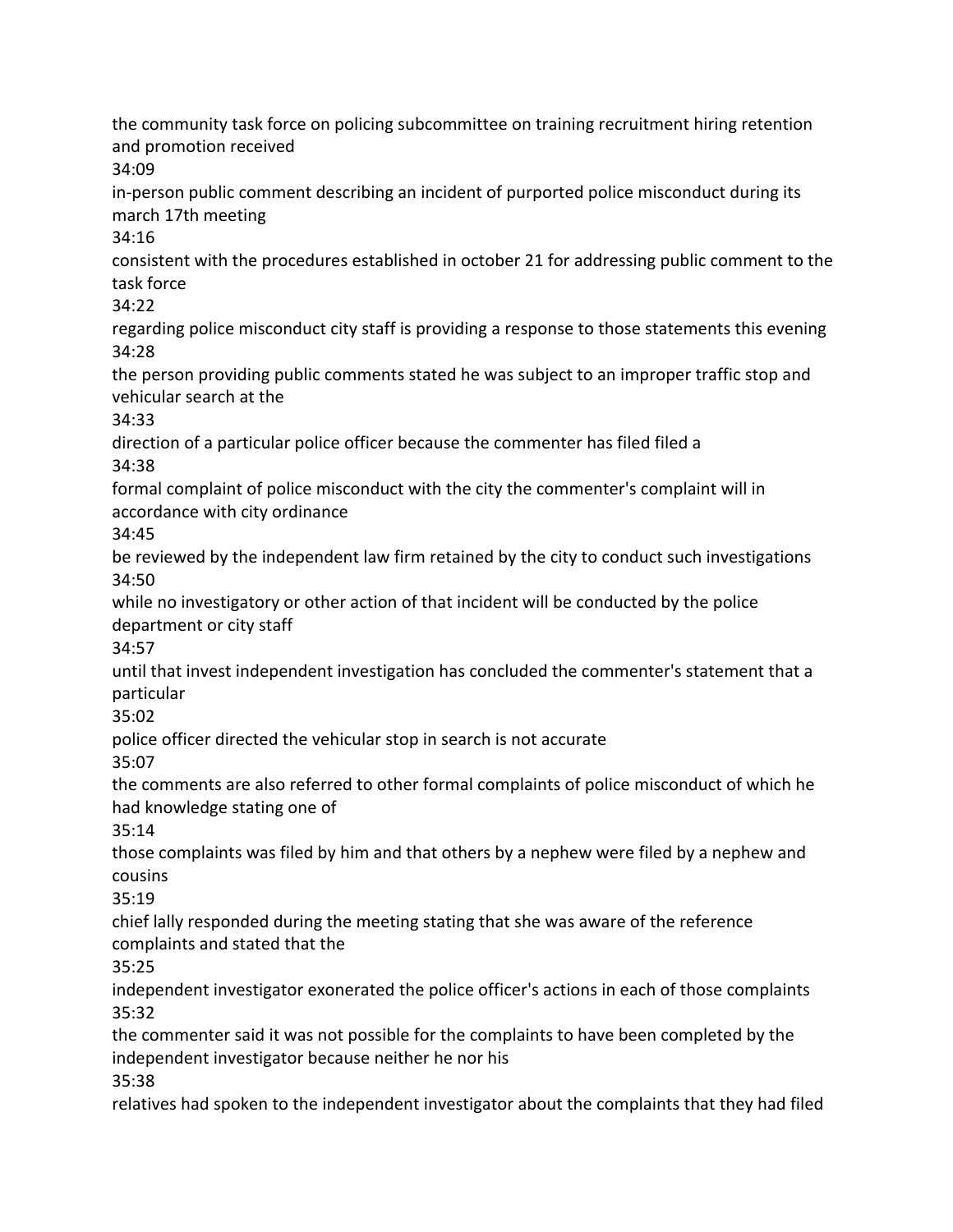the community task force on policing subcommittee on training recruitment hiring retention and promotion received

34:09

in-person public comment describing an incident of purported police misconduct during its march 17th meeting

34:16

consistent with the procedures established in october 21 for addressing public comment to the task force

34:22

regarding police misconduct city staff is providing a response to those statements this evening

34:28

the person providing public comments stated he was subject to an improper traffic stop and vehicular search at the

34:33

direction of a particular police officer because the commenter has filed filed a

34:38

formal complaint of police misconduct with the city the commenter's complaint will in accordance with city ordinance

34:45

be reviewed by the independent law firm retained by the city to conduct such investigations

34:50

while no investigatory or other action of that incident will be conducted by the police department or city staff

34:57

until that invest independent investigation has concluded the commenter's statement that a particular

35:02

police officer directed the vehicular stop in search is not accurate

35:07

the comments are also referred to other formal complaints of police misconduct of which he had knowledge stating one of

35:14

those complaints was filed by him and that others by a nephew were filed by a nephew and cousins

35:19

chief lally responded during the meeting stating that she was aware of the reference complaints and stated that the

35:25

independent investigator exonerated the police officer's actions in each of those complaints

35:32

the commenter said it was not possible for the complaints to have been completed by the independent investigator because neither he nor his

35:38

relatives had spoken to the independent investigator about the complaints that they had filed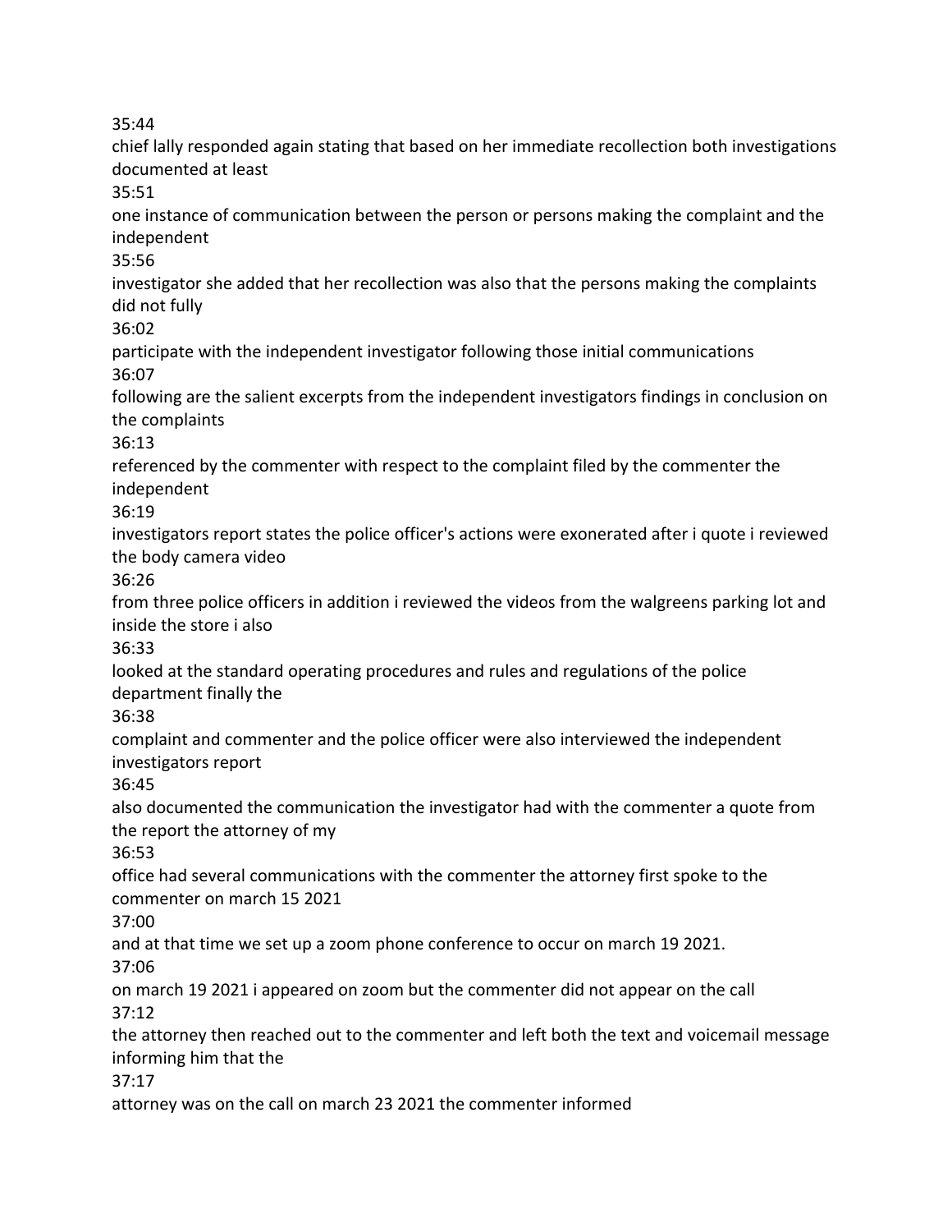35:44

chief lally responded again stating that based on her immediate recollection both investigations documented at least

35:51

one instance of communication between the person or persons making the complaint and the independent

35:56

investigator she added that her recollection was also that the persons making the complaints did not fully

36:02

participate with the independent investigator following those initial communications

36:07

following are the salient excerpts from the independent investigators findings in conclusion on the complaints

36:13

referenced by the commenter with respect to the complaint filed by the commenter the independent

36:19

investigators report states the police officer's actions were exonerated after i quote i reviewed the body camera video

36:26

from three police officers in addition i reviewed the videos from the walgreens parking lot and inside the store i also

36:33

looked at the standard operating procedures and rules and regulations of the police department finally the

36:38

complaint and commenter and the police officer were also interviewed the independent investigators report

36:45

also documented the communication the investigator had with the commenter a quote from the report the attorney of my

36:53

office had several communications with the commenter the attorney first spoke to the commenter on march 15 2021

37:00

and at that time we set up a zoom phone conference to occur on march 19 2021.

37:06

on march 19 2021 i appeared on zoom but the commenter did not appear on the call

37:12

the attorney then reached out to the commenter and left both the text and voicemail message informing him that the

37:17

attorney was on the call on march 23 2021 the commenter informed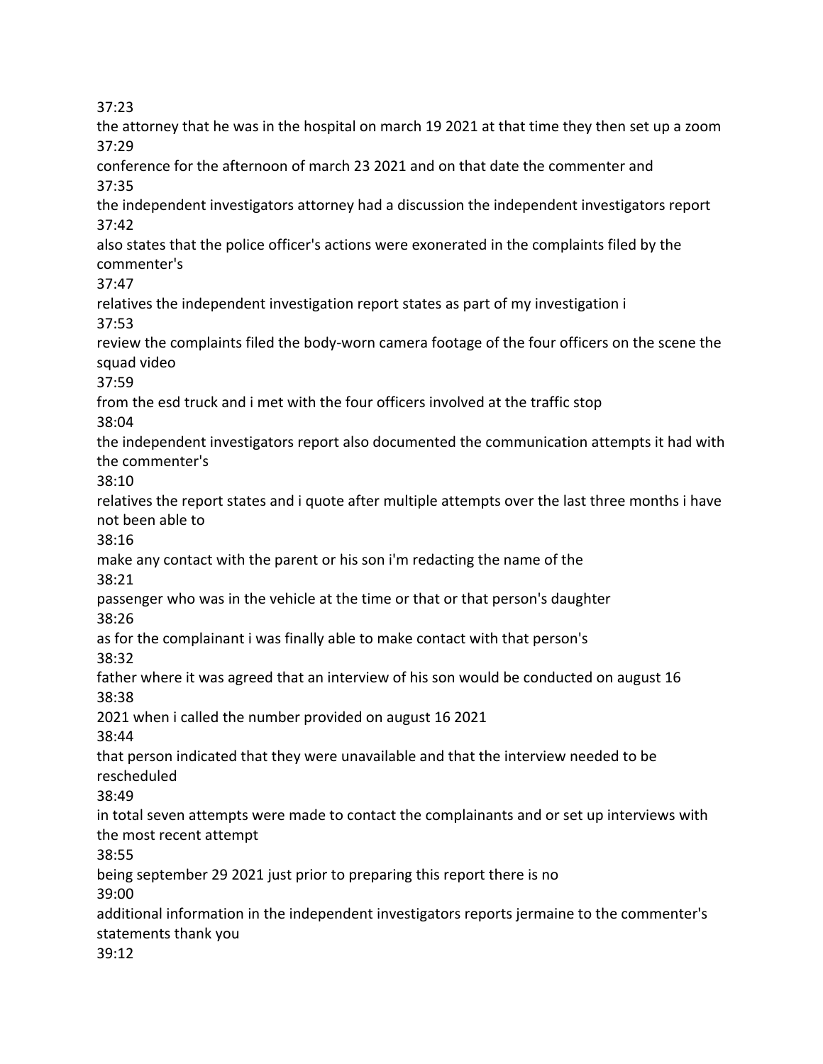37:23

the attorney that he was in the hospital on march 19 2021 at that time they then set up a zoom

37:29

conference for the afternoon of march 23 2021 and on that date the commenter and

37:35

the independent investigators attorney had a discussion the independent investigators report

37:42

also states that the police officer's actions were exonerated in the complaints filed by the commenter's

37:47

relatives the independent investigation report states as part of my investigation i

37:53

review the complaints filed the body-worn camera footage of the four officers on the scene the squad video

37:59

from the esd truck and i met with the four officers involved at the traffic stop

38:04

the independent investigators report also documented the communication attempts it had with the commenter's

38:10

relatives the report states and i quote after multiple attempts over the last three months i have not been able to

38:16

make any contact with the parent or his son i'm redacting the name of the

38:21

passenger who was in the vehicle at the time or that or that person's daughter

38:26

as for the complainant i was finally able to make contact with that person's

38:32

father where it was agreed that an interview of his son would be conducted on august 16

38:38

2021 when i called the number provided on august 16 2021

38:44

that person indicated that they were unavailable and that the interview needed to be rescheduled

38:49

in total seven attempts were made to contact the complainants and or set up interviews with the most recent attempt

38:55

being september 29 2021 just prior to preparing this report there is no

39:00

additional information in the independent investigators reports jermaine to the commenter's statements thank you

39:12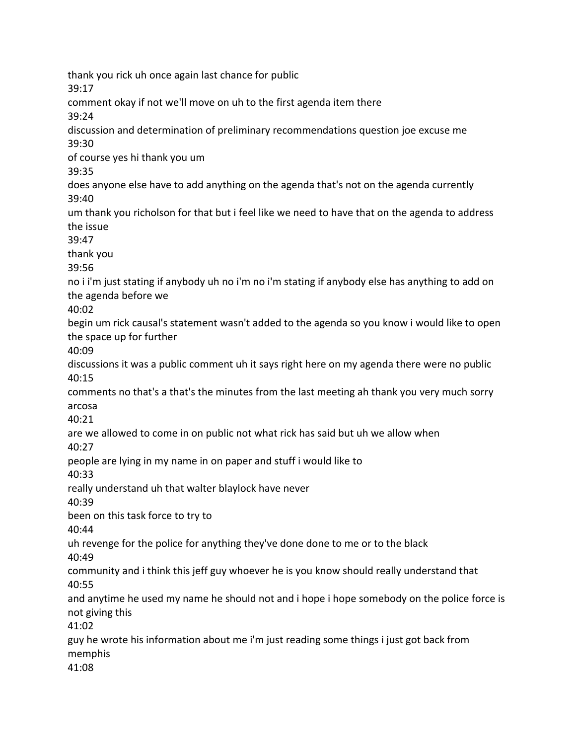thank you rick uh once again last chance for public
39:17
comment okay if not we'll move on uh to the first agenda item there
39:24
discussion and determination of preliminary recommendations question joe excuse me
39:30
of course yes hi thank you um
39:35
does anyone else have to add anything on the agenda that's not on the agenda currently
39:40
um thank you richolson for that but i feel like we need to have that on the agenda to address the issue
39:47
thank you
39:56
no i i'm just stating if anybody uh no i'm no i'm stating if anybody else has anything to add on the agenda before we
40:02
begin um rick causal's statement wasn't added to the agenda so you know i would like to open the space up for further
40:09
discussions it was a public comment uh it says right here on my agenda there were no public
40:15
comments no that's a that's the minutes from the last meeting ah thank you very much sorry arcosa
40:21
are we allowed to come in on public not what rick has said but uh we allow when
40:27
people are lying in my name in on paper and stuff i would like to
40:33
really understand uh that walter blaylock have never
40:39
been on this task force to try to
40:44
uh revenge for the police for anything they've done done to me or to the black
40:49
community and i think this jeff guy whoever he is you know should really understand that
40:55
and anytime he used my name he should not and i hope i hope somebody on the police force is not giving this
41:02
guy he wrote his information about me i'm just reading some things i just got back from memphis
41:08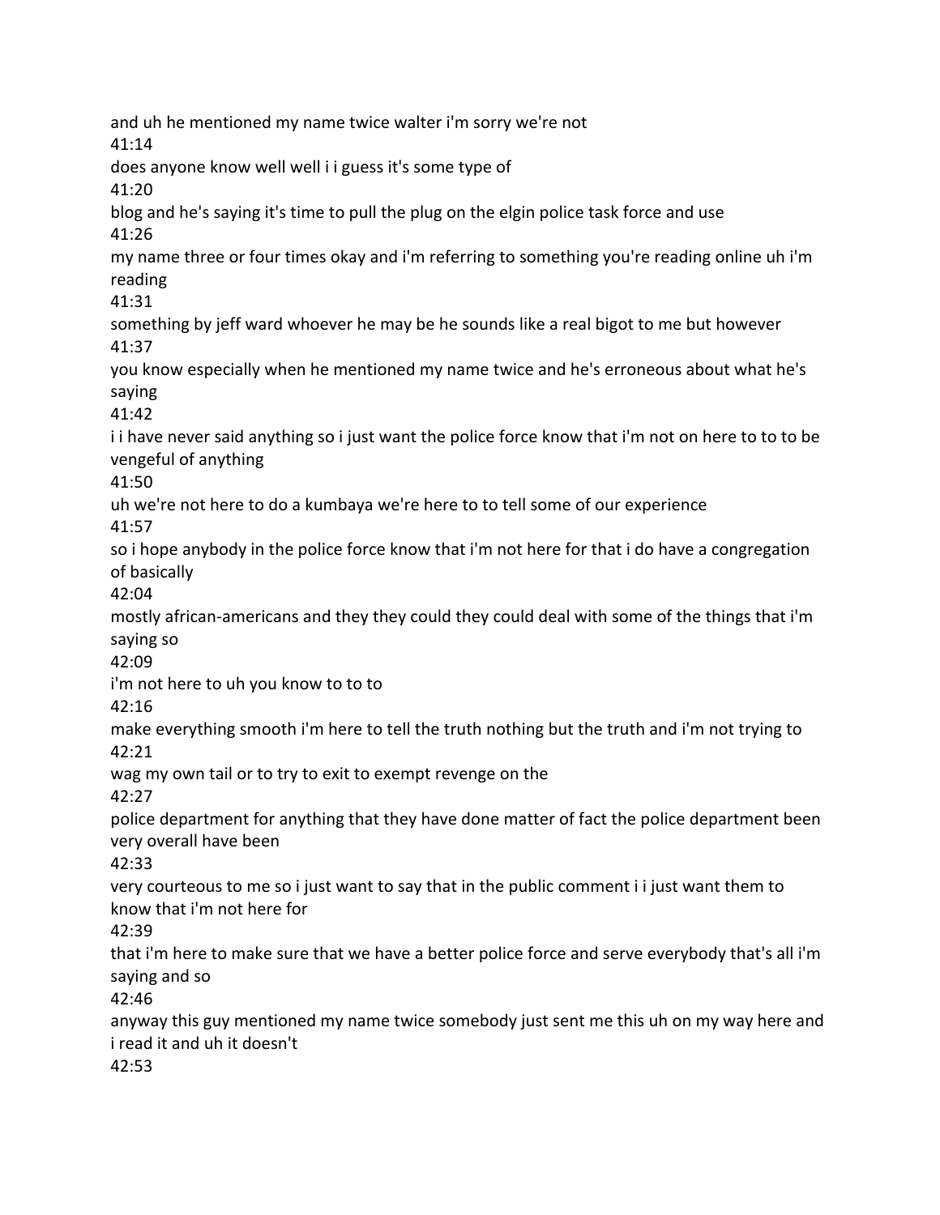and uh he mentioned my name twice walter i'm sorry we're not

41:14

does anyone know well well i i guess it's some type of

41:20

blog and he's saying it's time to pull the plug on the elgin police task force and use

41:26

my name three or four times okay and i'm referring to something you're reading online uh i'm reading

41:31

something by jeff ward whoever he may be he sounds like a real bigot to me but however

41:37

you know especially when he mentioned my name twice and he's erroneous about what he's saying

41:42

i i have never said anything so i just want the police force know that i'm not on here to to to be vengeful of anything

41:50

uh we're not here to do a kumbaya we're here to to tell some of our experience

41:57

so i hope anybody in the police force know that i'm not here for that i do have a congregation of basically

42:04

mostly african-americans and they they could they could deal with some of the things that i'm saying so

42:09

i'm not here to uh you know to to to

42:16

make everything smooth i'm here to tell the truth nothing but the truth and i'm not trying to

42:21

wag my own tail or to try to exit to exempt revenge on the

42:27

police department for anything that they have done matter of fact the police department been very overall have been

42:33

very courteous to me so i just want to say that in the public comment i i just want them to know that i'm not here for

42:39

that i'm here to make sure that we have a better police force and serve everybody that's all i'm saying and so

42:46

anyway this guy mentioned my name twice somebody just sent me this uh on my way here and i read it and uh it doesn't

42:53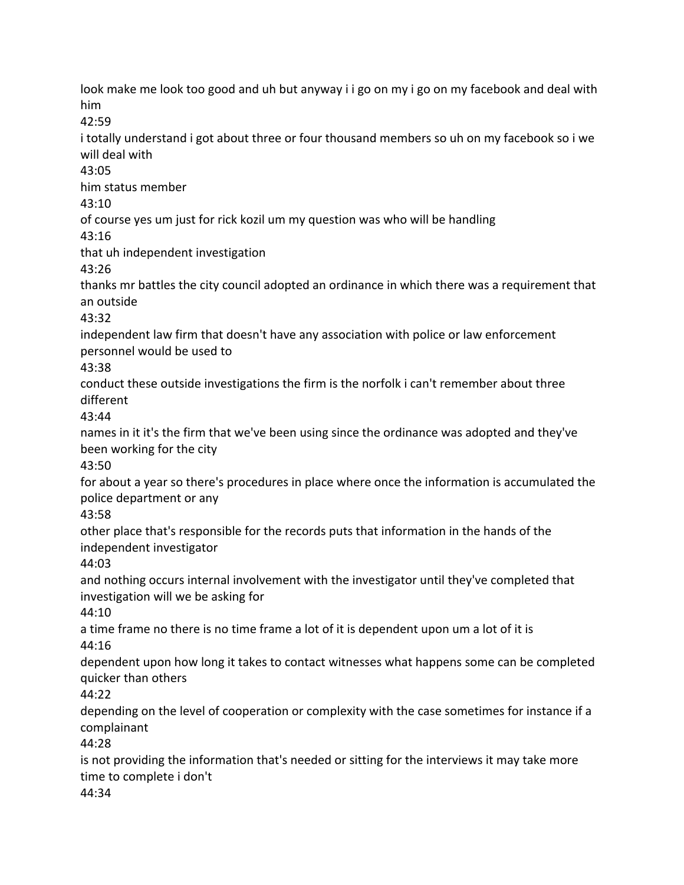look make me look too good and uh but anyway i i go on my i go on my facebook and deal with him

42:59

i totally understand i got about three or four thousand members so uh on my facebook so i we will deal with

43:05

him status member

43:10

of course yes um just for rick kozil um my question was who will be handling

43:16

that uh independent investigation

43:26

thanks mr battles the city council adopted an ordinance in which there was a requirement that an outside

43:32

independent law firm that doesn't have any association with police or law enforcement personnel would be used to

43:38

conduct these outside investigations the firm is the norfolk i can't remember about three different

43:44

names in it it's the firm that we've been using since the ordinance was adopted and they've been working for the city

43:50

for about a year so there's procedures in place where once the information is accumulated the police department or any

43:58

other place that's responsible for the records puts that information in the hands of the independent investigator

44:03

and nothing occurs internal involvement with the investigator until they've completed that investigation will we be asking for

44:10

a time frame no there is no time frame a lot of it is dependent upon um a lot of it is

44:16

dependent upon how long it takes to contact witnesses what happens some can be completed quicker than others

44:22

depending on the level of cooperation or complexity with the case sometimes for instance if a complainant

44:28

is not providing the information that's needed or sitting for the interviews it may take more time to complete i don't

44:34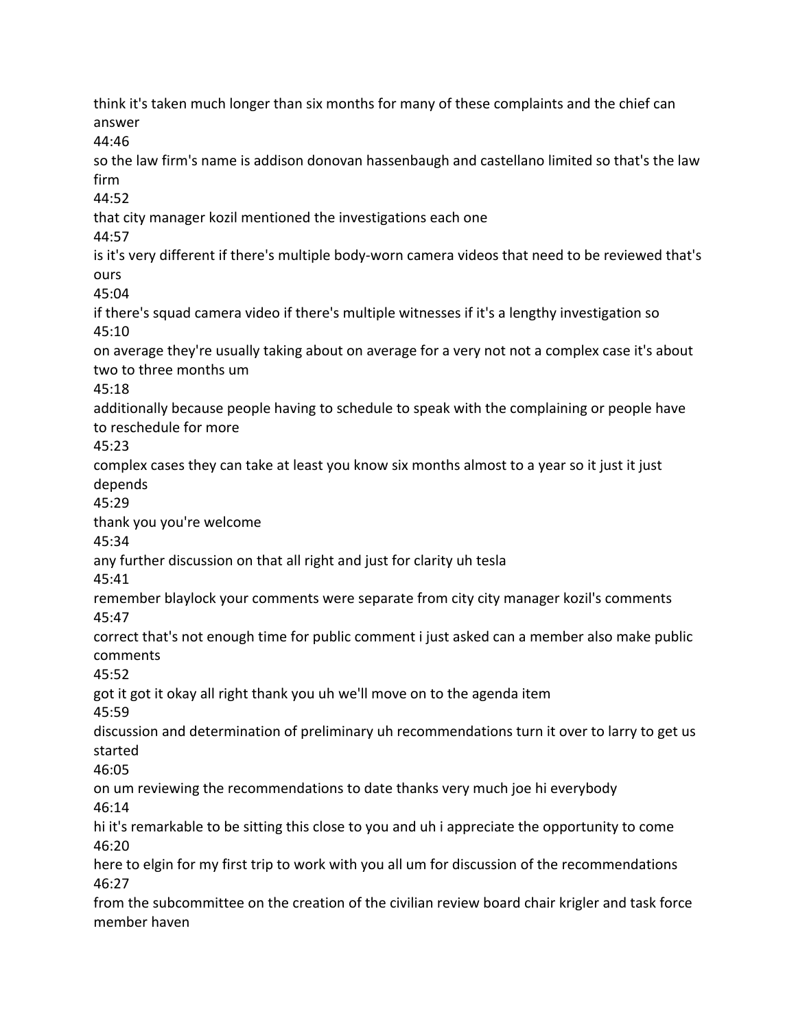think it's taken much longer than six months for many of these complaints and the chief can answer

44:46

so the law firm's name is addison donovan hassenbaugh and castellano limited so that's the law firm

44:52

that city manager kozil mentioned the investigations each one

44:57

is it's very different if there's multiple body-worn camera videos that need to be reviewed that's ours

45:04

if there's squad camera video if there's multiple witnesses if it's a lengthy investigation so

45:10

on average they're usually taking about on average for a very not not a complex case it's about two to three months um

45:18

additionally because people having to schedule to speak with the complaining or people have to reschedule for more

45:23

complex cases they can take at least you know six months almost to a year so it just it just depends

45:29

thank you you're welcome

45:34

any further discussion on that all right and just for clarity uh tesla

45:41

remember blaylock your comments were separate from city city manager kozil's comments

45:47

correct that's not enough time for public comment i just asked can a member also make public comments

45:52

got it got it okay all right thank you uh we'll move on to the agenda item

45:59

discussion and determination of preliminary uh recommendations turn it over to larry to get us started

46:05

on um reviewing the recommendations to date thanks very much joe hi everybody

46:14

hi it's remarkable to be sitting this close to you and uh i appreciate the opportunity to come

46:20

here to elgin for my first trip to work with you all um for discussion of the recommendations

46:27

from the subcommittee on the creation of the civilian review board chair krigler and task force member haven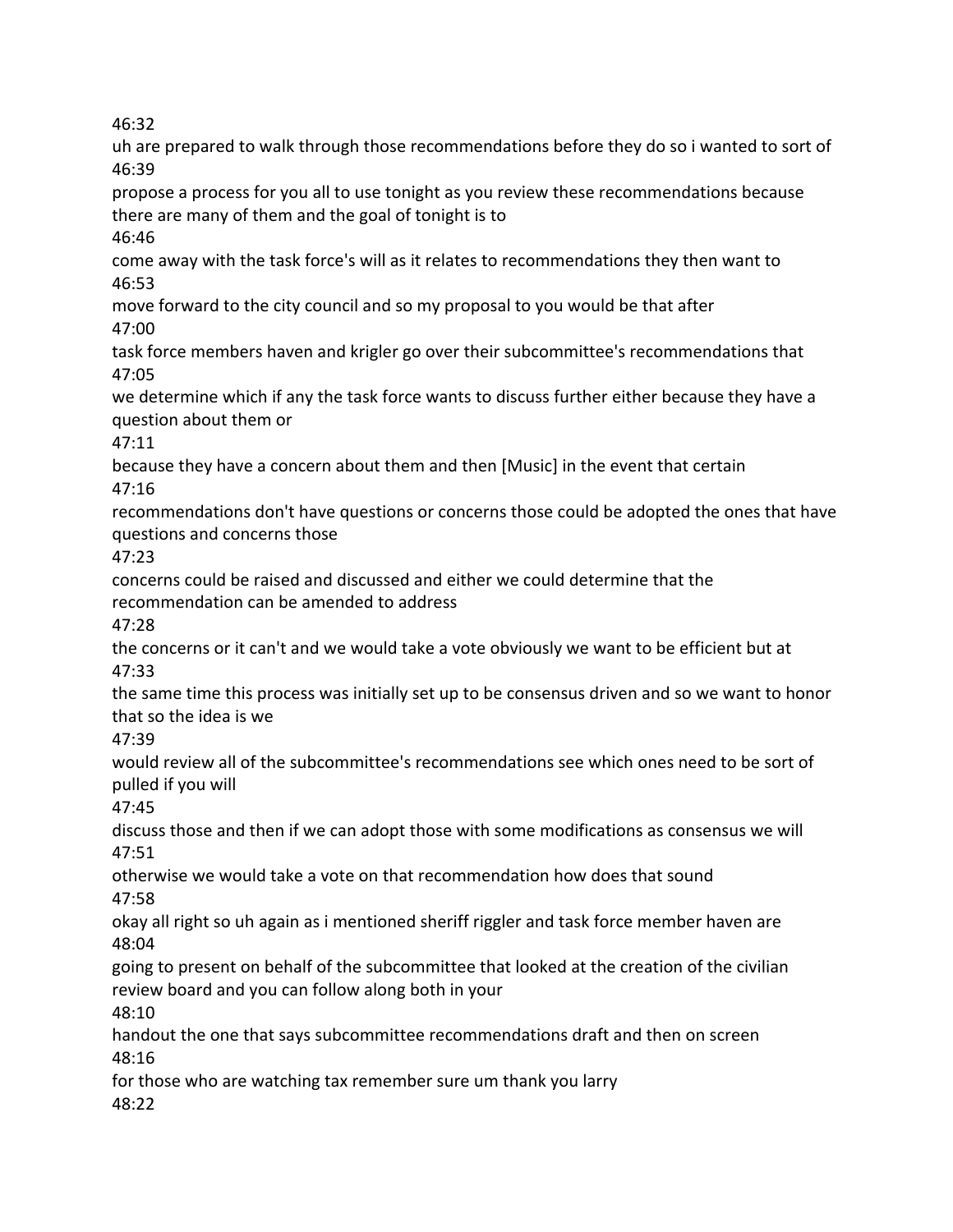46:32

uh are prepared to walk through those recommendations before they do so i wanted to sort of

46:39

propose a process for you all to use tonight as you review these recommendations because there are many of them and the goal of tonight is to

46:46

come away with the task force's will as it relates to recommendations they then want to

46:53

move forward to the city council and so my proposal to you would be that after

47:00

task force members haven and krigler go over their subcommittee's recommendations that

47:05

we determine which if any the task force wants to discuss further either because they have a question about them or

47:11

because they have a concern about them and then [Music] in the event that certain

47:16

recommendations don't have questions or concerns those could be adopted the ones that have questions and concerns those

47:23

concerns could be raised and discussed and either we could determine that the recommendation can be amended to address

47:28

the concerns or it can't and we would take a vote obviously we want to be efficient but at

47:33

the same time this process was initially set up to be consensus driven and so we want to honor that so the idea is we

47:39

would review all of the subcommittee's recommendations see which ones need to be sort of pulled if you will

47:45

discuss those and then if we can adopt those with some modifications as consensus we will

47:51

otherwise we would take a vote on that recommendation how does that sound

47:58

okay all right so uh again as i mentioned sheriff riggler and task force member haven are

48:04

going to present on behalf of the subcommittee that looked at the creation of the civilian review board and you can follow along both in your

48:10

handout the one that says subcommittee recommendations draft and then on screen

48:16

for those who are watching tax remember sure um thank you larry

48:22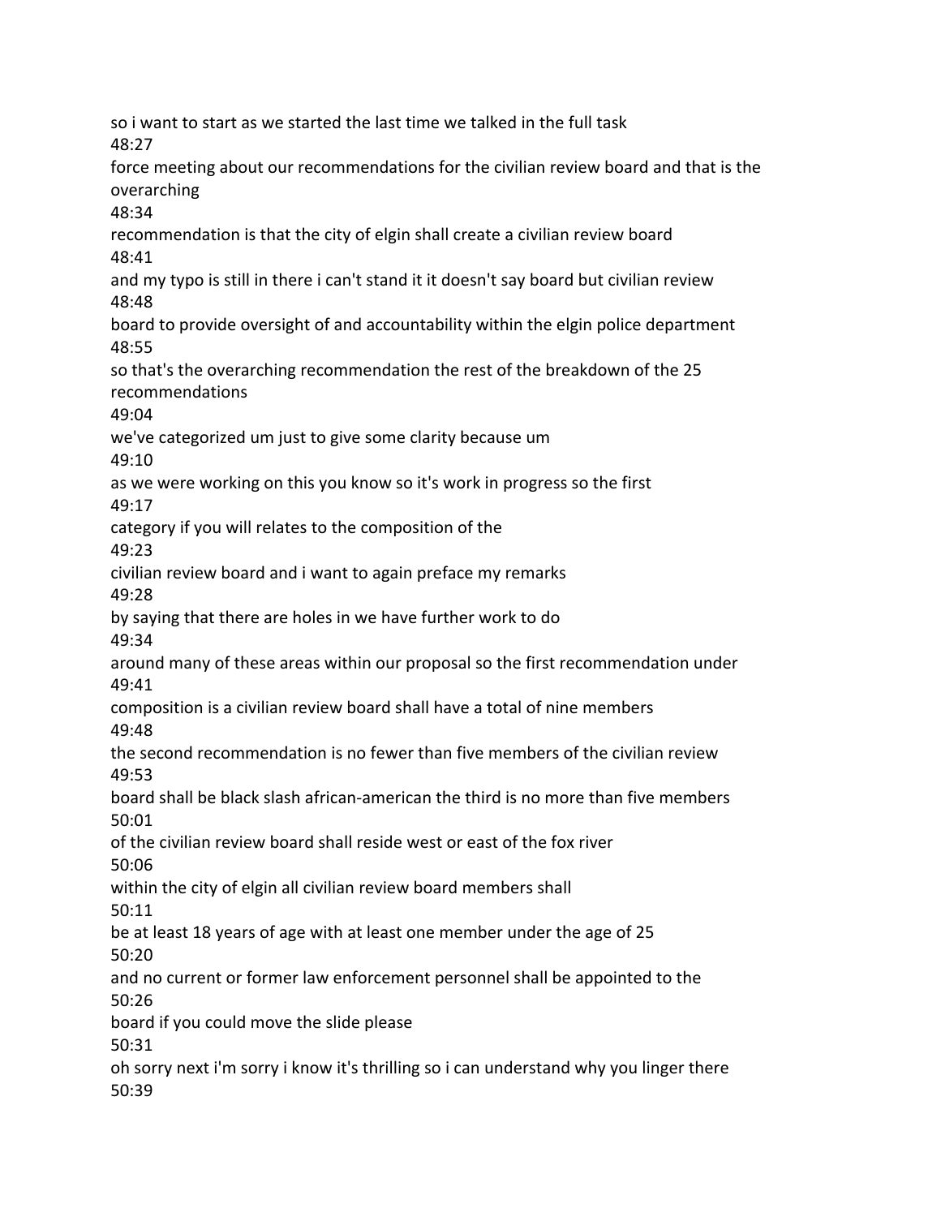so i want to start as we started the last time we talked in the full task

48:27

force meeting about our recommendations for the civilian review board and that is the overarching

48:34

recommendation is that the city of elgin shall create a civilian review board

48:41

and my typo is still in there i can't stand it it doesn't say board but civilian review

48:48

board to provide oversight of and accountability within the elgin police department

48:55

so that's the overarching recommendation the rest of the breakdown of the 25 recommendations

49:04

we've categorized um just to give some clarity because um

49:10

as we were working on this you know so it's work in progress so the first

49:17

category if you will relates to the composition of the

49:23

civilian review board and i want to again preface my remarks

49:28

by saying that there are holes in we have further work to do

49:34

around many of these areas within our proposal so the first recommendation under

49:41

composition is a civilian review board shall have a total of nine members

49:48

the second recommendation is no fewer than five members of the civilian review

49:53

board shall be black slash african-american the third is no more than five members

50:01

of the civilian review board shall reside west or east of the fox river

50:06

within the city of elgin all civilian review board members shall

50:11

be at least 18 years of age with at least one member under the age of 25

50:20

and no current or former law enforcement personnel shall be appointed to the

50:26

board if you could move the slide please

50:31

oh sorry next i'm sorry i know it's thrilling so i can understand why you linger there

50:39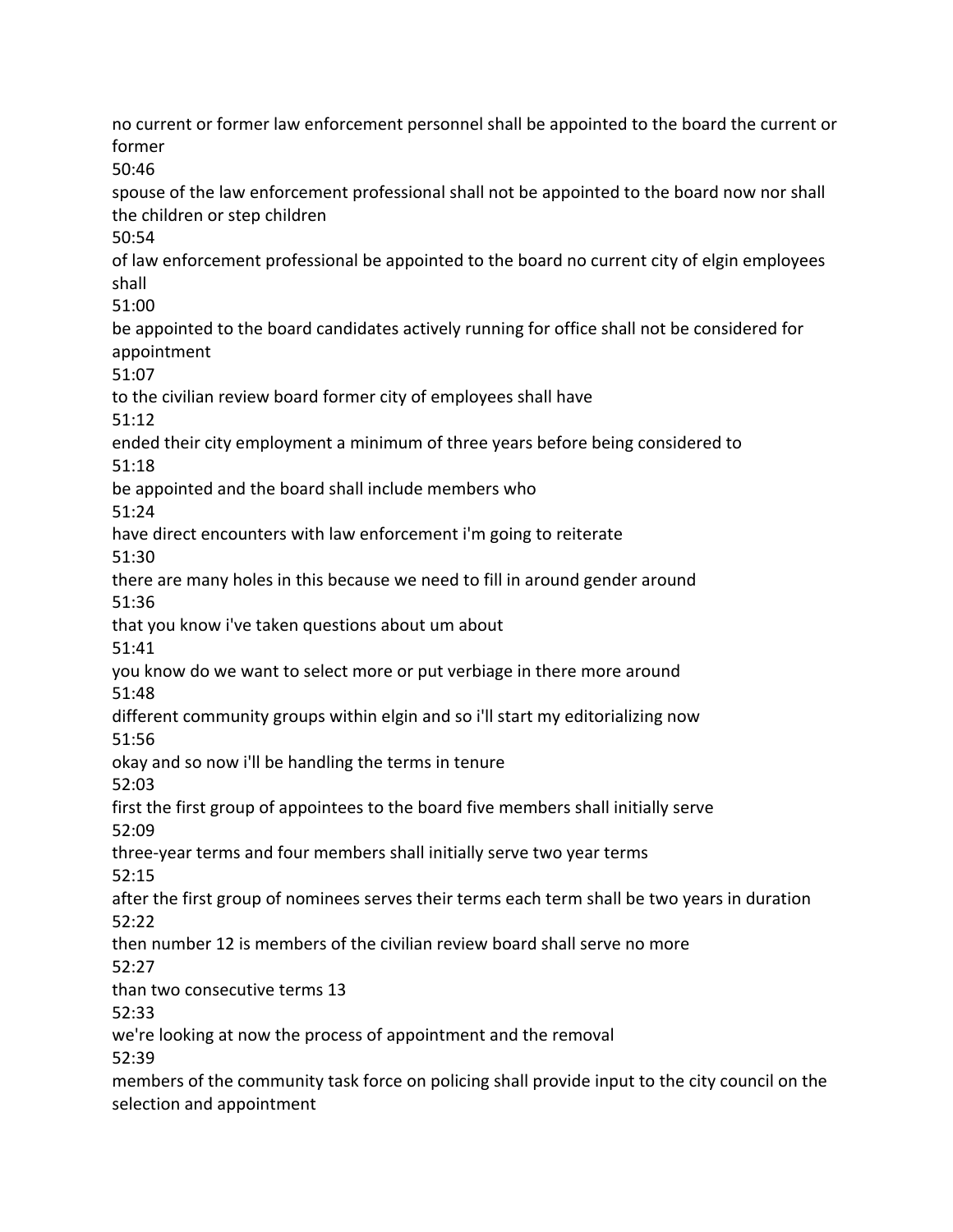no current or former law enforcement personnel shall be appointed to the board the current or former

50:46

spouse of the law enforcement professional shall not be appointed to the board now nor shall the children or step children

50:54

of law enforcement professional be appointed to the board no current city of elgin employees shall

51:00

be appointed to the board candidates actively running for office shall not be considered for appointment

51:07

to the civilian review board former city of employees shall have

51:12

ended their city employment a minimum of three years before being considered to

51:18

be appointed and the board shall include members who

51:24

have direct encounters with law enforcement i'm going to reiterate

51:30

there are many holes in this because we need to fill in around gender around

51:36

that you know i've taken questions about um about

51:41

you know do we want to select more or put verbiage in there more around

51:48

different community groups within elgin and so i'll start my editorializing now

51:56

okay and so now i'll be handling the terms in tenure

52:03

first the first group of appointees to the board five members shall initially serve

52:09

three-year terms and four members shall initially serve two year terms

52:15

after the first group of nominees serves their terms each term shall be two years in duration

52:22

then number 12 is members of the civilian review board shall serve no more

52:27

than two consecutive terms 13

52:33

we're looking at now the process of appointment and the removal

52:39

members of the community task force on policing shall provide input to the city council on the selection and appointment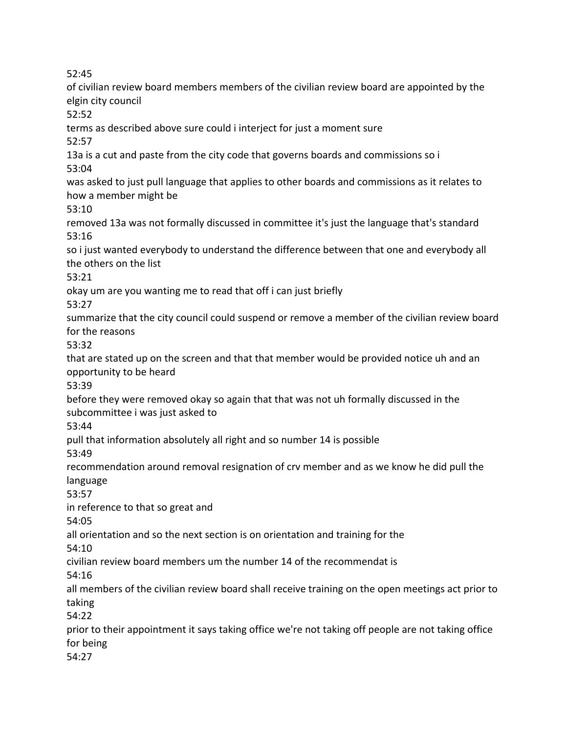52:45

of civilian review board members members of the civilian review board are appointed by the elgin city council

52:52

terms as described above sure could i interject for just a moment sure

52:57

13a is a cut and paste from the city code that governs boards and commissions so i

53:04

was asked to just pull language that applies to other boards and commissions as it relates to how a member might be

53:10

removed 13a was not formally discussed in committee it's just the language that's standard

53:16

so i just wanted everybody to understand the difference between that one and everybody all the others on the list

53:21

okay um are you wanting me to read that off i can just briefly

53:27

summarize that the city council could suspend or remove a member of the civilian review board for the reasons

53:32

that are stated up on the screen and that that member would be provided notice uh and an opportunity to be heard

53:39

before they were removed okay so again that that was not uh formally discussed in the subcommittee i was just asked to

53:44

pull that information absolutely all right and so number 14 is possible

53:49

recommendation around removal resignation of crv member and as we know he did pull the language

53:57

in reference to that so great and

54:05

all orientation and so the next section is on orientation and training for the

54:10

civilian review board members um the number 14 of the recommendat is

54:16

all members of the civilian review board shall receive training on the open meetings act prior to taking

54:22

prior to their appointment it says taking office we're not taking off people are not taking office for being

54:27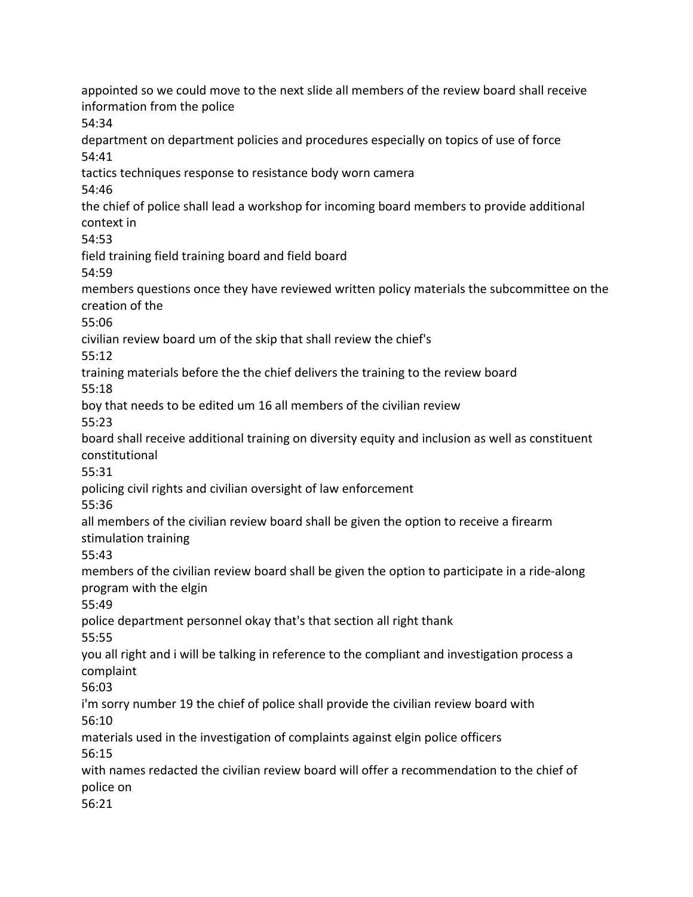appointed so we could move to the next slide all members of the review board shall receive information from the police

54:34

department on department policies and procedures especially on topics of use of force

54:41

tactics techniques response to resistance body worn camera

54:46

the chief of police shall lead a workshop for incoming board members to provide additional context in

54:53

field training field training board and field board

54:59

members questions once they have reviewed written policy materials the subcommittee on the creation of the

55:06

civilian review board um of the skip that shall review the chief's

55:12

training materials before the the chief delivers the training to the review board

55:18

boy that needs to be edited um 16 all members of the civilian review

55:23

board shall receive additional training on diversity equity and inclusion as well as constituent constitutional

55:31

policing civil rights and civilian oversight of law enforcement

55:36

all members of the civilian review board shall be given the option to receive a firearm stimulation training

55:43

members of the civilian review board shall be given the option to participate in a ride-along program with the elgin

55:49

police department personnel okay that's that section all right thank

55:55

you all right and i will be talking in reference to the compliant and investigation process a complaint

56:03

i'm sorry number 19 the chief of police shall provide the civilian review board with

56:10

materials used in the investigation of complaints against elgin police officers

56:15

with names redacted the civilian review board will offer a recommendation to the chief of police on

56:21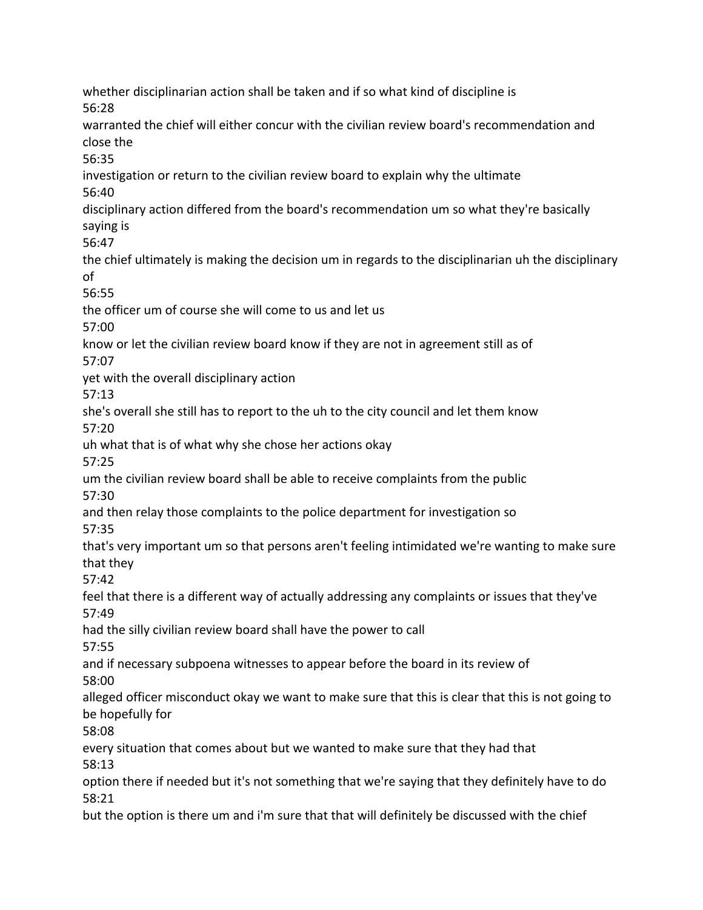whether disciplinarian action shall be taken and if so what kind of discipline is
56:28
warranted the chief will either concur with the civilian review board's recommendation and close the
56:35
investigation or return to the civilian review board to explain why the ultimate
56:40
disciplinary action differed from the board's recommendation um so what they're basically saying is
56:47
the chief ultimately is making the decision um in regards to the disciplinarian uh the disciplinary of
56:55
the officer um of course she will come to us and let us
57:00
know or let the civilian review board know if they are not in agreement still as of
57:07
yet with the overall disciplinary action
57:13
she's overall she still has to report to the uh to the city council and let them know
57:20
uh what that is of what why she chose her actions okay
57:25
um the civilian review board shall be able to receive complaints from the public
57:30
and then relay those complaints to the police department for investigation so
57:35
that's very important um so that persons aren't feeling intimidated we're wanting to make sure that they
57:42
feel that there is a different way of actually addressing any complaints or issues that they've
57:49
had the silly civilian review board shall have the power to call
57:55
and if necessary subpoena witnesses to appear before the board in its review of
58:00
alleged officer misconduct okay we want to make sure that this is clear that this is not going to be hopefully for
58:08
every situation that comes about but we wanted to make sure that they had that
58:13
option there if needed but it's not something that we're saying that they definitely have to do
58:21
but the option is there um and i'm sure that that will definitely be discussed with the chief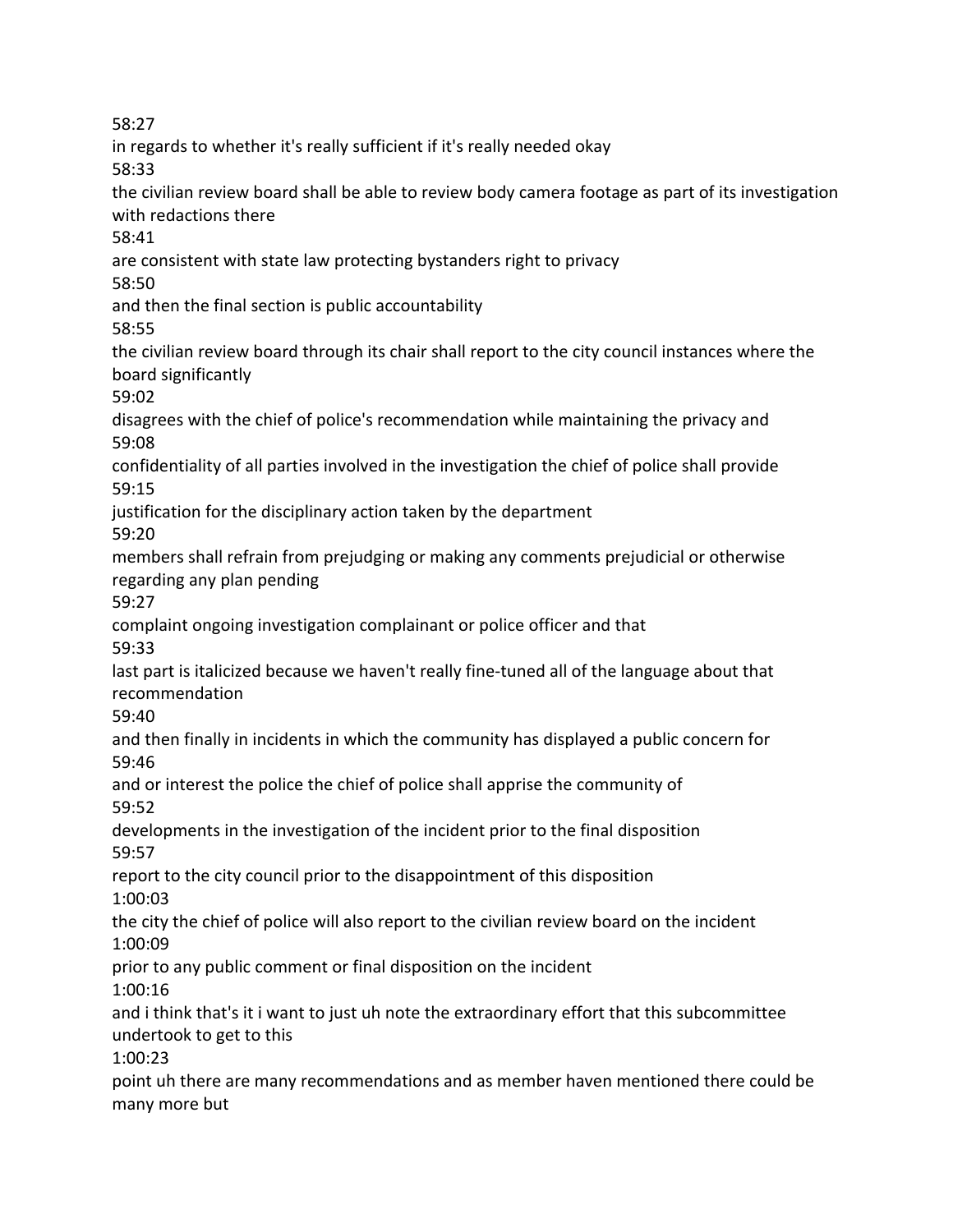58:27

in regards to whether it's really sufficient if it's really needed okay

58:33

the civilian review board shall be able to review body camera footage as part of its investigation with redactions there

58:41

are consistent with state law protecting bystanders right to privacy

58:50

and then the final section is public accountability

58:55

the civilian review board through its chair shall report to the city council instances where the board significantly

59:02

disagrees with the chief of police's recommendation while maintaining the privacy and

59:08

confidentiality of all parties involved in the investigation the chief of police shall provide

59:15

justification for the disciplinary action taken by the department

59:20

members shall refrain from prejudging or making any comments prejudicial or otherwise regarding any plan pending

59:27

complaint ongoing investigation complainant or police officer and that

59:33

last part is italicized because we haven't really fine-tuned all of the language about that recommendation

59:40

and then finally in incidents in which the community has displayed a public concern for

59:46

and or interest the police the chief of police shall apprise the community of

59:52

developments in the investigation of the incident prior to the final disposition

59:57

report to the city council prior to the disappointment of this disposition

1:00:03

the city the chief of police will also report to the civilian review board on the incident

1:00:09

prior to any public comment or final disposition on the incident

1:00:16

and i think that's it i want to just uh note the extraordinary effort that this subcommittee undertook to get to this

1:00:23

point uh there are many recommendations and as member haven mentioned there could be many more but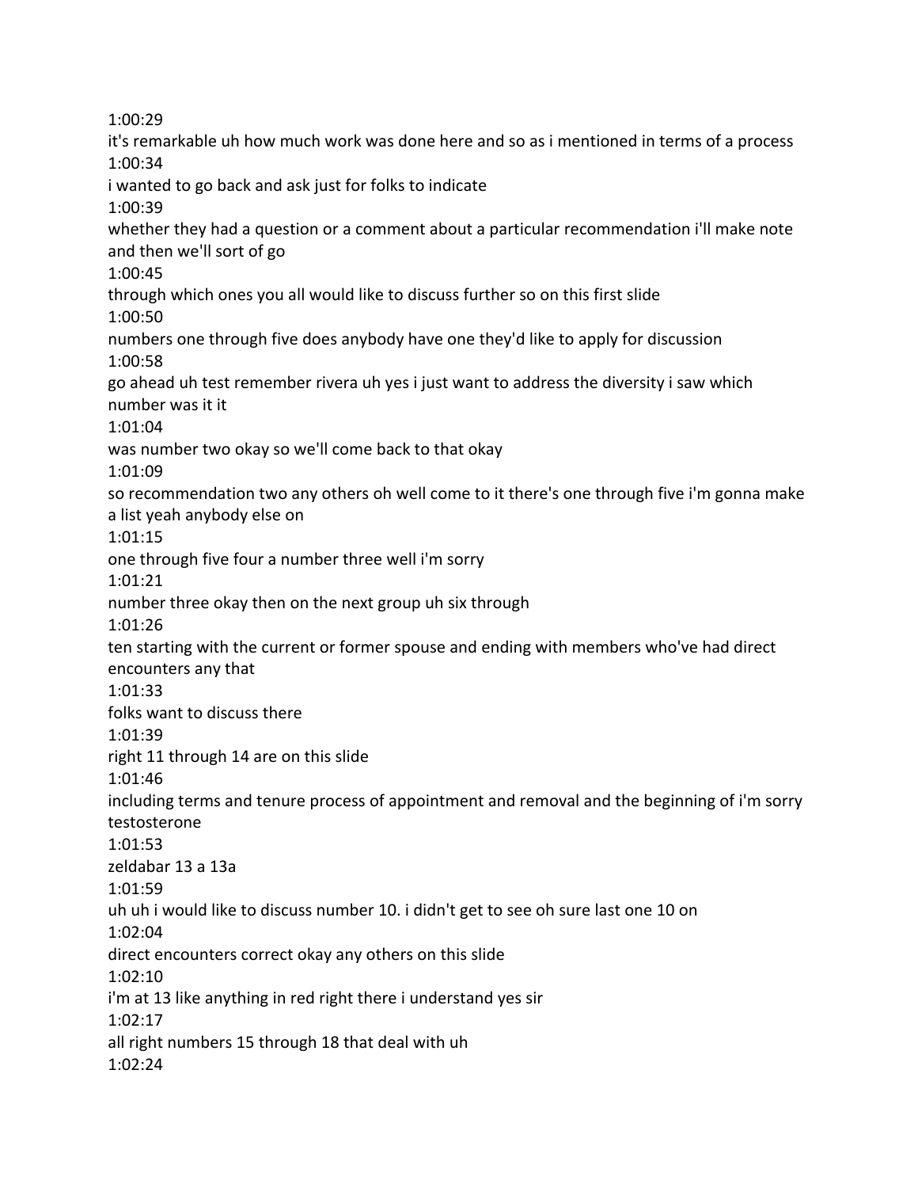1:00:29

it's remarkable uh how much work was done here and so as i mentioned in terms of a process

1:00:34

i wanted to go back and ask just for folks to indicate

1:00:39

whether they had a question or a comment about a particular recommendation i'll make note and then we'll sort of go

1:00:45

through which ones you all would like to discuss further so on this first slide

1:00:50

numbers one through five does anybody have one they'd like to apply for discussion

1:00:58

go ahead uh test remember rivera uh yes i just want to address the diversity i saw which number was it it

1:01:04

was number two okay so we'll come back to that okay

1:01:09

so recommendation two any others oh well come to it there's one through five i'm gonna make a list yeah anybody else on

1:01:15

one through five four a number three well i'm sorry

1:01:21

number three okay then on the next group uh six through

1:01:26

ten starting with the current or former spouse and ending with members who've had direct encounters any that

1:01:33

folks want to discuss there

1:01:39

right 11 through 14 are on this slide

1:01:46

including terms and tenure process of appointment and removal and the beginning of i'm sorry testosterone

1:01:53

zeldabar 13 a 13a

1:01:59

uh uh i would like to discuss number 10. i didn't get to see oh sure last one 10 on

1:02:04

direct encounters correct okay any others on this slide

1:02:10

i'm at 13 like anything in red right there i understand yes sir

1:02:17

all right numbers 15 through 18 that deal with uh

1:02:24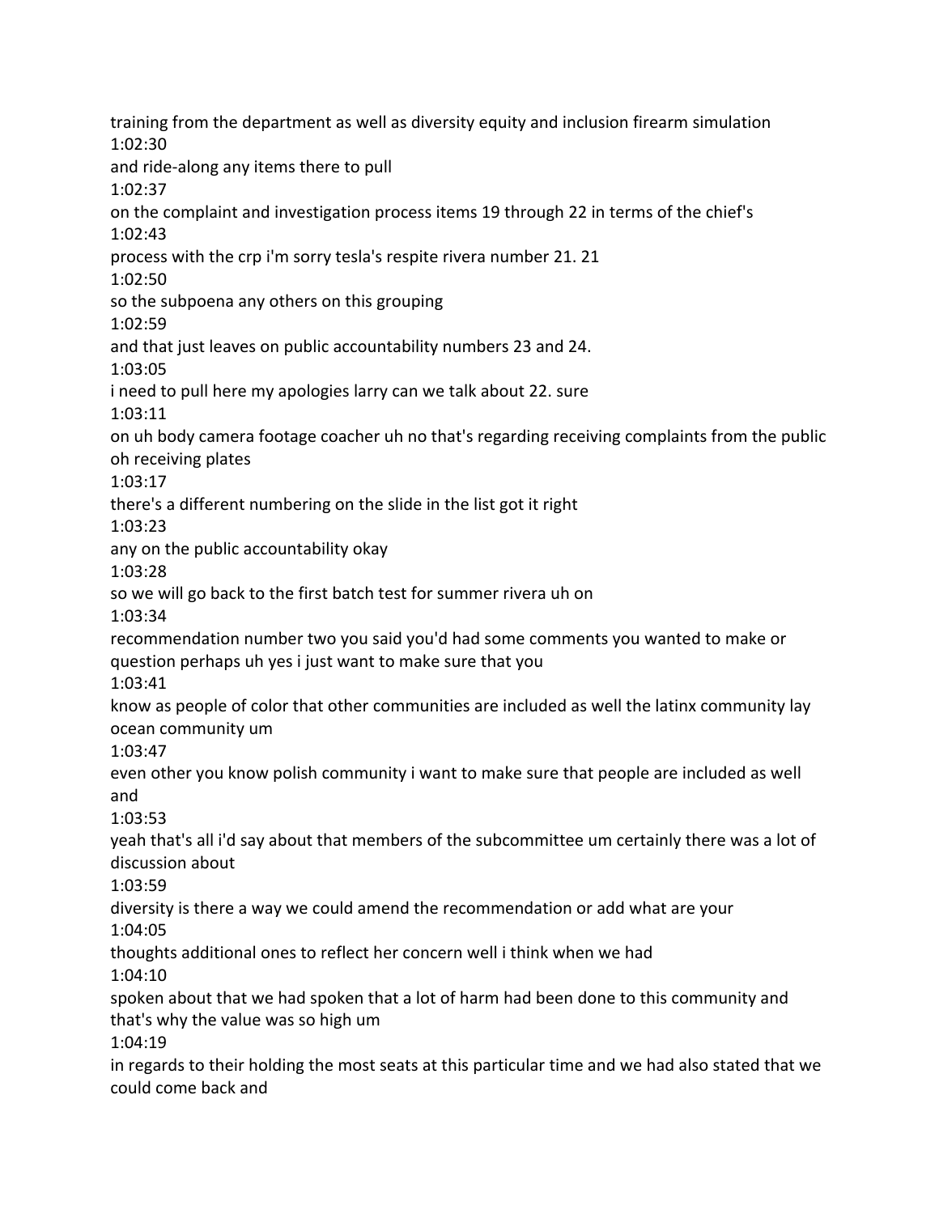training from the department as well as diversity equity and inclusion firearm simulation

1:02:30

and ride-along any items there to pull

1:02:37

on the complaint and investigation process items 19 through 22 in terms of the chief's

1:02:43

process with the crp i'm sorry tesla's respite rivera number 21. 21

1:02:50

so the subpoena any others on this grouping

1:02:59

and that just leaves on public accountability numbers 23 and 24.

1:03:05

i need to pull here my apologies larry can we talk about 22. sure

1:03:11

on uh body camera footage coacher uh no that's regarding receiving complaints from the public oh receiving plates

1:03:17

there's a different numbering on the slide in the list got it right

1:03:23

any on the public accountability okay

1:03:28

so we will go back to the first batch test for summer rivera uh on

1:03:34

recommendation number two you said you'd had some comments you wanted to make or question perhaps uh yes i just want to make sure that you

1:03:41

know as people of color that other communities are included as well the latinx community lay ocean community um

1:03:47

even other you know polish community i want to make sure that people are included as well and

1:03:53

yeah that's all i'd say about that members of the subcommittee um certainly there was a lot of discussion about

1:03:59

diversity is there a way we could amend the recommendation or add what are your

1:04:05

thoughts additional ones to reflect her concern well i think when we had

1:04:10

spoken about that we had spoken that a lot of harm had been done to this community and that's why the value was so high um

1:04:19

in regards to their holding the most seats at this particular time and we had also stated that we could come back and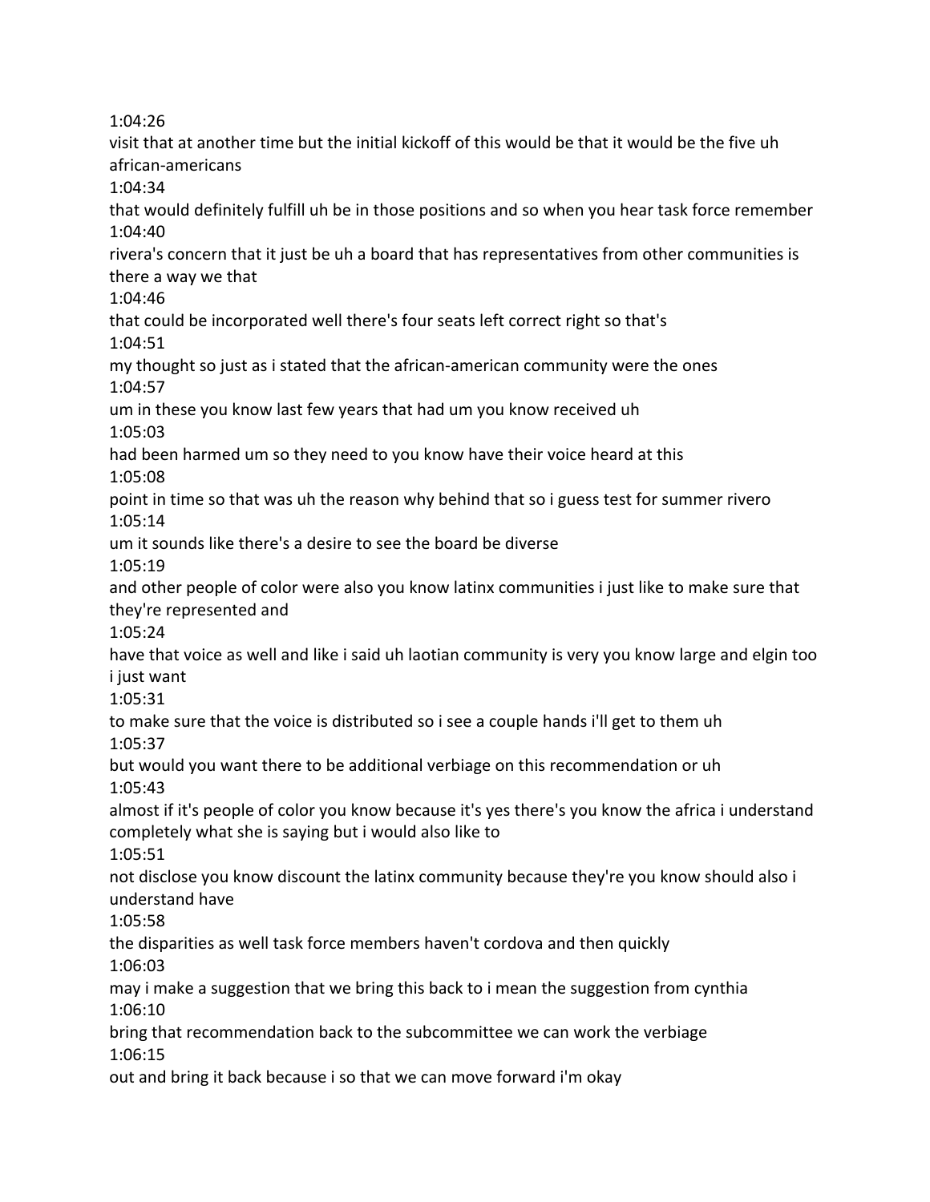1:04:26

visit that at another time but the initial kickoff of this would be that it would be the five uh african-americans

1:04:34

that would definitely fulfill uh be in those positions and so when you hear task force remember

1:04:40

rivera's concern that it just be uh a board that has representatives from other communities is there a way we that

1:04:46

that could be incorporated well there's four seats left correct right so that's

1:04:51

my thought so just as i stated that the african-american community were the ones

1:04:57

um in these you know last few years that had um you know received uh

1:05:03

had been harmed um so they need to you know have their voice heard at this

1:05:08

point in time so that was uh the reason why behind that so i guess test for summer rivero

1:05:14

um it sounds like there's a desire to see the board be diverse

1:05:19

and other people of color were also you know latinx communities i just like to make sure that they're represented and

1:05:24

have that voice as well and like i said uh laotian community is very you know large and elgin too i just want

1:05:31

to make sure that the voice is distributed so i see a couple hands i'll get to them uh

1:05:37

but would you want there to be additional verbiage on this recommendation or uh

1:05:43

almost if it's people of color you know because it's yes there's you know the africa i understand completely what she is saying but i would also like to

1:05:51

not disclose you know discount the latinx community because they're you know should also i understand have

1:05:58

the disparities as well task force members haven't cordova and then quickly

1:06:03

may i make a suggestion that we bring this back to i mean the suggestion from cynthia

1:06:10

bring that recommendation back to the subcommittee we can work the verbiage

1:06:15

out and bring it back because i so that we can move forward i'm okay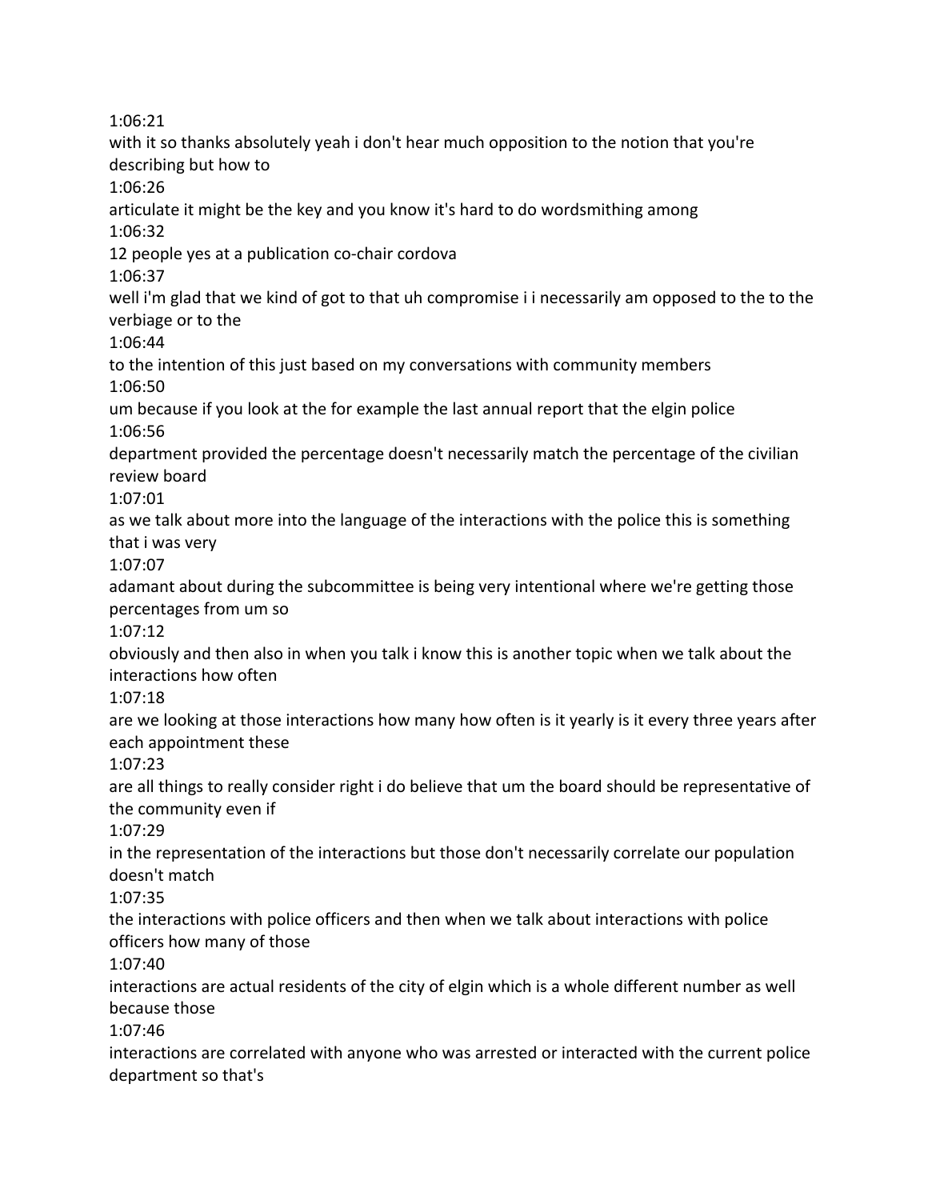1:06:21

with it so thanks absolutely yeah i don't hear much opposition to the notion that you're describing but how to

1:06:26

articulate it might be the key and you know it's hard to do wordsmithing among

1:06:32

12 people yes at a publication co-chair cordova

1:06:37

well i'm glad that we kind of got to that uh compromise i i necessarily am opposed to the to the verbiage or to the

1:06:44

to the intention of this just based on my conversations with community members

1:06:50

um because if you look at the for example the last annual report that the elgin police

1:06:56

department provided the percentage doesn't necessarily match the percentage of the civilian review board

1:07:01

as we talk about more into the language of the interactions with the police this is something that i was very

1:07:07

adamant about during the subcommittee is being very intentional where we're getting those percentages from um so

1:07:12

obviously and then also in when you talk i know this is another topic when we talk about the interactions how often

1:07:18

are we looking at those interactions how many how often is it yearly is it every three years after each appointment these

1:07:23

are all things to really consider right i do believe that um the board should be representative of the community even if

1:07:29

in the representation of the interactions but those don't necessarily correlate our population doesn't match

1:07:35

the interactions with police officers and then when we talk about interactions with police officers how many of those

1:07:40

interactions are actual residents of the city of elgin which is a whole different number as well because those

1:07:46

interactions are correlated with anyone who was arrested or interacted with the current police department so that's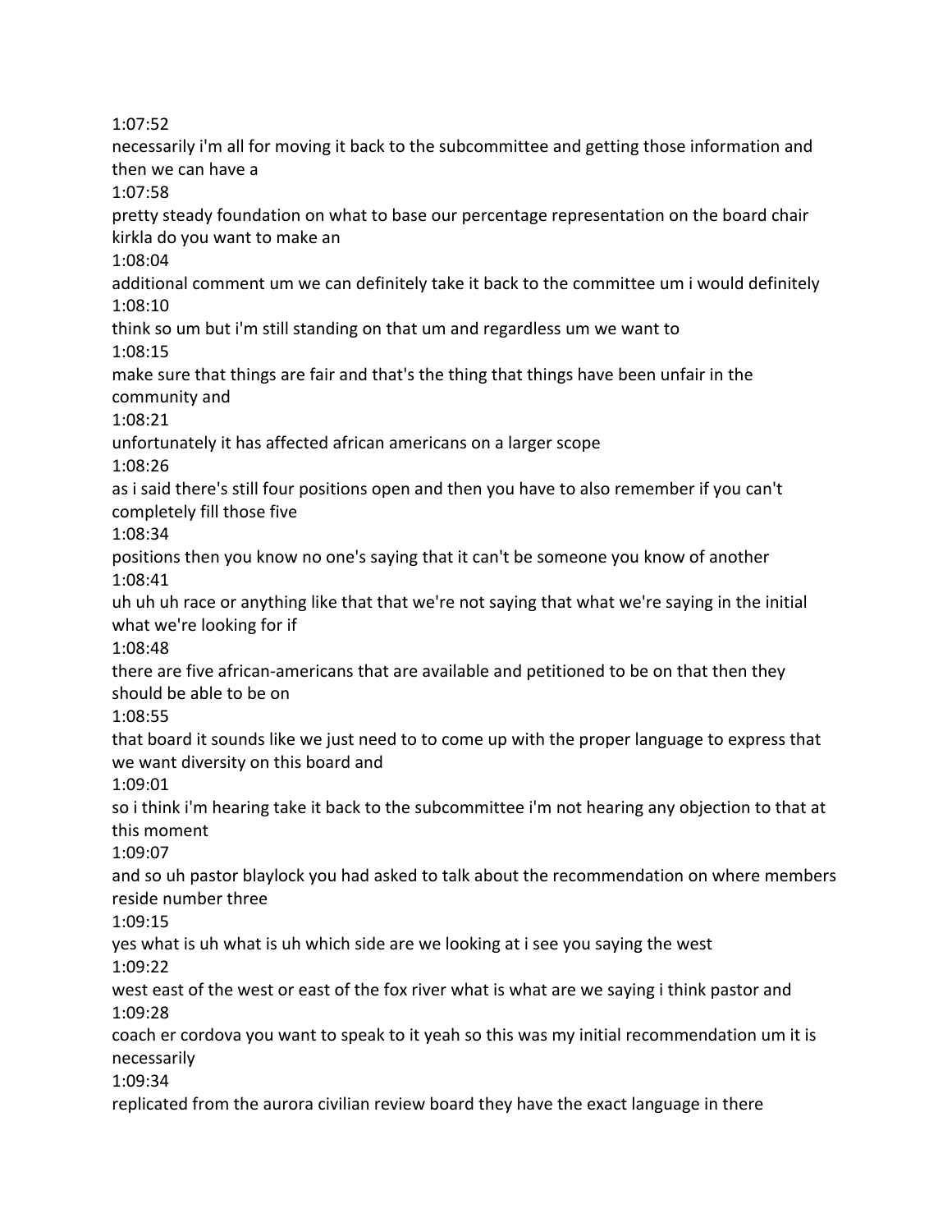1:07:52

necessarily i'm all for moving it back to the subcommittee and getting those information and then we can have a

1:07:58

pretty steady foundation on what to base our percentage representation on the board chair kirkla do you want to make an

1:08:04

additional comment um we can definitely take it back to the committee um i would definitely

1:08:10

think so um but i'm still standing on that um and regardless um we want to

1:08:15

make sure that things are fair and that's the thing that things have been unfair in the community and

1:08:21

unfortunately it has affected african americans on a larger scope

1:08:26

as i said there's still four positions open and then you have to also remember if you can't completely fill those five

1:08:34

positions then you know no one's saying that it can't be someone you know of another

1:08:41

uh uh uh race or anything like that that we're not saying that what we're saying in the initial what we're looking for if

1:08:48

there are five african-americans that are available and petitioned to be on that then they should be able to be on

1:08:55

that board it sounds like we just need to to come up with the proper language to express that we want diversity on this board and

1:09:01

so i think i'm hearing take it back to the subcommittee i'm not hearing any objection to that at this moment

1:09:07

and so uh pastor blaylock you had asked to talk about the recommendation on where members reside number three

1:09:15

yes what is uh what is uh which side are we looking at i see you saying the west

1:09:22

west east of the west or east of the fox river what is what are we saying i think pastor and

1:09:28

coach er cordova you want to speak to it yeah so this was my initial recommendation um it is necessarily

1:09:34

replicated from the aurora civilian review board they have the exact language in there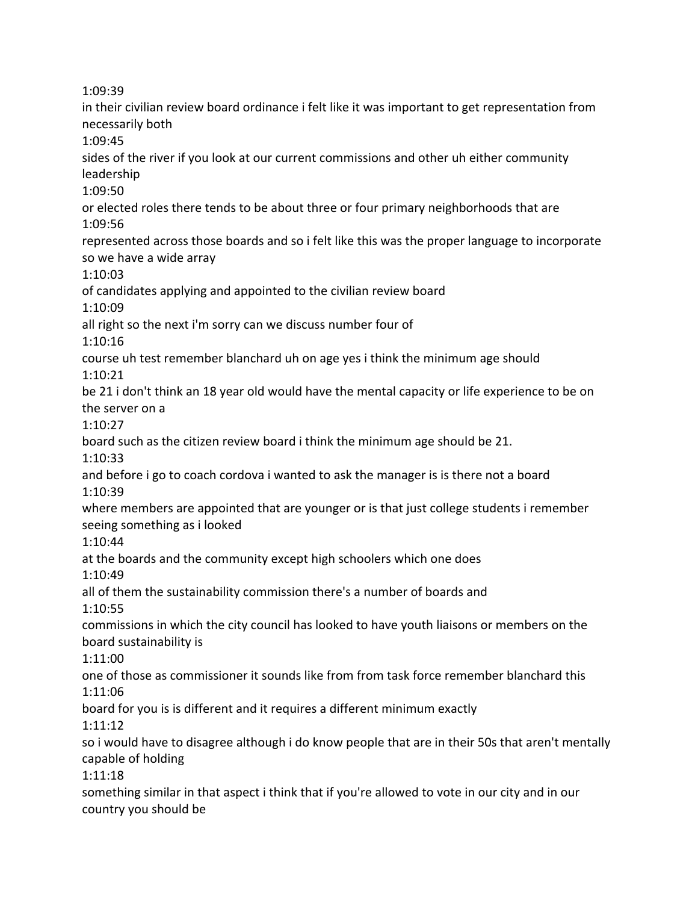1:09:39

in their civilian review board ordinance i felt like it was important to get representation from necessarily both

1:09:45

sides of the river if you look at our current commissions and other uh either community leadership

1:09:50

or elected roles there tends to be about three or four primary neighborhoods that are

1:09:56

represented across those boards and so i felt like this was the proper language to incorporate so we have a wide array

1:10:03

of candidates applying and appointed to the civilian review board

1:10:09

all right so the next i'm sorry can we discuss number four of

1:10:16

course uh test remember blanchard uh on age yes i think the minimum age should

1:10:21

be 21 i don't think an 18 year old would have the mental capacity or life experience to be on the server on a

1:10:27

board such as the citizen review board i think the minimum age should be 21.

1:10:33

and before i go to coach cordova i wanted to ask the manager is is there not a board

1:10:39

where members are appointed that are younger or is that just college students i remember seeing something as i looked

1:10:44

at the boards and the community except high schoolers which one does

1:10:49

all of them the sustainability commission there's a number of boards and

1:10:55

commissions in which the city council has looked to have youth liaisons or members on the board sustainability is

1:11:00

one of those as commissioner it sounds like from from task force remember blanchard this

1:11:06

board for you is is different and it requires a different minimum exactly

1:11:12

so i would have to disagree although i do know people that are in their 50s that aren't mentally capable of holding

1:11:18

something similar in that aspect i think that if you're allowed to vote in our city and in our country you should be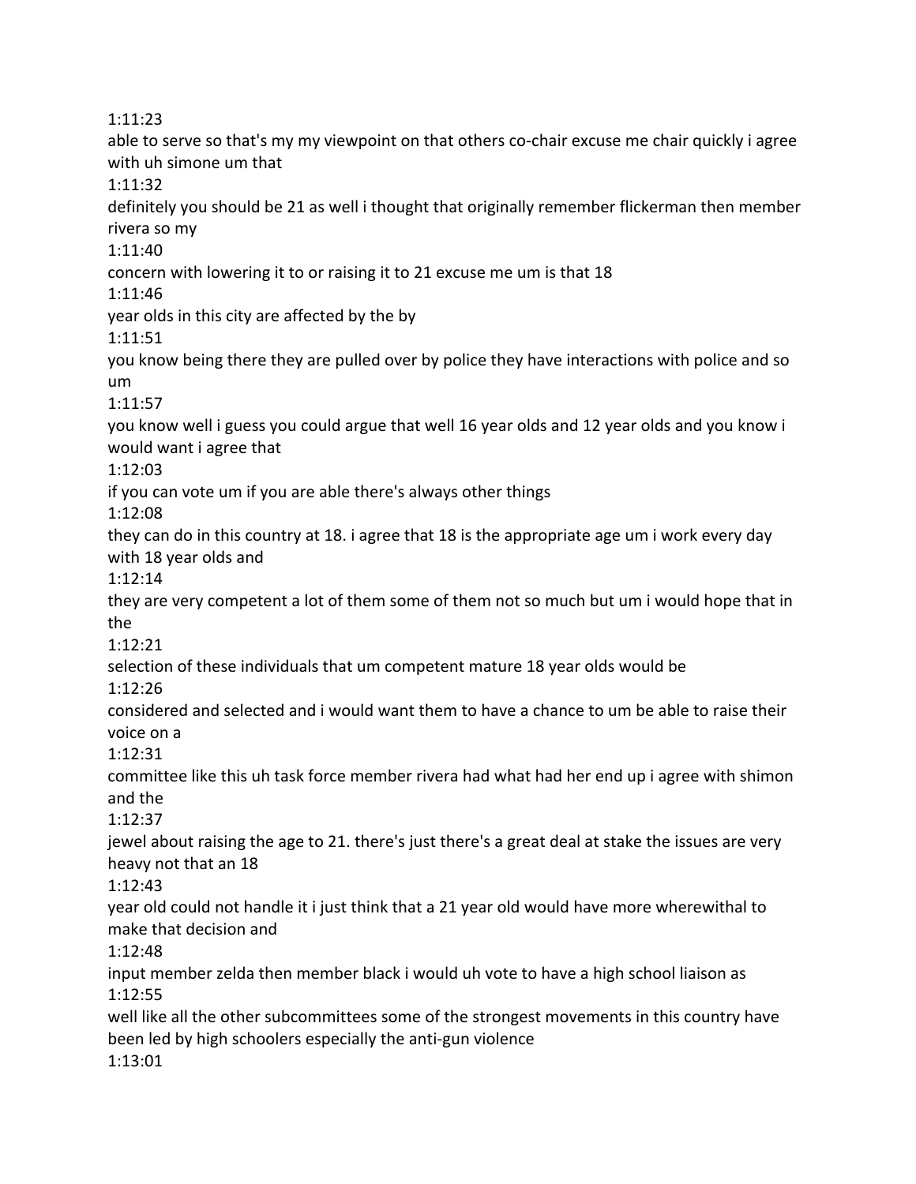1:11:23

able to serve so that's my my viewpoint on that others co-chair excuse me chair quickly i agree with uh simone um that

1:11:32

definitely you should be 21 as well i thought that originally remember flickerman then member rivera so my

1:11:40

concern with lowering it to or raising it to 21 excuse me um is that 18

1:11:46

year olds in this city are affected by the by

1:11:51

you know being there they are pulled over by police they have interactions with police and so um

1:11:57

you know well i guess you could argue that well 16 year olds and 12 year olds and you know i would want i agree that

1:12:03

if you can vote um if you are able there's always other things

1:12:08

they can do in this country at 18. i agree that 18 is the appropriate age um i work every day with 18 year olds and

1:12:14

they are very competent a lot of them some of them not so much but um i would hope that in the

1:12:21

selection of these individuals that um competent mature 18 year olds would be

1:12:26

considered and selected and i would want them to have a chance to um be able to raise their voice on a

1:12:31

committee like this uh task force member rivera had what had her end up i agree with shimon and the

1:12:37

jewel about raising the age to 21. there's just there's a great deal at stake the issues are very heavy not that an 18

1:12:43

year old could not handle it i just think that a 21 year old would have more wherewithal to make that decision and

1:12:48

input member zelda then member black i would uh vote to have a high school liaison as

1:12:55

well like all the other subcommittees some of the strongest movements in this country have been led by high schoolers especially the anti-gun violence

1:13:01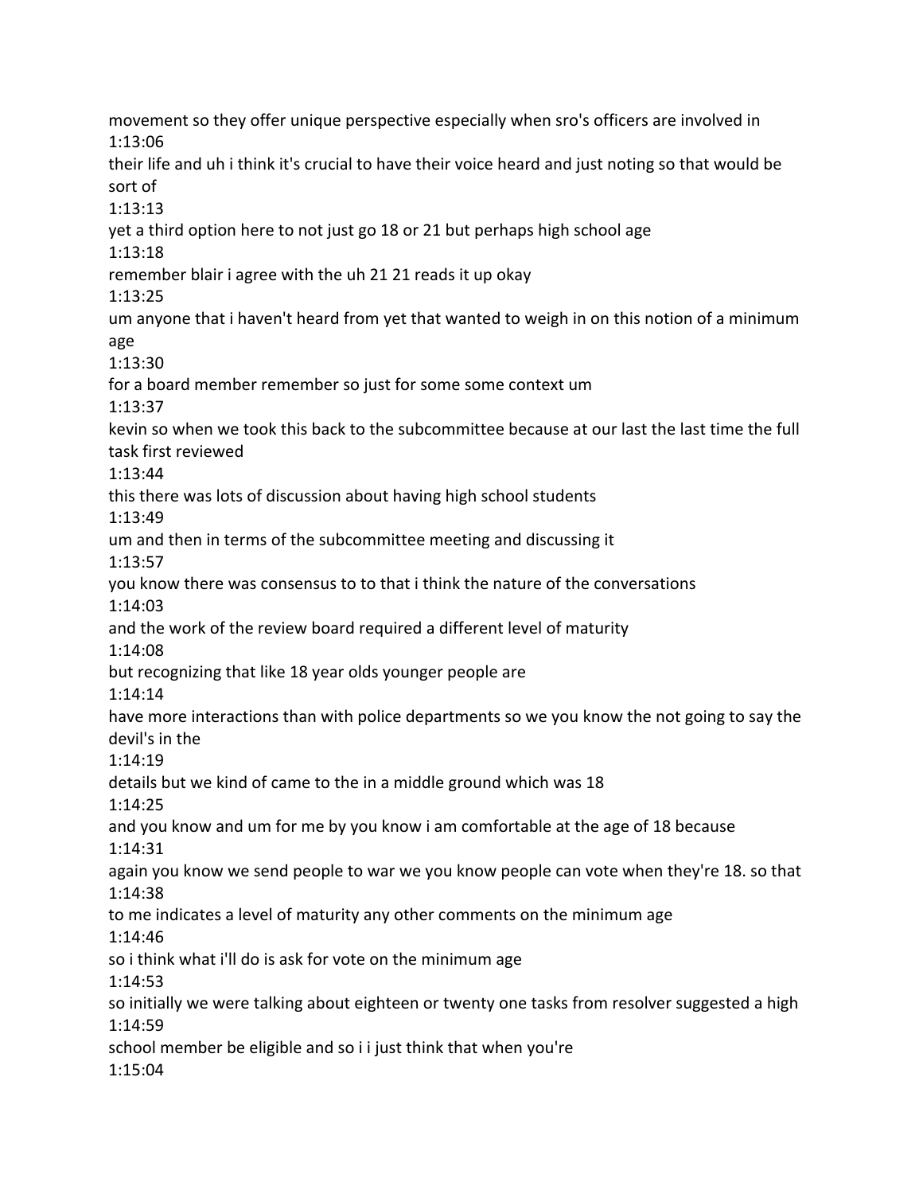movement so they offer unique perspective especially when sro's officers are involved in
1:13:06
their life and uh i think it's crucial to have their voice heard and just noting so that would be sort of
1:13:13
yet a third option here to not just go 18 or 21 but perhaps high school age
1:13:18
remember blair i agree with the uh 21 21 reads it up okay
1:13:25
um anyone that i haven't heard from yet that wanted to weigh in on this notion of a minimum age
1:13:30
for a board member remember so just for some some context um
1:13:37
kevin so when we took this back to the subcommittee because at our last the last time the full task first reviewed
1:13:44
this there was lots of discussion about having high school students
1:13:49
um and then in terms of the subcommittee meeting and discussing it
1:13:57
you know there was consensus to to that i think the nature of the conversations
1:14:03
and the work of the review board required a different level of maturity
1:14:08
but recognizing that like 18 year olds younger people are
1:14:14
have more interactions than with police departments so we you know the not going to say the devil's in the
1:14:19
details but we kind of came to the in a middle ground which was 18
1:14:25
and you know and um for me by you know i am comfortable at the age of 18 because
1:14:31
again you know we send people to war we you know people can vote when they're 18. so that
1:14:38
to me indicates a level of maturity any other comments on the minimum age
1:14:46
so i think what i'll do is ask for vote on the minimum age
1:14:53
so initially we were talking about eighteen or twenty one tasks from resolver suggested a high
1:14:59
school member be eligible and so i i just think that when you're
1:15:04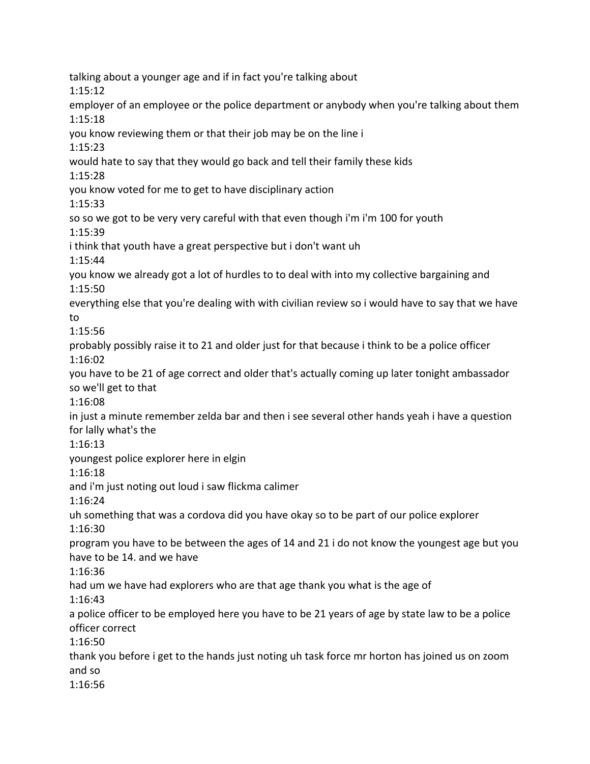talking about a younger age and if in fact you're talking about

1:15:12

employer of an employee or the police department or anybody when you're talking about them

1:15:18

you know reviewing them or that their job may be on the line i

1:15:23

would hate to say that they would go back and tell their family these kids

1:15:28

you know voted for me to get to have disciplinary action

1:15:33

so so we got to be very very careful with that even though i'm i'm 100 for youth

1:15:39

i think that youth have a great perspective but i don't want uh

1:15:44

you know we already got a lot of hurdles to to deal with into my collective bargaining and

1:15:50

everything else that you're dealing with with civilian review so i would have to say that we have to

1:15:56

probably possibly raise it to 21 and older just for that because i think to be a police officer

1:16:02

you have to be 21 of age correct and older that's actually coming up later tonight ambassador so we'll get to that

1:16:08

in just a minute remember zelda bar and then i see several other hands yeah i have a question for lally what's the

1:16:13

youngest police explorer here in elgin

1:16:18

and i'm just noting out loud i saw flickma calimer

1:16:24

uh something that was a cordova did you have okay so to be part of our police explorer

1:16:30

program you have to be between the ages of 14 and 21 i do not know the youngest age but you have to be 14. and we have

1:16:36

had um we have had explorers who are that age thank you what is the age of

1:16:43

a police officer to be employed here you have to be 21 years of age by state law to be a police officer correct

1:16:50

thank you before i get to the hands just noting uh task force mr horton has joined us on zoom and so

1:16:56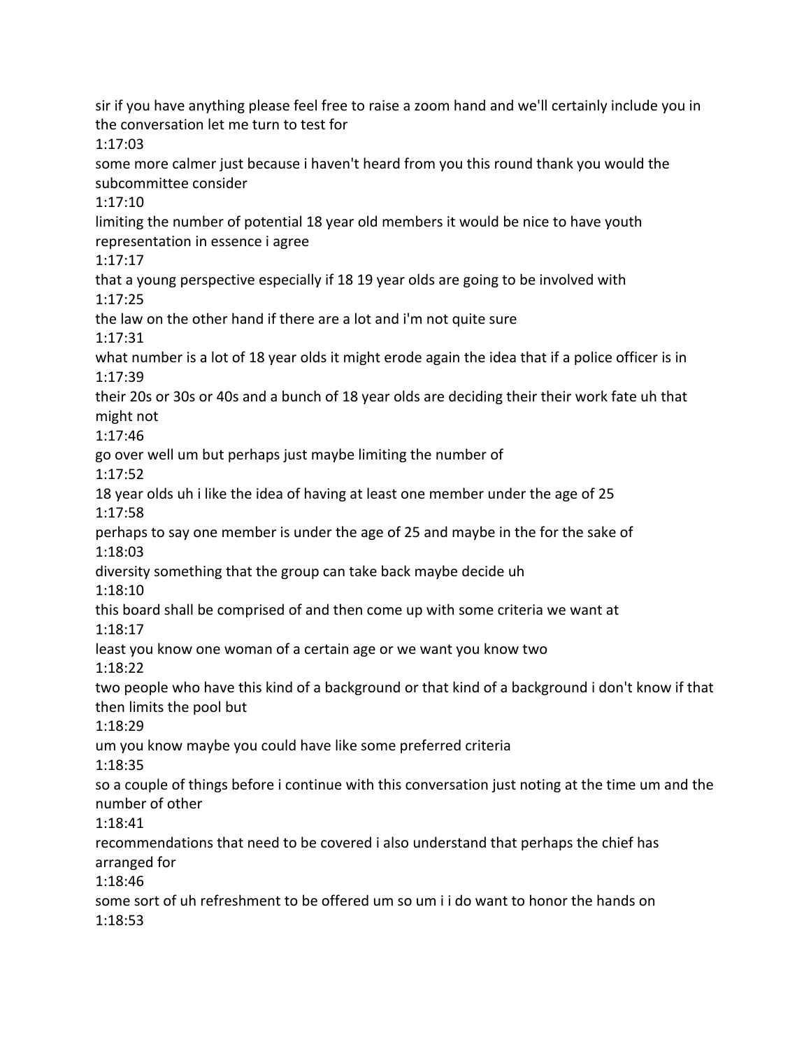sir if you have anything please feel free to raise a zoom hand and we'll certainly include you in the conversation let me turn to test for

1:17:03

some more calmer just because i haven't heard from you this round thank you would the subcommittee consider

1:17:10

limiting the number of potential 18 year old members it would be nice to have youth representation in essence i agree

1:17:17

that a young perspective especially if 18 19 year olds are going to be involved with

1:17:25

the law on the other hand if there are a lot and i'm not quite sure

1:17:31

what number is a lot of 18 year olds it might erode again the idea that if a police officer is in

1:17:39

their 20s or 30s or 40s and a bunch of 18 year olds are deciding their their work fate uh that might not

1:17:46

go over well um but perhaps just maybe limiting the number of

1:17:52

18 year olds uh i like the idea of having at least one member under the age of 25

1:17:58

perhaps to say one member is under the age of 25 and maybe in the for the sake of

1:18:03

diversity something that the group can take back maybe decide uh

1:18:10

this board shall be comprised of and then come up with some criteria we want at

1:18:17

least you know one woman of a certain age or we want you know two

1:18:22

two people who have this kind of a background or that kind of a background i don't know if that then limits the pool but

1:18:29

um you know maybe you could have like some preferred criteria

1:18:35

so a couple of things before i continue with this conversation just noting at the time um and the number of other

1:18:41

recommendations that need to be covered i also understand that perhaps the chief has arranged for

1:18:46

some sort of uh refreshment to be offered um so um i i do want to honor the hands on

1:18:53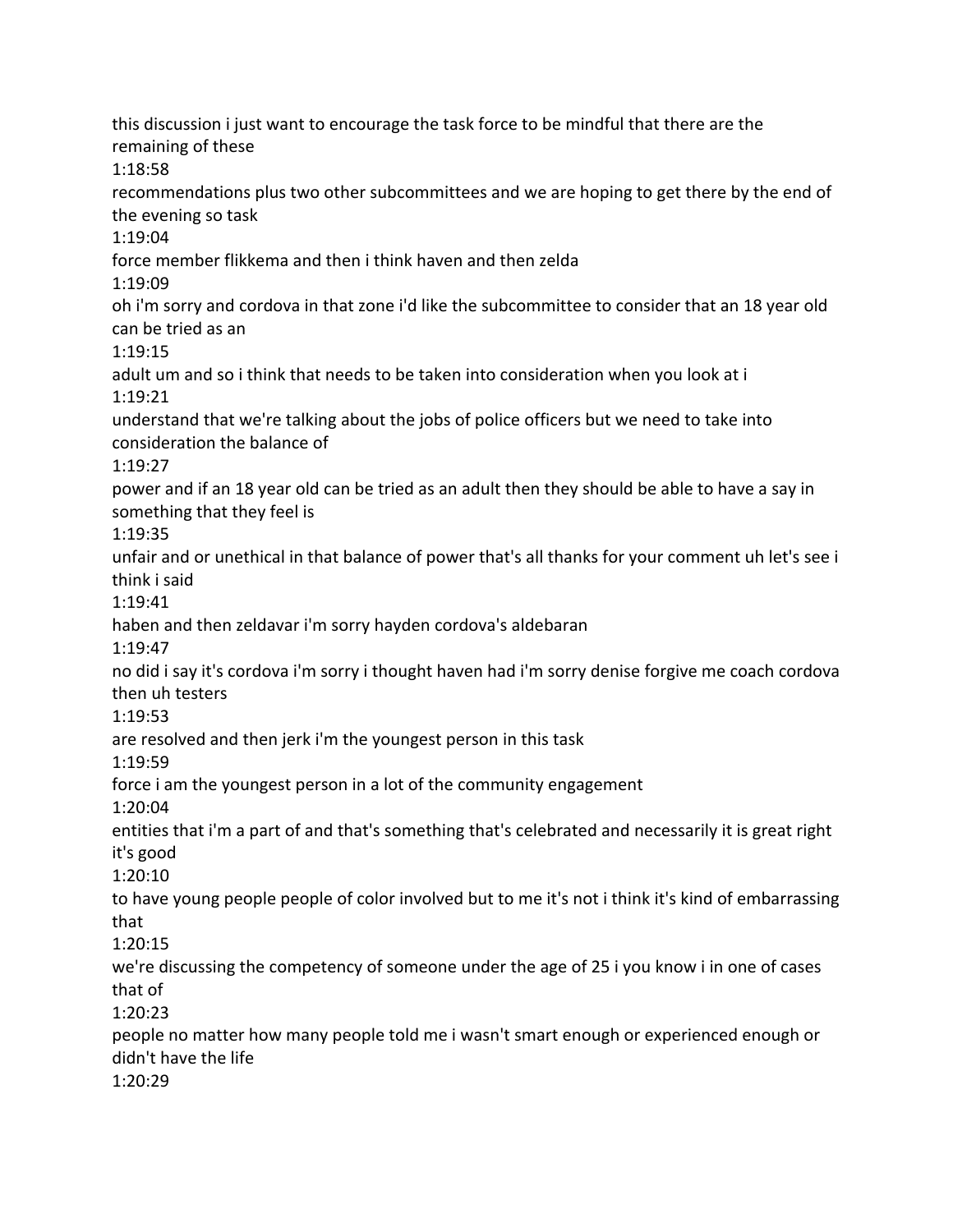this discussion i just want to encourage the task force to be mindful that there are the remaining of these
1:18:58
recommendations plus two other subcommittees and we are hoping to get there by the end of the evening so task
1:19:04
force member flikkema and then i think haven and then zelda
1:19:09
oh i'm sorry and cordova in that zone i'd like the subcommittee to consider that an 18 year old can be tried as an
1:19:15
adult um and so i think that needs to be taken into consideration when you look at i
1:19:21
understand that we're talking about the jobs of police officers but we need to take into consideration the balance of
1:19:27
power and if an 18 year old can be tried as an adult then they should be able to have a say in something that they feel is
1:19:35
unfair and or unethical in that balance of power that's all thanks for your comment uh let's see i think i said
1:19:41
haben and then zeldavar i'm sorry hayden cordova's aldebaran
1:19:47
no did i say it's cordova i'm sorry i thought haven had i'm sorry denise forgive me coach cordova then uh testers
1:19:53
are resolved and then jerk i'm the youngest person in this task
1:19:59
force i am the youngest person in a lot of the community engagement
1:20:04
entities that i'm a part of and that's something that's celebrated and necessarily it is great right it's good
1:20:10
to have young people people of color involved but to me it's not i think it's kind of embarrassing that
1:20:15
we're discussing the competency of someone under the age of 25 i you know i in one of cases that of
1:20:23
people no matter how many people told me i wasn't smart enough or experienced enough or didn't have the life
1:20:29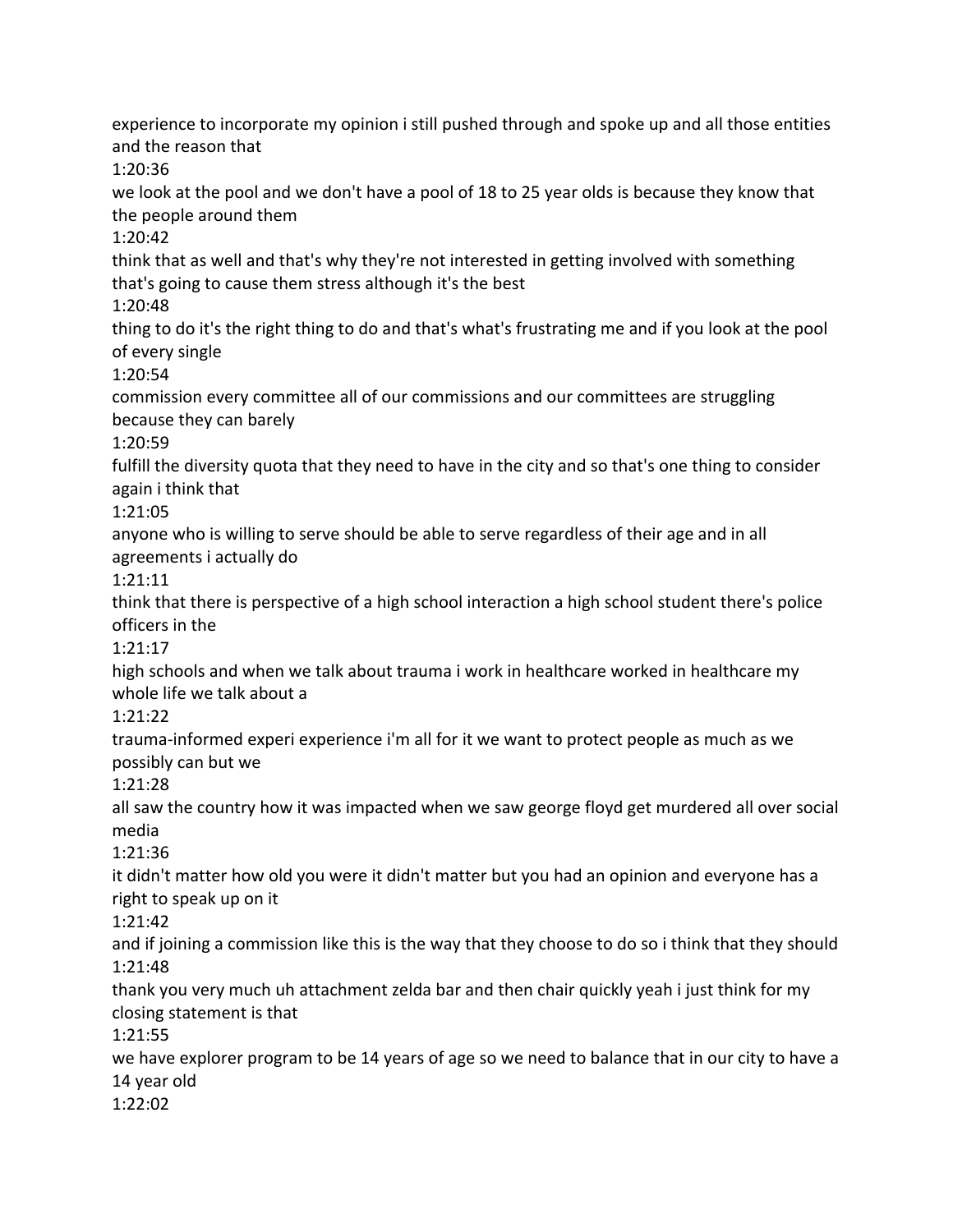experience to incorporate my opinion i still pushed through and spoke up and all those entities and the reason that

1:20:36

we look at the pool and we don't have a pool of 18 to 25 year olds is because they know that the people around them

1:20:42

think that as well and that's why they're not interested in getting involved with something that's going to cause them stress although it's the best

1:20:48

thing to do it's the right thing to do and that's what's frustrating me and if you look at the pool of every single

1:20:54

commission every committee all of our commissions and our committees are struggling because they can barely

1:20:59

fulfill the diversity quota that they need to have in the city and so that's one thing to consider again i think that

1:21:05

anyone who is willing to serve should be able to serve regardless of their age and in all agreements i actually do

1:21:11

think that there is perspective of a high school interaction a high school student there's police officers in the

1:21:17

high schools and when we talk about trauma i work in healthcare worked in healthcare my whole life we talk about a

1:21:22

trauma-informed experi experience i'm all for it we want to protect people as much as we possibly can but we

1:21:28

all saw the country how it was impacted when we saw george floyd get murdered all over social media

1:21:36

it didn't matter how old you were it didn't matter but you had an opinion and everyone has a right to speak up on it

1:21:42

and if joining a commission like this is the way that they choose to do so i think that they should

1:21:48

thank you very much uh attachment zelda bar and then chair quickly yeah i just think for my closing statement is that

1:21:55

we have explorer program to be 14 years of age so we need to balance that in our city to have a 14 year old

1:22:02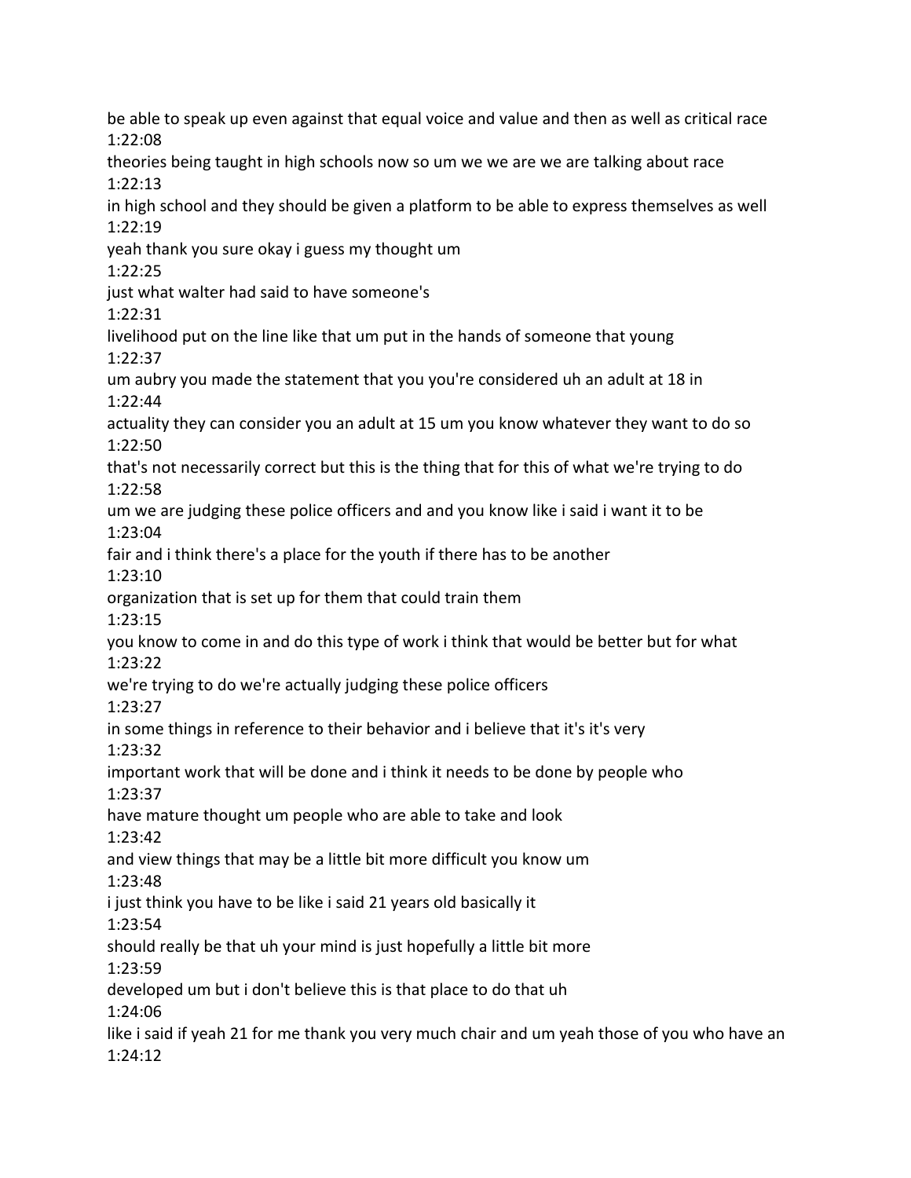be able to speak up even against that equal voice and value and then as well as critical race
1:22:08
theories being taught in high schools now so um we we are we are talking about race
1:22:13
in high school and they should be given a platform to be able to express themselves as well
1:22:19
yeah thank you sure okay i guess my thought um
1:22:25
just what walter had said to have someone's
1:22:31
livelihood put on the line like that um put in the hands of someone that young
1:22:37
um aubry you made the statement that you you're considered uh an adult at 18 in
1:22:44
actuality they can consider you an adult at 15 um you know whatever they want to do so
1:22:50
that's not necessarily correct but this is the thing that for this of what we're trying to do
1:22:58
um we are judging these police officers and and you know like i said i want it to be
1:23:04
fair and i think there's a place for the youth if there has to be another
1:23:10
organization that is set up for them that could train them
1:23:15
you know to come in and do this type of work i think that would be better but for what
1:23:22
we're trying to do we're actually judging these police officers
1:23:27
in some things in reference to their behavior and i believe that it's it's very
1:23:32
important work that will be done and i think it needs to be done by people who
1:23:37
have mature thought um people who are able to take and look
1:23:42
and view things that may be a little bit more difficult you know um
1:23:48
i just think you have to be like i said 21 years old basically it
1:23:54
should really be that uh your mind is just hopefully a little bit more
1:23:59
developed um but i don't believe this is that place to do that uh
1:24:06
like i said if yeah 21 for me thank you very much chair and um yeah those of you who have an
1:24:12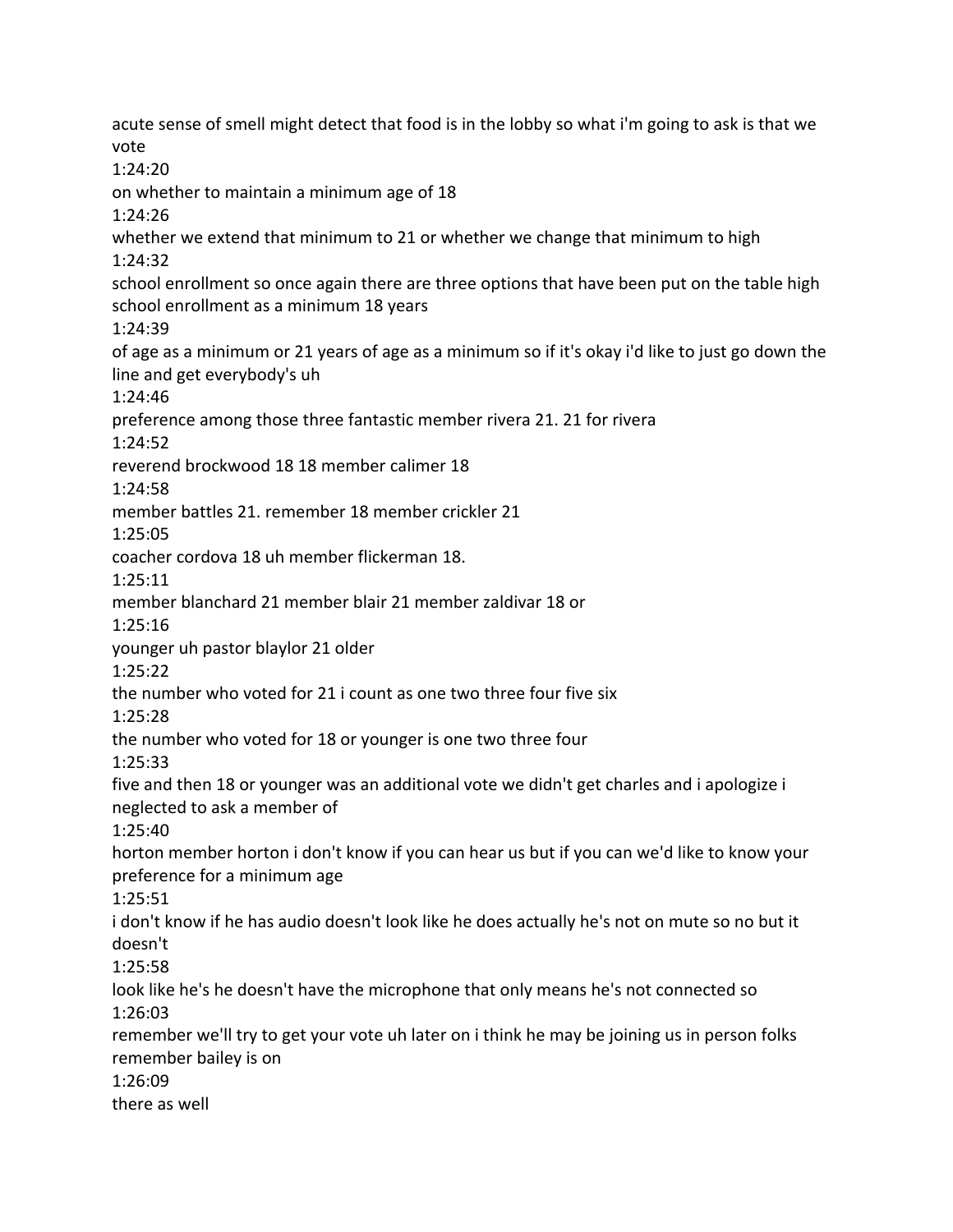acute sense of smell might detect that food is in the lobby so what i'm going to ask is that we vote

1:24:20

on whether to maintain a minimum age of 18

1:24:26

whether we extend that minimum to 21 or whether we change that minimum to high

1:24:32

school enrollment so once again there are three options that have been put on the table high school enrollment as a minimum 18 years

1:24:39

of age as a minimum or 21 years of age as a minimum so if it's okay i'd like to just go down the line and get everybody's uh

1:24:46

preference among those three fantastic member rivera 21. 21 for rivera

1:24:52

reverend brockwood 18 18 member calimer 18

1:24:58

member battles 21. remember 18 member crickler 21

1:25:05

coacher cordova 18 uh member flickerman 18.

1:25:11

member blanchard 21 member blair 21 member zaldivar 18 or

1:25:16

younger uh pastor blaylor 21 older

1:25:22

the number who voted for 21 i count as one two three four five six

1:25:28

the number who voted for 18 or younger is one two three four

1:25:33

five and then 18 or younger was an additional vote we didn't get charles and i apologize i neglected to ask a member of

1:25:40

horton member horton i don't know if you can hear us but if you can we'd like to know your preference for a minimum age

1:25:51

i don't know if he has audio doesn't look like he does actually he's not on mute so no but it doesn't

1:25:58

look like he's he doesn't have the microphone that only means he's not connected so

1:26:03

remember we'll try to get your vote uh later on i think he may be joining us in person folks remember bailey is on

1:26:09

there as well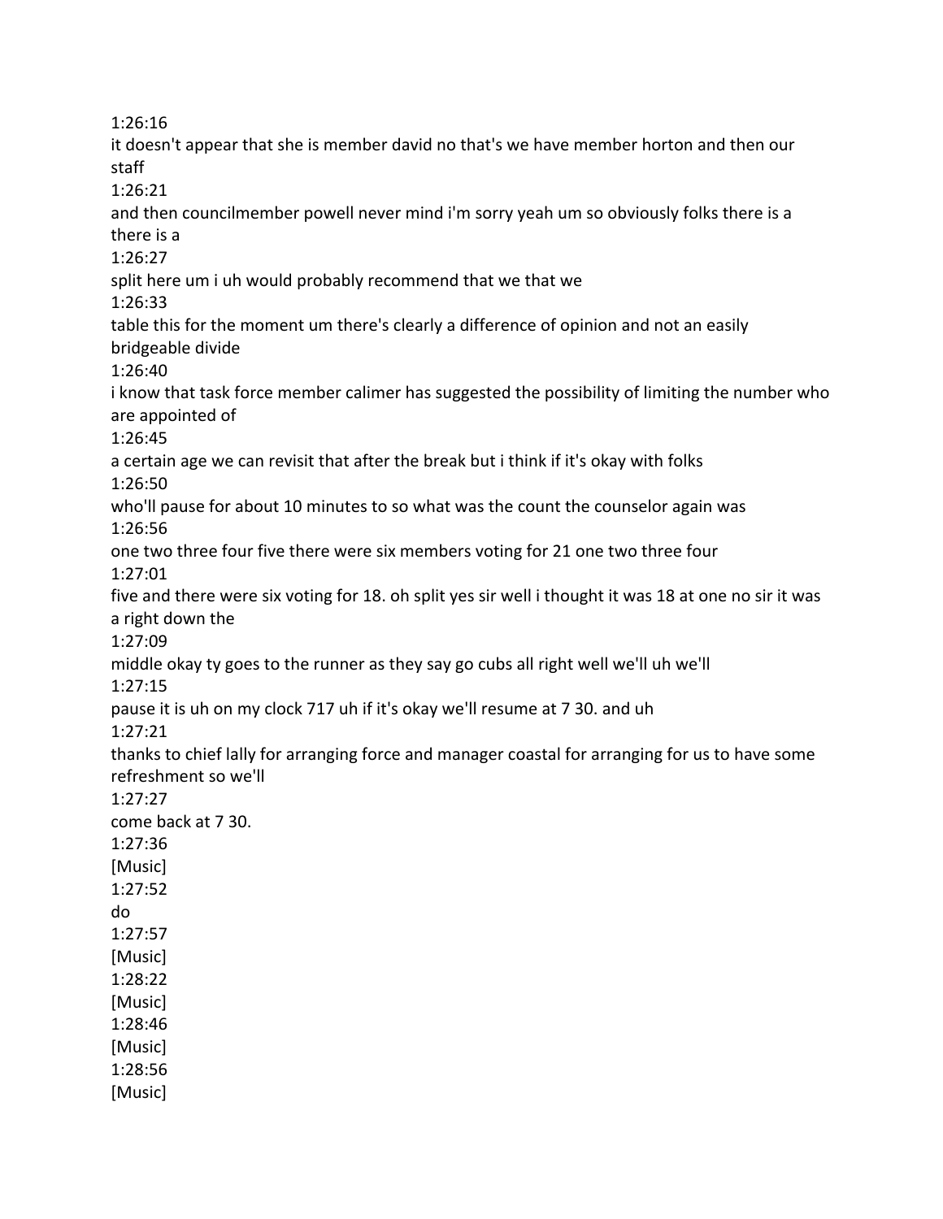1:26:16
it doesn't appear that she is member david no that's we have member horton and then our staff
1:26:21
and then councilmember powell never mind i'm sorry yeah um so obviously folks there is a there is a
1:26:27
split here um i uh would probably recommend that we that we
1:26:33
table this for the moment um there's clearly a difference of opinion and not an easily bridgeable divide
1:26:40
i know that task force member calimer has suggested the possibility of limiting the number who are appointed of
1:26:45
a certain age we can revisit that after the break but i think if it's okay with folks
1:26:50
who'll pause for about 10 minutes to so what was the count the counselor again was
1:26:56
one two three four five there were six members voting for 21 one two three four
1:27:01
five and there were six voting for 18. oh split yes sir well i thought it was 18 at one no sir it was a right down the
1:27:09
middle okay ty goes to the runner as they say go cubs all right well we'll uh we'll
1:27:15
pause it is uh on my clock 717 uh if it's okay we'll resume at 7 30. and uh
1:27:21
thanks to chief lally for arranging force and manager coastal for arranging for us to have some refreshment so we'll
1:27:27
come back at 7 30.
1:27:36
[Music]
1:27:52
do
1:27:57
[Music]
1:28:22
[Music]
1:28:46
[Music]
1:28:56
[Music]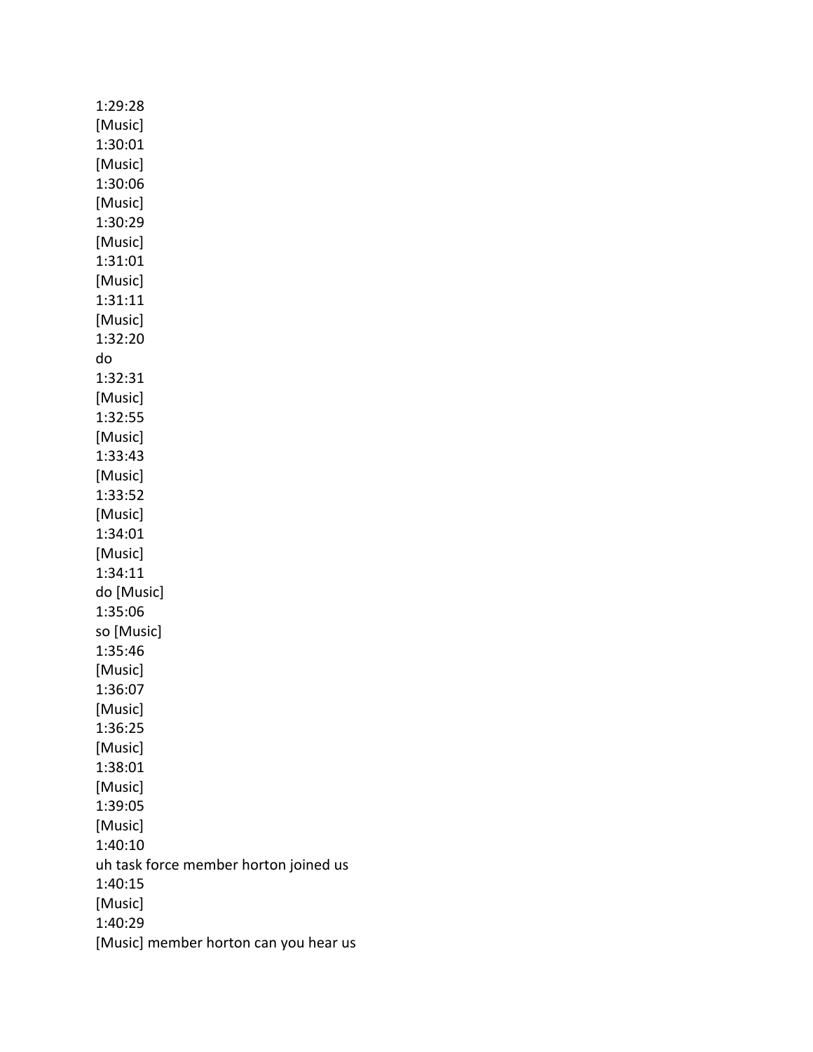1:29:28
[Music]
1:30:01
[Music]
1:30:06
[Music]
1:30:29
[Music]
1:31:01
[Music]
1:31:11
[Music]
1:32:20
do
1:32:31
[Music]
1:32:55
[Music]
1:33:43
[Music]
1:33:52
[Music]
1:34:01
[Music]
1:34:11
do [Music]
1:35:06
so [Music]
1:35:46
[Music]
1:36:07
[Music]
1:36:25
[Music]
1:38:01
[Music]
1:39:05
[Music]
1:40:10
uh task force member horton joined us
1:40:15
[Music]
1:40:29
[Music] member horton can you hear us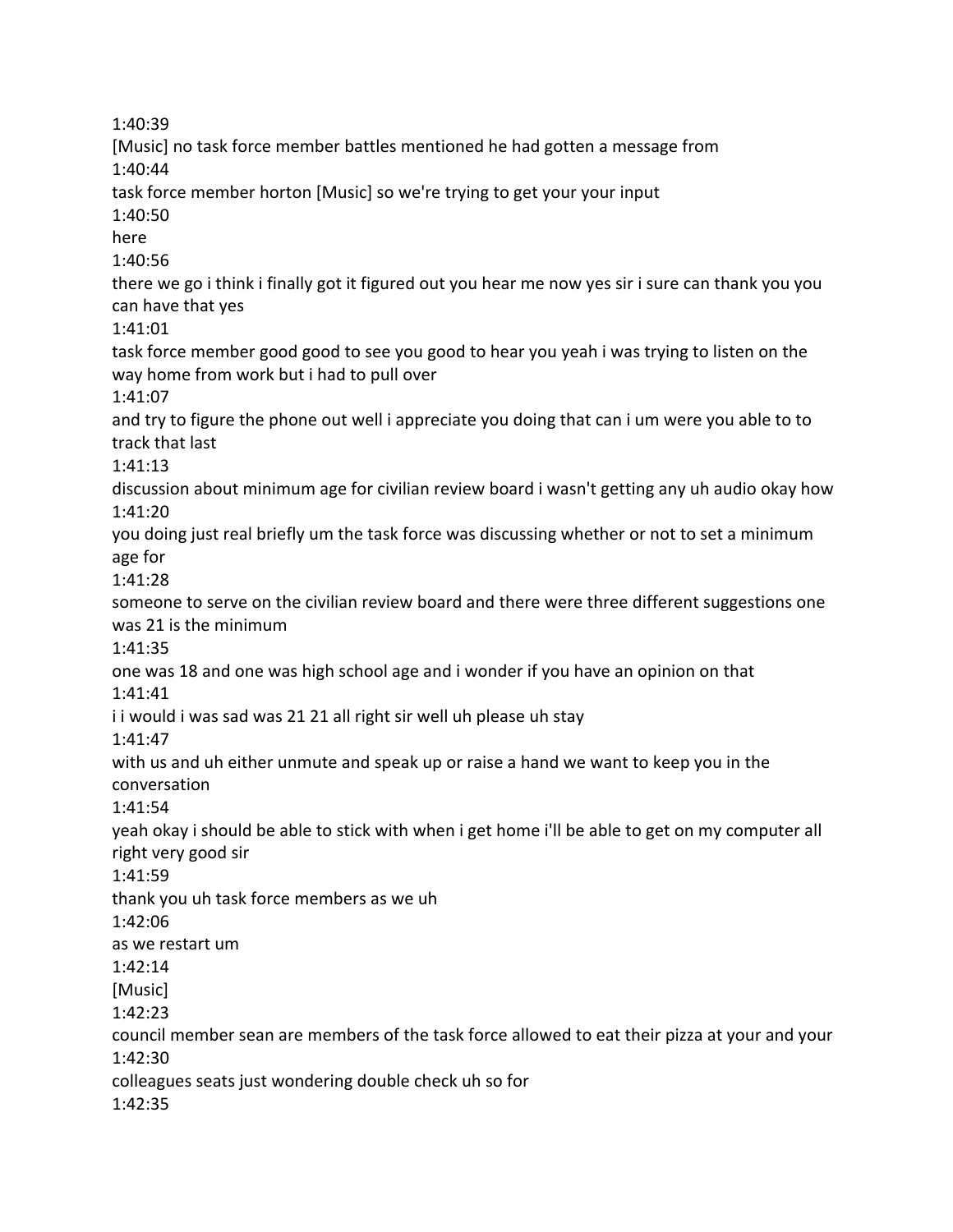1:40:39

[Music] no task force member battles mentioned he had gotten a message from

1:40:44

task force member horton [Music] so we're trying to get your your input

1:40:50

here

1:40:56

there we go i think i finally got it figured out you hear me now yes sir i sure can thank you you can have that yes

1:41:01

task force member good good to see you good to hear you yeah i was trying to listen on the way home from work but i had to pull over

1:41:07

and try to figure the phone out well i appreciate you doing that can i um were you able to to track that last

1:41:13

discussion about minimum age for civilian review board i wasn't getting any uh audio okay how

1:41:20

you doing just real briefly um the task force was discussing whether or not to set a minimum age for

1:41:28

someone to serve on the civilian review board and there were three different suggestions one was 21 is the minimum

1:41:35

one was 18 and one was high school age and i wonder if you have an opinion on that

1:41:41

i i would i was sad was 21 21 all right sir well uh please uh stay

1:41:47

with us and uh either unmute and speak up or raise a hand we want to keep you in the conversation

1:41:54

yeah okay i should be able to stick with when i get home i'll be able to get on my computer all right very good sir

1:41:59

thank you uh task force members as we uh

1:42:06

as we restart um

1:42:14

[Music]

1:42:23

council member sean are members of the task force allowed to eat their pizza at your and your

1:42:30

colleagues seats just wondering double check uh so for

1:42:35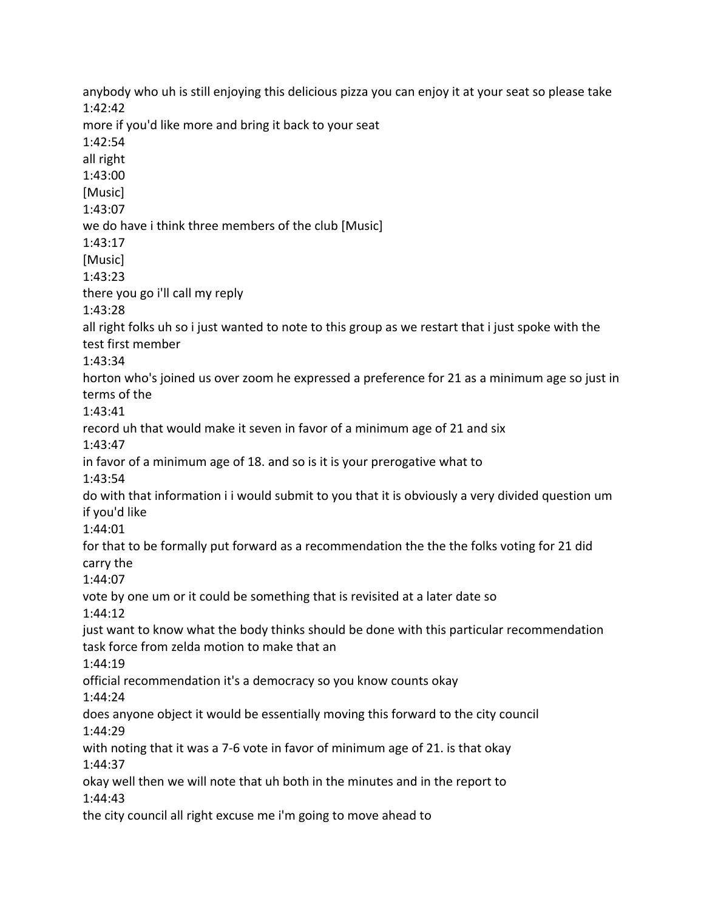anybody who uh is still enjoying this delicious pizza you can enjoy it at your seat so please take
1:42:42
more if you'd like more and bring it back to your seat
1:42:54
all right
1:43:00
[Music]
1:43:07
we do have i think three members of the club [Music]
1:43:17
[Music]
1:43:23
there you go i'll call my reply
1:43:28
all right folks uh so i just wanted to note to this group as we restart that i just spoke with the test first member
1:43:34
horton who's joined us over zoom he expressed a preference for 21 as a minimum age so just in terms of the
1:43:41
record uh that would make it seven in favor of a minimum age of 21 and six
1:43:47
in favor of a minimum age of 18. and so is it is your prerogative what to
1:43:54
do with that information i i would submit to you that it is obviously a very divided question um if you'd like
1:44:01
for that to be formally put forward as a recommendation the the the folks voting for 21 did carry the
1:44:07
vote by one um or it could be something that is revisited at a later date so
1:44:12
just want to know what the body thinks should be done with this particular recommendation task force from zelda motion to make that an
1:44:19
official recommendation it's a democracy so you know counts okay
1:44:24
does anyone object it would be essentially moving this forward to the city council
1:44:29
with noting that it was a 7-6 vote in favor of minimum age of 21. is that okay
1:44:37
okay well then we will note that uh both in the minutes and in the report to
1:44:43
the city council all right excuse me i'm going to move ahead to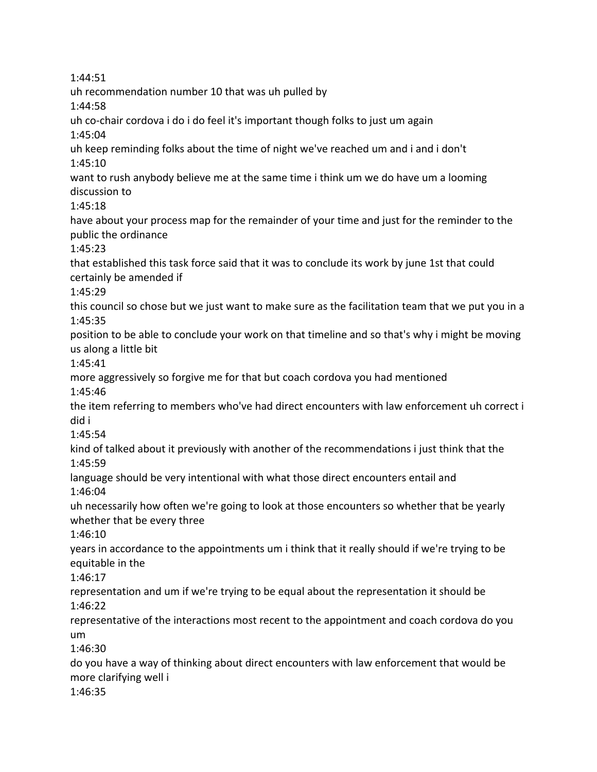1:44:51

uh recommendation number 10 that was uh pulled by

1:44:58

uh co-chair cordova i do i do feel it's important though folks to just um again

1:45:04

uh keep reminding folks about the time of night we've reached um and i and i don't

1:45:10

want to rush anybody believe me at the same time i think um we do have um a looming discussion to

1:45:18

have about your process map for the remainder of your time and just for the reminder to the public the ordinance

1:45:23

that established this task force said that it was to conclude its work by june 1st that could certainly be amended if

1:45:29

this council so chose but we just want to make sure as the facilitation team that we put you in a

1:45:35

position to be able to conclude your work on that timeline and so that's why i might be moving us along a little bit

1:45:41

more aggressively so forgive me for that but coach cordova you had mentioned

1:45:46

the item referring to members who've had direct encounters with law enforcement uh correct i did i

1:45:54

kind of talked about it previously with another of the recommendations i just think that the

1:45:59

language should be very intentional with what those direct encounters entail and

1:46:04

uh necessarily how often we're going to look at those encounters so whether that be yearly whether that be every three

1:46:10

years in accordance to the appointments um i think that it really should if we're trying to be equitable in the

1:46:17

representation and um if we're trying to be equal about the representation it should be

1:46:22

representative of the interactions most recent to the appointment and coach cordova do you um

1:46:30

do you have a way of thinking about direct encounters with law enforcement that would be more clarifying well i

1:46:35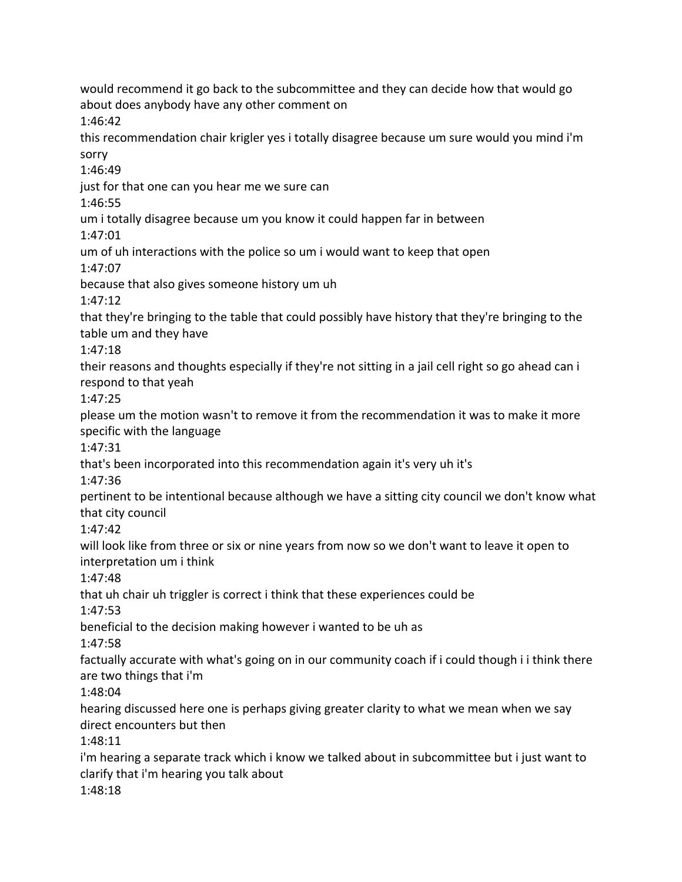would recommend it go back to the subcommittee and they can decide how that would go about does anybody have any other comment on

1:46:42

this recommendation chair krigler yes i totally disagree because um sure would you mind i'm sorry

1:46:49

just for that one can you hear me we sure can

1:46:55

um i totally disagree because um you know it could happen far in between

1:47:01

um of uh interactions with the police so um i would want to keep that open

1:47:07

because that also gives someone history um uh

1:47:12

that they're bringing to the table that could possibly have history that they're bringing to the table um and they have

1:47:18

their reasons and thoughts especially if they're not sitting in a jail cell right so go ahead can i respond to that yeah

1:47:25

please um the motion wasn't to remove it from the recommendation it was to make it more specific with the language

1:47:31

that's been incorporated into this recommendation again it's very uh it's

1:47:36

pertinent to be intentional because although we have a sitting city council we don't know what that city council

1:47:42

will look like from three or six or nine years from now so we don't want to leave it open to interpretation um i think

1:47:48

that uh chair uh triggler is correct i think that these experiences could be

1:47:53

beneficial to the decision making however i wanted to be uh as

1:47:58

factually accurate with what's going on in our community coach if i could though i i think there are two things that i'm

1:48:04

hearing discussed here one is perhaps giving greater clarity to what we mean when we say direct encounters but then

1:48:11

i'm hearing a separate track which i know we talked about in subcommittee but i just want to clarify that i'm hearing you talk about

1:48:18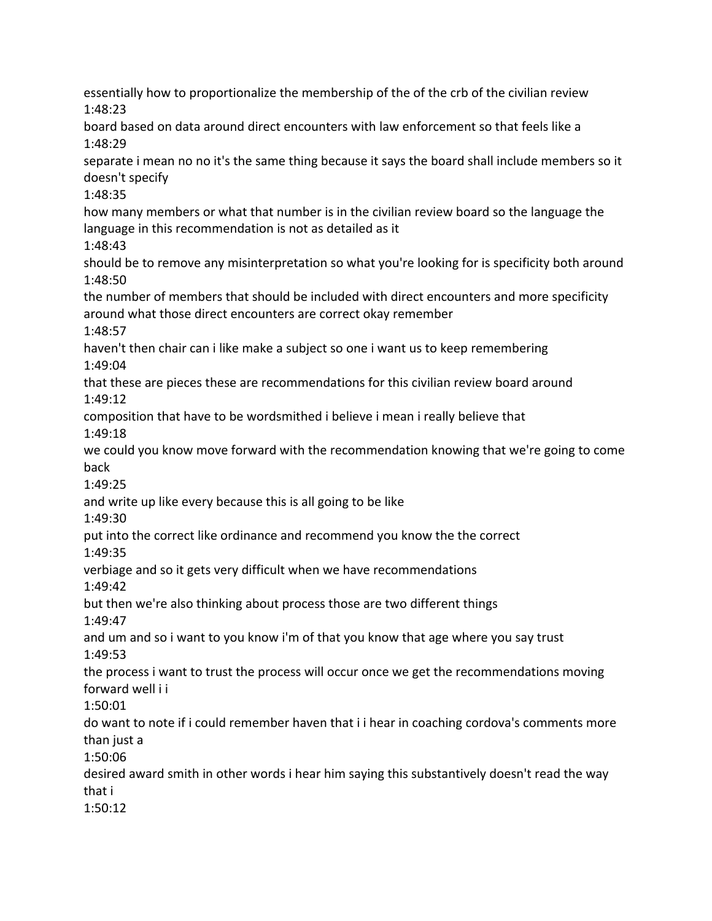essentially how to proportionalize the membership of the of the crb of the civilian review
1:48:23
board based on data around direct encounters with law enforcement so that feels like a
1:48:29
separate i mean no no it's the same thing because it says the board shall include members so it doesn't specify
1:48:35
how many members or what that number is in the civilian review board so the language the language in this recommendation is not as detailed as it
1:48:43
should be to remove any misinterpretation so what you're looking for is specificity both around
1:48:50
the number of members that should be included with direct encounters and more specificity around what those direct encounters are correct okay remember
1:48:57
haven't then chair can i like make a subject so one i want us to keep remembering
1:49:04
that these are pieces these are recommendations for this civilian review board around
1:49:12
composition that have to be wordsmithed i believe i mean i really believe that
1:49:18
we could you know move forward with the recommendation knowing that we're going to come back
1:49:25
and write up like every because this is all going to be like
1:49:30
put into the correct like ordinance and recommend you know the the correct
1:49:35
verbiage and so it gets very difficult when we have recommendations
1:49:42
but then we're also thinking about process those are two different things
1:49:47
and um and so i want to you know i'm of that you know that age where you say trust
1:49:53
the process i want to trust the process will occur once we get the recommendations moving forward well i i
1:50:01
do want to note if i could remember haven that i i hear in coaching cordova's comments more than just a
1:50:06
desired award smith in other words i hear him saying this substantively doesn't read the way that i
1:50:12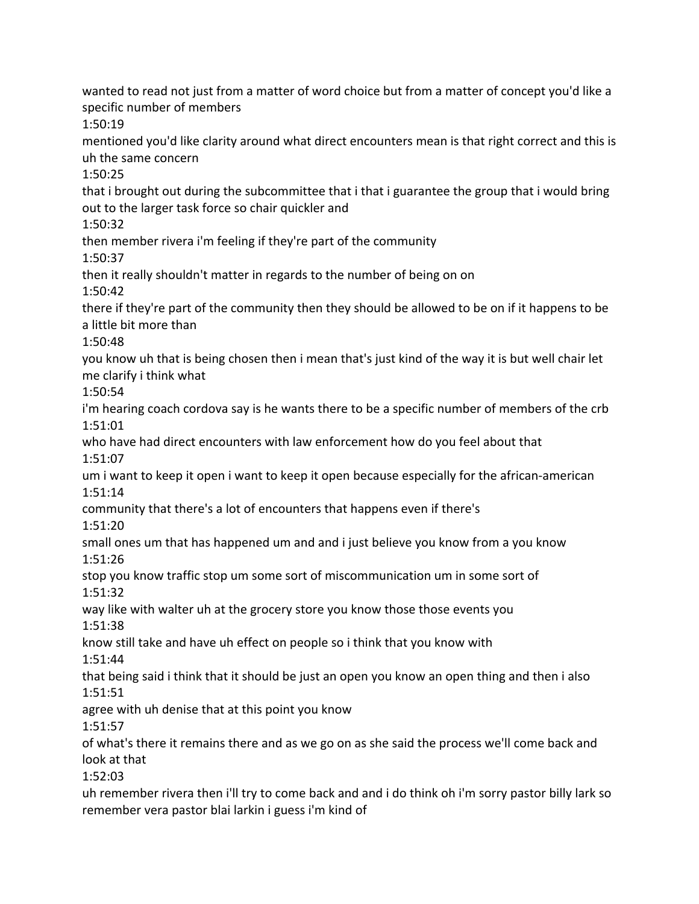wanted to read not just from a matter of word choice but from a matter of concept you'd like a specific number of members

1:50:19

mentioned you'd like clarity around what direct encounters mean is that right correct and this is uh the same concern

1:50:25

that i brought out during the subcommittee that i that i guarantee the group that i would bring out to the larger task force so chair quickler and

1:50:32

then member rivera i'm feeling if they're part of the community

1:50:37

then it really shouldn't matter in regards to the number of being on on

1:50:42

there if they're part of the community then they should be allowed to be on if it happens to be a little bit more than

1:50:48

you know uh that is being chosen then i mean that's just kind of the way it is but well chair let me clarify i think what

1:50:54

i'm hearing coach cordova say is he wants there to be a specific number of members of the crb

1:51:01

who have had direct encounters with law enforcement how do you feel about that

1:51:07

um i want to keep it open i want to keep it open because especially for the african-american

1:51:14

community that there's a lot of encounters that happens even if there's

1:51:20

small ones um that has happened um and and i just believe you know from a you know

1:51:26

stop you know traffic stop um some sort of miscommunication um in some sort of

1:51:32

way like with walter uh at the grocery store you know those those events you

1:51:38

know still take and have uh effect on people so i think that you know with

1:51:44

that being said i think that it should be just an open you know an open thing and then i also

1:51:51

agree with uh denise that at this point you know

1:51:57

of what's there it remains there and as we go on as she said the process we'll come back and look at that

1:52:03

uh remember rivera then i'll try to come back and and i do think oh i'm sorry pastor billy lark so remember vera pastor blai larkin i guess i'm kind of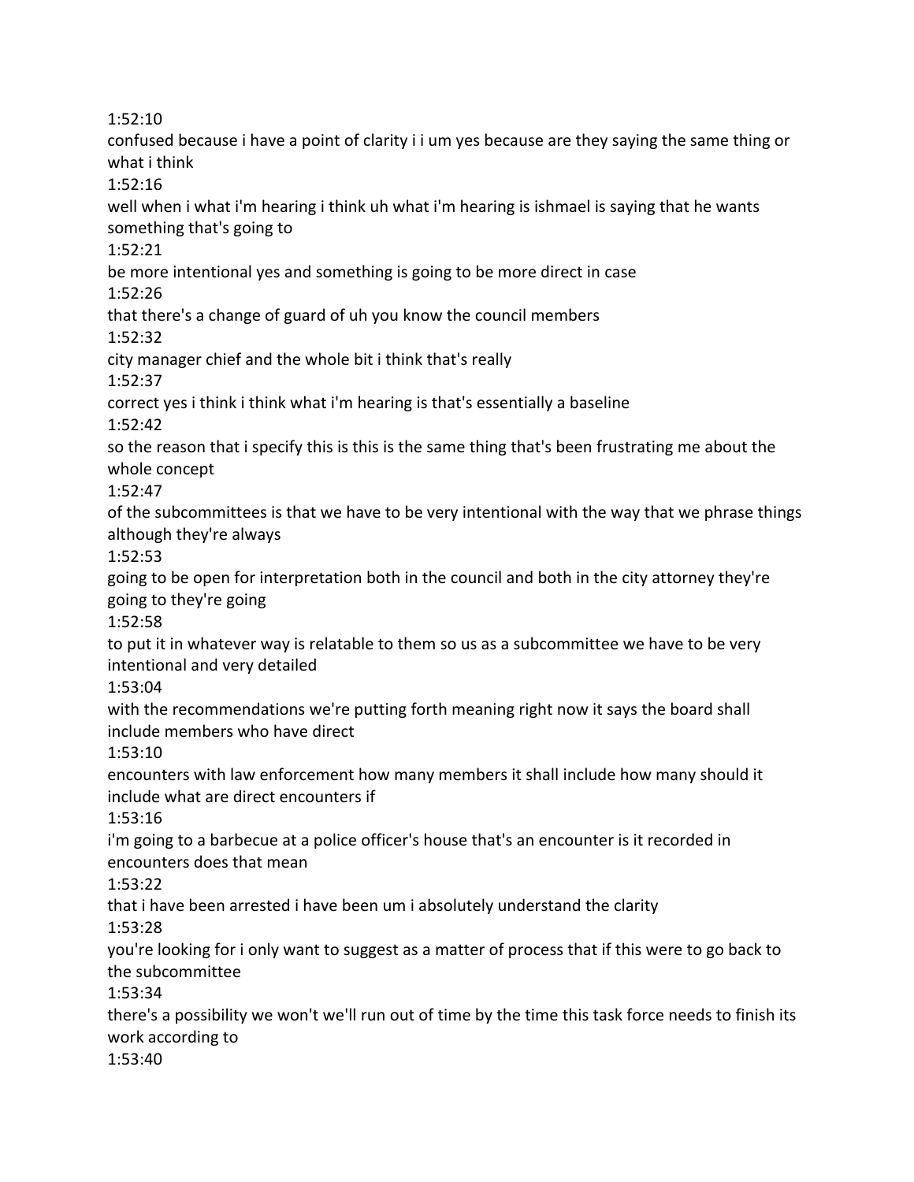1:52:10

confused because i have a point of clarity i i um yes because are they saying the same thing or what i think

1:52:16

well when i what i'm hearing i think uh what i'm hearing is ishmael is saying that he wants something that's going to

1:52:21

be more intentional yes and something is going to be more direct in case

1:52:26

that there's a change of guard of uh you know the council members

1:52:32

city manager chief and the whole bit i think that's really

1:52:37

correct yes i think i think what i'm hearing is that's essentially a baseline

1:52:42

so the reason that i specify this is this is the same thing that's been frustrating me about the whole concept

1:52:47

of the subcommittees is that we have to be very intentional with the way that we phrase things although they're always

1:52:53

going to be open for interpretation both in the council and both in the city attorney they're going to they're going

1:52:58

to put it in whatever way is relatable to them so us as a subcommittee we have to be very intentional and very detailed

1:53:04

with the recommendations we're putting forth meaning right now it says the board shall include members who have direct

1:53:10

encounters with law enforcement how many members it shall include how many should it include what are direct encounters if

1:53:16

i'm going to a barbecue at a police officer's house that's an encounter is it recorded in encounters does that mean

1:53:22

that i have been arrested i have been um i absolutely understand the clarity

1:53:28

you're looking for i only want to suggest as a matter of process that if this were to go back to the subcommittee

1:53:34

there's a possibility we won't we'll run out of time by the time this task force needs to finish its work according to

1:53:40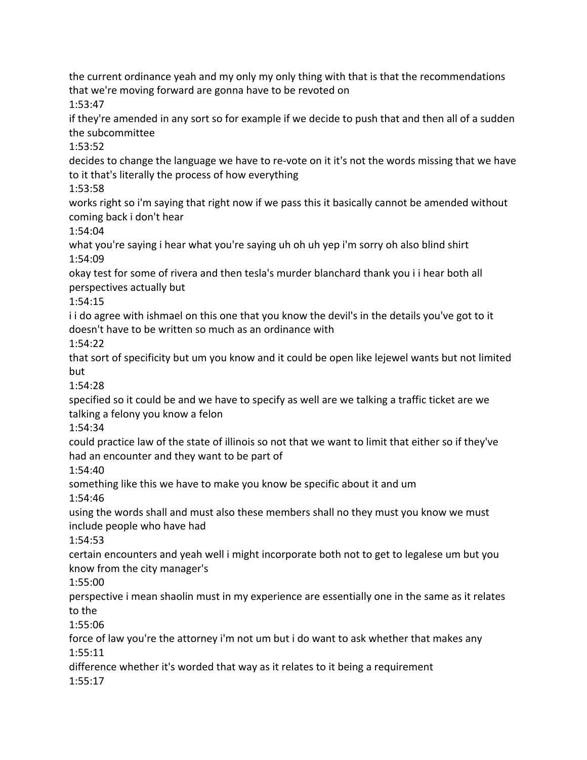the current ordinance yeah and my only my only thing with that is that the recommendations that we're moving forward are gonna have to be revoted on

1:53:47

if they're amended in any sort so for example if we decide to push that and then all of a sudden the subcommittee

1:53:52

decides to change the language we have to re-vote on it it's not the words missing that we have to it that's literally the process of how everything

1:53:58

works right so i'm saying that right now if we pass this it basically cannot be amended without coming back i don't hear

1:54:04

what you're saying i hear what you're saying uh oh uh yep i'm sorry oh also blind shirt

1:54:09

okay test for some of rivera and then tesla's murder blanchard thank you i i hear both all perspectives actually but

1:54:15

i i do agree with ishmael on this one that you know the devil's in the details you've got to it doesn't have to be written so much as an ordinance with

1:54:22

that sort of specificity but um you know and it could be open like lejewel wants but not limited but

1:54:28

specified so it could be and we have to specify as well are we talking a traffic ticket are we talking a felony you know a felon

1:54:34

could practice law of the state of illinois so not that we want to limit that either so if they've had an encounter and they want to be part of

1:54:40

something like this we have to make you know be specific about it and um

1:54:46

using the words shall and must also these members shall no they must you know we must include people who have had

1:54:53

certain encounters and yeah well i might incorporate both not to get to legalese um but you know from the city manager's

1:55:00

perspective i mean shaolin must in my experience are essentially one in the same as it relates to the

1:55:06

force of law you're the attorney i'm not um but i do want to ask whether that makes any

1:55:11

difference whether it's worded that way as it relates to it being a requirement

1:55:17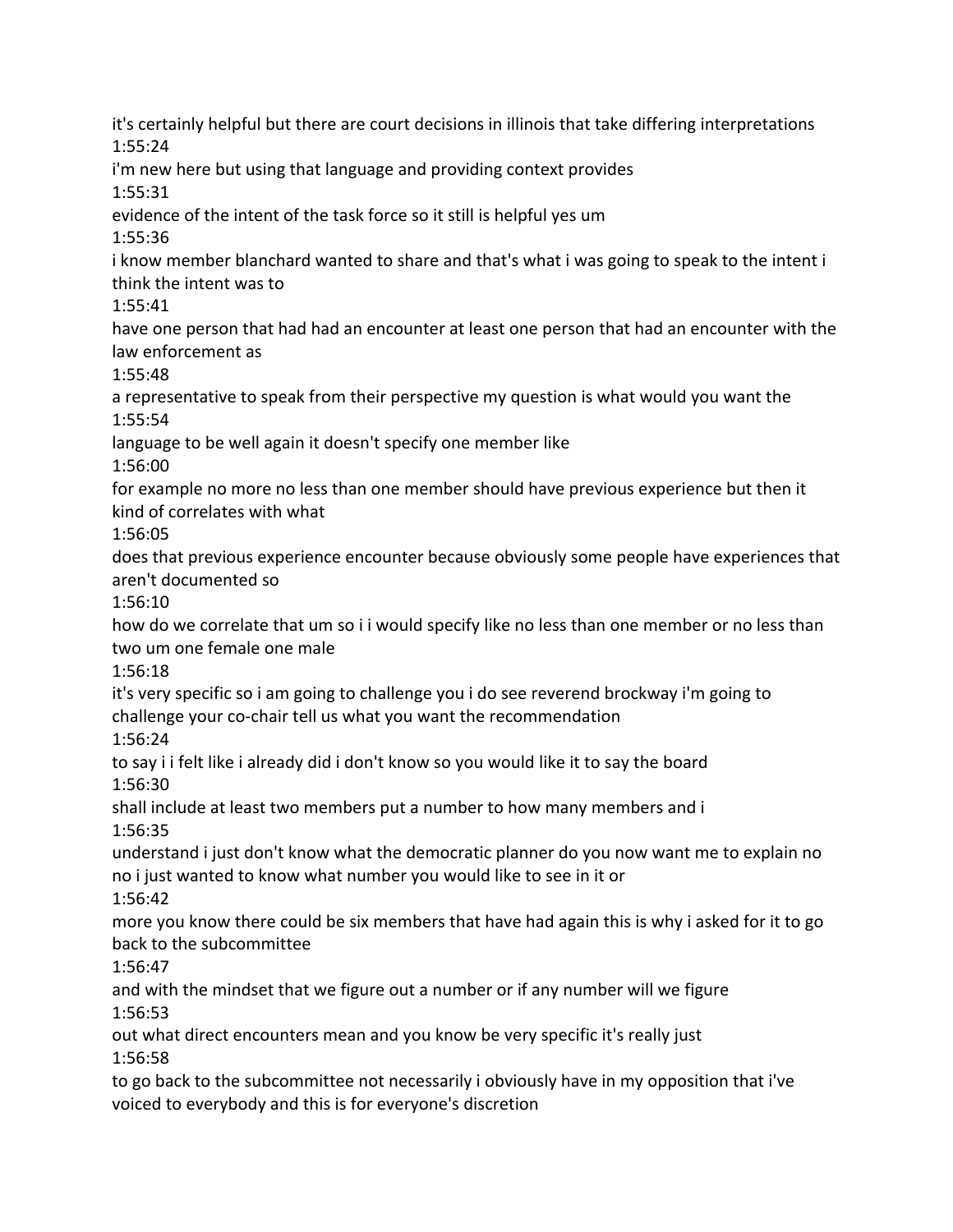it's certainly helpful but there are court decisions in illinois that take differing interpretations
1:55:24
i'm new here but using that language and providing context provides
1:55:31
evidence of the intent of the task force so it still is helpful yes um
1:55:36
i know member blanchard wanted to share and that's what i was going to speak to the intent i think the intent was to
1:55:41
have one person that had had an encounter at least one person that had an encounter with the law enforcement as
1:55:48
a representative to speak from their perspective my question is what would you want the
1:55:54
language to be well again it doesn't specify one member like
1:56:00
for example no more no less than one member should have previous experience but then it kind of correlates with what
1:56:05
does that previous experience encounter because obviously some people have experiences that aren't documented so
1:56:10
how do we correlate that um so i i would specify like no less than one member or no less than two um one female one male
1:56:18
it's very specific so i am going to challenge you i do see reverend brockway i'm going to challenge your co-chair tell us what you want the recommendation
1:56:24
to say i i felt like i already did i don't know so you would like it to say the board
1:56:30
shall include at least two members put a number to how many members and i
1:56:35
understand i just don't know what the democratic planner do you now want me to explain no no i just wanted to know what number you would like to see in it or
1:56:42
more you know there could be six members that have had again this is why i asked for it to go back to the subcommittee
1:56:47
and with the mindset that we figure out a number or if any number will we figure
1:56:53
out what direct encounters mean and you know be very specific it's really just
1:56:58
to go back to the subcommittee not necessarily i obviously have in my opposition that i've voiced to everybody and this is for everyone's discretion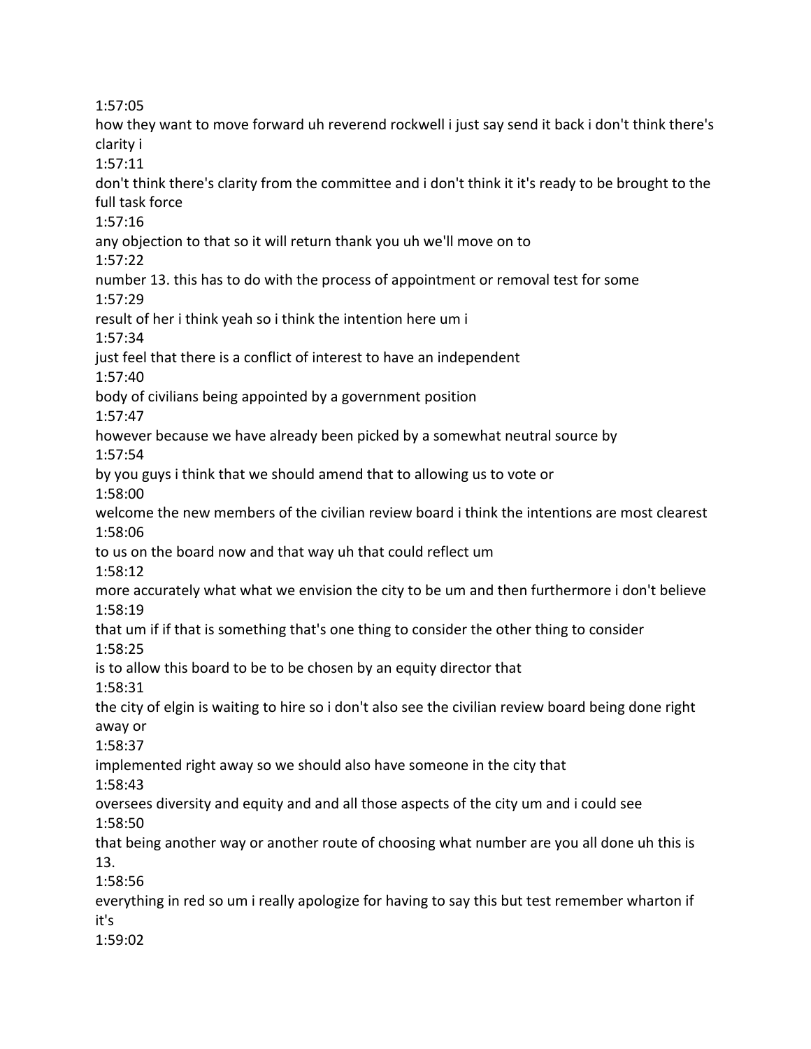1:57:05

how they want to move forward uh reverend rockwell i just say send it back i don't think there's clarity i

1:57:11

don't think there's clarity from the committee and i don't think it it's ready to be brought to the full task force

1:57:16

any objection to that so it will return thank you uh we'll move on to

1:57:22

number 13. this has to do with the process of appointment or removal test for some

1:57:29

result of her i think yeah so i think the intention here um i

1:57:34

just feel that there is a conflict of interest to have an independent

1:57:40

body of civilians being appointed by a government position

1:57:47

however because we have already been picked by a somewhat neutral source by

1:57:54

by you guys i think that we should amend that to allowing us to vote or

1:58:00

welcome the new members of the civilian review board i think the intentions are most clearest

1:58:06

to us on the board now and that way uh that could reflect um

1:58:12

more accurately what what we envision the city to be um and then furthermore i don't believe

1:58:19

that um if if that is something that's one thing to consider the other thing to consider

1:58:25

is to allow this board to be to be chosen by an equity director that

1:58:31

the city of elgin is waiting to hire so i don't also see the civilian review board being done right away or

1:58:37

implemented right away so we should also have someone in the city that

1:58:43

oversees diversity and equity and and all those aspects of the city um and i could see

1:58:50

that being another way or another route of choosing what number are you all done uh this is 13.

1:58:56

everything in red so um i really apologize for having to say this but test remember wharton if it's

1:59:02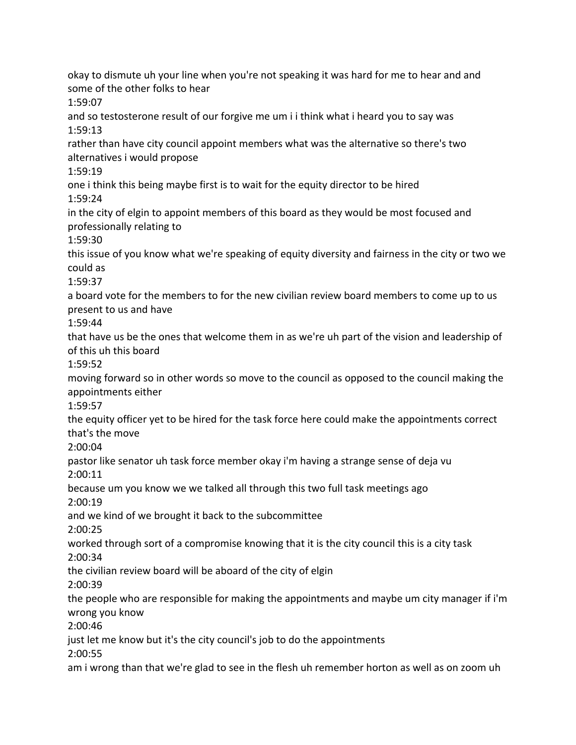okay to dismute uh your line when you're not speaking it was hard for me to hear and and some of the other folks to hear

1:59:07

and so testosterone result of our forgive me um i i think what i heard you to say was

1:59:13

rather than have city council appoint members what was the alternative so there's two alternatives i would propose

1:59:19

one i think this being maybe first is to wait for the equity director to be hired

1:59:24

in the city of elgin to appoint members of this board as they would be most focused and professionally relating to

1:59:30

this issue of you know what we're speaking of equity diversity and fairness in the city or two we could as

1:59:37

a board vote for the members to for the new civilian review board members to come up to us present to us and have

1:59:44

that have us be the ones that welcome them in as we're uh part of the vision and leadership of of this uh this board

1:59:52

moving forward so in other words so move to the council as opposed to the council making the appointments either

1:59:57

the equity officer yet to be hired for the task force here could make the appointments correct that's the move

2:00:04

pastor like senator uh task force member okay i'm having a strange sense of deja vu

2:00:11

because um you know we we talked all through this two full task meetings ago

2:00:19

and we kind of we brought it back to the subcommittee

2:00:25

worked through sort of a compromise knowing that it is the city council this is a city task

2:00:34

the civilian review board will be aboard of the city of elgin

2:00:39

the people who are responsible for making the appointments and maybe um city manager if i'm wrong you know

2:00:46

just let me know but it's the city council's job to do the appointments

2:00:55

am i wrong than that we're glad to see in the flesh uh remember horton as well as on zoom uh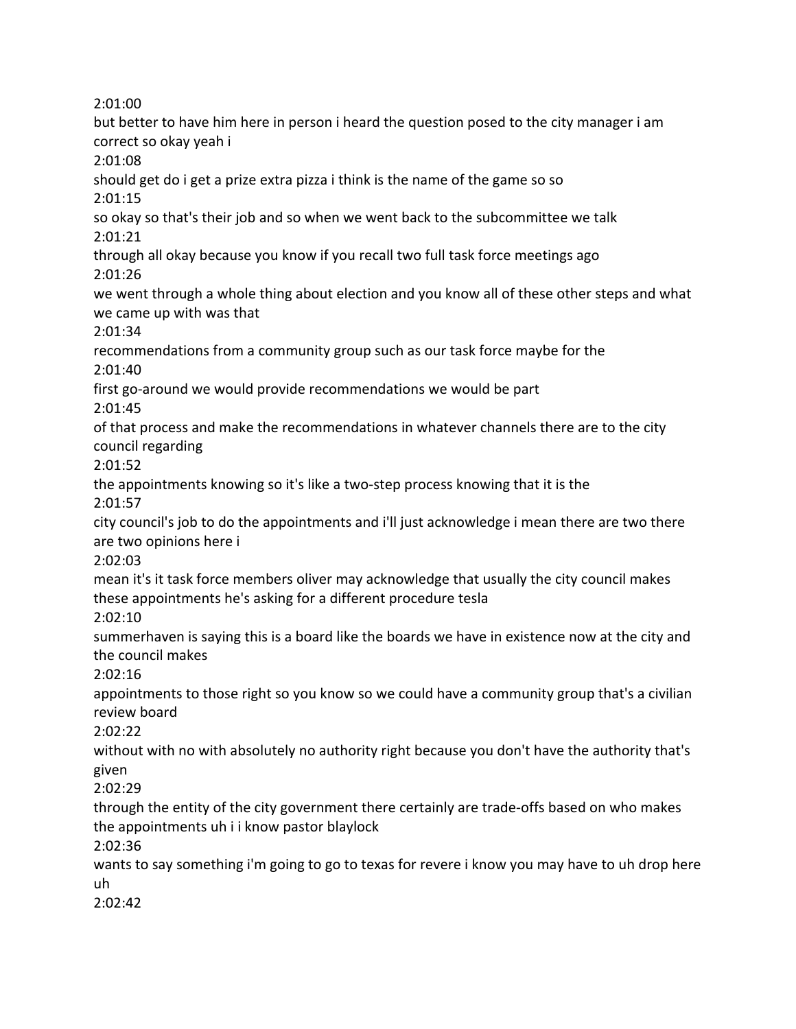2:01:00

but better to have him here in person i heard the question posed to the city manager i am correct so okay yeah i

2:01:08

should get do i get a prize extra pizza i think is the name of the game so so

2:01:15

so okay so that's their job and so when we went back to the subcommittee we talk

2:01:21

through all okay because you know if you recall two full task force meetings ago

2:01:26

we went through a whole thing about election and you know all of these other steps and what we came up with was that

2:01:34

recommendations from a community group such as our task force maybe for the

2:01:40

first go-around we would provide recommendations we would be part

2:01:45

of that process and make the recommendations in whatever channels there are to the city council regarding

2:01:52

the appointments knowing so it's like a two-step process knowing that it is the

2:01:57

city council's job to do the appointments and i'll just acknowledge i mean there are two there are two opinions here i

2:02:03

mean it's it task force members oliver may acknowledge that usually the city council makes these appointments he's asking for a different procedure tesla

2:02:10

summerhaven is saying this is a board like the boards we have in existence now at the city and the council makes

2:02:16

appointments to those right so you know so we could have a community group that's a civilian review board

2:02:22

without with no with absolutely no authority right because you don't have the authority that's given

2:02:29

through the entity of the city government there certainly are trade-offs based on who makes the appointments uh i i know pastor blaylock

2:02:36

wants to say something i'm going to go to texas for revere i know you may have to uh drop here uh

2:02:42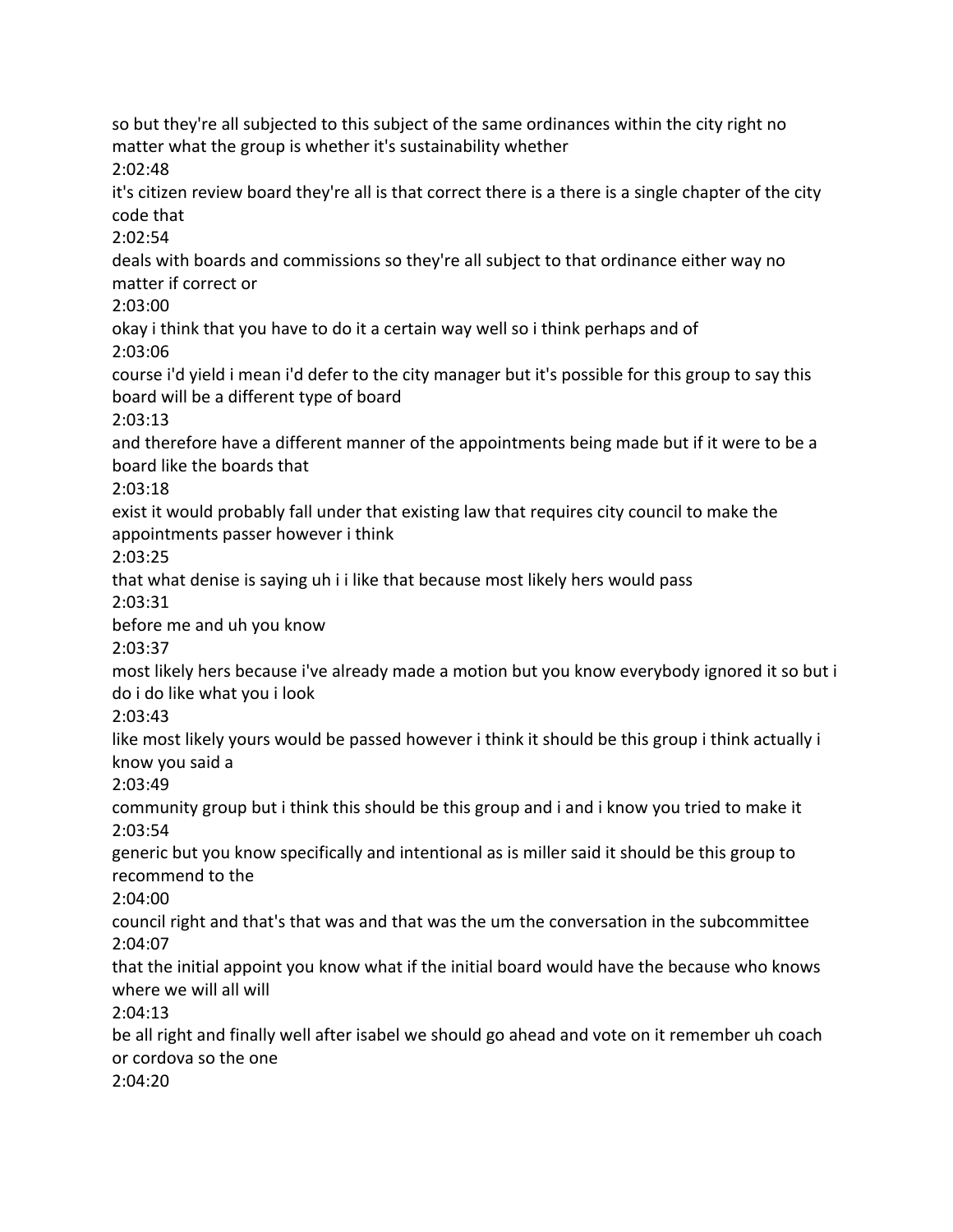so but they're all subjected to this subject of the same ordinances within the city right no matter what the group is whether it's sustainability whether

2:02:48

it's citizen review board they're all is that correct there is a there is a single chapter of the city code that

2:02:54

deals with boards and commissions so they're all subject to that ordinance either way no matter if correct or

2:03:00

okay i think that you have to do it a certain way well so i think perhaps and of

2:03:06

course i'd yield i mean i'd defer to the city manager but it's possible for this group to say this board will be a different type of board

2:03:13

and therefore have a different manner of the appointments being made but if it were to be a board like the boards that

2:03:18

exist it would probably fall under that existing law that requires city council to make the appointments passer however i think

2:03:25

that what denise is saying uh i i like that because most likely hers would pass

2:03:31

before me and uh you know

2:03:37

most likely hers because i've already made a motion but you know everybody ignored it so but i do i do like what you i look

2:03:43

like most likely yours would be passed however i think it should be this group i think actually i know you said a

2:03:49

community group but i think this should be this group and i and i know you tried to make it

2:03:54

generic but you know specifically and intentional as is miller said it should be this group to recommend to the

2:04:00

council right and that's that was and that was the um the conversation in the subcommittee

2:04:07

that the initial appoint you know what if the initial board would have the because who knows where we will all will

2:04:13

be all right and finally well after isabel we should go ahead and vote on it remember uh coach or cordova so the one

2:04:20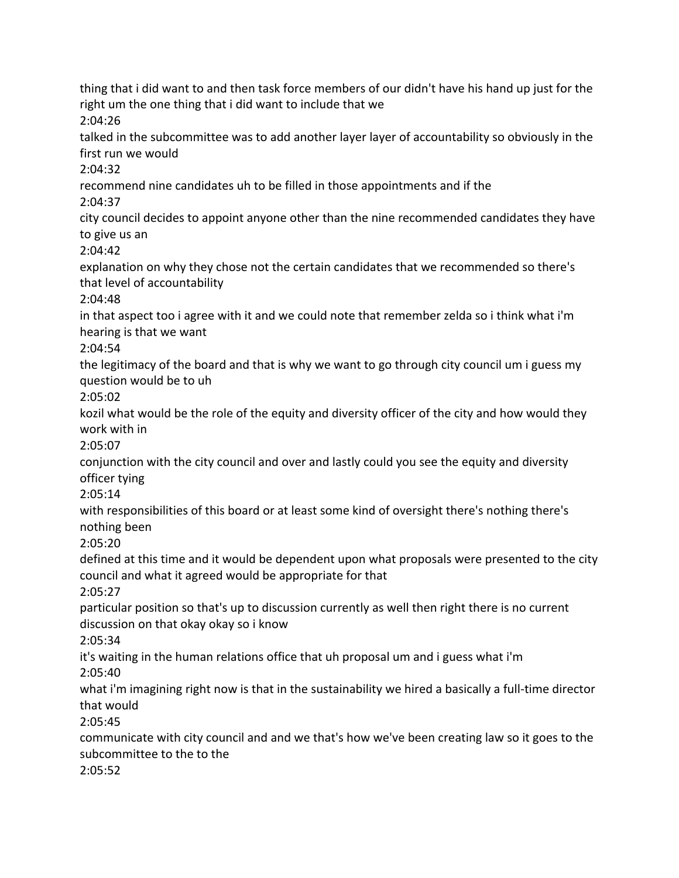thing that i did want to and then task force members of our didn't have his hand up just for the right um the one thing that i did want to include that we

2:04:26

talked in the subcommittee was to add another layer layer of accountability so obviously in the first run we would

2:04:32

recommend nine candidates uh to be filled in those appointments and if the

2:04:37

city council decides to appoint anyone other than the nine recommended candidates they have to give us an

2:04:42

explanation on why they chose not the certain candidates that we recommended so there's that level of accountability

2:04:48

in that aspect too i agree with it and we could note that remember zelda so i think what i'm hearing is that we want

2:04:54

the legitimacy of the board and that is why we want to go through city council um i guess my question would be to uh

2:05:02

kozil what would be the role of the equity and diversity officer of the city and how would they work with in

2:05:07

conjunction with the city council and over and lastly could you see the equity and diversity officer tying

2:05:14

with responsibilities of this board or at least some kind of oversight there's nothing there's nothing been

2:05:20

defined at this time and it would be dependent upon what proposals were presented to the city council and what it agreed would be appropriate for that

2:05:27

particular position so that's up to discussion currently as well then right there is no current discussion on that okay okay so i know

2:05:34

it's waiting in the human relations office that uh proposal um and i guess what i'm

2:05:40

what i'm imagining right now is that in the sustainability we hired a basically a full-time director that would

2:05:45

communicate with city council and and we that's how we've been creating law so it goes to the subcommittee to the to the

2:05:52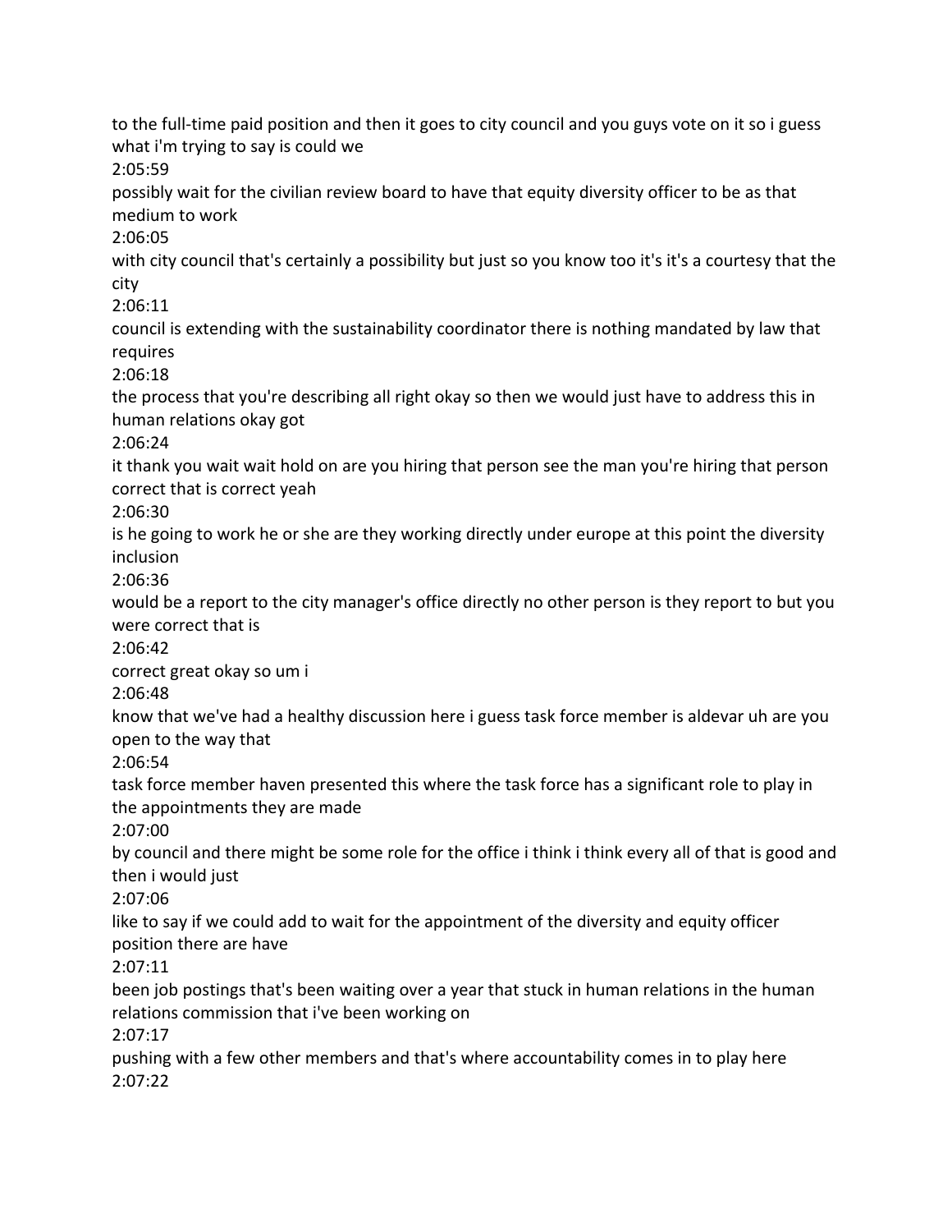to the full-time paid position and then it goes to city council and you guys vote on it so i guess what i'm trying to say is could we

2:05:59

possibly wait for the civilian review board to have that equity diversity officer to be as that medium to work

2:06:05

with city council that's certainly a possibility but just so you know too it's it's a courtesy that the city

2:06:11

council is extending with the sustainability coordinator there is nothing mandated by law that requires

2:06:18

the process that you're describing all right okay so then we would just have to address this in human relations okay got

2:06:24

it thank you wait wait hold on are you hiring that person see the man you're hiring that person correct that is correct yeah

2:06:30

is he going to work he or she are they working directly under europe at this point the diversity inclusion

2:06:36

would be a report to the city manager's office directly no other person is they report to but you were correct that is

2:06:42

correct great okay so um i

2:06:48

know that we've had a healthy discussion here i guess task force member is aldevar uh are you open to the way that

2:06:54

task force member haven presented this where the task force has a significant role to play in the appointments they are made

2:07:00

by council and there might be some role for the office i think i think every all of that is good and then i would just

2:07:06

like to say if we could add to wait for the appointment of the diversity and equity officer position there are have

2:07:11

been job postings that's been waiting over a year that stuck in human relations in the human relations commission that i've been working on

2:07:17

pushing with a few other members and that's where accountability comes in to play here

2:07:22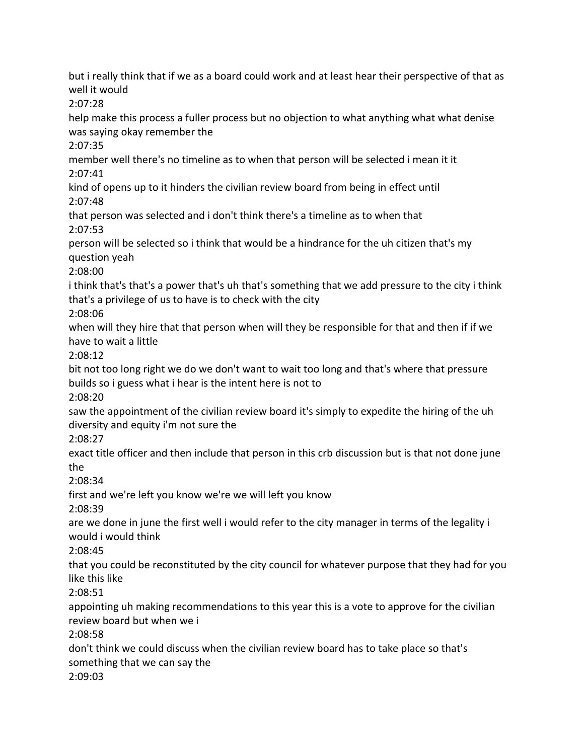but i really think that if we as a board could work and at least hear their perspective of that as well it would

2:07:28

help make this process a fuller process but no objection to what anything what what denise was saying okay remember the

2:07:35

member well there's no timeline as to when that person will be selected i mean it it

2:07:41

kind of opens up to it hinders the civilian review board from being in effect until

2:07:48

that person was selected and i don't think there's a timeline as to when that

2:07:53

person will be selected so i think that would be a hindrance for the uh citizen that's my question yeah

2:08:00

i think that's that's a power that's uh that's something that we add pressure to the city i think that's a privilege of us to have is to check with the city

2:08:06

when will they hire that that person when will they be responsible for that and then if if we have to wait a little

2:08:12

bit not too long right we do we don't want to wait too long and that's where that pressure builds so i guess what i hear is the intent here is not to

2:08:20

saw the appointment of the civilian review board it's simply to expedite the hiring of the uh diversity and equity i'm not sure the

2:08:27

exact title officer and then include that person in this crb discussion but is that not done june the

2:08:34

first and we're left you know we're we will left you know

2:08:39

are we done in june the first well i would refer to the city manager in terms of the legality i would i would think

2:08:45

that you could be reconstituted by the city council for whatever purpose that they had for you like this like

2:08:51

appointing uh making recommendations to this year this is a vote to approve for the civilian review board but when we i

2:08:58

don't think we could discuss when the civilian review board has to take place so that's something that we can say the

2:09:03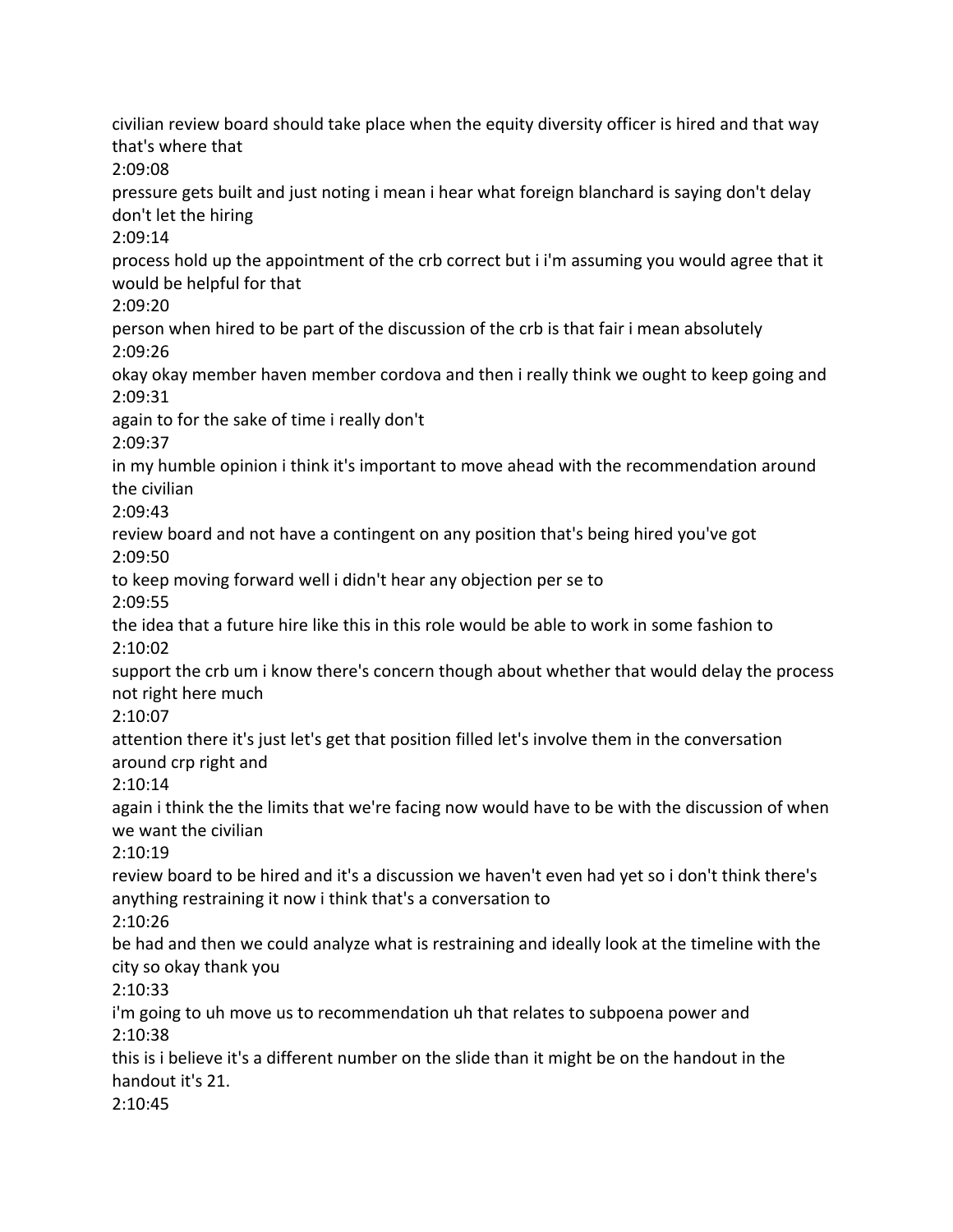civilian review board should take place when the equity diversity officer is hired and that way that's where that

2:09:08

pressure gets built and just noting i mean i hear what foreign blanchard is saying don't delay don't let the hiring

2:09:14

process hold up the appointment of the crb correct but i i'm assuming you would agree that it would be helpful for that

2:09:20

person when hired to be part of the discussion of the crb is that fair i mean absolutely

2:09:26

okay okay member haven member cordova and then i really think we ought to keep going and

2:09:31

again to for the sake of time i really don't

2:09:37

in my humble opinion i think it's important to move ahead with the recommendation around the civilian

2:09:43

review board and not have a contingent on any position that's being hired you've got

2:09:50

to keep moving forward well i didn't hear any objection per se to

2:09:55

the idea that a future hire like this in this role would be able to work in some fashion to

2:10:02

support the crb um i know there's concern though about whether that would delay the process not right here much

2:10:07

attention there it's just let's get that position filled let's involve them in the conversation around crp right and

2:10:14

again i think the the limits that we're facing now would have to be with the discussion of when we want the civilian

2:10:19

review board to be hired and it's a discussion we haven't even had yet so i don't think there's anything restraining it now i think that's a conversation to

2:10:26

be had and then we could analyze what is restraining and ideally look at the timeline with the city so okay thank you

2:10:33

i'm going to uh move us to recommendation uh that relates to subpoena power and

2:10:38

this is i believe it's a different number on the slide than it might be on the handout in the handout it's 21.

2:10:45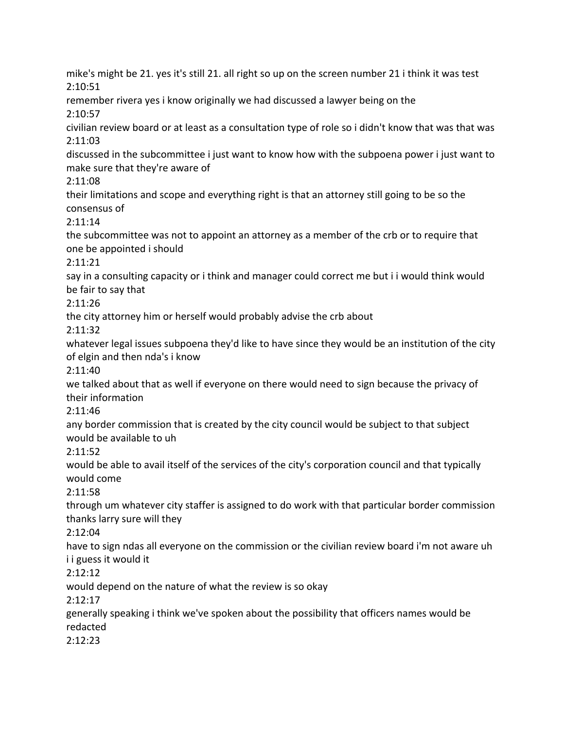mike's might be 21. yes it's still 21. all right so up on the screen number 21 i think it was test
2:10:51
remember rivera yes i know originally we had discussed a lawyer being on the
2:10:57
civilian review board or at least as a consultation type of role so i didn't know that was that was
2:11:03
discussed in the subcommittee i just want to know how with the subpoena power i just want to make sure that they're aware of
2:11:08
their limitations and scope and everything right is that an attorney still going to be so the consensus of
2:11:14
the subcommittee was not to appoint an attorney as a member of the crb or to require that one be appointed i should
2:11:21
say in a consulting capacity or i think and manager could correct me but i i would think would be fair to say that
2:11:26
the city attorney him or herself would probably advise the crb about
2:11:32
whatever legal issues subpoena they'd like to have since they would be an institution of the city of elgin and then nda's i know
2:11:40
we talked about that as well if everyone on there would need to sign because the privacy of their information
2:11:46
any border commission that is created by the city council would be subject to that subject would be available to uh
2:11:52
would be able to avail itself of the services of the city's corporation council and that typically would come
2:11:58
through um whatever city staffer is assigned to do work with that particular border commission thanks larry sure will they
2:12:04
have to sign ndas all everyone on the commission or the civilian review board i'm not aware uh i i guess it would it
2:12:12
would depend on the nature of what the review is so okay
2:12:17
generally speaking i think we've spoken about the possibility that officers names would be redacted
2:12:23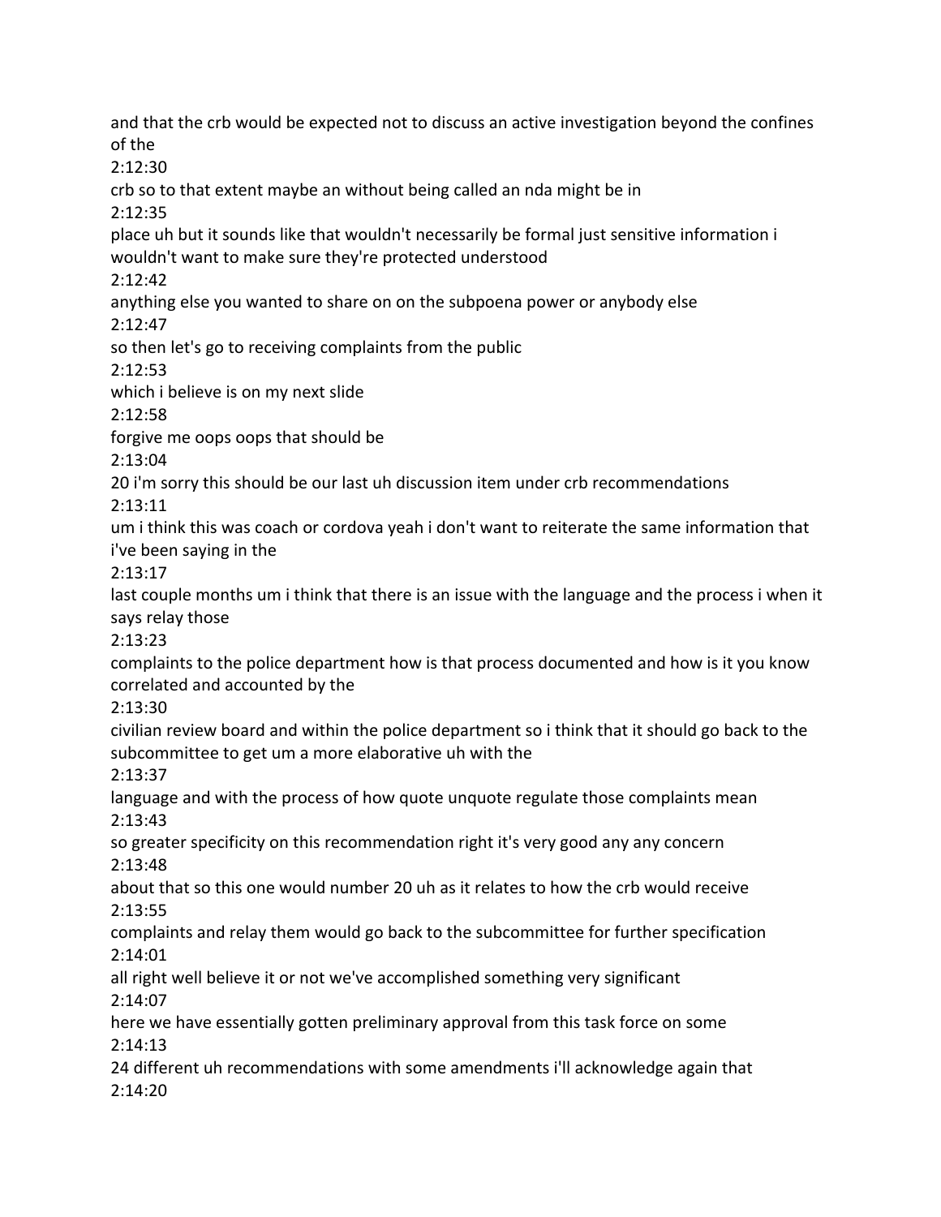and that the crb would be expected not to discuss an active investigation beyond the confines of the

2:12:30

crb so to that extent maybe an without being called an nda might be in

2:12:35

place uh but it sounds like that wouldn't necessarily be formal just sensitive information i wouldn't want to make sure they're protected understood

2:12:42

anything else you wanted to share on on the subpoena power or anybody else

2:12:47

so then let's go to receiving complaints from the public

2:12:53

which i believe is on my next slide

2:12:58

forgive me oops oops that should be

2:13:04

20 i'm sorry this should be our last uh discussion item under crb recommendations

2:13:11

um i think this was coach or cordova yeah i don't want to reiterate the same information that i've been saying in the

2:13:17

last couple months um i think that there is an issue with the language and the process i when it says relay those

2:13:23

complaints to the police department how is that process documented and how is it you know correlated and accounted by the

2:13:30

civilian review board and within the police department so i think that it should go back to the subcommittee to get um a more elaborative uh with the

2:13:37

language and with the process of how quote unquote regulate those complaints mean

2:13:43

so greater specificity on this recommendation right it's very good any any concern

2:13:48

about that so this one would number 20 uh as it relates to how the crb would receive

2:13:55

complaints and relay them would go back to the subcommittee for further specification

2:14:01

all right well believe it or not we've accomplished something very significant

2:14:07

here we have essentially gotten preliminary approval from this task force on some

2:14:13

24 different uh recommendations with some amendments i'll acknowledge again that

2:14:20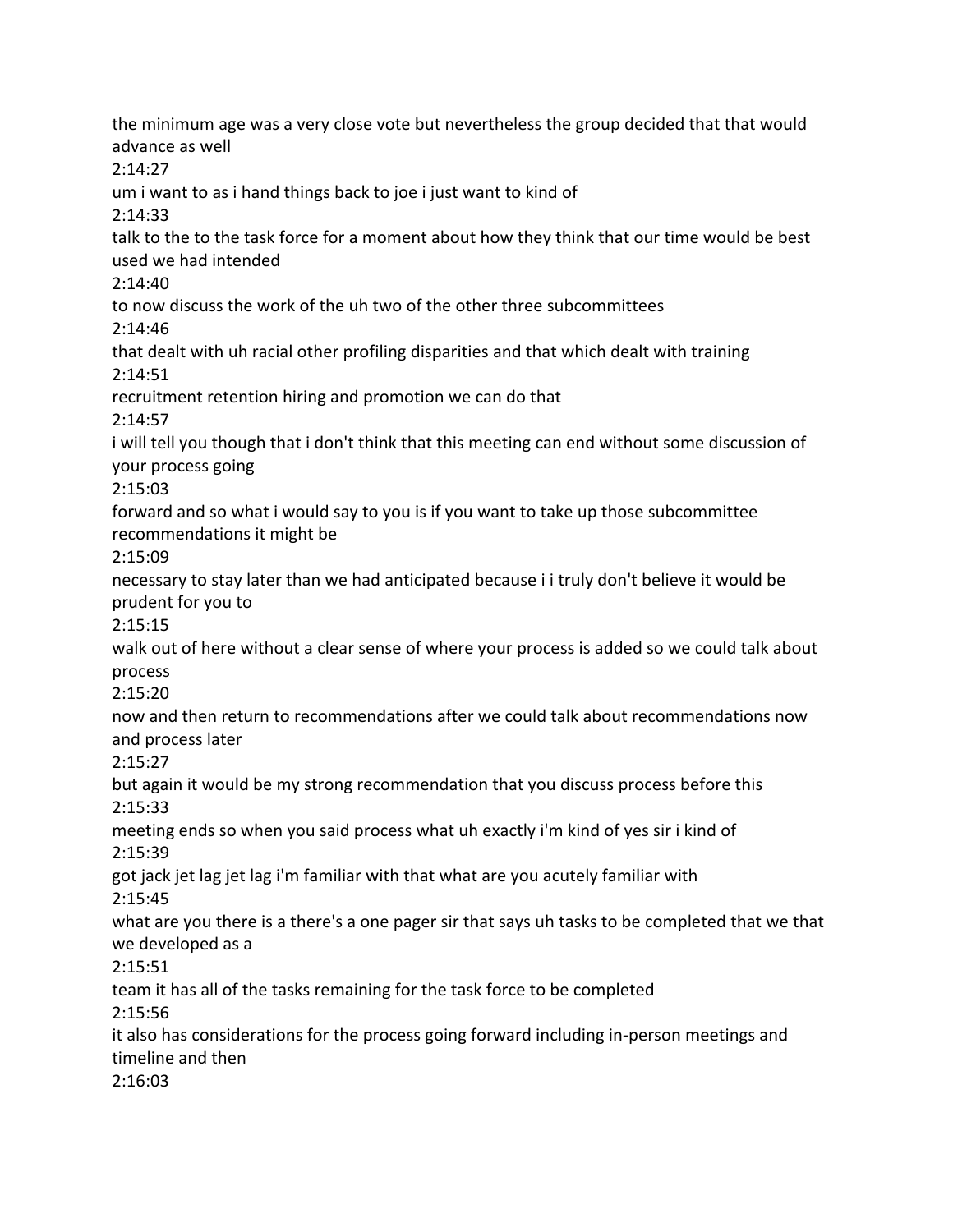the minimum age was a very close vote but nevertheless the group decided that that would advance as well

2:14:27

um i want to as i hand things back to joe i just want to kind of

2:14:33

talk to the to the task force for a moment about how they think that our time would be best used we had intended

2:14:40

to now discuss the work of the uh two of the other three subcommittees

2:14:46

that dealt with uh racial other profiling disparities and that which dealt with training

2:14:51

recruitment retention hiring and promotion we can do that

2:14:57

i will tell you though that i don't think that this meeting can end without some discussion of your process going

2:15:03

forward and so what i would say to you is if you want to take up those subcommittee recommendations it might be

2:15:09

necessary to stay later than we had anticipated because i i truly don't believe it would be prudent for you to

2:15:15

walk out of here without a clear sense of where your process is added so we could talk about process

2:15:20

now and then return to recommendations after we could talk about recommendations now and process later

2:15:27

but again it would be my strong recommendation that you discuss process before this

2:15:33

meeting ends so when you said process what uh exactly i'm kind of yes sir i kind of

2:15:39

got jack jet lag jet lag i'm familiar with that what are you acutely familiar with

2:15:45

what are you there is a there's a one pager sir that says uh tasks to be completed that we that we developed as a

2:15:51

team it has all of the tasks remaining for the task force to be completed

2:15:56

it also has considerations for the process going forward including in-person meetings and timeline and then

2:16:03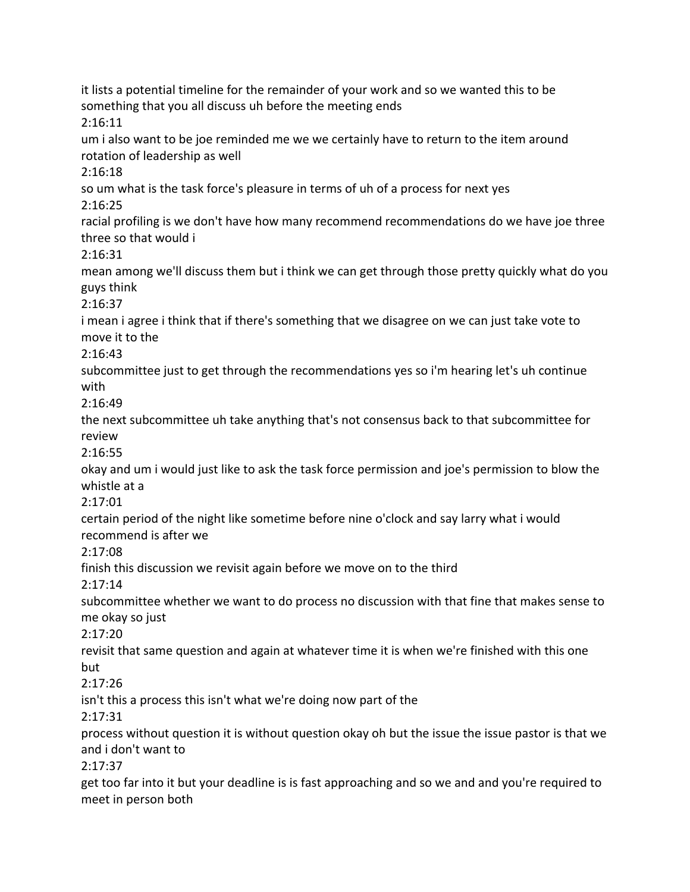it lists a potential timeline for the remainder of your work and so we wanted this to be something that you all discuss uh before the meeting ends

2:16:11

um i also want to be joe reminded me we we certainly have to return to the item around rotation of leadership as well

2:16:18

so um what is the task force's pleasure in terms of uh of a process for next yes

2:16:25

racial profiling is we don't have how many recommend recommendations do we have joe three three so that would i

2:16:31

mean among we'll discuss them but i think we can get through those pretty quickly what do you guys think

2:16:37

i mean i agree i think that if there's something that we disagree on we can just take vote to move it to the

2:16:43

subcommittee just to get through the recommendations yes so i'm hearing let's uh continue with

2:16:49

the next subcommittee uh take anything that's not consensus back to that subcommittee for review

2:16:55

okay and um i would just like to ask the task force permission and joe's permission to blow the whistle at a

2:17:01

certain period of the night like sometime before nine o'clock and say larry what i would recommend is after we

2:17:08

finish this discussion we revisit again before we move on to the third

2:17:14

subcommittee whether we want to do process no discussion with that fine that makes sense to me okay so just

2:17:20

revisit that same question and again at whatever time it is when we're finished with this one but

2:17:26

isn't this a process this isn't what we're doing now part of the

2:17:31

process without question it is without question okay oh but the issue the issue pastor is that we and i don't want to

2:17:37

get too far into it but your deadline is is fast approaching and so we and and you're required to meet in person both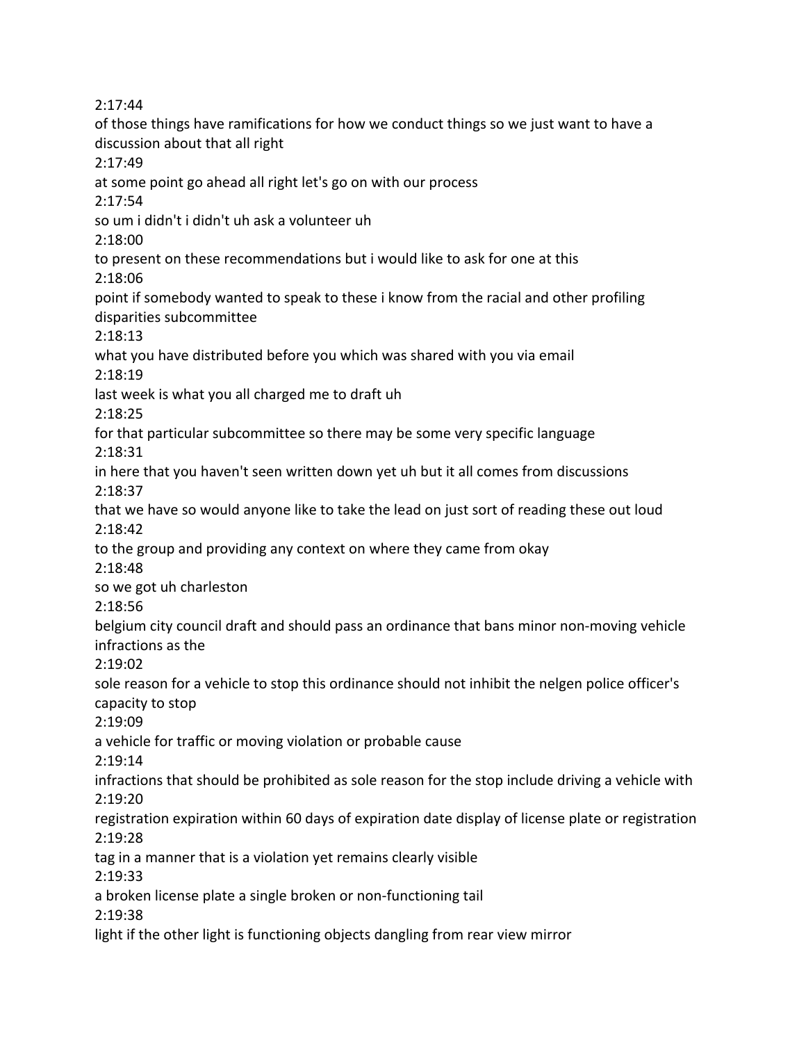2:17:44

of those things have ramifications for how we conduct things so we just want to have a discussion about that all right

2:17:49

at some point go ahead all right let's go on with our process

2:17:54

so um i didn't i didn't uh ask a volunteer uh

2:18:00

to present on these recommendations but i would like to ask for one at this

2:18:06

point if somebody wanted to speak to these i know from the racial and other profiling disparities subcommittee

2:18:13

what you have distributed before you which was shared with you via email

2:18:19

last week is what you all charged me to draft uh

2:18:25

for that particular subcommittee so there may be some very specific language

2:18:31

in here that you haven't seen written down yet uh but it all comes from discussions

2:18:37

that we have so would anyone like to take the lead on just sort of reading these out loud

2:18:42

to the group and providing any context on where they came from okay

2:18:48

so we got uh charleston

2:18:56

belgium city council draft and should pass an ordinance that bans minor non-moving vehicle infractions as the

2:19:02

sole reason for a vehicle to stop this ordinance should not inhibit the nelgen police officer's capacity to stop

2:19:09

a vehicle for traffic or moving violation or probable cause

2:19:14

infractions that should be prohibited as sole reason for the stop include driving a vehicle with

2:19:20

registration expiration within 60 days of expiration date display of license plate or registration

2:19:28

tag in a manner that is a violation yet remains clearly visible

2:19:33

a broken license plate a single broken or non-functioning tail

2:19:38

light if the other light is functioning objects dangling from rear view mirror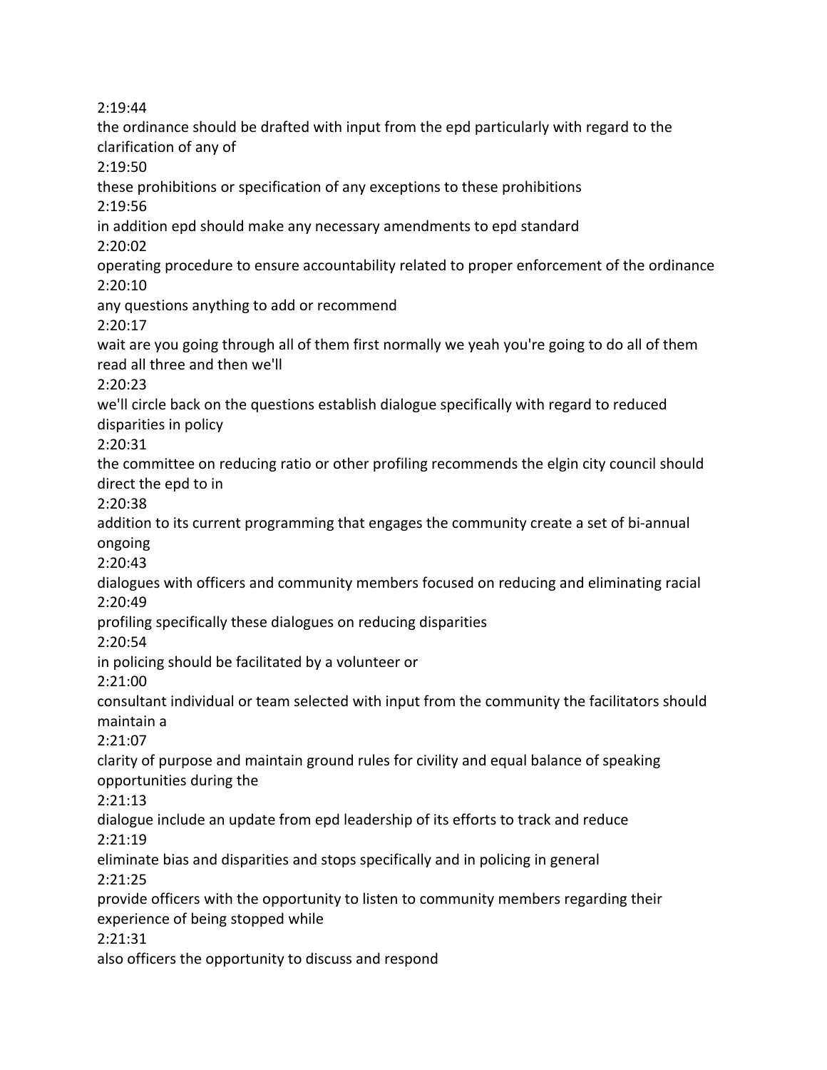2:19:44

the ordinance should be drafted with input from the epd particularly with regard to the clarification of any of

2:19:50

these prohibitions or specification of any exceptions to these prohibitions

2:19:56

in addition epd should make any necessary amendments to epd standard

2:20:02

operating procedure to ensure accountability related to proper enforcement of the ordinance

2:20:10

any questions anything to add or recommend

2:20:17

wait are you going through all of them first normally we yeah you're going to do all of them read all three and then we'll

2:20:23

we'll circle back on the questions establish dialogue specifically with regard to reduced disparities in policy

2:20:31

the committee on reducing ratio or other profiling recommends the elgin city council should direct the epd to in

2:20:38

addition to its current programming that engages the community create a set of bi-annual ongoing

2:20:43

dialogues with officers and community members focused on reducing and eliminating racial

2:20:49

profiling specifically these dialogues on reducing disparities

2:20:54

in policing should be facilitated by a volunteer or

2:21:00

consultant individual or team selected with input from the community the facilitators should maintain a

2:21:07

clarity of purpose and maintain ground rules for civility and equal balance of speaking opportunities during the

2:21:13

dialogue include an update from epd leadership of its efforts to track and reduce

2:21:19

eliminate bias and disparities and stops specifically and in policing in general

2:21:25

provide officers with the opportunity to listen to community members regarding their experience of being stopped while

2:21:31

also officers the opportunity to discuss and respond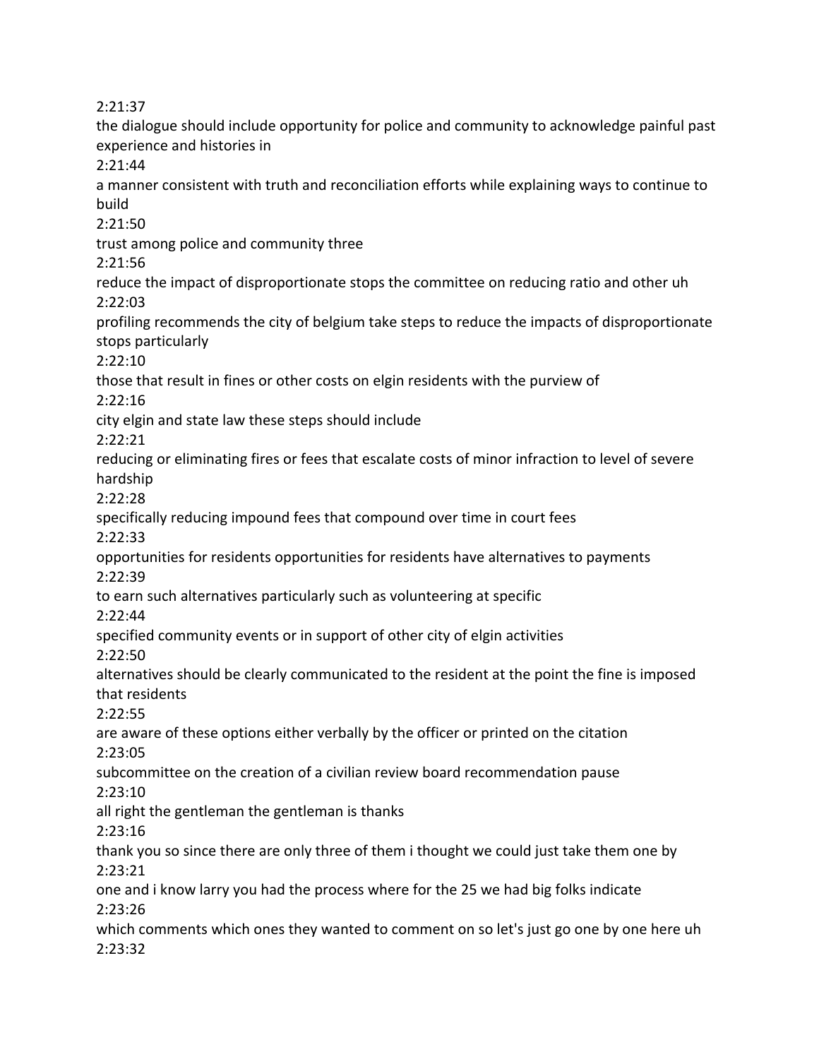2:21:37

the dialogue should include opportunity for police and community to acknowledge painful past experience and histories in

2:21:44

a manner consistent with truth and reconciliation efforts while explaining ways to continue to build

2:21:50

trust among police and community three

2:21:56

reduce the impact of disproportionate stops the committee on reducing ratio and other uh

2:22:03

profiling recommends the city of belgium take steps to reduce the impacts of disproportionate stops particularly

2:22:10

those that result in fines or other costs on elgin residents with the purview of

2:22:16

city elgin and state law these steps should include

2:22:21

reducing or eliminating fires or fees that escalate costs of minor infraction to level of severe hardship

2:22:28

specifically reducing impound fees that compound over time in court fees

2:22:33

opportunities for residents opportunities for residents have alternatives to payments

2:22:39

to earn such alternatives particularly such as volunteering at specific

2:22:44

specified community events or in support of other city of elgin activities

2:22:50

alternatives should be clearly communicated to the resident at the point the fine is imposed that residents

2:22:55

are aware of these options either verbally by the officer or printed on the citation

2:23:05

subcommittee on the creation of a civilian review board recommendation pause

2:23:10

all right the gentleman the gentleman is thanks

2:23:16

thank you so since there are only three of them i thought we could just take them one by

2:23:21

one and i know larry you had the process where for the 25 we had big folks indicate

2:23:26

which comments which ones they wanted to comment on so let's just go one by one here uh

2:23:32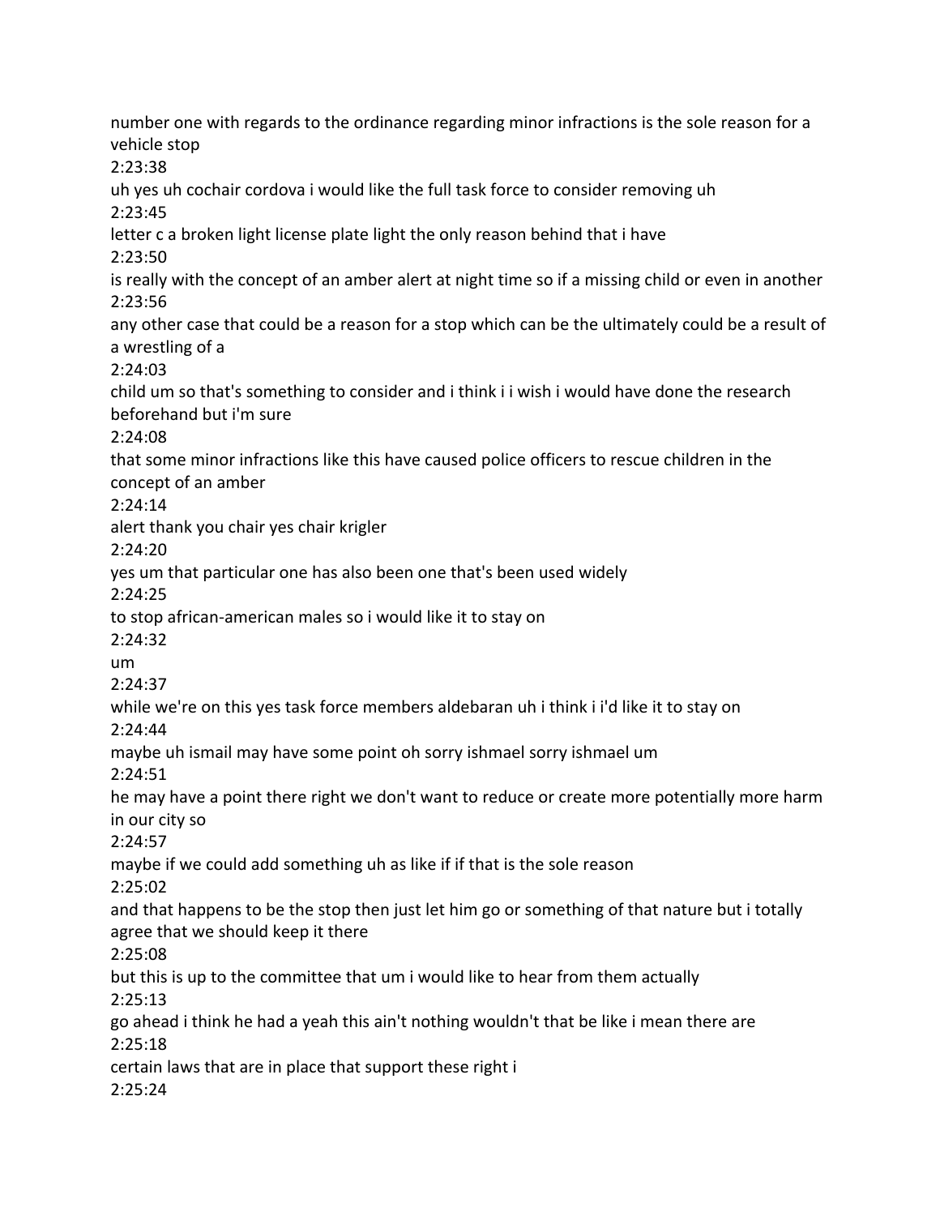number one with regards to the ordinance regarding minor infractions is the sole reason for a vehicle stop

2:23:38

uh yes uh cochair cordova i would like the full task force to consider removing uh

2:23:45

letter c a broken light license plate light the only reason behind that i have

2:23:50

is really with the concept of an amber alert at night time so if a missing child or even in another

2:23:56

any other case that could be a reason for a stop which can be the ultimately could be a result of a wrestling of a

2:24:03

child um so that's something to consider and i think i i wish i would have done the research beforehand but i'm sure

2:24:08

that some minor infractions like this have caused police officers to rescue children in the concept of an amber

2:24:14

alert thank you chair yes chair krigler

2:24:20

yes um that particular one has also been one that's been used widely

2:24:25

to stop african-american males so i would like it to stay on

2:24:32

um

2:24:37

while we're on this yes task force members aldebaran uh i think i i'd like it to stay on

2:24:44

maybe uh ismail may have some point oh sorry ishmael sorry ishmael um

2:24:51

he may have a point there right we don't want to reduce or create more potentially more harm in our city so

2:24:57

maybe if we could add something uh as like if if that is the sole reason

2:25:02

and that happens to be the stop then just let him go or something of that nature but i totally agree that we should keep it there

2:25:08

but this is up to the committee that um i would like to hear from them actually

2:25:13

go ahead i think he had a yeah this ain't nothing wouldn't that be like i mean there are

2:25:18

certain laws that are in place that support these right i

2:25:24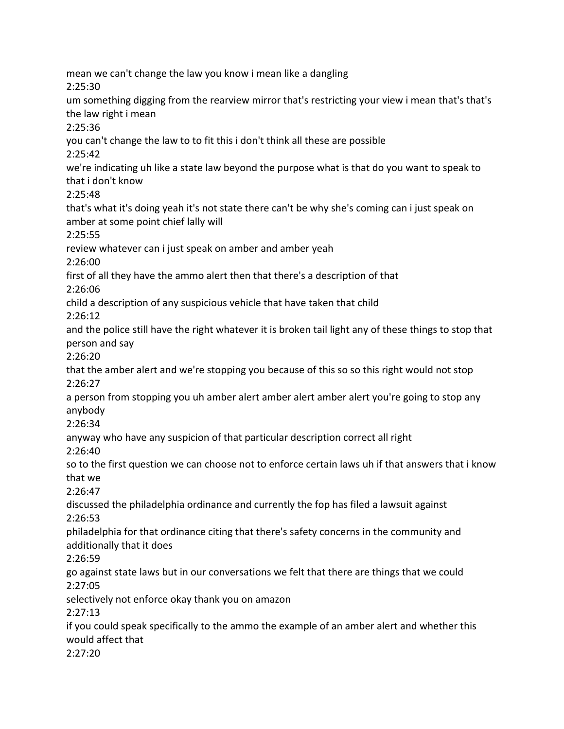mean we can't change the law you know i mean like a dangling

2:25:30

um something digging from the rearview mirror that's restricting your view i mean that's that's the law right i mean

2:25:36

you can't change the law to to fit this i don't think all these are possible

2:25:42

we're indicating uh like a state law beyond the purpose what is that do you want to speak to that i don't know

2:25:48

that's what it's doing yeah it's not state there can't be why she's coming can i just speak on amber at some point chief lally will

2:25:55

review whatever can i just speak on amber and amber yeah

2:26:00

first of all they have the ammo alert then that there's a description of that

2:26:06

child a description of any suspicious vehicle that have taken that child

2:26:12

and the police still have the right whatever it is broken tail light any of these things to stop that person and say

2:26:20

that the amber alert and we're stopping you because of this so so this right would not stop

2:26:27

a person from stopping you uh amber alert amber alert amber alert you're going to stop any anybody

2:26:34

anyway who have any suspicion of that particular description correct all right

2:26:40

so to the first question we can choose not to enforce certain laws uh if that answers that i know that we

2:26:47

discussed the philadelphia ordinance and currently the fop has filed a lawsuit against

2:26:53

philadelphia for that ordinance citing that there's safety concerns in the community and additionally that it does

2:26:59

go against state laws but in our conversations we felt that there are things that we could

2:27:05

selectively not enforce okay thank you on amazon

2:27:13

if you could speak specifically to the ammo the example of an amber alert and whether this would affect that

2:27:20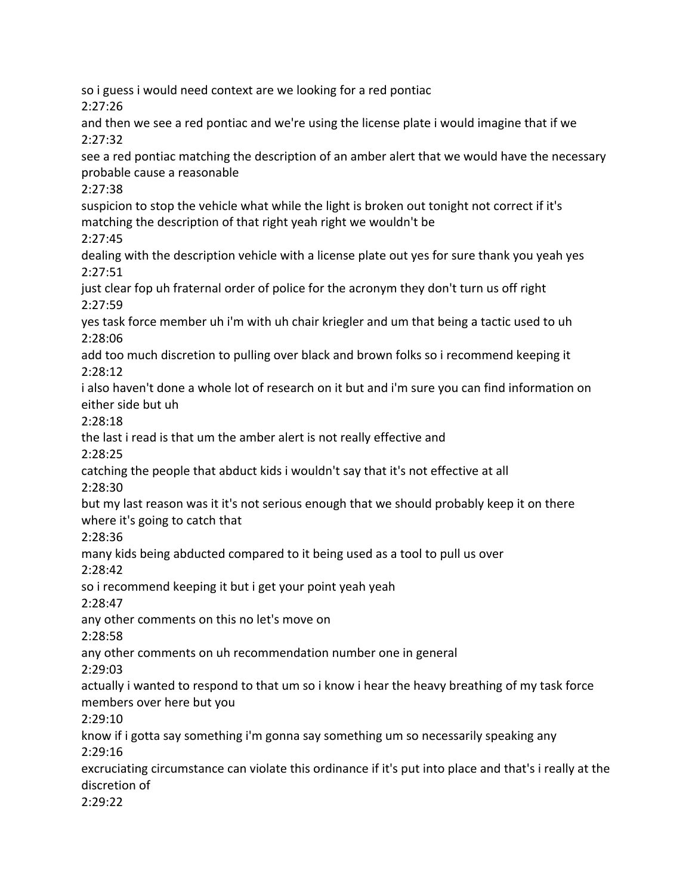so i guess i would need context are we looking for a red pontiac

2:27:26

and then we see a red pontiac and we're using the license plate i would imagine that if we

2:27:32

see a red pontiac matching the description of an amber alert that we would have the necessary probable cause a reasonable

2:27:38

suspicion to stop the vehicle what while the light is broken out tonight not correct if it's matching the description of that right yeah right we wouldn't be

2:27:45

dealing with the description vehicle with a license plate out yes for sure thank you yeah yes

2:27:51

just clear fop uh fraternal order of police for the acronym they don't turn us off right

2:27:59

yes task force member uh i'm with uh chair kriegler and um that being a tactic used to uh

2:28:06

add too much discretion to pulling over black and brown folks so i recommend keeping it

2:28:12

i also haven't done a whole lot of research on it but and i'm sure you can find information on either side but uh

2:28:18

the last i read is that um the amber alert is not really effective and

2:28:25

catching the people that abduct kids i wouldn't say that it's not effective at all

2:28:30

but my last reason was it it's not serious enough that we should probably keep it on there where it's going to catch that

2:28:36

many kids being abducted compared to it being used as a tool to pull us over

2:28:42

so i recommend keeping it but i get your point yeah yeah

2:28:47

any other comments on this no let's move on

2:28:58

any other comments on uh recommendation number one in general

2:29:03

actually i wanted to respond to that um so i know i hear the heavy breathing of my task force members over here but you

2:29:10

know if i gotta say something i'm gonna say something um so necessarily speaking any

2:29:16

excruciating circumstance can violate this ordinance if it's put into place and that's i really at the discretion of

2:29:22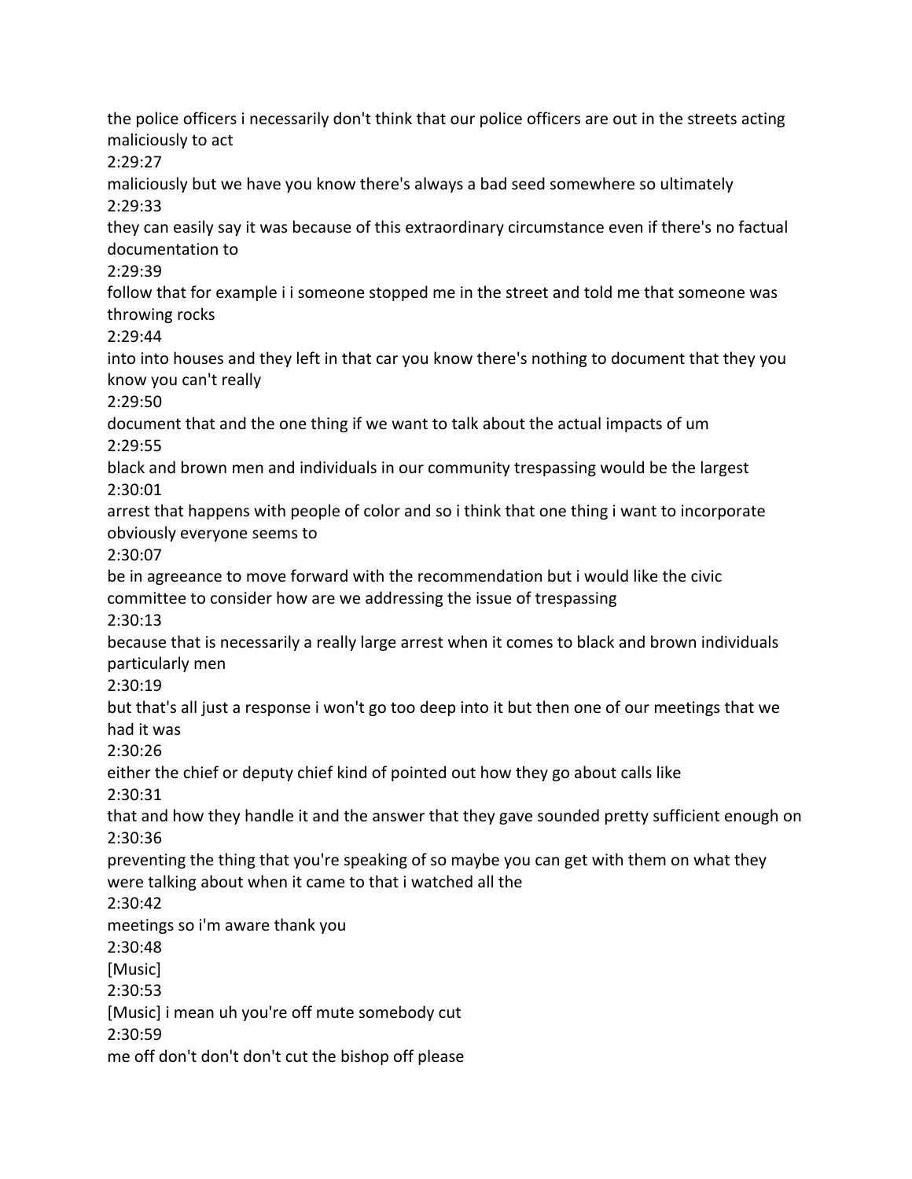the police officers i necessarily don't think that our police officers are out in the streets acting maliciously to act

2:29:27

maliciously but we have you know there's always a bad seed somewhere so ultimately

2:29:33

they can easily say it was because of this extraordinary circumstance even if there's no factual documentation to

2:29:39

follow that for example i i someone stopped me in the street and told me that someone was throwing rocks

2:29:44

into into houses and they left in that car you know there's nothing to document that they you know you can't really

2:29:50

document that and the one thing if we want to talk about the actual impacts of um

2:29:55

black and brown men and individuals in our community trespassing would be the largest

2:30:01

arrest that happens with people of color and so i think that one thing i want to incorporate obviously everyone seems to

2:30:07

be in agreeance to move forward with the recommendation but i would like the civic committee to consider how are we addressing the issue of trespassing

2:30:13

because that is necessarily a really large arrest when it comes to black and brown individuals particularly men

2:30:19

but that's all just a response i won't go too deep into it but then one of our meetings that we had it was

2:30:26

either the chief or deputy chief kind of pointed out how they go about calls like

2:30:31

that and how they handle it and the answer that they gave sounded pretty sufficient enough on

2:30:36

preventing the thing that you're speaking of so maybe you can get with them on what they were talking about when it came to that i watched all the

2:30:42

meetings so i'm aware thank you

2:30:48

[Music]

2:30:53

[Music] i mean uh you're off mute somebody cut

2:30:59

me off don't don't don't cut the bishop off please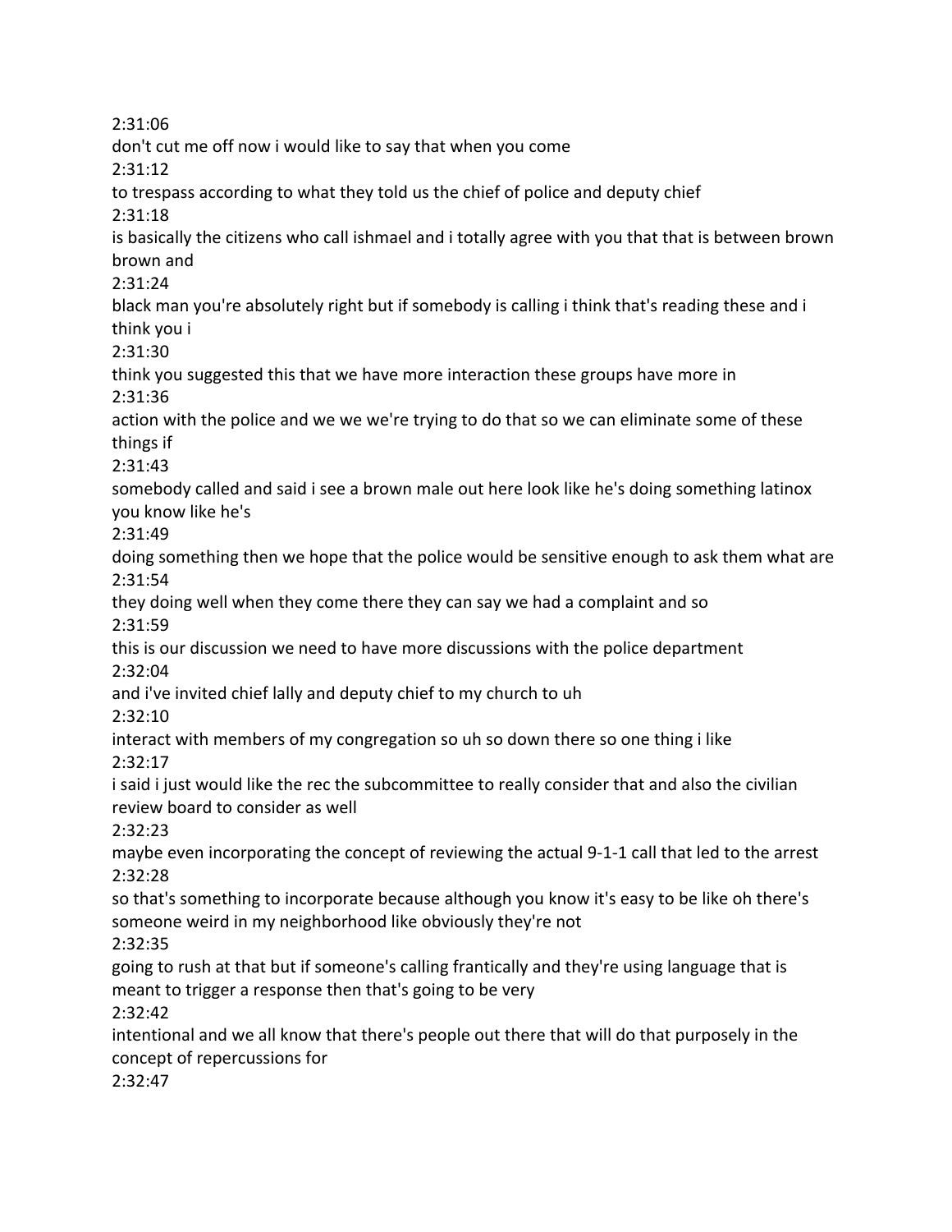2:31:06

don't cut me off now i would like to say that when you come

2:31:12

to trespass according to what they told us the chief of police and deputy chief

2:31:18

is basically the citizens who call ishmael and i totally agree with you that that is between brown brown and

2:31:24

black man you're absolutely right but if somebody is calling i think that's reading these and i think you i

2:31:30

think you suggested this that we have more interaction these groups have more in

2:31:36

action with the police and we we we're trying to do that so we can eliminate some of these things if

2:31:43

somebody called and said i see a brown male out here look like he's doing something latinox you know like he's

2:31:49

doing something then we hope that the police would be sensitive enough to ask them what are

2:31:54

they doing well when they come there they can say we had a complaint and so

2:31:59

this is our discussion we need to have more discussions with the police department

2:32:04

and i've invited chief lally and deputy chief to my church to uh

2:32:10

interact with members of my congregation so uh so down there so one thing i like

2:32:17

i said i just would like the rec the subcommittee to really consider that and also the civilian review board to consider as well

2:32:23

maybe even incorporating the concept of reviewing the actual 9-1-1 call that led to the arrest

2:32:28

so that's something to incorporate because although you know it's easy to be like oh there's someone weird in my neighborhood like obviously they're not

2:32:35

going to rush at that but if someone's calling frantically and they're using language that is meant to trigger a response then that's going to be very

2:32:42

intentional and we all know that there's people out there that will do that purposely in the concept of repercussions for

2:32:47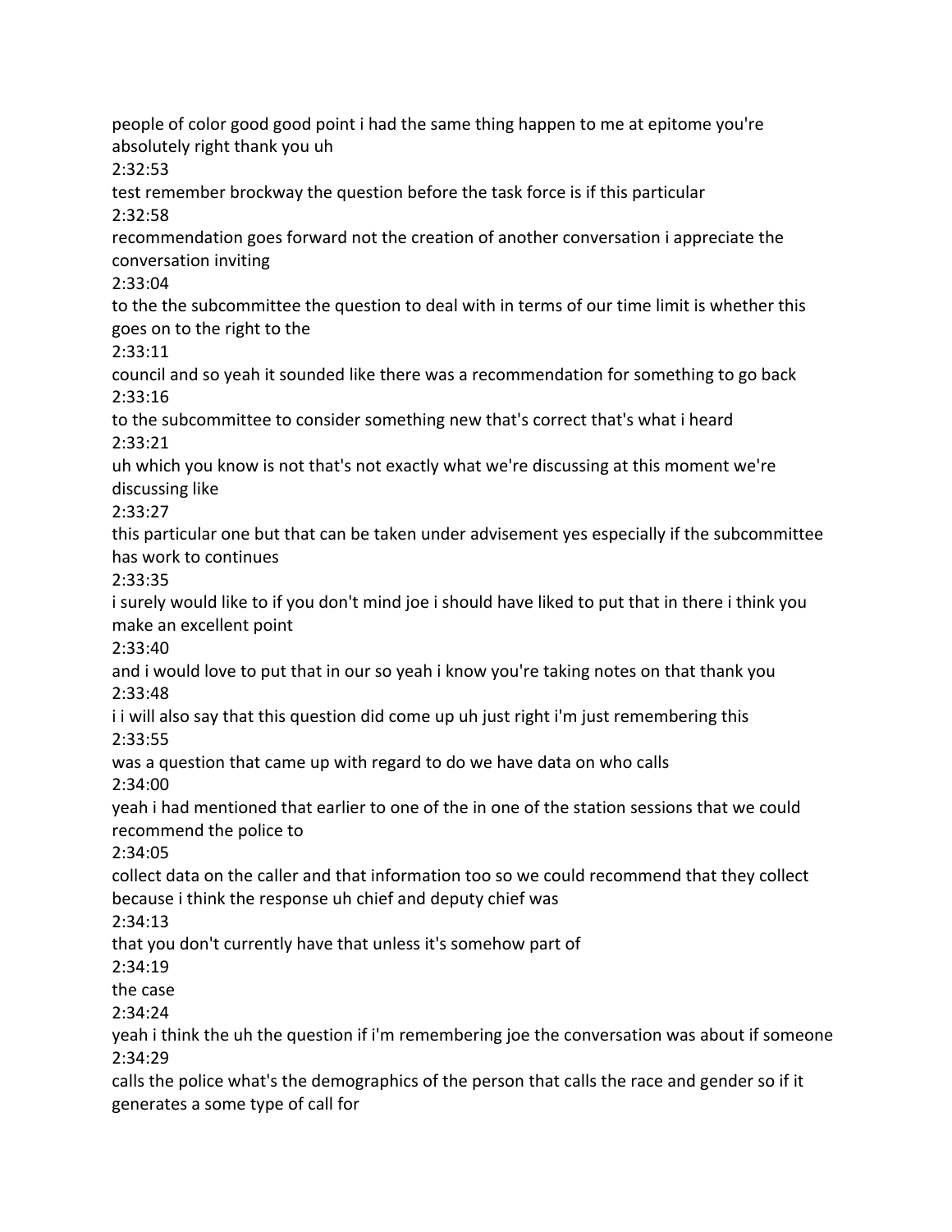people of color good good point i had the same thing happen to me at epitome you're absolutely right thank you uh

2:32:53

test remember brockway the question before the task force is if this particular

2:32:58

recommendation goes forward not the creation of another conversation i appreciate the conversation inviting

2:33:04

to the the subcommittee the question to deal with in terms of our time limit is whether this goes on to the right to the

2:33:11

council and so yeah it sounded like there was a recommendation for something to go back

2:33:16

to the subcommittee to consider something new that's correct that's what i heard

2:33:21

uh which you know is not that's not exactly what we're discussing at this moment we're discussing like

2:33:27

this particular one but that can be taken under advisement yes especially if the subcommittee has work to continues

2:33:35

i surely would like to if you don't mind joe i should have liked to put that in there i think you make an excellent point

2:33:40

and i would love to put that in our so yeah i know you're taking notes on that thank you

2:33:48

i i will also say that this question did come up uh just right i'm just remembering this

2:33:55

was a question that came up with regard to do we have data on who calls

2:34:00

yeah i had mentioned that earlier to one of the in one of the station sessions that we could recommend the police to

2:34:05

collect data on the caller and that information too so we could recommend that they collect because i think the response uh chief and deputy chief was

2:34:13

that you don't currently have that unless it's somehow part of

2:34:19

the case

2:34:24

yeah i think the uh the question if i'm remembering joe the conversation was about if someone

2:34:29

calls the police what's the demographics of the person that calls the race and gender so if it generates a some type of call for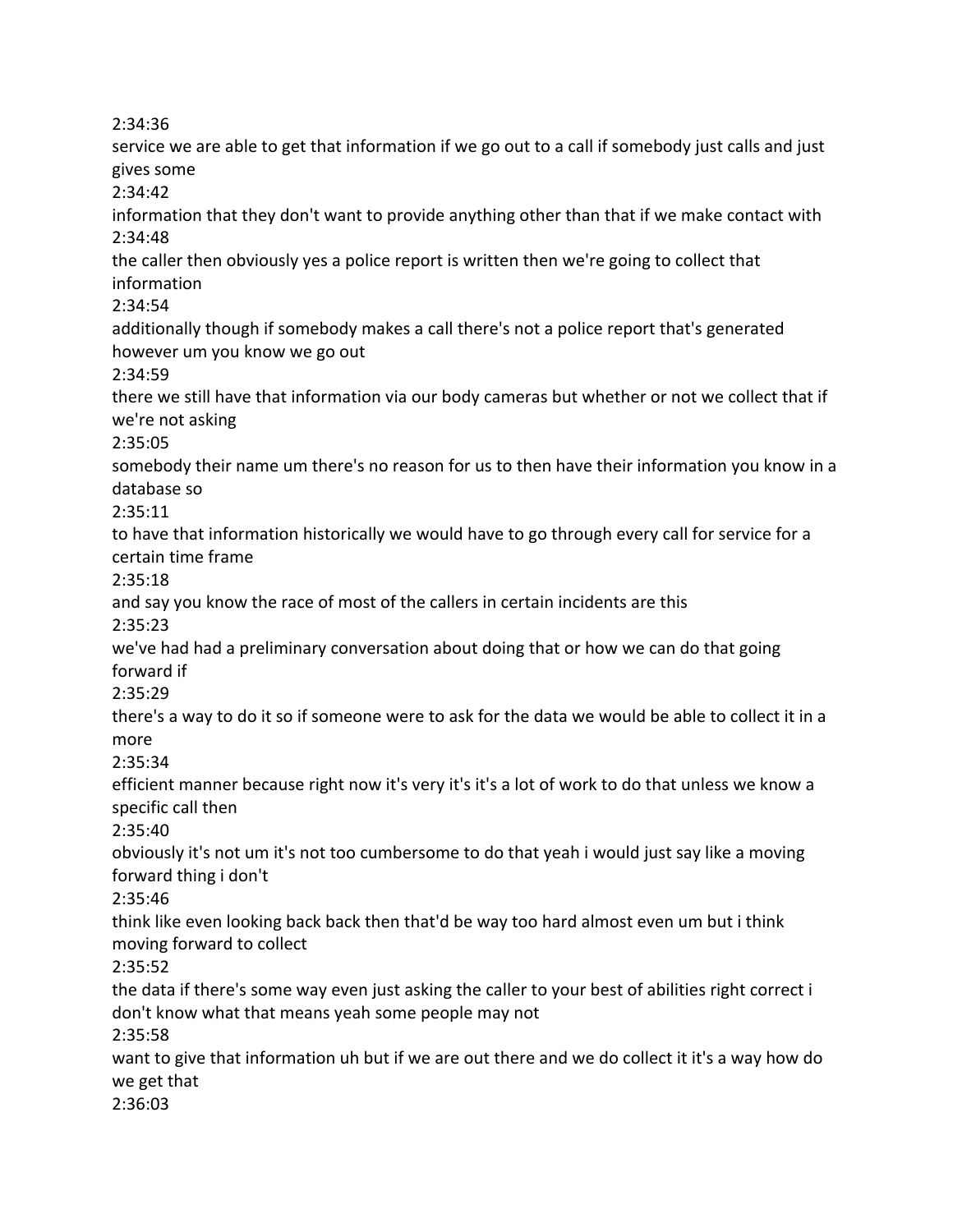2:34:36

service we are able to get that information if we go out to a call if somebody just calls and just gives some

2:34:42

information that they don't want to provide anything other than that if we make contact with

2:34:48

the caller then obviously yes a police report is written then we're going to collect that information

2:34:54

additionally though if somebody makes a call there's not a police report that's generated however um you know we go out

2:34:59

there we still have that information via our body cameras but whether or not we collect that if we're not asking

2:35:05

somebody their name um there's no reason for us to then have their information you know in a database so

2:35:11

to have that information historically we would have to go through every call for service for a certain time frame

2:35:18

and say you know the race of most of the callers in certain incidents are this

2:35:23

we've had had a preliminary conversation about doing that or how we can do that going forward if

2:35:29

there's a way to do it so if someone were to ask for the data we would be able to collect it in a more

2:35:34

efficient manner because right now it's very it's it's a lot of work to do that unless we know a specific call then

2:35:40

obviously it's not um it's not too cumbersome to do that yeah i would just say like a moving forward thing i don't

2:35:46

think like even looking back back then that'd be way too hard almost even um but i think moving forward to collect

2:35:52

the data if there's some way even just asking the caller to your best of abilities right correct i don't know what that means yeah some people may not

2:35:58

want to give that information uh but if we are out there and we do collect it it's a way how do we get that

2:36:03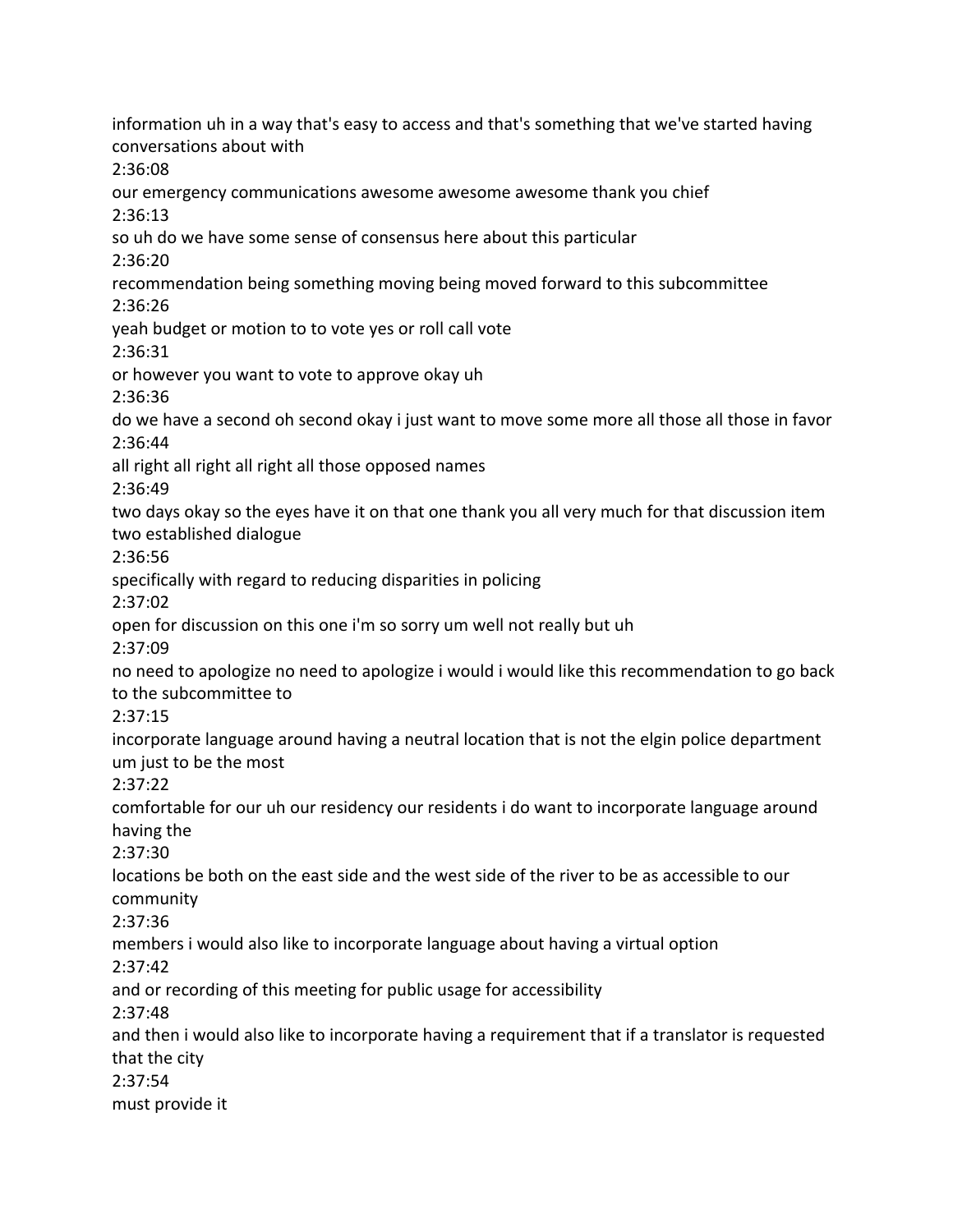information uh in a way that's easy to access and that's something that we've started having conversations about with

2:36:08

our emergency communications awesome awesome awesome thank you chief

2:36:13

so uh do we have some sense of consensus here about this particular

2:36:20

recommendation being something moving being moved forward to this subcommittee

2:36:26

yeah budget or motion to to vote yes or roll call vote

2:36:31

or however you want to vote to approve okay uh

2:36:36

do we have a second oh second okay i just want to move some more all those all those in favor

2:36:44

all right all right all right all those opposed names

2:36:49

two days okay so the eyes have it on that one thank you all very much for that discussion item two established dialogue

2:36:56

specifically with regard to reducing disparities in policing

2:37:02

open for discussion on this one i'm so sorry um well not really but uh

2:37:09

no need to apologize no need to apologize i would i would like this recommendation to go back to the subcommittee to

2:37:15

incorporate language around having a neutral location that is not the elgin police department um just to be the most

2:37:22

comfortable for our uh our residency our residents i do want to incorporate language around having the

2:37:30

locations be both on the east side and the west side of the river to be as accessible to our community

2:37:36

members i would also like to incorporate language about having a virtual option

2:37:42

and or recording of this meeting for public usage for accessibility

2:37:48

and then i would also like to incorporate having a requirement that if a translator is requested that the city

2:37:54

must provide it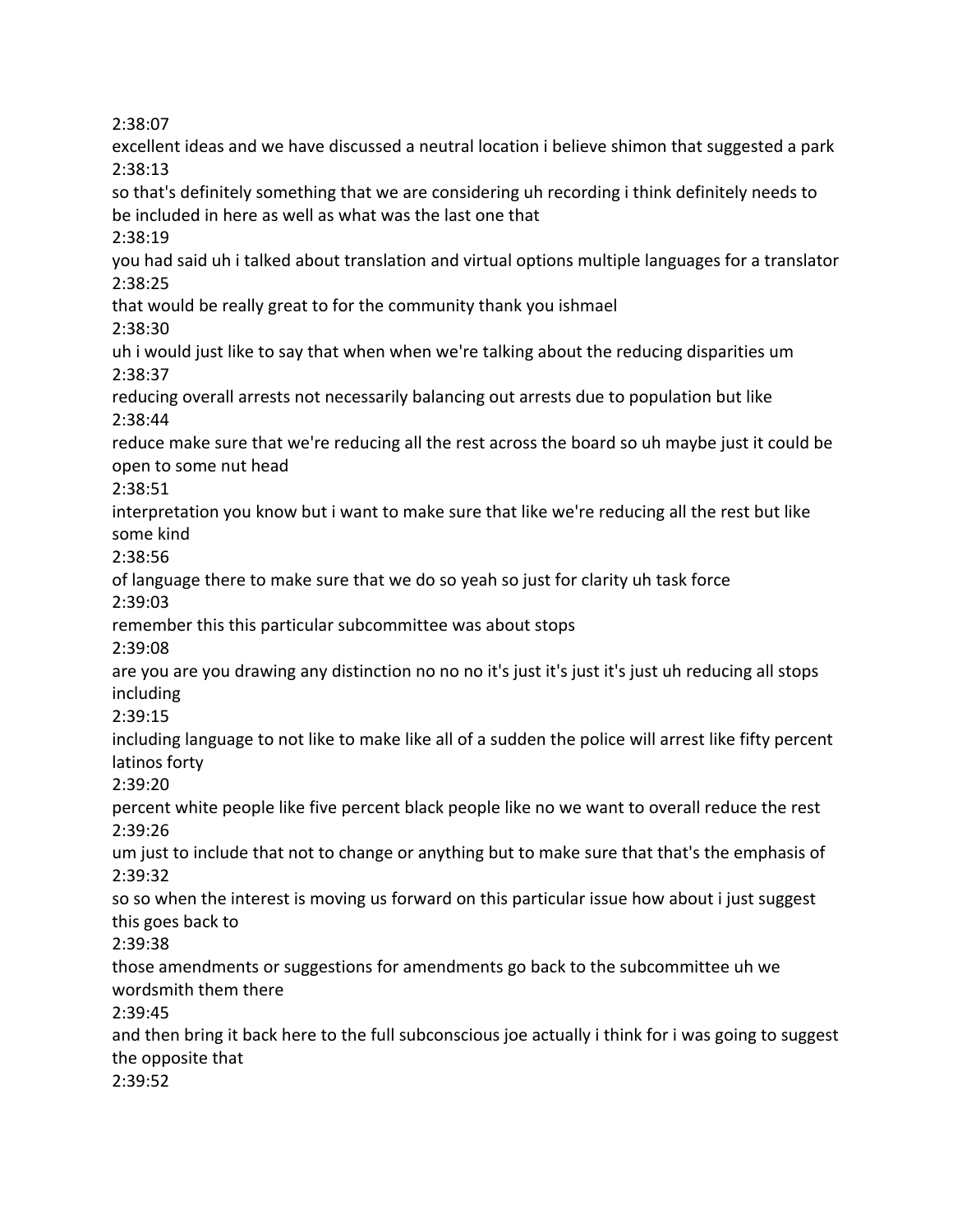2:38:07

excellent ideas and we have discussed a neutral location i believe shimon that suggested a park

2:38:13

so that's definitely something that we are considering uh recording i think definitely needs to be included in here as well as what was the last one that

2:38:19

you had said uh i talked about translation and virtual options multiple languages for a translator

2:38:25

that would be really great to for the community thank you ishmael

2:38:30

uh i would just like to say that when when we're talking about the reducing disparities um

2:38:37

reducing overall arrests not necessarily balancing out arrests due to population but like

2:38:44

reduce make sure that we're reducing all the rest across the board so uh maybe just it could be open to some nut head

2:38:51

interpretation you know but i want to make sure that like we're reducing all the rest but like some kind

2:38:56

of language there to make sure that we do so yeah so just for clarity uh task force

2:39:03

remember this this particular subcommittee was about stops

2:39:08

are you are you drawing any distinction no no no it's just it's just it's just uh reducing all stops including

2:39:15

including language to not like to make like all of a sudden the police will arrest like fifty percent latinos forty

2:39:20

percent white people like five percent black people like no we want to overall reduce the rest

2:39:26

um just to include that not to change or anything but to make sure that that's the emphasis of

2:39:32

so so when the interest is moving us forward on this particular issue how about i just suggest this goes back to

2:39:38

those amendments or suggestions for amendments go back to the subcommittee uh we wordsmith them there

2:39:45

and then bring it back here to the full subconscious joe actually i think for i was going to suggest the opposite that

2:39:52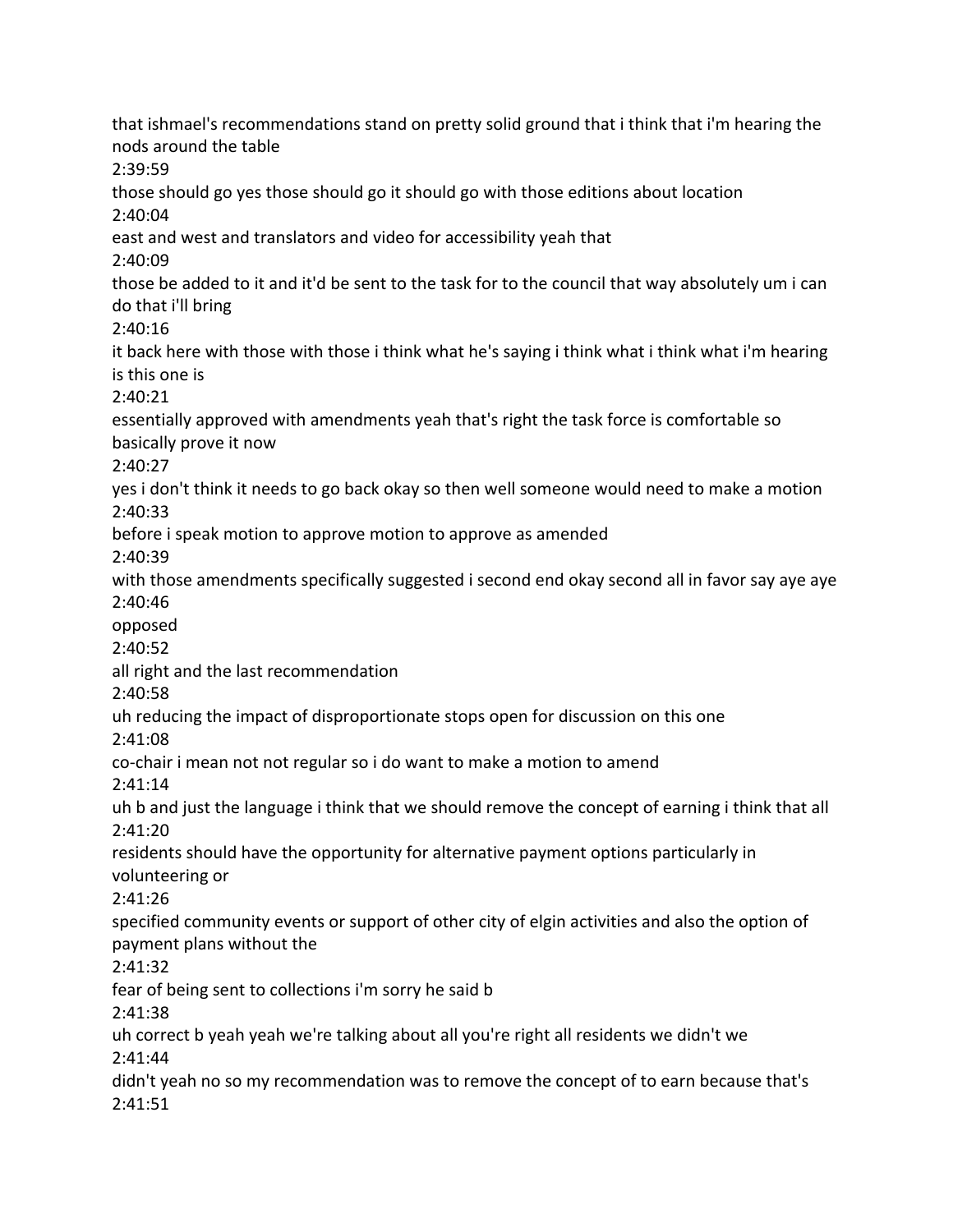that ishmael's recommendations stand on pretty solid ground that i think that i'm hearing the nods around the table

2:39:59

those should go yes those should go it should go with those editions about location

2:40:04

east and west and translators and video for accessibility yeah that

2:40:09

those be added to it and it'd be sent to the task for to the council that way absolutely um i can do that i'll bring

2:40:16

it back here with those with those i think what he's saying i think what i think what i'm hearing is this one is

2:40:21

essentially approved with amendments yeah that's right the task force is comfortable so basically prove it now

2:40:27

yes i don't think it needs to go back okay so then well someone would need to make a motion

2:40:33

before i speak motion to approve motion to approve as amended

2:40:39

with those amendments specifically suggested i second end okay second all in favor say aye aye

2:40:46

opposed

2:40:52

all right and the last recommendation

2:40:58

uh reducing the impact of disproportionate stops open for discussion on this one

2:41:08

co-chair i mean not not regular so i do want to make a motion to amend

2:41:14

uh b and just the language i think that we should remove the concept of earning i think that all

2:41:20

residents should have the opportunity for alternative payment options particularly in volunteering or

2:41:26

specified community events or support of other city of elgin activities and also the option of payment plans without the

2:41:32

fear of being sent to collections i'm sorry he said b

2:41:38

uh correct b yeah yeah we're talking about all you're right all residents we didn't we

2:41:44

didn't yeah no so my recommendation was to remove the concept of to earn because that's

2:41:51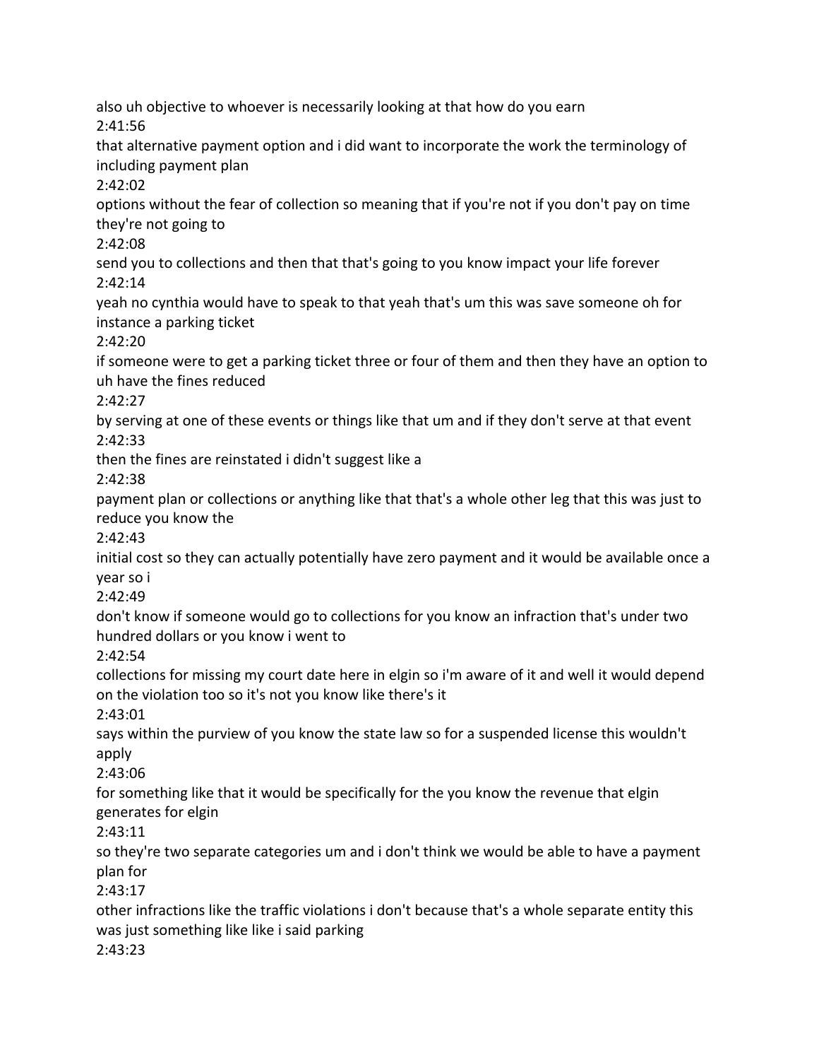also uh objective to whoever is necessarily looking at that how do you earn

2:41:56

that alternative payment option and i did want to incorporate the work the terminology of including payment plan

2:42:02

options without the fear of collection so meaning that if you're not if you don't pay on time they're not going to

2:42:08

send you to collections and then that that's going to you know impact your life forever

2:42:14

yeah no cynthia would have to speak to that yeah that's um this was save someone oh for instance a parking ticket

2:42:20

if someone were to get a parking ticket three or four of them and then they have an option to uh have the fines reduced

2:42:27

by serving at one of these events or things like that um and if they don't serve at that event

2:42:33

then the fines are reinstated i didn't suggest like a

2:42:38

payment plan or collections or anything like that that's a whole other leg that this was just to reduce you know the

2:42:43

initial cost so they can actually potentially have zero payment and it would be available once a year so i

2:42:49

don't know if someone would go to collections for you know an infraction that's under two hundred dollars or you know i went to

2:42:54

collections for missing my court date here in elgin so i'm aware of it and well it would depend on the violation too so it's not you know like there's it

2:43:01

says within the purview of you know the state law so for a suspended license this wouldn't apply

2:43:06

for something like that it would be specifically for the you know the revenue that elgin generates for elgin

2:43:11

so they're two separate categories um and i don't think we would be able to have a payment plan for

2:43:17

other infractions like the traffic violations i don't because that's a whole separate entity this was just something like like i said parking

2:43:23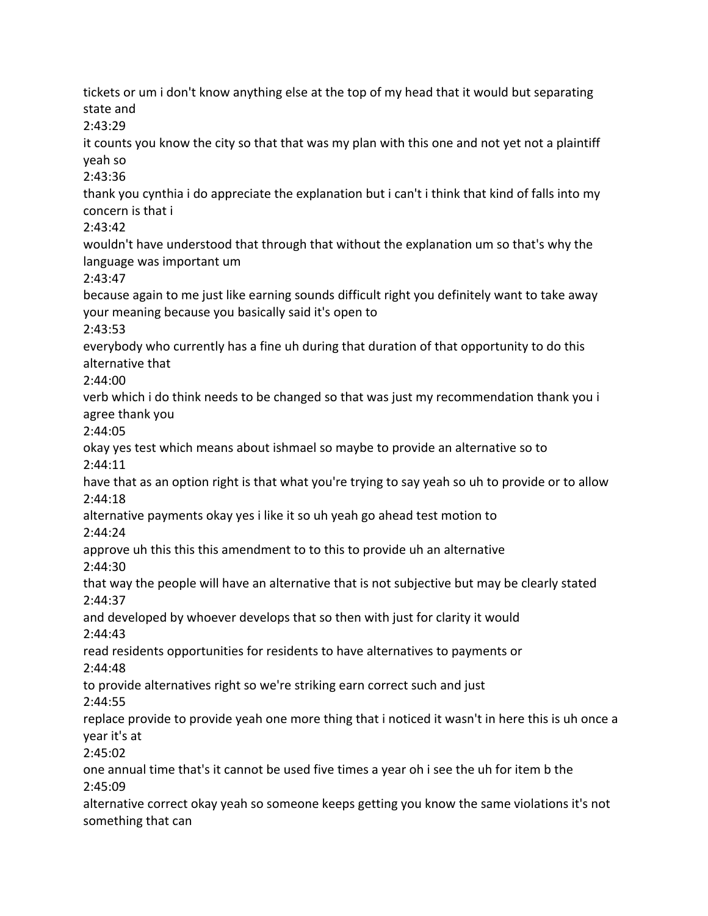tickets or um i don't know anything else at the top of my head that it would but separating state and

2:43:29

it counts you know the city so that that was my plan with this one and not yet not a plaintiff yeah so

2:43:36

thank you cynthia i do appreciate the explanation but i can't i think that kind of falls into my concern is that i

2:43:42

wouldn't have understood that through that without the explanation um so that's why the language was important um

2:43:47

because again to me just like earning sounds difficult right you definitely want to take away your meaning because you basically said it's open to

2:43:53

everybody who currently has a fine uh during that duration of that opportunity to do this alternative that

2:44:00

verb which i do think needs to be changed so that was just my recommendation thank you i agree thank you

2:44:05

okay yes test which means about ishmael so maybe to provide an alternative so to

2:44:11

have that as an option right is that what you're trying to say yeah so uh to provide or to allow

2:44:18

alternative payments okay yes i like it so uh yeah go ahead test motion to

2:44:24

approve uh this this this amendment to to this to provide uh an alternative

2:44:30

that way the people will have an alternative that is not subjective but may be clearly stated

2:44:37

and developed by whoever develops that so then with just for clarity it would

2:44:43

read residents opportunities for residents to have alternatives to payments or

2:44:48

to provide alternatives right so we're striking earn correct such and just

2:44:55

replace provide to provide yeah one more thing that i noticed it wasn't in here this is uh once a year it's at

2:45:02

one annual time that's it cannot be used five times a year oh i see the uh for item b the

2:45:09

alternative correct okay yeah so someone keeps getting you know the same violations it's not something that can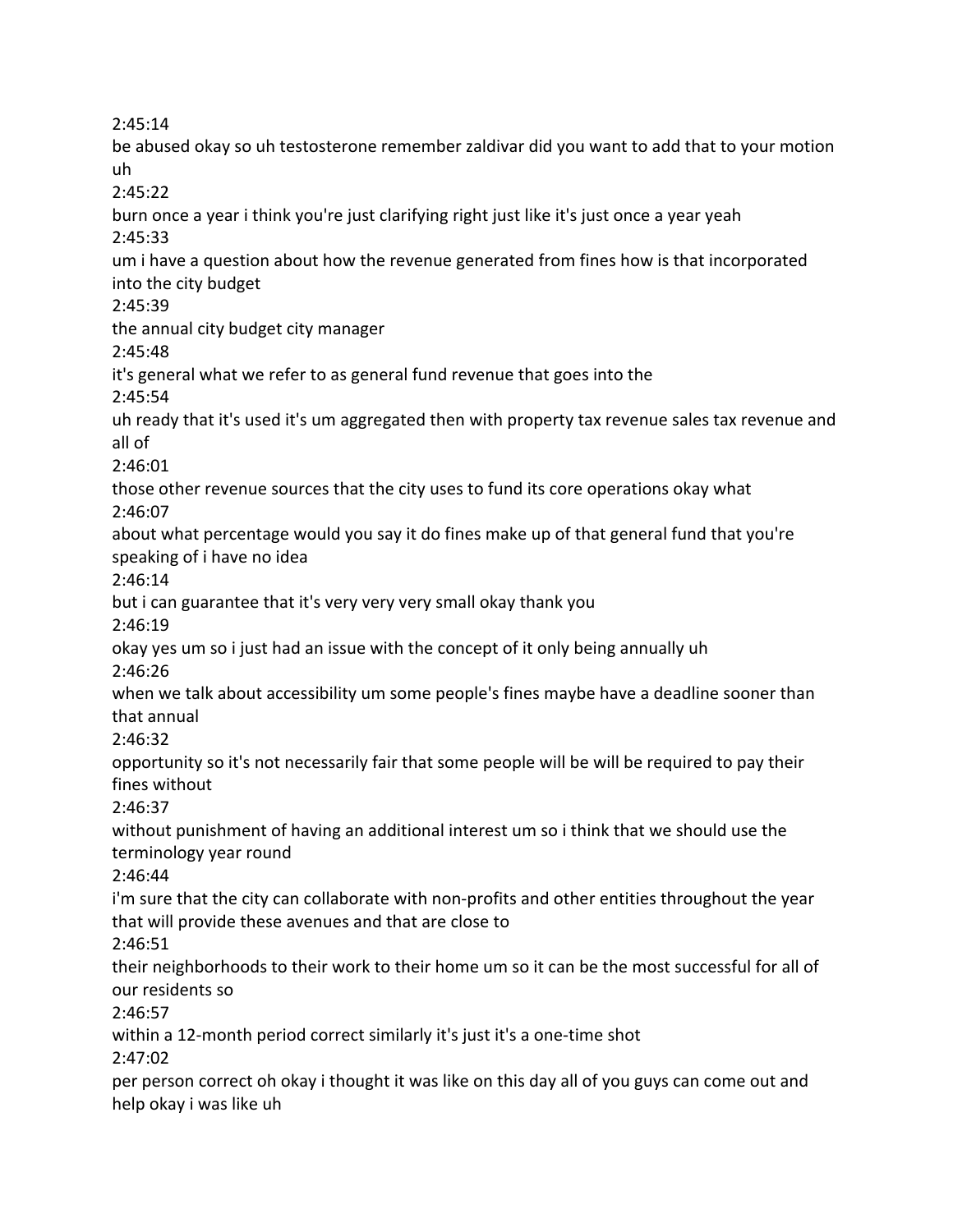2:45:14

be abused okay so uh testosterone remember zaldivar did you want to add that to your motion uh

2:45:22

burn once a year i think you're just clarifying right just like it's just once a year yeah

2:45:33

um i have a question about how the revenue generated from fines how is that incorporated into the city budget

2:45:39

the annual city budget city manager

2:45:48

it's general what we refer to as general fund revenue that goes into the

2:45:54

uh ready that it's used it's um aggregated then with property tax revenue sales tax revenue and all of

2:46:01

those other revenue sources that the city uses to fund its core operations okay what

2:46:07

about what percentage would you say it do fines make up of that general fund that you're speaking of i have no idea

2:46:14

but i can guarantee that it's very very very small okay thank you

2:46:19

okay yes um so i just had an issue with the concept of it only being annually uh

2:46:26

when we talk about accessibility um some people's fines maybe have a deadline sooner than that annual

2:46:32

opportunity so it's not necessarily fair that some people will be will be required to pay their fines without

2:46:37

without punishment of having an additional interest um so i think that we should use the terminology year round

2:46:44

i'm sure that the city can collaborate with non-profits and other entities throughout the year that will provide these avenues and that are close to

2:46:51

their neighborhoods to their work to their home um so it can be the most successful for all of our residents so

2:46:57

within a 12-month period correct similarly it's just it's a one-time shot

2:47:02

per person correct oh okay i thought it was like on this day all of you guys can come out and help okay i was like uh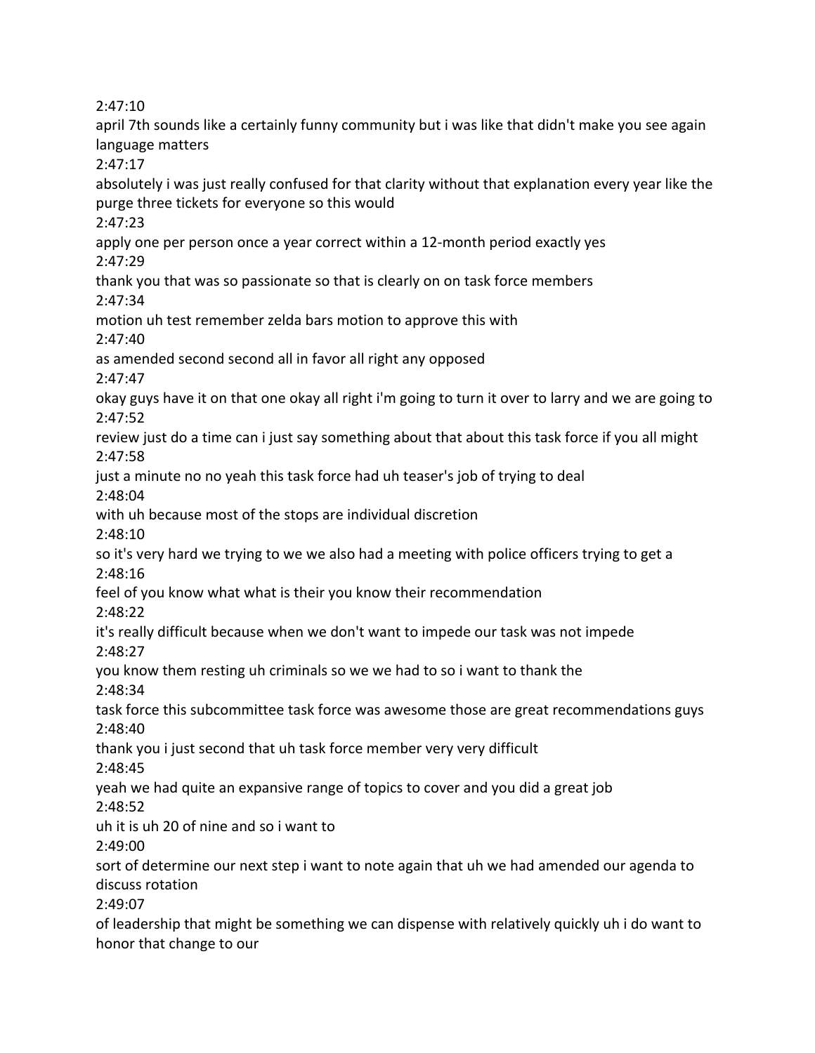2:47:10

april 7th sounds like a certainly funny community but i was like that didn't make you see again language matters

2:47:17

absolutely i was just really confused for that clarity without that explanation every year like the purge three tickets for everyone so this would

2:47:23

apply one per person once a year correct within a 12-month period exactly yes

2:47:29

thank you that was so passionate so that is clearly on on task force members

2:47:34

motion uh test remember zelda bars motion to approve this with

2:47:40

as amended second second all in favor all right any opposed

2:47:47

okay guys have it on that one okay all right i'm going to turn it over to larry and we are going to

2:47:52

review just do a time can i just say something about that about this task force if you all might

2:47:58

just a minute no no yeah this task force had uh teaser's job of trying to deal

2:48:04

with uh because most of the stops are individual discretion

2:48:10

so it's very hard we trying to we we also had a meeting with police officers trying to get a

2:48:16

feel of you know what what is their you know their recommendation

2:48:22

it's really difficult because when we don't want to impede our task was not impede

2:48:27

you know them resting uh criminals so we we had to so i want to thank the

2:48:34

task force this subcommittee task force was awesome those are great recommendations guys

2:48:40

thank you i just second that uh task force member very very difficult

2:48:45

yeah we had quite an expansive range of topics to cover and you did a great job

2:48:52

uh it is uh 20 of nine and so i want to

2:49:00

sort of determine our next step i want to note again that uh we had amended our agenda to discuss rotation

2:49:07

of leadership that might be something we can dispense with relatively quickly uh i do want to honor that change to our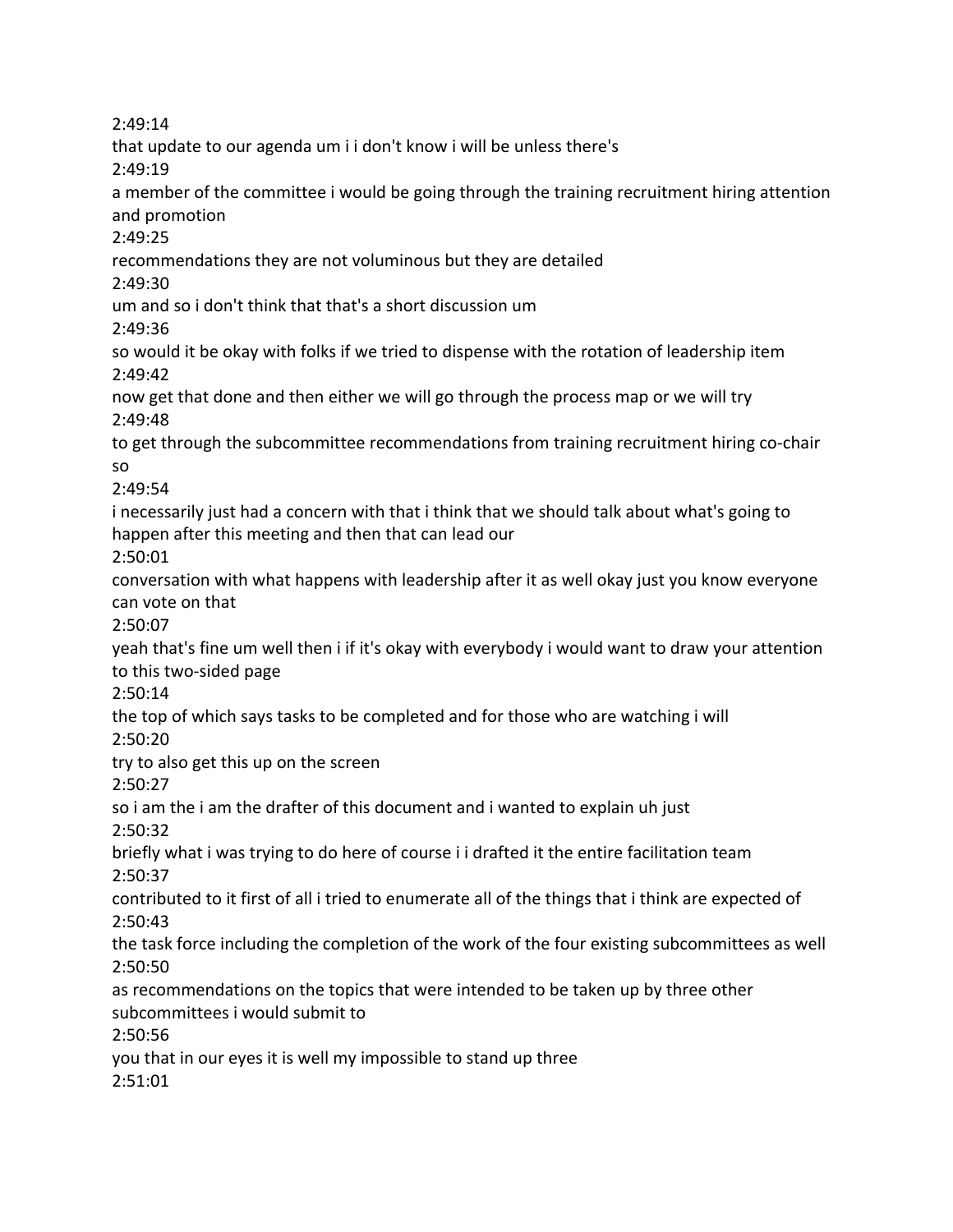2:49:14

that update to our agenda um i i don't know i will be unless there's

2:49:19

a member of the committee i would be going through the training recruitment hiring attention and promotion

2:49:25

recommendations they are not voluminous but they are detailed

2:49:30

um and so i don't think that that's a short discussion um

2:49:36

so would it be okay with folks if we tried to dispense with the rotation of leadership item

2:49:42

now get that done and then either we will go through the process map or we will try

2:49:48

to get through the subcommittee recommendations from training recruitment hiring co-chair so

2:49:54

i necessarily just had a concern with that i think that we should talk about what's going to happen after this meeting and then that can lead our

2:50:01

conversation with what happens with leadership after it as well okay just you know everyone can vote on that

2:50:07

yeah that's fine um well then i if it's okay with everybody i would want to draw your attention to this two-sided page

2:50:14

the top of which says tasks to be completed and for those who are watching i will

2:50:20

try to also get this up on the screen

2:50:27

so i am the i am the drafter of this document and i wanted to explain uh just

2:50:32

briefly what i was trying to do here of course i i drafted it the entire facilitation team

2:50:37

contributed to it first of all i tried to enumerate all of the things that i think are expected of

2:50:43

the task force including the completion of the work of the four existing subcommittees as well

2:50:50

as recommendations on the topics that were intended to be taken up by three other subcommittees i would submit to

2:50:56

you that in our eyes it is well my impossible to stand up three

2:51:01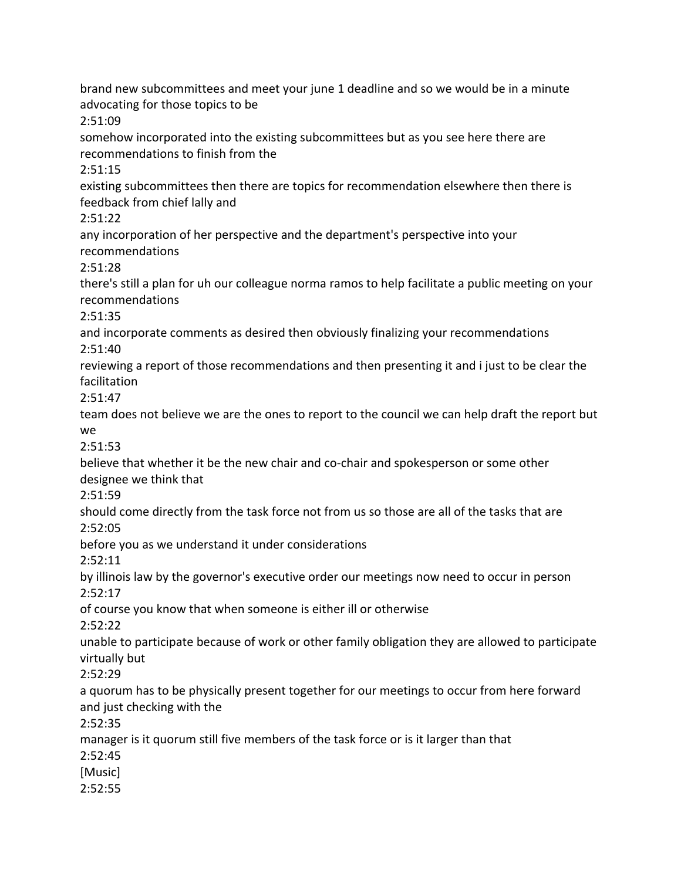brand new subcommittees and meet your june 1 deadline and so we would be in a minute advocating for those topics to be
2:51:09
somehow incorporated into the existing subcommittees but as you see here there are recommendations to finish from the
2:51:15
existing subcommittees then there are topics for recommendation elsewhere then there is feedback from chief lally and
2:51:22
any incorporation of her perspective and the department's perspective into your recommendations
2:51:28
there's still a plan for uh our colleague norma ramos to help facilitate a public meeting on your recommendations
2:51:35
and incorporate comments as desired then obviously finalizing your recommendations
2:51:40
reviewing a report of those recommendations and then presenting it and i just to be clear the facilitation
2:51:47
team does not believe we are the ones to report to the council we can help draft the report but we
2:51:53
believe that whether it be the new chair and co-chair and spokesperson or some other designee we think that
2:51:59
should come directly from the task force not from us so those are all of the tasks that are
2:52:05
before you as we understand it under considerations
2:52:11
by illinois law by the governor's executive order our meetings now need to occur in person
2:52:17
of course you know that when someone is either ill or otherwise
2:52:22
unable to participate because of work or other family obligation they are allowed to participate virtually but
2:52:29
a quorum has to be physically present together for our meetings to occur from here forward and just checking with the
2:52:35
manager is it quorum still five members of the task force or is it larger than that
2:52:45
[Music]
2:52:55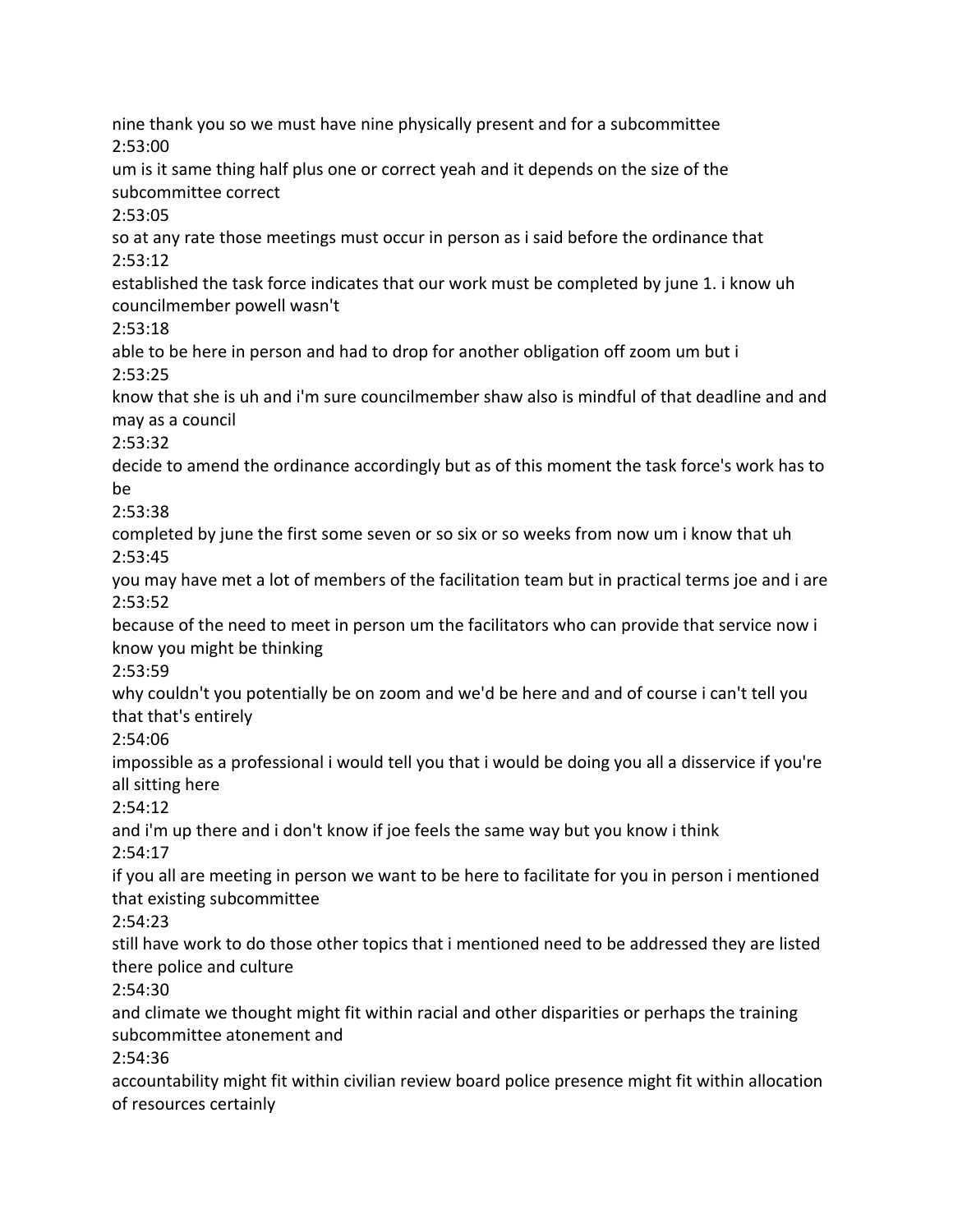nine thank you so we must have nine physically present and for a subcommittee
2:53:00
um is it same thing half plus one or correct yeah and it depends on the size of the subcommittee correct
2:53:05
so at any rate those meetings must occur in person as i said before the ordinance that
2:53:12
established the task force indicates that our work must be completed by june 1. i know uh councilmember powell wasn't
2:53:18
able to be here in person and had to drop for another obligation off zoom um but i
2:53:25
know that she is uh and i'm sure councilmember shaw also is mindful of that deadline and and may as a council
2:53:32
decide to amend the ordinance accordingly but as of this moment the task force's work has to be
2:53:38
completed by june the first some seven or so six or so weeks from now um i know that uh
2:53:45
you may have met a lot of members of the facilitation team but in practical terms joe and i are
2:53:52
because of the need to meet in person um the facilitators who can provide that service now i know you might be thinking
2:53:59
why couldn't you potentially be on zoom and we'd be here and and of course i can't tell you that that's entirely
2:54:06
impossible as a professional i would tell you that i would be doing you all a disservice if you're all sitting here
2:54:12
and i'm up there and i don't know if joe feels the same way but you know i think
2:54:17
if you all are meeting in person we want to be here to facilitate for you in person i mentioned that existing subcommittee
2:54:23
still have work to do those other topics that i mentioned need to be addressed they are listed there police and culture
2:54:30
and climate we thought might fit within racial and other disparities or perhaps the training subcommittee atonement and
2:54:36
accountability might fit within civilian review board police presence might fit within allocation of resources certainly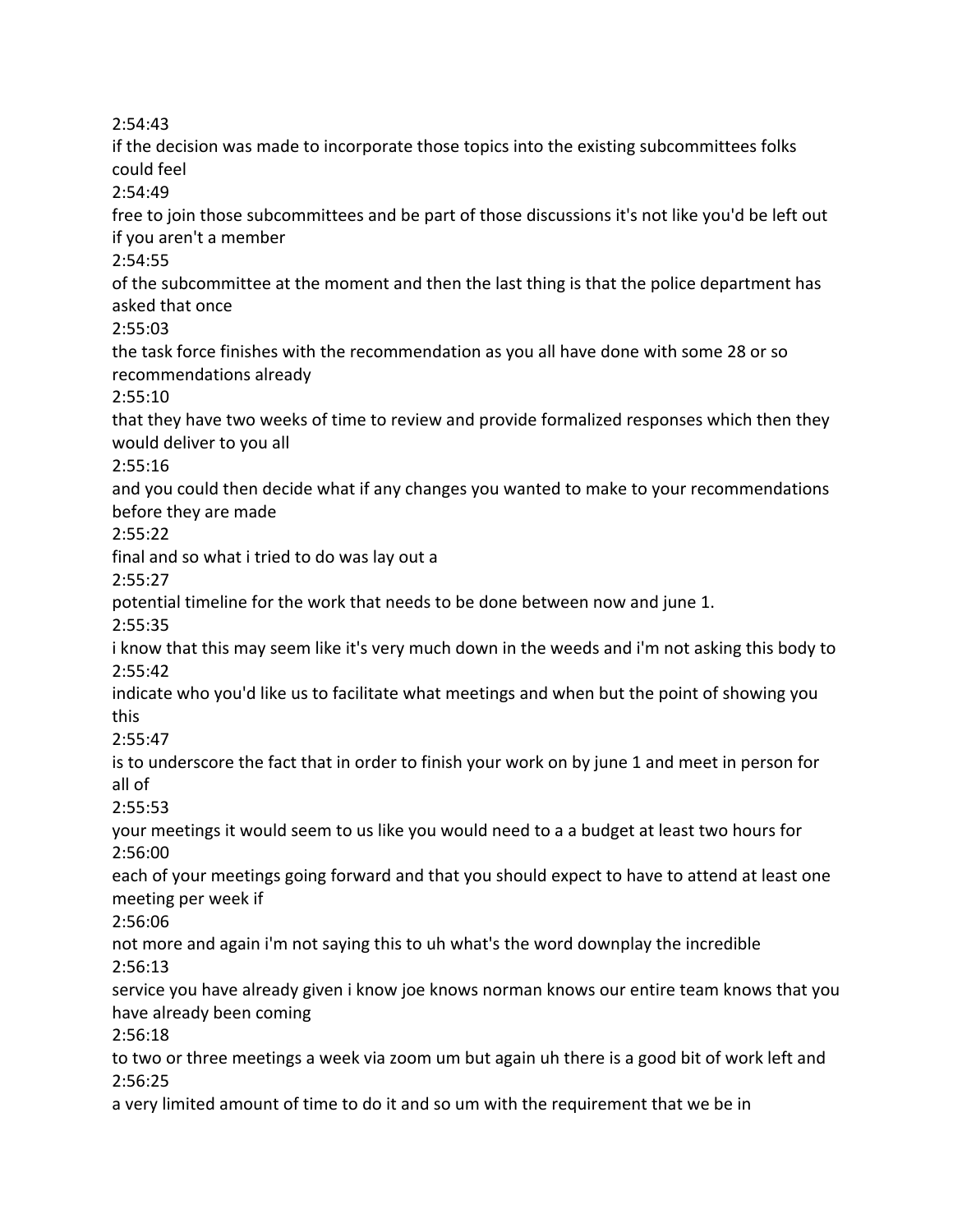2:54:43

if the decision was made to incorporate those topics into the existing subcommittees folks could feel

2:54:49

free to join those subcommittees and be part of those discussions it's not like you'd be left out if you aren't a member

2:54:55

of the subcommittee at the moment and then the last thing is that the police department has asked that once

2:55:03

the task force finishes with the recommendation as you all have done with some 28 or so recommendations already

2:55:10

that they have two weeks of time to review and provide formalized responses which then they would deliver to you all

2:55:16

and you could then decide what if any changes you wanted to make to your recommendations before they are made

2:55:22

final and so what i tried to do was lay out a

2:55:27

potential timeline for the work that needs to be done between now and june 1.

2:55:35

i know that this may seem like it's very much down in the weeds and i'm not asking this body to

2:55:42

indicate who you'd like us to facilitate what meetings and when but the point of showing you this

2:55:47

is to underscore the fact that in order to finish your work on by june 1 and meet in person for all of

2:55:53

your meetings it would seem to us like you would need to a a budget at least two hours for

2:56:00

each of your meetings going forward and that you should expect to have to attend at least one meeting per week if

2:56:06

not more and again i'm not saying this to uh what's the word downplay the incredible

2:56:13

service you have already given i know joe knows norman knows our entire team knows that you have already been coming

2:56:18

to two or three meetings a week via zoom um but again uh there is a good bit of work left and

2:56:25

a very limited amount of time to do it and so um with the requirement that we be in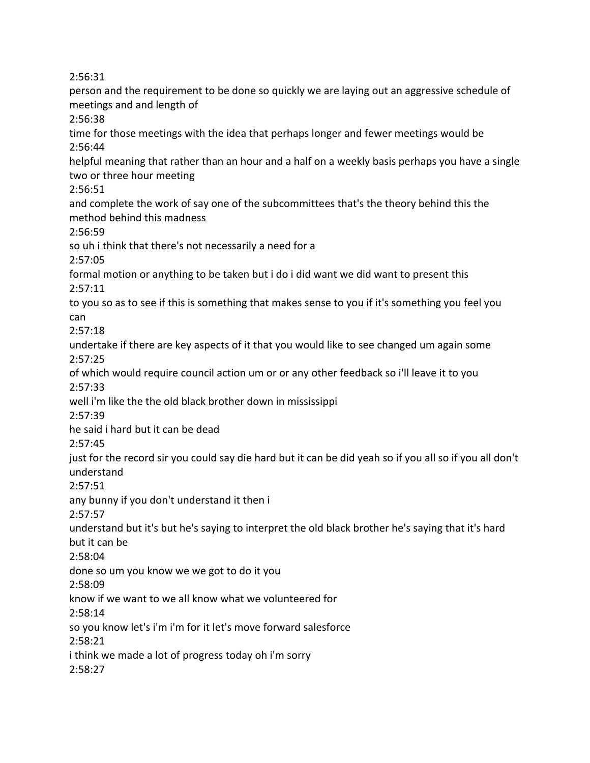2:56:31

person and the requirement to be done so quickly we are laying out an aggressive schedule of meetings and and length of

2:56:38

time for those meetings with the idea that perhaps longer and fewer meetings would be

2:56:44

helpful meaning that rather than an hour and a half on a weekly basis perhaps you have a single two or three hour meeting

2:56:51

and complete the work of say one of the subcommittees that's the theory behind this the method behind this madness

2:56:59

so uh i think that there's not necessarily a need for a

2:57:05

formal motion or anything to be taken but i do i did want we did want to present this

2:57:11

to you so as to see if this is something that makes sense to you if it's something you feel you can

2:57:18

undertake if there are key aspects of it that you would like to see changed um again some

2:57:25

of which would require council action um or or any other feedback so i'll leave it to you

2:57:33

well i'm like the the old black brother down in mississippi

2:57:39

he said i hard but it can be dead

2:57:45

just for the record sir you could say die hard but it can be did yeah so if you all so if you all don't understand

2:57:51

any bunny if you don't understand it then i

2:57:57

understand but it's but he's saying to interpret the old black brother he's saying that it's hard but it can be

2:58:04

done so um you know we we got to do it you

2:58:09

know if we want to we all know what we volunteered for

2:58:14

so you know let's i'm i'm for it let's move forward salesforce

2:58:21

i think we made a lot of progress today oh i'm sorry

2:58:27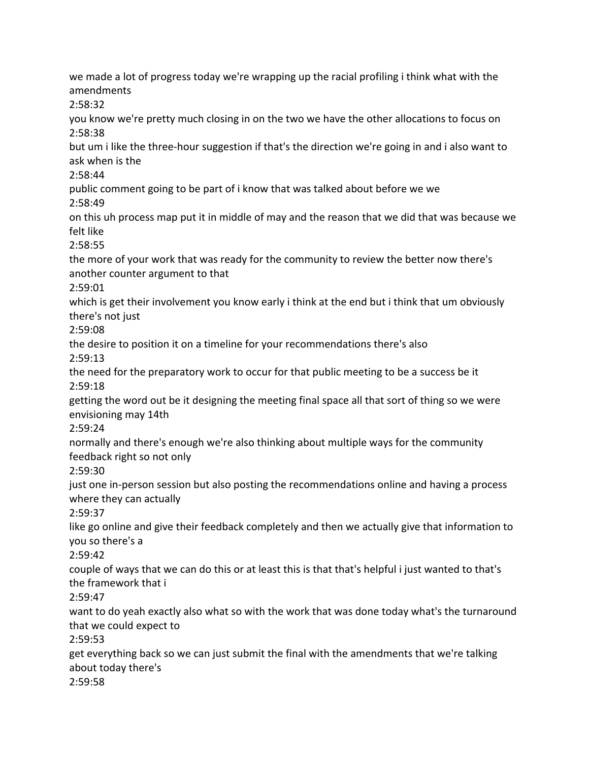we made a lot of progress today we're wrapping up the racial profiling i think what with the amendments

2:58:32

you know we're pretty much closing in on the two we have the other allocations to focus on

2:58:38

but um i like the three-hour suggestion if that's the direction we're going in and i also want to ask when is the

2:58:44

public comment going to be part of i know that was talked about before we we

2:58:49

on this uh process map put it in middle of may and the reason that we did that was because we felt like

2:58:55

the more of your work that was ready for the community to review the better now there's another counter argument to that

2:59:01

which is get their involvement you know early i think at the end but i think that um obviously there's not just

2:59:08

the desire to position it on a timeline for your recommendations there's also

2:59:13

the need for the preparatory work to occur for that public meeting to be a success be it

2:59:18

getting the word out be it designing the meeting final space all that sort of thing so we were envisioning may 14th

2:59:24

normally and there's enough we're also thinking about multiple ways for the community feedback right so not only

2:59:30

just one in-person session but also posting the recommendations online and having a process where they can actually

2:59:37

like go online and give their feedback completely and then we actually give that information to you so there's a

2:59:42

couple of ways that we can do this or at least this is that that's helpful i just wanted to that's the framework that i

2:59:47

want to do yeah exactly also what so with the work that was done today what's the turnaround that we could expect to

2:59:53

get everything back so we can just submit the final with the amendments that we're talking about today there's

2:59:58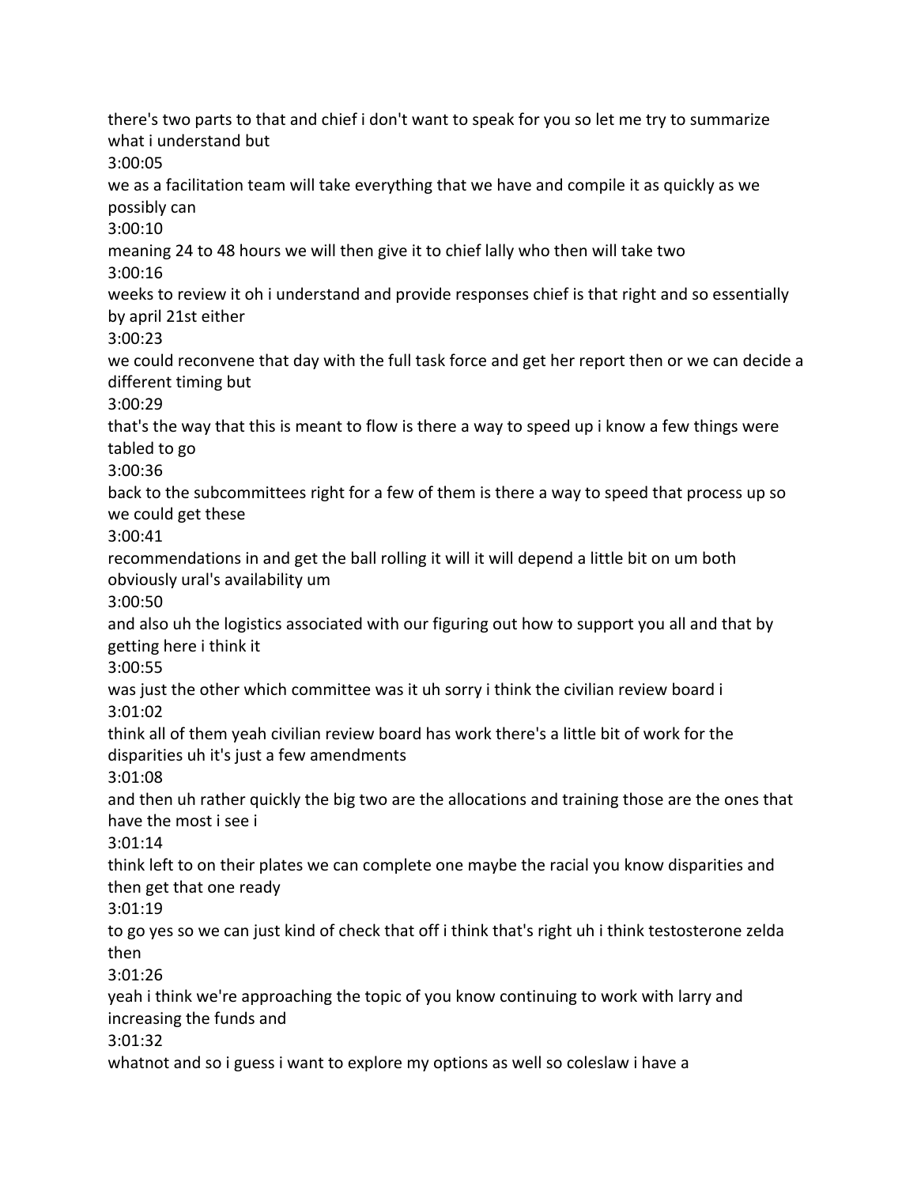there's two parts to that and chief i don't want to speak for you so let me try to summarize what i understand but

3:00:05

we as a facilitation team will take everything that we have and compile it as quickly as we possibly can

3:00:10

meaning 24 to 48 hours we will then give it to chief lally who then will take two

3:00:16

weeks to review it oh i understand and provide responses chief is that right and so essentially by april 21st either

3:00:23

we could reconvene that day with the full task force and get her report then or we can decide a different timing but

3:00:29

that's the way that this is meant to flow is there a way to speed up i know a few things were tabled to go

3:00:36

back to the subcommittees right for a few of them is there a way to speed that process up so we could get these

3:00:41

recommendations in and get the ball rolling it will it will depend a little bit on um both obviously ural's availability um

3:00:50

and also uh the logistics associated with our figuring out how to support you all and that by getting here i think it

3:00:55

was just the other which committee was it uh sorry i think the civilian review board i

3:01:02

think all of them yeah civilian review board has work there's a little bit of work for the disparities uh it's just a few amendments

3:01:08

and then uh rather quickly the big two are the allocations and training those are the ones that have the most i see i

3:01:14

think left to on their plates we can complete one maybe the racial you know disparities and then get that one ready

3:01:19

to go yes so we can just kind of check that off i think that's right uh i think testosterone zelda then

3:01:26

yeah i think we're approaching the topic of you know continuing to work with larry and increasing the funds and

3:01:32

whatnot and so i guess i want to explore my options as well so coleslaw i have a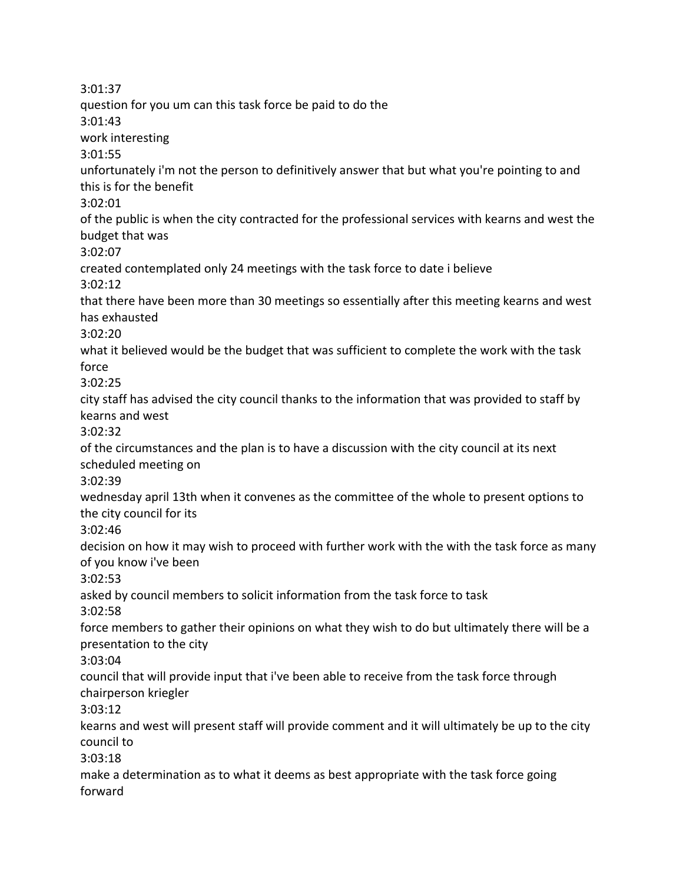3:01:37

question for you um can this task force be paid to do the

3:01:43

work interesting

3:01:55

unfortunately i'm not the person to definitively answer that but what you're pointing to and this is for the benefit

3:02:01

of the public is when the city contracted for the professional services with kearns and west the budget that was

3:02:07

created contemplated only 24 meetings with the task force to date i believe

3:02:12

that there have been more than 30 meetings so essentially after this meeting kearns and west has exhausted

3:02:20

what it believed would be the budget that was sufficient to complete the work with the task force

3:02:25

city staff has advised the city council thanks to the information that was provided to staff by kearns and west

3:02:32

of the circumstances and the plan is to have a discussion with the city council at its next scheduled meeting on

3:02:39

wednesday april 13th when it convenes as the committee of the whole to present options to the city council for its

3:02:46

decision on how it may wish to proceed with further work with the with the task force as many of you know i've been

3:02:53

asked by council members to solicit information from the task force to task

3:02:58

force members to gather their opinions on what they wish to do but ultimately there will be a presentation to the city

3:03:04

council that will provide input that i've been able to receive from the task force through chairperson kriegler

3:03:12

kearns and west will present staff will provide comment and it will ultimately be up to the city council to

3:03:18

make a determination as to what it deems as best appropriate with the task force going forward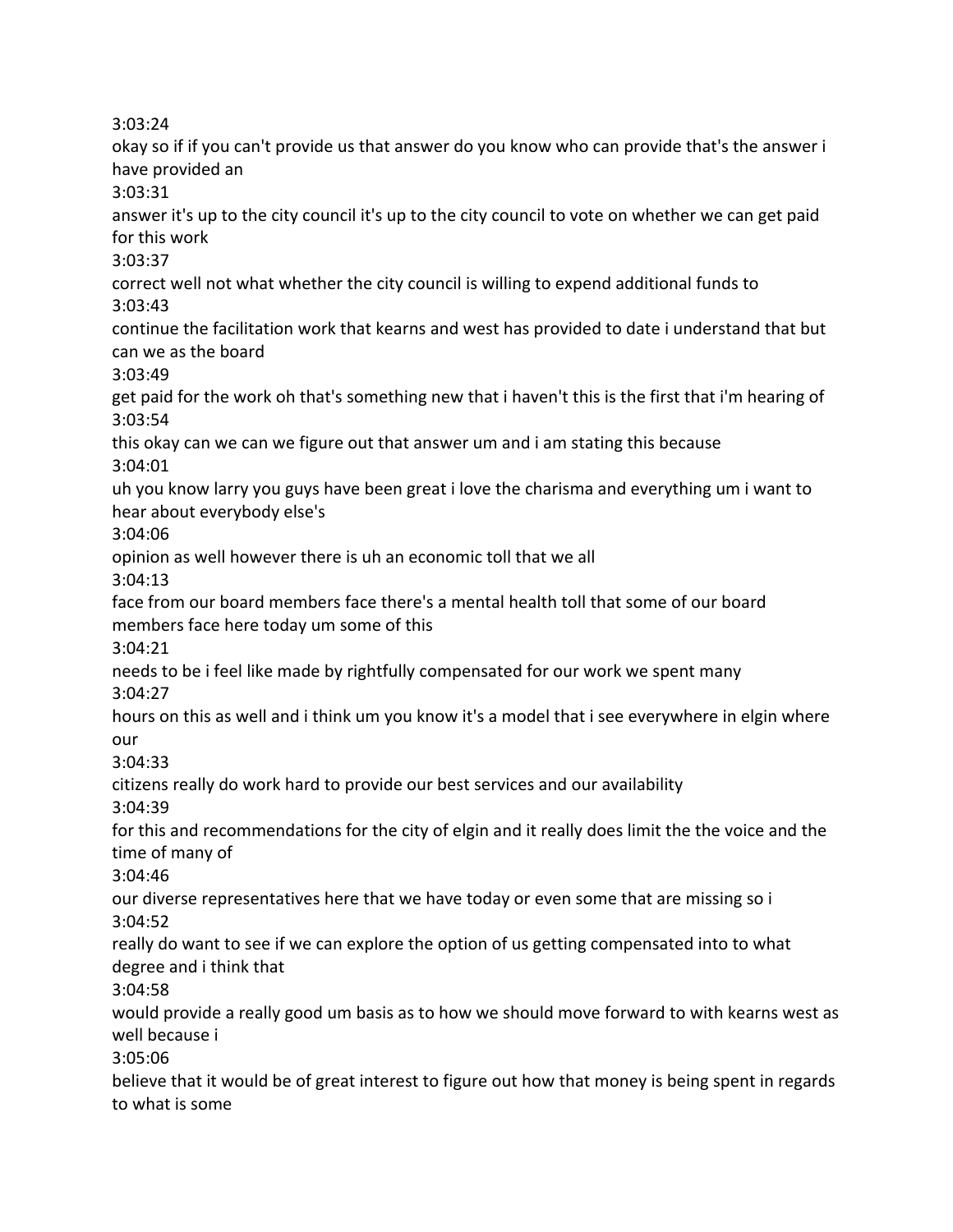3:03:24

okay so if if you can't provide us that answer do you know who can provide that's the answer i have provided an

3:03:31

answer it's up to the city council it's up to the city council to vote on whether we can get paid for this work

3:03:37

correct well not what whether the city council is willing to expend additional funds to

3:03:43

continue the facilitation work that kearns and west has provided to date i understand that but can we as the board

3:03:49

get paid for the work oh that's something new that i haven't this is the first that i'm hearing of

3:03:54

this okay can we can we figure out that answer um and i am stating this because

3:04:01

uh you know larry you guys have been great i love the charisma and everything um i want to hear about everybody else's

3:04:06

opinion as well however there is uh an economic toll that we all

3:04:13

face from our board members face there's a mental health toll that some of our board members face here today um some of this

3:04:21

needs to be i feel like made by rightfully compensated for our work we spent many

3:04:27

hours on this as well and i think um you know it's a model that i see everywhere in elgin where our

3:04:33

citizens really do work hard to provide our best services and our availability

3:04:39

for this and recommendations for the city of elgin and it really does limit the the voice and the time of many of

3:04:46

our diverse representatives here that we have today or even some that are missing so i

3:04:52

really do want to see if we can explore the option of us getting compensated into to what degree and i think that

3:04:58

would provide a really good um basis as to how we should move forward to with kearns west as well because i

3:05:06

believe that it would be of great interest to figure out how that money is being spent in regards to what is some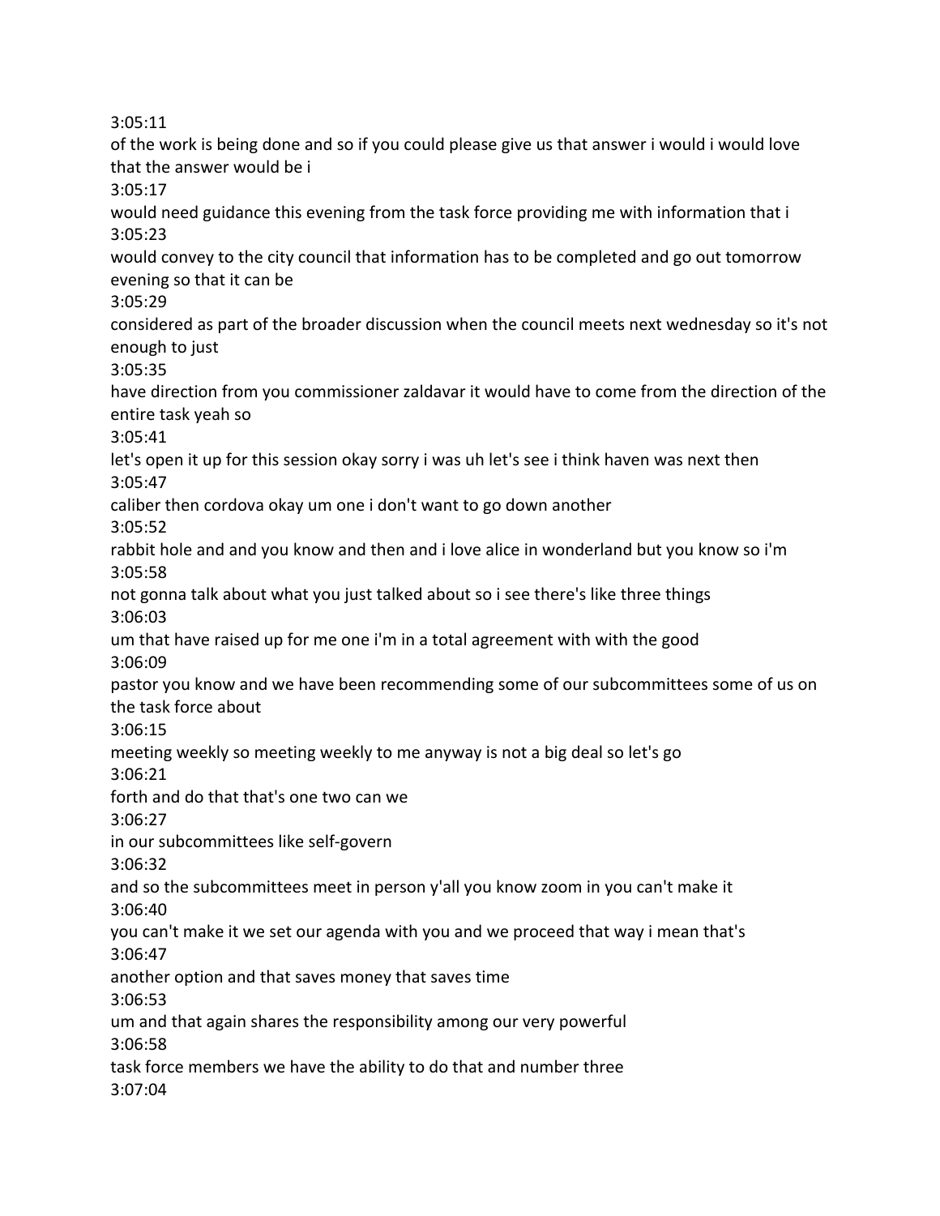3:05:11

of the work is being done and so if you could please give us that answer i would i would love that the answer would be i

3:05:17

would need guidance this evening from the task force providing me with information that i

3:05:23

would convey to the city council that information has to be completed and go out tomorrow evening so that it can be

3:05:29

considered as part of the broader discussion when the council meets next wednesday so it's not enough to just

3:05:35

have direction from you commissioner zaldavar it would have to come from the direction of the entire task yeah so

3:05:41

let's open it up for this session okay sorry i was uh let's see i think haven was next then

3:05:47

caliber then cordova okay um one i don't want to go down another

3:05:52

rabbit hole and and you know and then and i love alice in wonderland but you know so i'm

3:05:58

not gonna talk about what you just talked about so i see there's like three things

3:06:03

um that have raised up for me one i'm in a total agreement with with the good

3:06:09

pastor you know and we have been recommending some of our subcommittees some of us on the task force about

3:06:15

meeting weekly so meeting weekly to me anyway is not a big deal so let's go

3:06:21

forth and do that that's one two can we

3:06:27

in our subcommittees like self-govern

3:06:32

and so the subcommittees meet in person y'all you know zoom in you can't make it

3:06:40

you can't make it we set our agenda with you and we proceed that way i mean that's

3:06:47

another option and that saves money that saves time

3:06:53

um and that again shares the responsibility among our very powerful

3:06:58

task force members we have the ability to do that and number three

3:07:04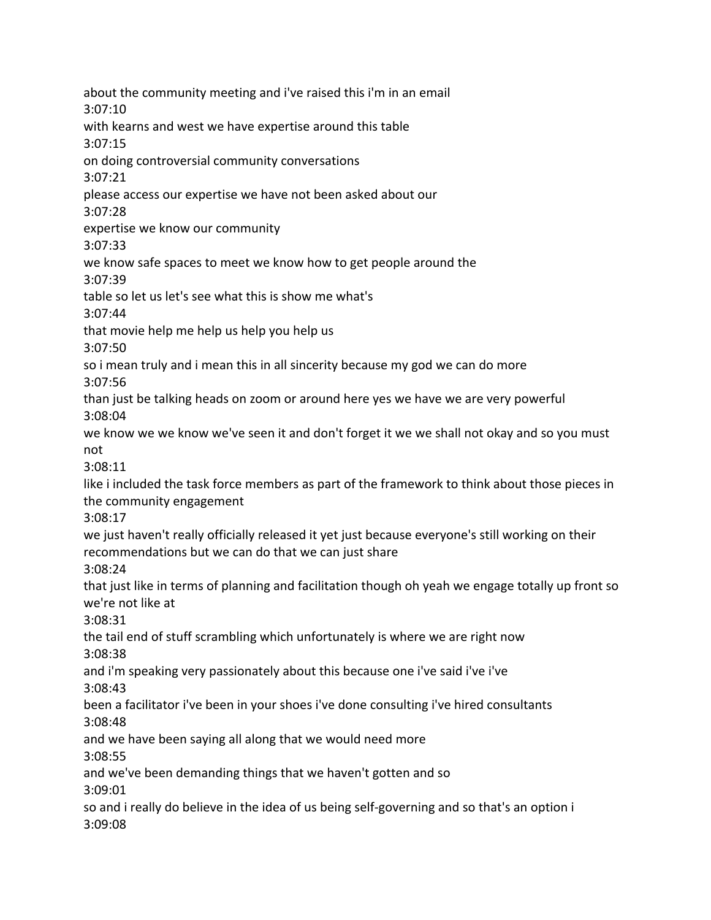about the community meeting and i've raised this i'm in an email
3:07:10
with kearns and west we have expertise around this table
3:07:15
on doing controversial community conversations
3:07:21
please access our expertise we have not been asked about our
3:07:28
expertise we know our community
3:07:33
we know safe spaces to meet we know how to get people around the
3:07:39
table so let us let's see what this is show me what's
3:07:44
that movie help me help us help you help us
3:07:50
so i mean truly and i mean this in all sincerity because my god we can do more
3:07:56
than just be talking heads on zoom or around here yes we have we are very powerful
3:08:04
we know we we know we've seen it and don't forget it we we shall not okay and so you must not
3:08:11
like i included the task force members as part of the framework to think about those pieces in the community engagement
3:08:17
we just haven't really officially released it yet just because everyone's still working on their recommendations but we can do that we can just share
3:08:24
that just like in terms of planning and facilitation though oh yeah we engage totally up front so we're not like at
3:08:31
the tail end of stuff scrambling which unfortunately is where we are right now
3:08:38
and i'm speaking very passionately about this because one i've said i've i've
3:08:43
been a facilitator i've been in your shoes i've done consulting i've hired consultants
3:08:48
and we have been saying all along that we would need more
3:08:55
and we've been demanding things that we haven't gotten and so
3:09:01
so and i really do believe in the idea of us being self-governing and so that's an option i
3:09:08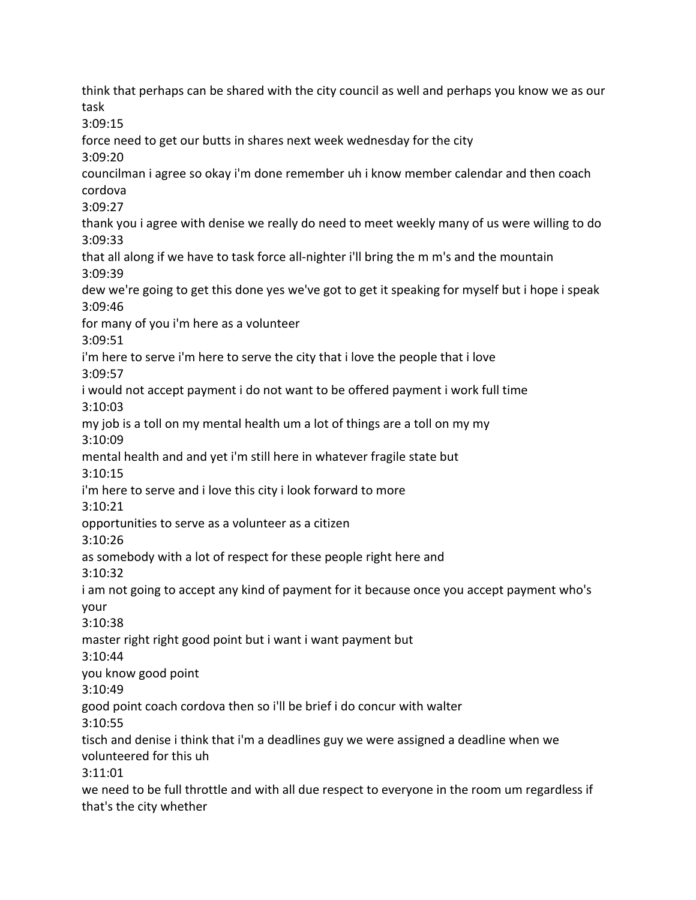think that perhaps can be shared with the city council as well and perhaps you know we as our task

3:09:15

force need to get our butts in shares next week wednesday for the city

3:09:20

councilman i agree so okay i'm done remember uh i know member calendar and then coach cordova

3:09:27

thank you i agree with denise we really do need to meet weekly many of us were willing to do

3:09:33

that all along if we have to task force all-nighter i'll bring the m m's and the mountain

3:09:39

dew we're going to get this done yes we've got to get it speaking for myself but i hope i speak

3:09:46

for many of you i'm here as a volunteer

3:09:51

i'm here to serve i'm here to serve the city that i love the people that i love

3:09:57

i would not accept payment i do not want to be offered payment i work full time

3:10:03

my job is a toll on my mental health um a lot of things are a toll on my my

3:10:09

mental health and and yet i'm still here in whatever fragile state but

3:10:15

i'm here to serve and i love this city i look forward to more

3:10:21

opportunities to serve as a volunteer as a citizen

3:10:26

as somebody with a lot of respect for these people right here and

3:10:32

i am not going to accept any kind of payment for it because once you accept payment who's your

3:10:38

master right right good point but i want i want payment but

3:10:44

you know good point

3:10:49

good point coach cordova then so i'll be brief i do concur with walter

3:10:55

tisch and denise i think that i'm a deadlines guy we were assigned a deadline when we volunteered for this uh

3:11:01

we need to be full throttle and with all due respect to everyone in the room um regardless if that's the city whether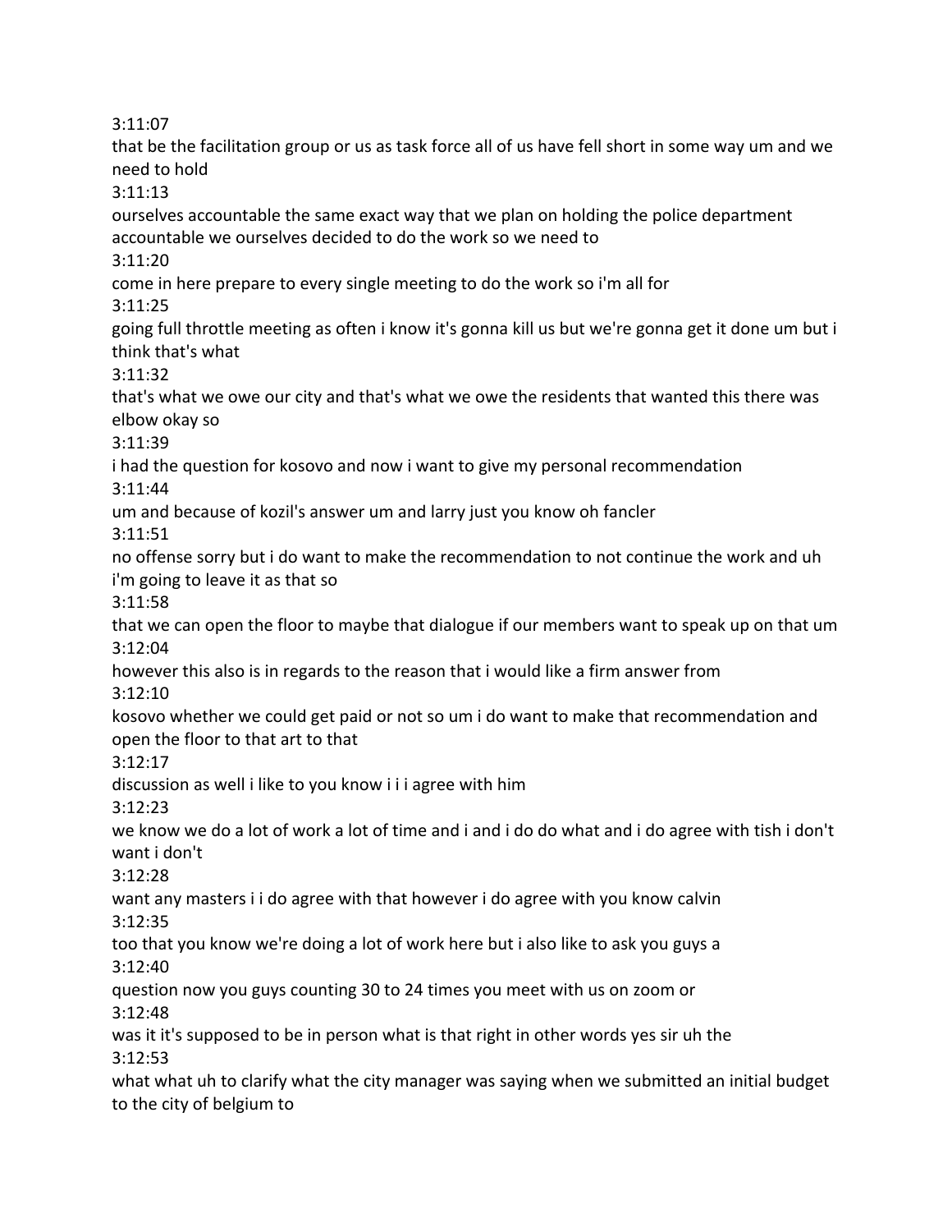3:11:07

that be the facilitation group or us as task force all of us have fell short in some way um and we need to hold

3:11:13

ourselves accountable the same exact way that we plan on holding the police department accountable we ourselves decided to do the work so we need to

3:11:20

come in here prepare to every single meeting to do the work so i'm all for

3:11:25

going full throttle meeting as often i know it's gonna kill us but we're gonna get it done um but i think that's what

3:11:32

that's what we owe our city and that's what we owe the residents that wanted this there was elbow okay so

3:11:39

i had the question for kosovo and now i want to give my personal recommendation

3:11:44

um and because of kozil's answer um and larry just you know oh fancler

3:11:51

no offense sorry but i do want to make the recommendation to not continue the work and uh i'm going to leave it as that so

3:11:58

that we can open the floor to maybe that dialogue if our members want to speak up on that um

3:12:04

however this also is in regards to the reason that i would like a firm answer from

3:12:10

kosovo whether we could get paid or not so um i do want to make that recommendation and open the floor to that art to that

3:12:17

discussion as well i like to you know i i i agree with him

3:12:23

we know we do a lot of work a lot of time and i and i do do what and i do agree with tish i don't want i don't

3:12:28

want any masters i i do agree with that however i do agree with you know calvin

3:12:35

too that you know we're doing a lot of work here but i also like to ask you guys a

3:12:40

question now you guys counting 30 to 24 times you meet with us on zoom or

3:12:48

was it it's supposed to be in person what is that right in other words yes sir uh the

3:12:53

what what uh to clarify what the city manager was saying when we submitted an initial budget to the city of belgium to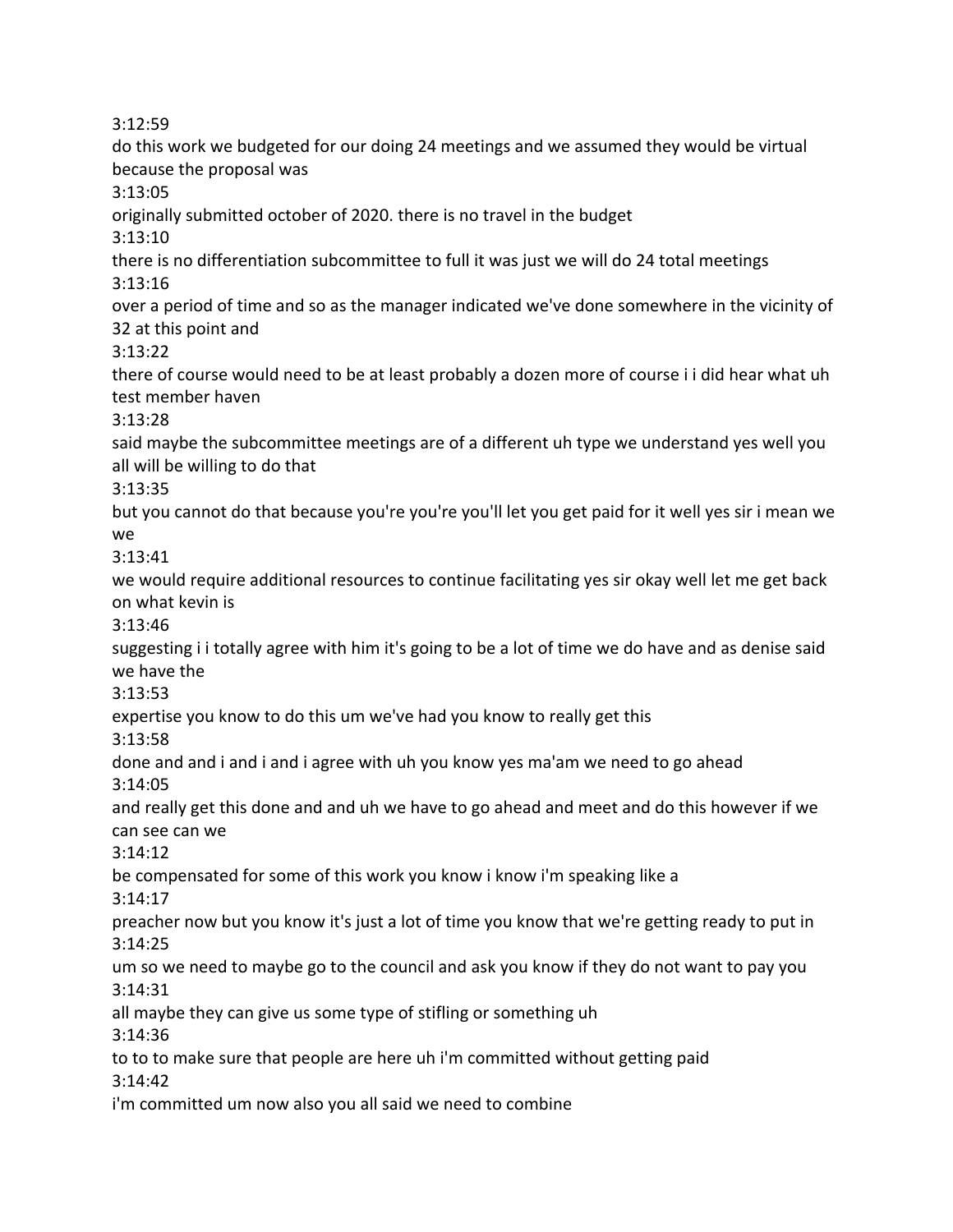3:12:59

do this work we budgeted for our doing 24 meetings and we assumed they would be virtual because the proposal was

3:13:05

originally submitted october of 2020. there is no travel in the budget

3:13:10

there is no differentiation subcommittee to full it was just we will do 24 total meetings

3:13:16

over a period of time and so as the manager indicated we've done somewhere in the vicinity of 32 at this point and

3:13:22

there of course would need to be at least probably a dozen more of course i i did hear what uh test member haven

3:13:28

said maybe the subcommittee meetings are of a different uh type we understand yes well you all will be willing to do that

3:13:35

but you cannot do that because you're you're you'll let you get paid for it well yes sir i mean we we

3:13:41

we would require additional resources to continue facilitating yes sir okay well let me get back on what kevin is

3:13:46

suggesting i i totally agree with him it's going to be a lot of time we do have and as denise said we have the

3:13:53

expertise you know to do this um we've had you know to really get this

3:13:58

done and and i and i and i agree with uh you know yes ma'am we need to go ahead

3:14:05

and really get this done and and uh we have to go ahead and meet and do this however if we can see can we

3:14:12

be compensated for some of this work you know i know i'm speaking like a

3:14:17

preacher now but you know it's just a lot of time you know that we're getting ready to put in

3:14:25

um so we need to maybe go to the council and ask you know if they do not want to pay you

3:14:31

all maybe they can give us some type of stifling or something uh

3:14:36

to to to make sure that people are here uh i'm committed without getting paid

3:14:42

i'm committed um now also you all said we need to combine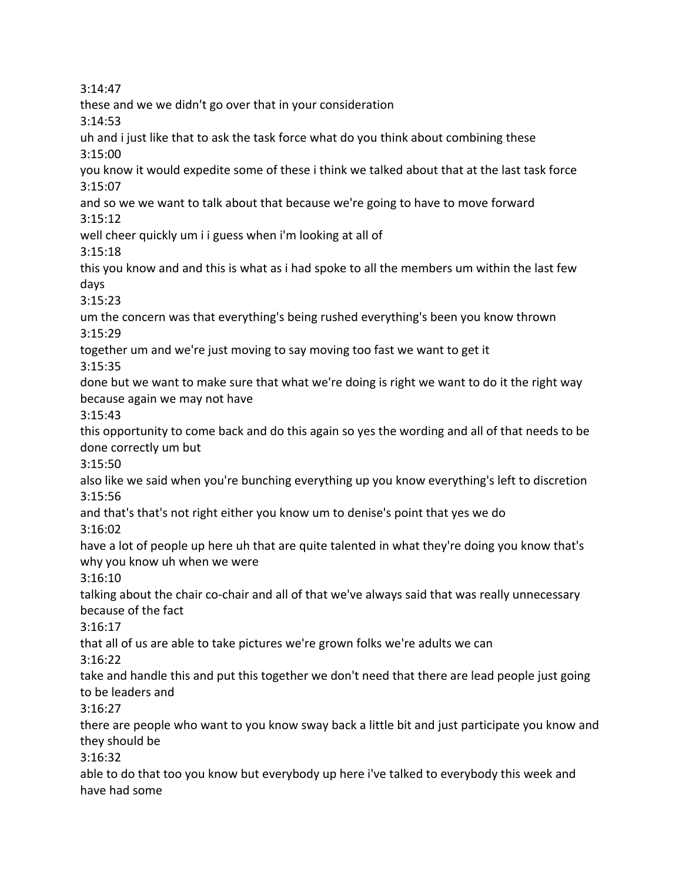3:14:47

these and we we didn't go over that in your consideration

3:14:53

uh and i just like that to ask the task force what do you think about combining these

3:15:00

you know it would expedite some of these i think we talked about that at the last task force

3:15:07

and so we we want to talk about that because we're going to have to move forward

3:15:12

well cheer quickly um i i guess when i'm looking at all of

3:15:18

this you know and and this is what as i had spoke to all the members um within the last few days

3:15:23

um the concern was that everything's being rushed everything's been you know thrown

3:15:29

together um and we're just moving to say moving too fast we want to get it

3:15:35

done but we want to make sure that what we're doing is right we want to do it the right way because again we may not have

3:15:43

this opportunity to come back and do this again so yes the wording and all of that needs to be done correctly um but

3:15:50

also like we said when you're bunching everything up you know everything's left to discretion

3:15:56

and that's that's not right either you know um to denise's point that yes we do

3:16:02

have a lot of people up here uh that are quite talented in what they're doing you know that's why you know uh when we were

3:16:10

talking about the chair co-chair and all of that we've always said that was really unnecessary because of the fact

3:16:17

that all of us are able to take pictures we're grown folks we're adults we can

3:16:22

take and handle this and put this together we don't need that there are lead people just going to be leaders and

3:16:27

there are people who want to you know sway back a little bit and just participate you know and they should be

3:16:32

able to do that too you know but everybody up here i've talked to everybody this week and have had some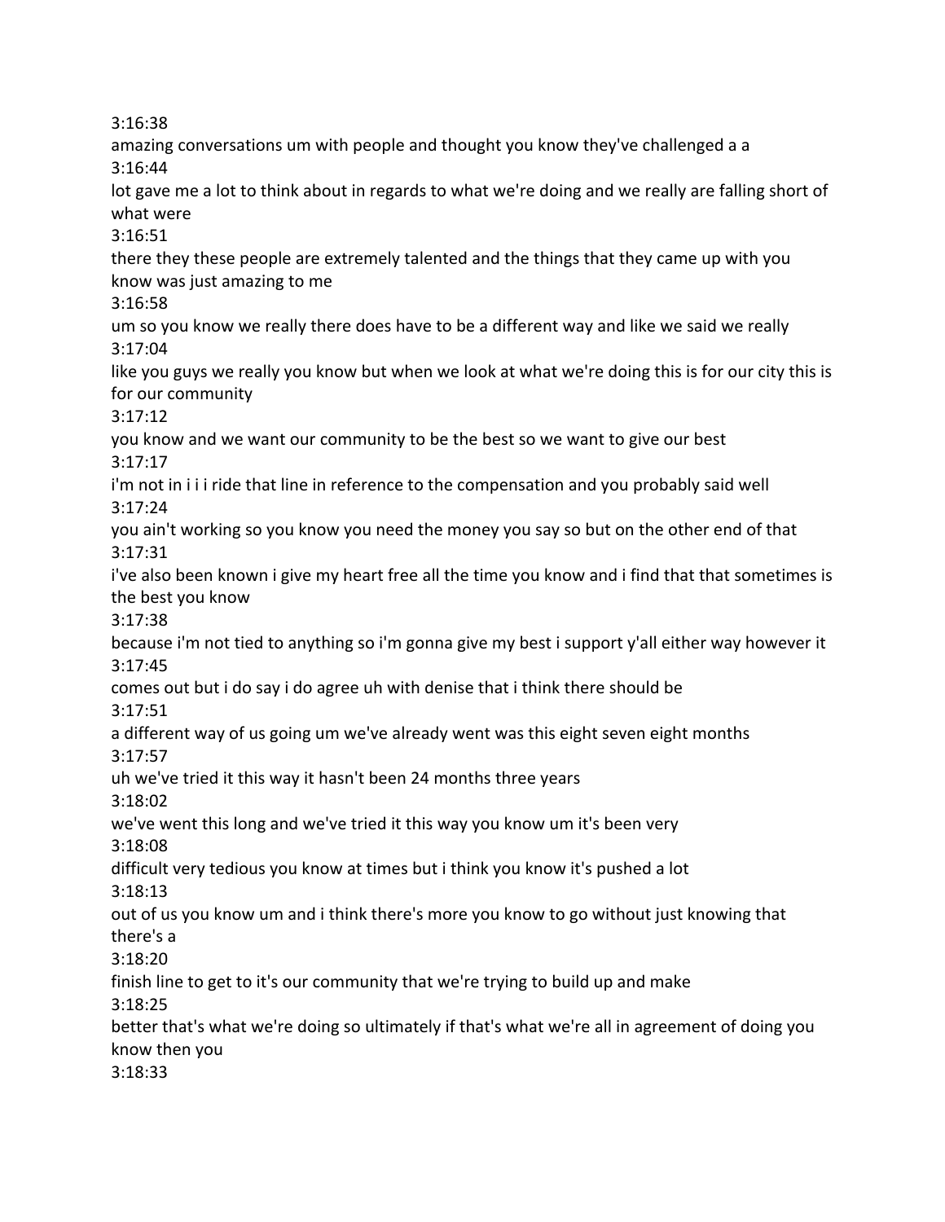3:16:38
amazing conversations um with people and thought you know they've challenged a a
3:16:44
lot gave me a lot to think about in regards to what we're doing and we really are falling short of what were
3:16:51
there they these people are extremely talented and the things that they came up with you know was just amazing to me
3:16:58
um so you know we really there does have to be a different way and like we said we really
3:17:04
like you guys we really you know but when we look at what we're doing this is for our city this is for our community
3:17:12
you know and we want our community to be the best so we want to give our best
3:17:17
i'm not in i i i ride that line in reference to the compensation and you probably said well
3:17:24
you ain't working so you know you need the money you say so but on the other end of that
3:17:31
i've also been known i give my heart free all the time you know and i find that that sometimes is the best you know
3:17:38
because i'm not tied to anything so i'm gonna give my best i support y'all either way however it
3:17:45
comes out but i do say i do agree uh with denise that i think there should be
3:17:51
a different way of us going um we've already went was this eight seven eight months
3:17:57
uh we've tried it this way it hasn't been 24 months three years
3:18:02
we've went this long and we've tried it this way you know um it's been very
3:18:08
difficult very tedious you know at times but i think you know it's pushed a lot
3:18:13
out of us you know um and i think there's more you know to go without just knowing that there's a
3:18:20
finish line to get to it's our community that we're trying to build up and make
3:18:25
better that's what we're doing so ultimately if that's what we're all in agreement of doing you know then you
3:18:33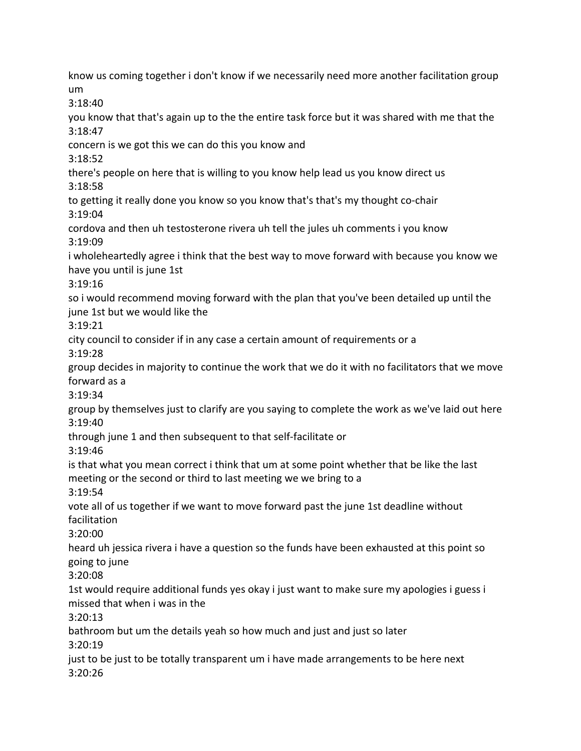know us coming together i don't know if we necessarily need more another facilitation group um

3:18:40

you know that that's again up to the the entire task force but it was shared with me that the

3:18:47

concern is we got this we can do this you know and

3:18:52

there's people on here that is willing to you know help lead us you know direct us

3:18:58

to getting it really done you know so you know that's that's my thought co-chair

3:19:04

cordova and then uh testosterone rivera uh tell the jules uh comments i you know

3:19:09

i wholeheartedly agree i think that the best way to move forward with because you know we have you until is june 1st

3:19:16

so i would recommend moving forward with the plan that you've been detailed up until the june 1st but we would like the

3:19:21

city council to consider if in any case a certain amount of requirements or a

3:19:28

group decides in majority to continue the work that we do it with no facilitators that we move forward as a

3:19:34

group by themselves just to clarify are you saying to complete the work as we've laid out here

3:19:40

through june 1 and then subsequent to that self-facilitate or

3:19:46

is that what you mean correct i think that um at some point whether that be like the last meeting or the second or third to last meeting we we bring to a

3:19:54

vote all of us together if we want to move forward past the june 1st deadline without facilitation

3:20:00

heard uh jessica rivera i have a question so the funds have been exhausted at this point so going to june

3:20:08

1st would require additional funds yes okay i just want to make sure my apologies i guess i missed that when i was in the

3:20:13

bathroom but um the details yeah so how much and just and just so later

3:20:19

just to be just to be totally transparent um i have made arrangements to be here next

3:20:26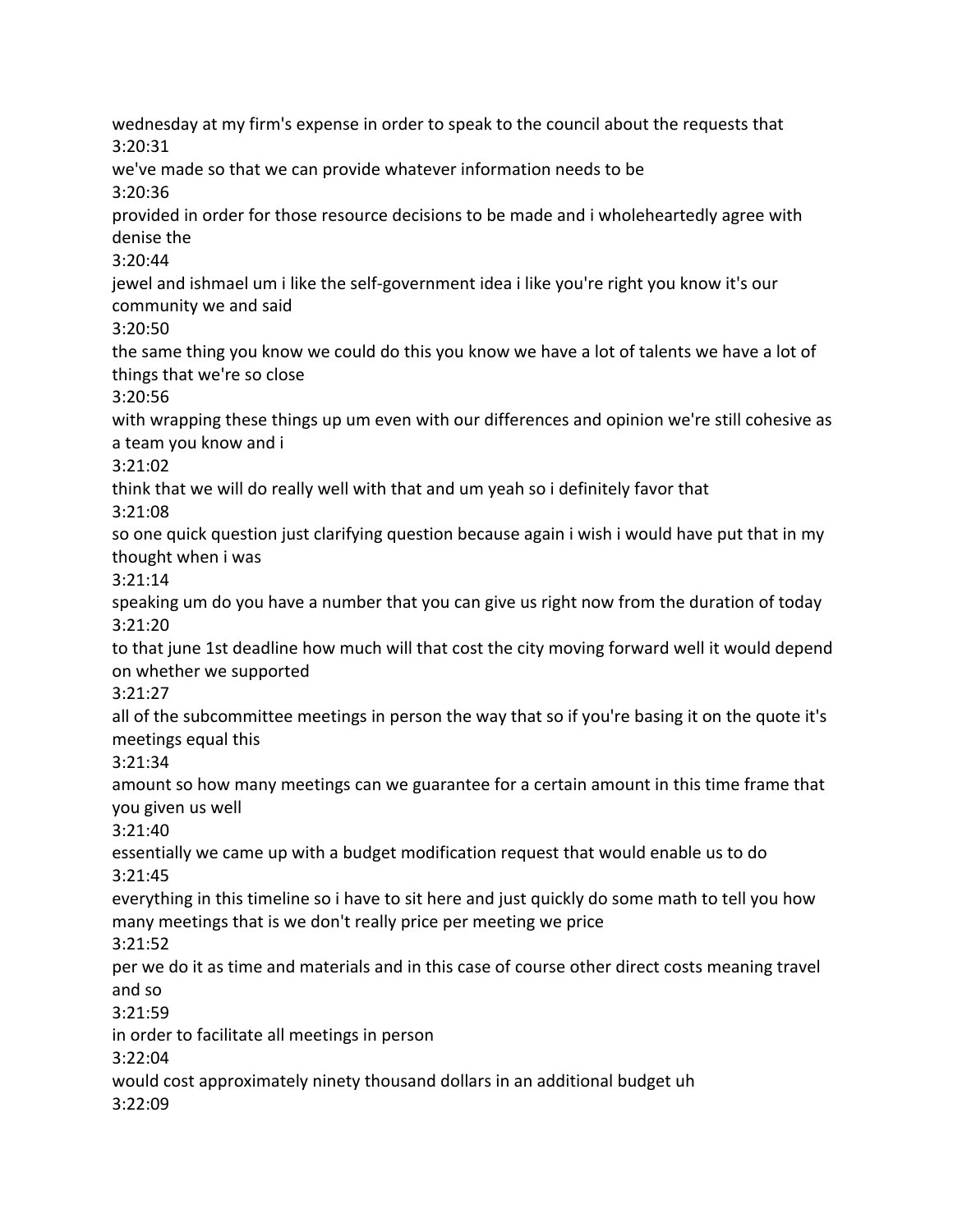wednesday at my firm's expense in order to speak to the council about the requests that
3:20:31
we've made so that we can provide whatever information needs to be
3:20:36
provided in order for those resource decisions to be made and i wholeheartedly agree with denise the
3:20:44
jewel and ishmael um i like the self-government idea i like you're right you know it's our community we and said
3:20:50
the same thing you know we could do this you know we have a lot of talents we have a lot of things that we're so close
3:20:56
with wrapping these things up um even with our differences and opinion we're still cohesive as a team you know and i
3:21:02
think that we will do really well with that and um yeah so i definitely favor that
3:21:08
so one quick question just clarifying question because again i wish i would have put that in my thought when i was
3:21:14
speaking um do you have a number that you can give us right now from the duration of today
3:21:20
to that june 1st deadline how much will that cost the city moving forward well it would depend on whether we supported
3:21:27
all of the subcommittee meetings in person the way that so if you're basing it on the quote it's meetings equal this
3:21:34
amount so how many meetings can we guarantee for a certain amount in this time frame that you given us well
3:21:40
essentially we came up with a budget modification request that would enable us to do
3:21:45
everything in this timeline so i have to sit here and just quickly do some math to tell you how many meetings that is we don't really price per meeting we price
3:21:52
per we do it as time and materials and in this case of course other direct costs meaning travel and so
3:21:59
in order to facilitate all meetings in person
3:22:04
would cost approximately ninety thousand dollars in an additional budget uh
3:22:09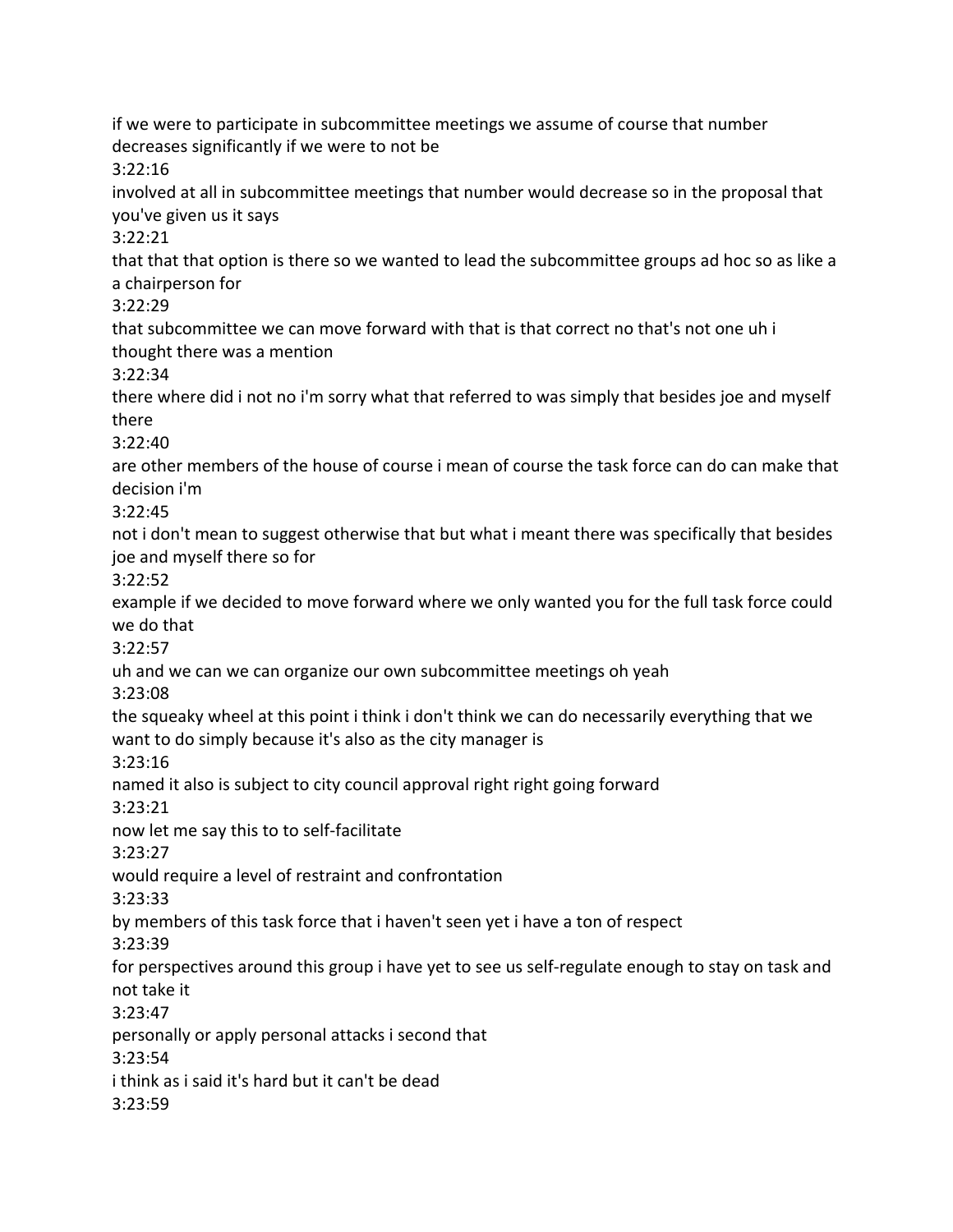if we were to participate in subcommittee meetings we assume of course that number decreases significantly if we were to not be

3:22:16

involved at all in subcommittee meetings that number would decrease so in the proposal that you've given us it says

3:22:21

that that that option is there so we wanted to lead the subcommittee groups ad hoc so as like a a chairperson for

3:22:29

that subcommittee we can move forward with that is that correct no that's not one uh i thought there was a mention

3:22:34

there where did i not no i'm sorry what that referred to was simply that besides joe and myself there

3:22:40

are other members of the house of course i mean of course the task force can do can make that decision i'm

3:22:45

not i don't mean to suggest otherwise that but what i meant there was specifically that besides joe and myself there so for

3:22:52

example if we decided to move forward where we only wanted you for the full task force could we do that

3:22:57

uh and we can we can organize our own subcommittee meetings oh yeah

3:23:08

the squeaky wheel at this point i think i don't think we can do necessarily everything that we want to do simply because it's also as the city manager is

3:23:16

named it also is subject to city council approval right right going forward

3:23:21

now let me say this to to self-facilitate

3:23:27

would require a level of restraint and confrontation

3:23:33

by members of this task force that i haven't seen yet i have a ton of respect

3:23:39

for perspectives around this group i have yet to see us self-regulate enough to stay on task and not take it

3:23:47

personally or apply personal attacks i second that

3:23:54

i think as i said it's hard but it can't be dead

3:23:59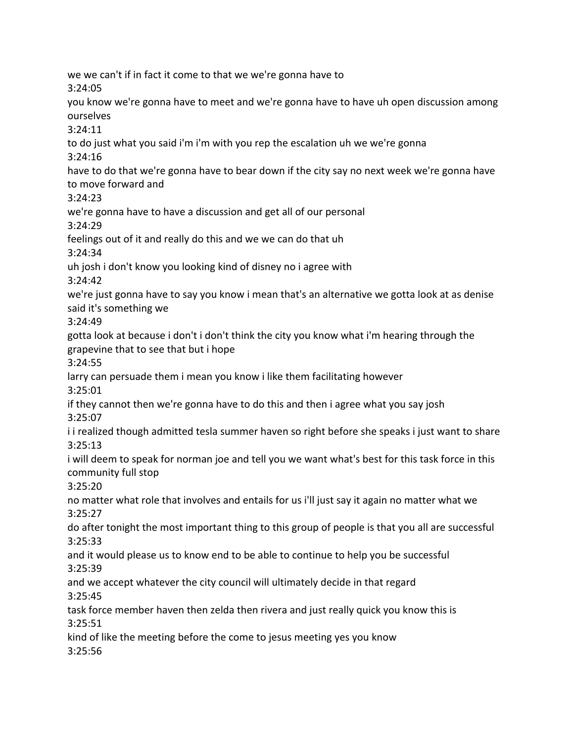we we can't if in fact it come to that we we're gonna have to

3:24:05

you know we're gonna have to meet and we're gonna have to have uh open discussion among ourselves

3:24:11

to do just what you said i'm i'm with you rep the escalation uh we we're gonna

3:24:16

have to do that we're gonna have to bear down if the city say no next week we're gonna have to move forward and

3:24:23

we're gonna have to have a discussion and get all of our personal

3:24:29

feelings out of it and really do this and we we can do that uh

3:24:34

uh josh i don't know you looking kind of disney no i agree with

3:24:42

we're just gonna have to say you know i mean that's an alternative we gotta look at as denise said it's something we

3:24:49

gotta look at because i don't i don't think the city you know what i'm hearing through the grapevine that to see that but i hope

3:24:55

larry can persuade them i mean you know i like them facilitating however

3:25:01

if they cannot then we're gonna have to do this and then i agree what you say josh

3:25:07

i i realized though admitted tesla summer haven so right before she speaks i just want to share

3:25:13

i will deem to speak for norman joe and tell you we want what's best for this task force in this community full stop

3:25:20

no matter what role that involves and entails for us i'll just say it again no matter what we

3:25:27

do after tonight the most important thing to this group of people is that you all are successful

3:25:33

and it would please us to know end to be able to continue to help you be successful

3:25:39

and we accept whatever the city council will ultimately decide in that regard

3:25:45

task force member haven then zelda then rivera and just really quick you know this is

3:25:51

kind of like the meeting before the come to jesus meeting yes you know

3:25:56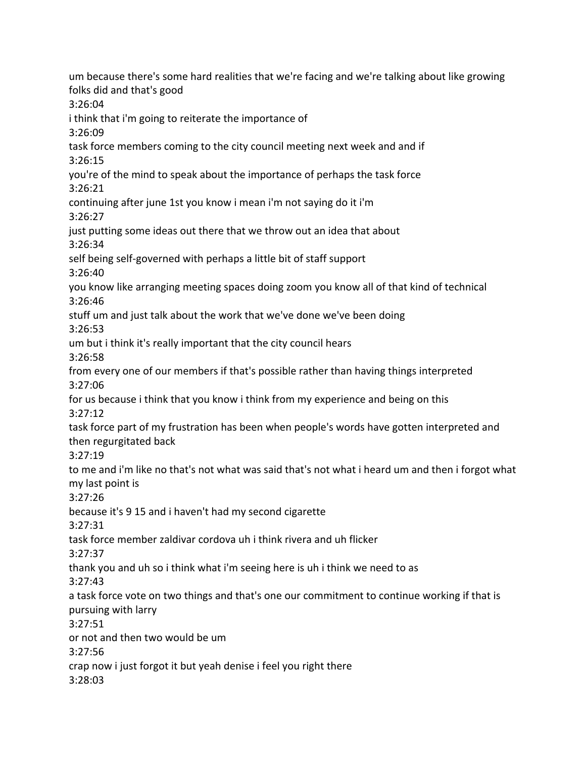um because there's some hard realities that we're facing and we're talking about like growing folks did and that's good

3:26:04

i think that i'm going to reiterate the importance of

3:26:09

task force members coming to the city council meeting next week and and if

3:26:15

you're of the mind to speak about the importance of perhaps the task force

3:26:21

continuing after june 1st you know i mean i'm not saying do it i'm

3:26:27

just putting some ideas out there that we throw out an idea that about

3:26:34

self being self-governed with perhaps a little bit of staff support

3:26:40

you know like arranging meeting spaces doing zoom you know all of that kind of technical

3:26:46

stuff um and just talk about the work that we've done we've been doing

3:26:53

um but i think it's really important that the city council hears

3:26:58

from every one of our members if that's possible rather than having things interpreted

3:27:06

for us because i think that you know i think from my experience and being on this

3:27:12

task force part of my frustration has been when people's words have gotten interpreted and then regurgitated back

3:27:19

to me and i'm like no that's not what was said that's not what i heard um and then i forgot what my last point is

3:27:26

because it's 9 15 and i haven't had my second cigarette

3:27:31

task force member zaldivar cordova uh i think rivera and uh flicker

3:27:37

thank you and uh so i think what i'm seeing here is uh i think we need to as

3:27:43

a task force vote on two things and that's one our commitment to continue working if that is pursuing with larry

3:27:51

or not and then two would be um

3:27:56

crap now i just forgot it but yeah denise i feel you right there

3:28:03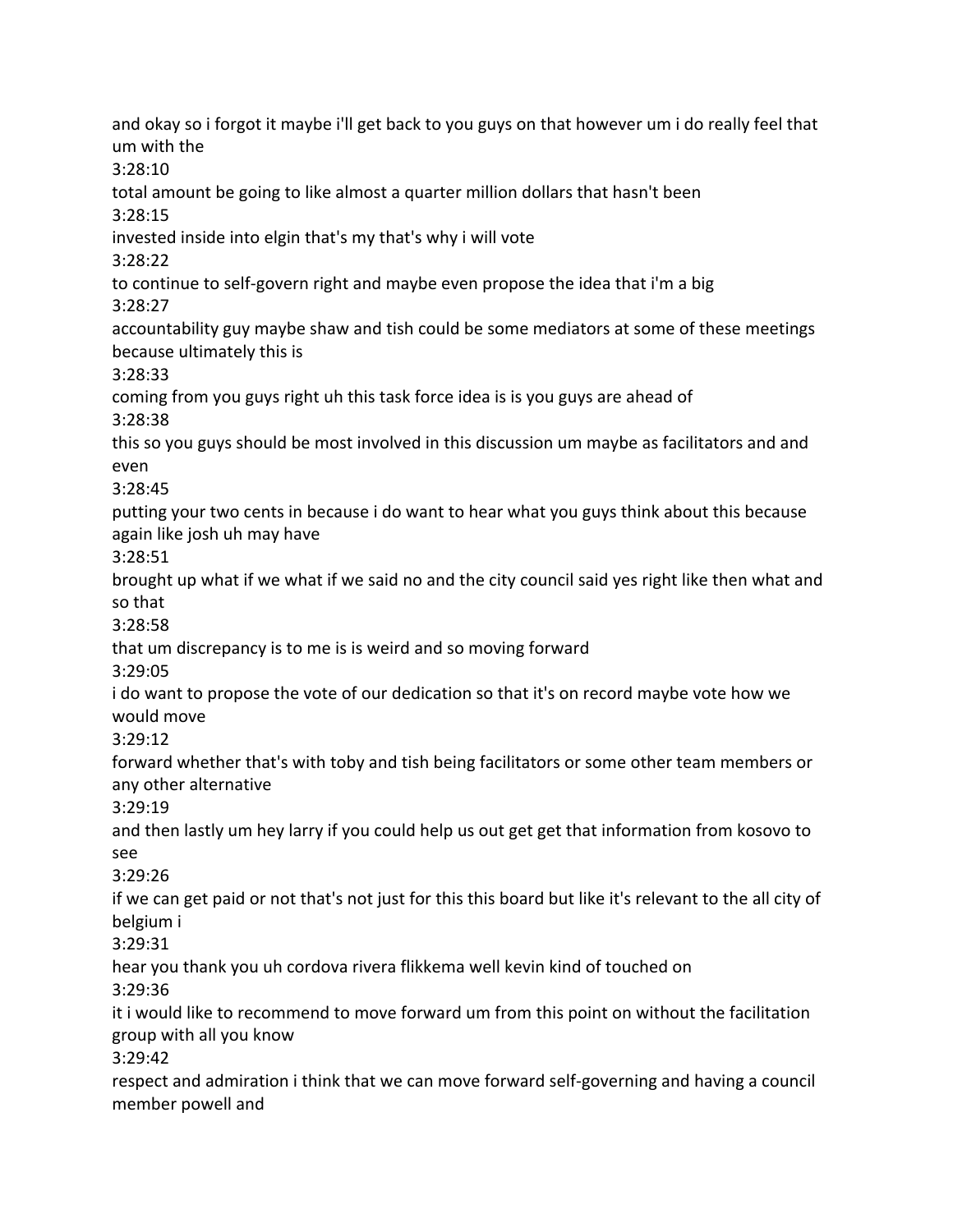and okay so i forgot it maybe i'll get back to you guys on that however um i do really feel that um with the

3:28:10

total amount be going to like almost a quarter million dollars that hasn't been

3:28:15

invested inside into elgin that's my that's why i will vote

3:28:22

to continue to self-govern right and maybe even propose the idea that i'm a big

3:28:27

accountability guy maybe shaw and tish could be some mediators at some of these meetings because ultimately this is

3:28:33

coming from you guys right uh this task force idea is is you guys are ahead of

3:28:38

this so you guys should be most involved in this discussion um maybe as facilitators and and even

3:28:45

putting your two cents in because i do want to hear what you guys think about this because again like josh uh may have

3:28:51

brought up what if we what if we said no and the city council said yes right like then what and so that

3:28:58

that um discrepancy is to me is is weird and so moving forward

3:29:05

i do want to propose the vote of our dedication so that it's on record maybe vote how we would move

3:29:12

forward whether that's with toby and tish being facilitators or some other team members or any other alternative

3:29:19

and then lastly um hey larry if you could help us out get get that information from kosovo to see

3:29:26

if we can get paid or not that's not just for this this board but like it's relevant to the all city of belgium i

3:29:31

hear you thank you uh cordova rivera flikkema well kevin kind of touched on

3:29:36

it i would like to recommend to move forward um from this point on without the facilitation group with all you know

3:29:42

respect and admiration i think that we can move forward self-governing and having a council member powell and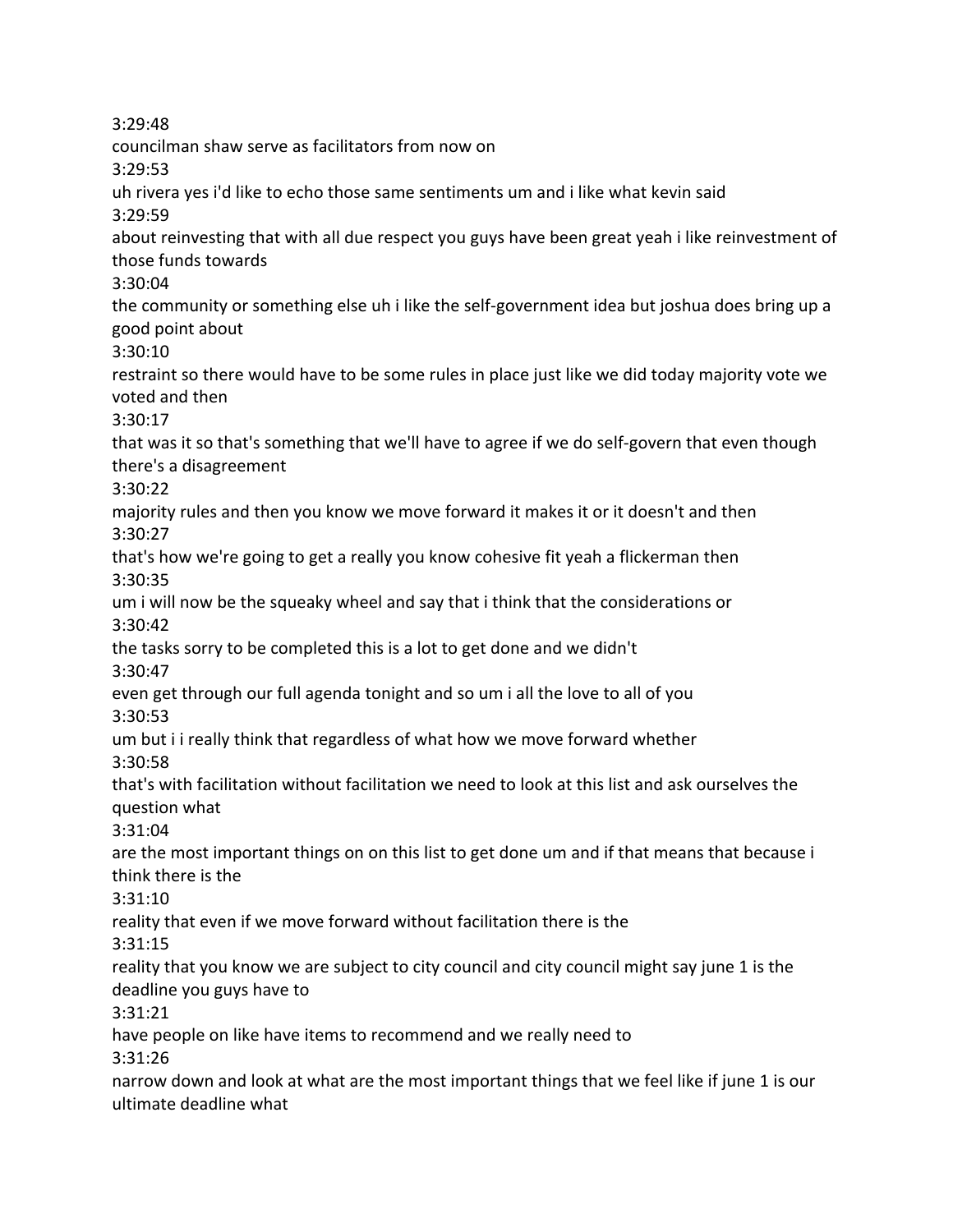3:29:48

councilman shaw serve as facilitators from now on

3:29:53

uh rivera yes i'd like to echo those same sentiments um and i like what kevin said

3:29:59

about reinvesting that with all due respect you guys have been great yeah i like reinvestment of those funds towards

3:30:04

the community or something else uh i like the self-government idea but joshua does bring up a good point about

3:30:10

restraint so there would have to be some rules in place just like we did today majority vote we voted and then

3:30:17

that was it so that's something that we'll have to agree if we do self-govern that even though there's a disagreement

3:30:22

majority rules and then you know we move forward it makes it or it doesn't and then

3:30:27

that's how we're going to get a really you know cohesive fit yeah a flickerman then

3:30:35

um i will now be the squeaky wheel and say that i think that the considerations or

3:30:42

the tasks sorry to be completed this is a lot to get done and we didn't

3:30:47

even get through our full agenda tonight and so um i all the love to all of you

3:30:53

um but i i really think that regardless of what how we move forward whether

3:30:58

that's with facilitation without facilitation we need to look at this list and ask ourselves the question what

3:31:04

are the most important things on on this list to get done um and if that means that because i think there is the

3:31:10

reality that even if we move forward without facilitation there is the

3:31:15

reality that you know we are subject to city council and city council might say june 1 is the deadline you guys have to

3:31:21

have people on like have items to recommend and we really need to

3:31:26

narrow down and look at what are the most important things that we feel like if june 1 is our ultimate deadline what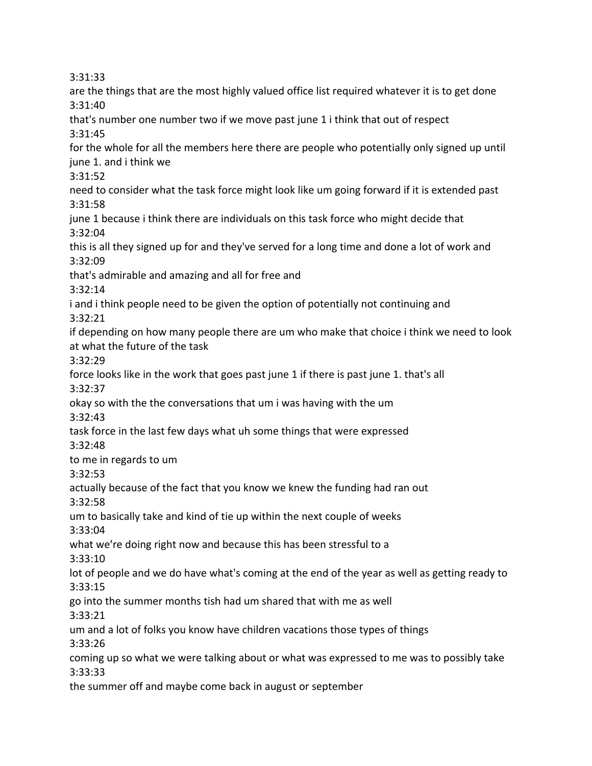3:31:33

are the things that are the most highly valued office list required whatever it is to get done

3:31:40

that's number one number two if we move past june 1 i think that out of respect

3:31:45

for the whole for all the members here there are people who potentially only signed up until june 1. and i think we

3:31:52

need to consider what the task force might look like um going forward if it is extended past

3:31:58

june 1 because i think there are individuals on this task force who might decide that

3:32:04

this is all they signed up for and they've served for a long time and done a lot of work and

3:32:09

that's admirable and amazing and all for free and

3:32:14

i and i think people need to be given the option of potentially not continuing and

3:32:21

if depending on how many people there are um who make that choice i think we need to look at what the future of the task

3:32:29

force looks like in the work that goes past june 1 if there is past june 1. that's all

3:32:37

okay so with the the conversations that um i was having with the um

3:32:43

task force in the last few days what uh some things that were expressed

3:32:48

to me in regards to um

3:32:53

actually because of the fact that you know we knew the funding had ran out

3:32:58

um to basically take and kind of tie up within the next couple of weeks

3:33:04

what we're doing right now and because this has been stressful to a

3:33:10

lot of people and we do have what's coming at the end of the year as well as getting ready to

3:33:15

go into the summer months tish had um shared that with me as well

3:33:21

um and a lot of folks you know have children vacations those types of things

3:33:26

coming up so what we were talking about or what was expressed to me was to possibly take

3:33:33

the summer off and maybe come back in august or september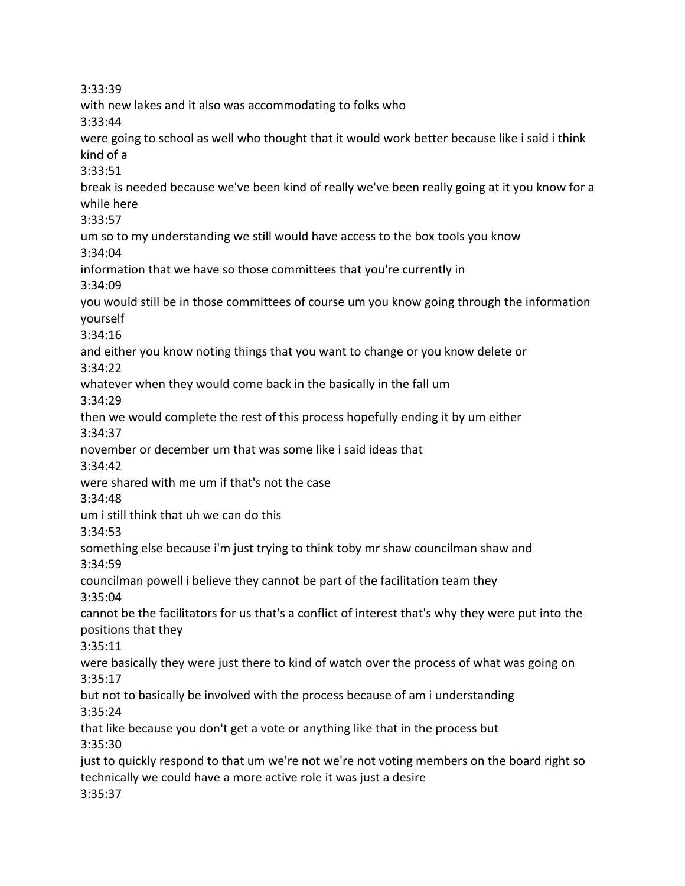3:33:39
with new lakes and it also was accommodating to folks who
3:33:44
were going to school as well who thought that it would work better because like i said i think kind of a
3:33:51
break is needed because we've been kind of really we've been really going at it you know for a while here
3:33:57
um so to my understanding we still would have access to the box tools you know
3:34:04
information that we have so those committees that you're currently in
3:34:09
you would still be in those committees of course um you know going through the information yourself
3:34:16
and either you know noting things that you want to change or you know delete or
3:34:22
whatever when they would come back in the basically in the fall um
3:34:29
then we would complete the rest of this process hopefully ending it by um either
3:34:37
november or december um that was some like i said ideas that
3:34:42
were shared with me um if that's not the case
3:34:48
um i still think that uh we can do this
3:34:53
something else because i'm just trying to think toby mr shaw councilman shaw and
3:34:59
councilman powell i believe they cannot be part of the facilitation team they
3:35:04
cannot be the facilitators for us that's a conflict of interest that's why they were put into the positions that they
3:35:11
were basically they were just there to kind of watch over the process of what was going on
3:35:17
but not to basically be involved with the process because of am i understanding
3:35:24
that like because you don't get a vote or anything like that in the process but
3:35:30
just to quickly respond to that um we're not we're not voting members on the board right so technically we could have a more active role it was just a desire
3:35:37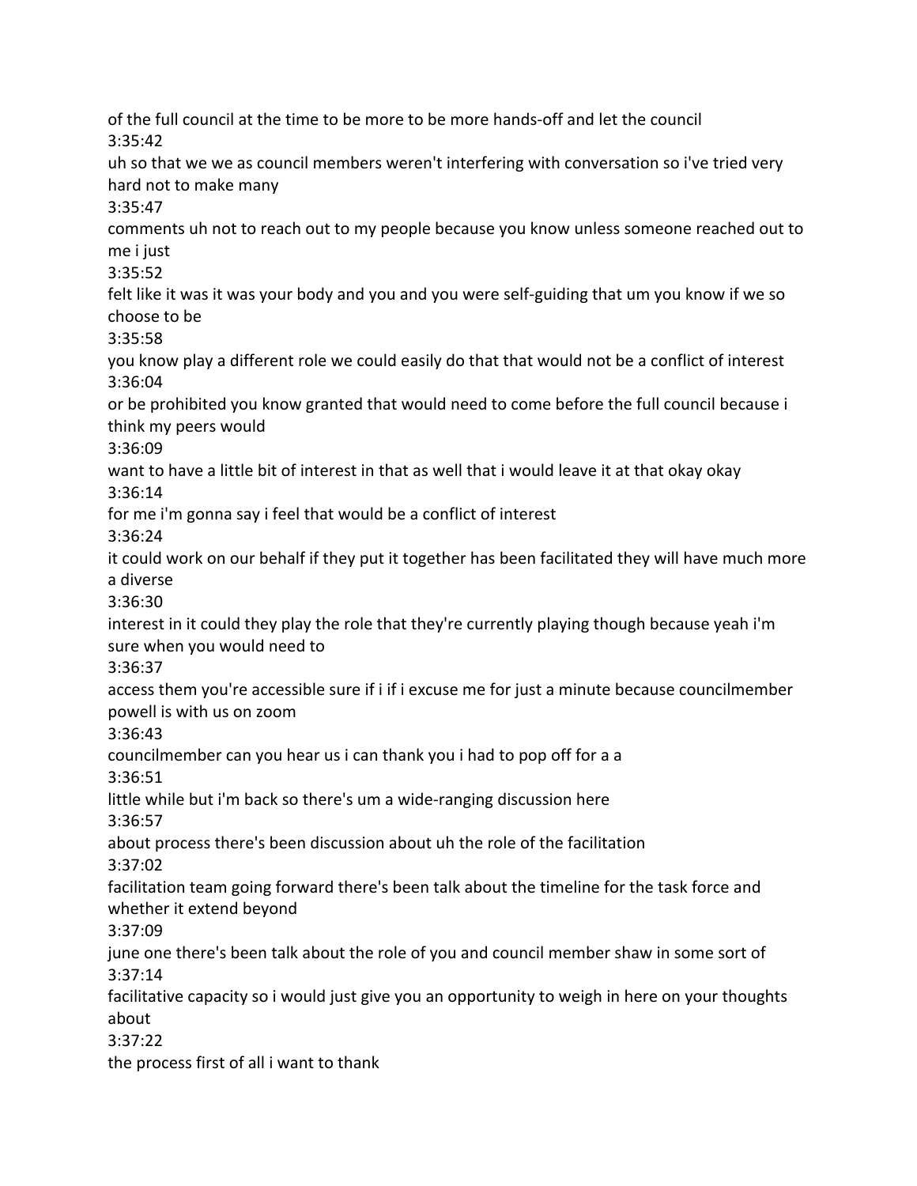of the full council at the time to be more to be more hands-off and let the council
3:35:42
uh so that we we as council members weren't interfering with conversation so i've tried very hard not to make many
3:35:47
comments uh not to reach out to my people because you know unless someone reached out to me i just
3:35:52
felt like it was it was your body and you and you were self-guiding that um you know if we so choose to be
3:35:58
you know play a different role we could easily do that that would not be a conflict of interest
3:36:04
or be prohibited you know granted that would need to come before the full council because i think my peers would
3:36:09
want to have a little bit of interest in that as well that i would leave it at that okay okay
3:36:14
for me i'm gonna say i feel that would be a conflict of interest
3:36:24
it could work on our behalf if they put it together has been facilitated they will have much more a diverse
3:36:30
interest in it could they play the role that they're currently playing though because yeah i'm sure when you would need to
3:36:37
access them you're accessible sure if i if i excuse me for just a minute because councilmember powell is with us on zoom
3:36:43
councilmember can you hear us i can thank you i had to pop off for a a
3:36:51
little while but i'm back so there's um a wide-ranging discussion here
3:36:57
about process there's been discussion about uh the role of the facilitation
3:37:02
facilitation team going forward there's been talk about the timeline for the task force and whether it extend beyond
3:37:09
june one there's been talk about the role of you and council member shaw in some sort of
3:37:14
facilitative capacity so i would just give you an opportunity to weigh in here on your thoughts about
3:37:22
the process first of all i want to thank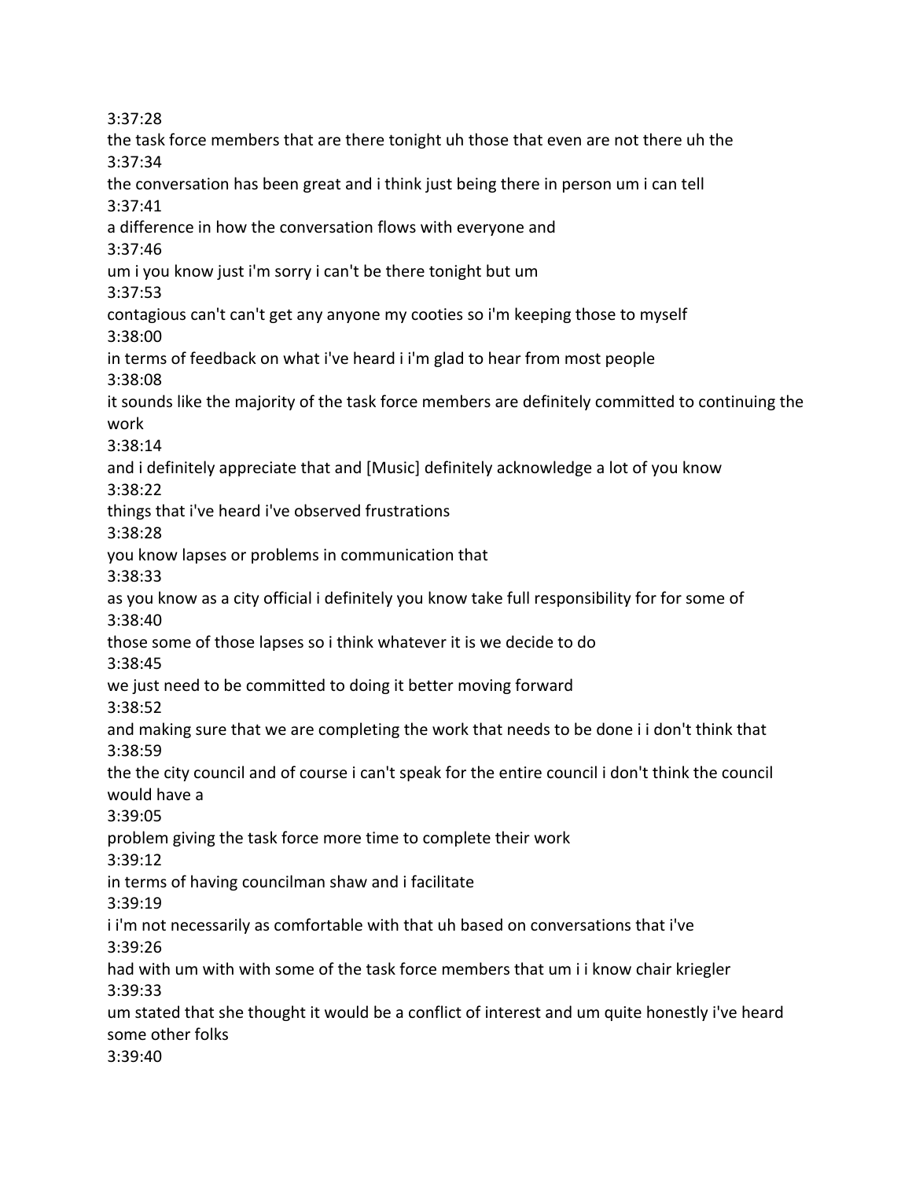3:37:28

the task force members that are there tonight uh those that even are not there uh the

3:37:34

the conversation has been great and i think just being there in person um i can tell

3:37:41

a difference in how the conversation flows with everyone and

3:37:46

um i you know just i'm sorry i can't be there tonight but um

3:37:53

contagious can't can't get any anyone my cooties so i'm keeping those to myself

3:38:00

in terms of feedback on what i've heard i i'm glad to hear from most people

3:38:08

it sounds like the majority of the task force members are definitely committed to continuing the work

3:38:14

and i definitely appreciate that and [Music] definitely acknowledge a lot of you know

3:38:22

things that i've heard i've observed frustrations

3:38:28

you know lapses or problems in communication that

3:38:33

as you know as a city official i definitely you know take full responsibility for for some of

3:38:40

those some of those lapses so i think whatever it is we decide to do

3:38:45

we just need to be committed to doing it better moving forward

3:38:52

and making sure that we are completing the work that needs to be done i i don't think that

3:38:59

the the city council and of course i can't speak for the entire council i don't think the council would have a

3:39:05

problem giving the task force more time to complete their work

3:39:12

in terms of having councilman shaw and i facilitate

3:39:19

i i'm not necessarily as comfortable with that uh based on conversations that i've

3:39:26

had with um with with some of the task force members that um i i know chair kriegler

3:39:33

um stated that she thought it would be a conflict of interest and um quite honestly i've heard some other folks

3:39:40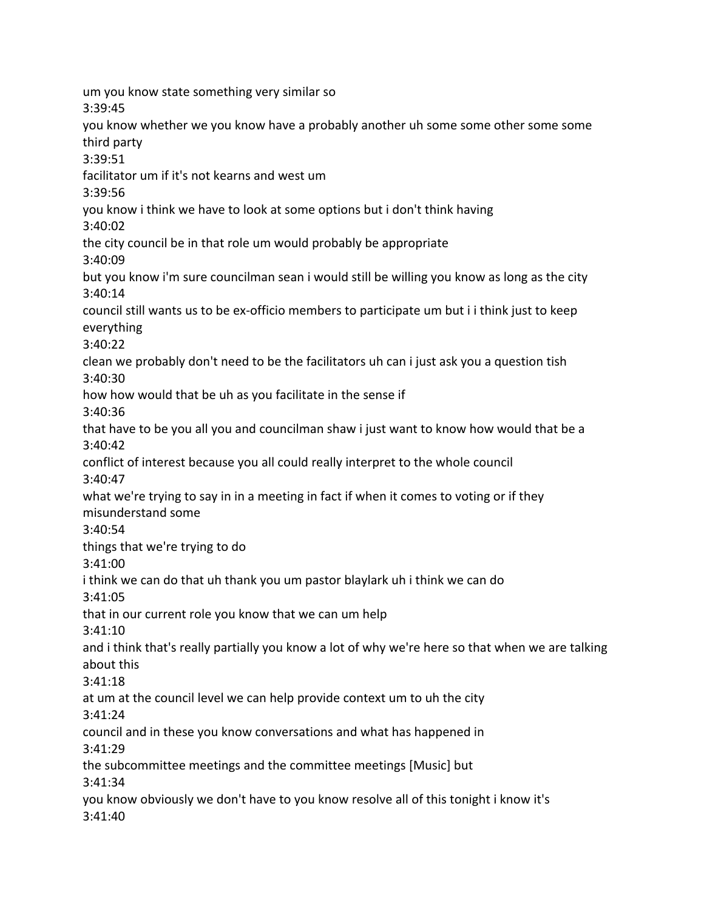um you know state something very similar so
3:39:45
you know whether we you know have a probably another uh some some other some some third party
3:39:51
facilitator um if it's not kearns and west um
3:39:56
you know i think we have to look at some options but i don't think having
3:40:02
the city council be in that role um would probably be appropriate
3:40:09
but you know i'm sure councilman sean i would still be willing you know as long as the city
3:40:14
council still wants us to be ex-officio members to participate um but i i think just to keep everything
3:40:22
clean we probably don't need to be the facilitators uh can i just ask you a question tish
3:40:30
how how would that be uh as you facilitate in the sense if
3:40:36
that have to be you all you and councilman shaw i just want to know how would that be a
3:40:42
conflict of interest because you all could really interpret to the whole council
3:40:47
what we're trying to say in in a meeting in fact if when it comes to voting or if they misunderstand some
3:40:54
things that we're trying to do
3:41:00
i think we can do that uh thank you um pastor blaylark uh i think we can do
3:41:05
that in our current role you know that we can um help
3:41:10
and i think that's really partially you know a lot of why we're here so that when we are talking about this
3:41:18
at um at the council level we can help provide context um to uh the city
3:41:24
council and in these you know conversations and what has happened in
3:41:29
the subcommittee meetings and the committee meetings [Music] but
3:41:34
you know obviously we don't have to you know resolve all of this tonight i know it's
3:41:40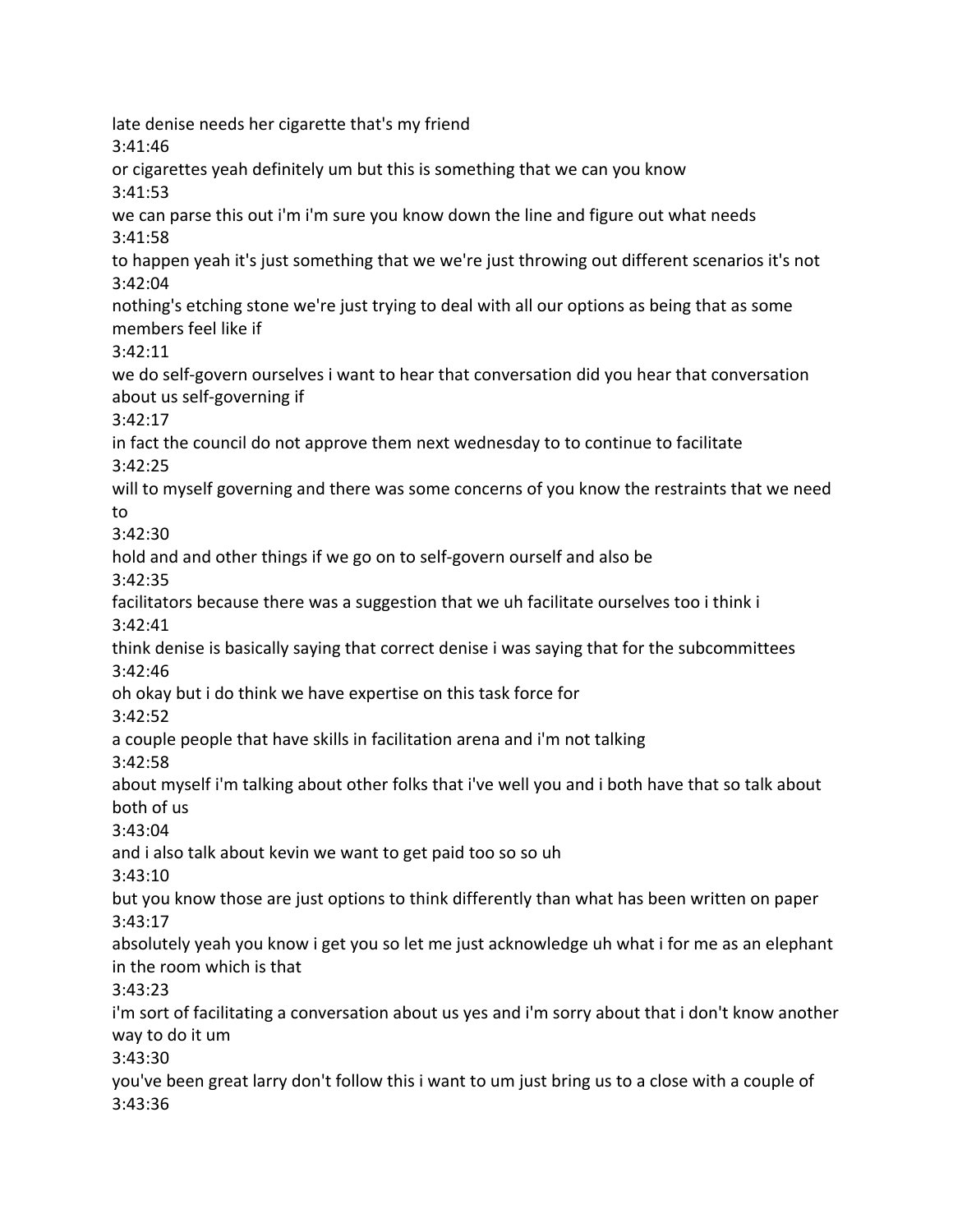late denise needs her cigarette that's my friend

3:41:46

or cigarettes yeah definitely um but this is something that we can you know

3:41:53

we can parse this out i'm i'm sure you know down the line and figure out what needs

3:41:58

to happen yeah it's just something that we we're just throwing out different scenarios it's not

3:42:04

nothing's etching stone we're just trying to deal with all our options as being that as some members feel like if

3:42:11

we do self-govern ourselves i want to hear that conversation did you hear that conversation about us self-governing if

3:42:17

in fact the council do not approve them next wednesday to to continue to facilitate

3:42:25

will to myself governing and there was some concerns of you know the restraints that we need to

3:42:30

hold and and other things if we go on to self-govern ourself and also be

3:42:35

facilitators because there was a suggestion that we uh facilitate ourselves too i think i

3:42:41

think denise is basically saying that correct denise i was saying that for the subcommittees

3:42:46

oh okay but i do think we have expertise on this task force for

3:42:52

a couple people that have skills in facilitation arena and i'm not talking

3:42:58

about myself i'm talking about other folks that i've well you and i both have that so talk about both of us

3:43:04

and i also talk about kevin we want to get paid too so so uh

3:43:10

but you know those are just options to think differently than what has been written on paper

3:43:17

absolutely yeah you know i get you so let me just acknowledge uh what i for me as an elephant in the room which is that

3:43:23

i'm sort of facilitating a conversation about us yes and i'm sorry about that i don't know another way to do it um

3:43:30

you've been great larry don't follow this i want to um just bring us to a close with a couple of

3:43:36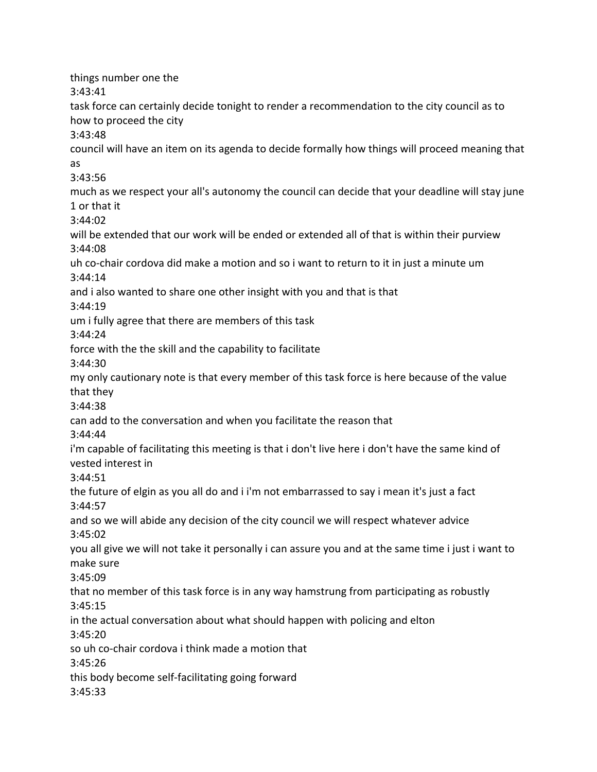things number one the

3:43:41

task force can certainly decide tonight to render a recommendation to the city council as to how to proceed the city

3:43:48

council will have an item on its agenda to decide formally how things will proceed meaning that as

3:43:56

much as we respect your all's autonomy the council can decide that your deadline will stay june 1 or that it

3:44:02

will be extended that our work will be ended or extended all of that is within their purview

3:44:08

uh co-chair cordova did make a motion and so i want to return to it in just a minute um

3:44:14

and i also wanted to share one other insight with you and that is that

3:44:19

um i fully agree that there are members of this task

3:44:24

force with the the skill and the capability to facilitate

3:44:30

my only cautionary note is that every member of this task force is here because of the value that they

3:44:38

can add to the conversation and when you facilitate the reason that

3:44:44

i'm capable of facilitating this meeting is that i don't live here i don't have the same kind of vested interest in

3:44:51

the future of elgin as you all do and i i'm not embarrassed to say i mean it's just a fact

3:44:57

and so we will abide any decision of the city council we will respect whatever advice

3:45:02

you all give we will not take it personally i can assure you and at the same time i just i want to make sure

3:45:09

that no member of this task force is in any way hamstrung from participating as robustly

3:45:15

in the actual conversation about what should happen with policing and elton

3:45:20

so uh co-chair cordova i think made a motion that

3:45:26

this body become self-facilitating going forward

3:45:33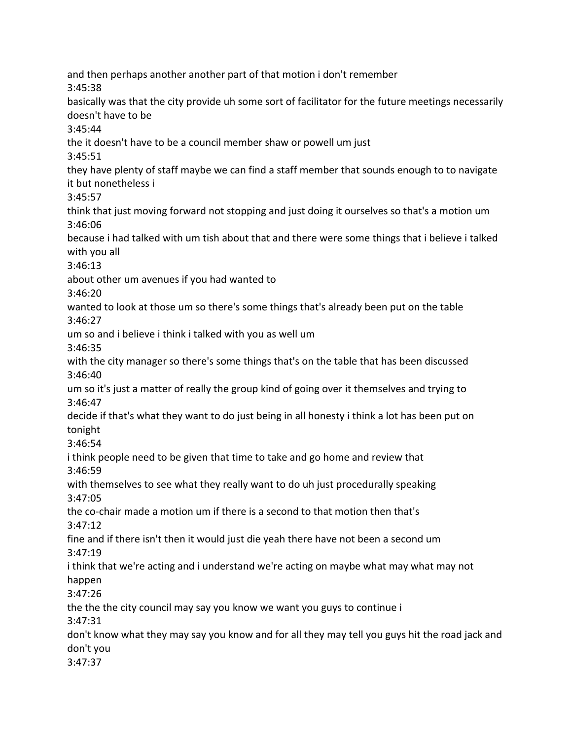and then perhaps another another part of that motion i don't remember

3:45:38

basically was that the city provide uh some sort of facilitator for the future meetings necessarily doesn't have to be

3:45:44

the it doesn't have to be a council member shaw or powell um just

3:45:51

they have plenty of staff maybe we can find a staff member that sounds enough to to navigate it but nonetheless i

3:45:57

think that just moving forward not stopping and just doing it ourselves so that's a motion um

3:46:06

because i had talked with um tish about that and there were some things that i believe i talked with you all

3:46:13

about other um avenues if you had wanted to

3:46:20

wanted to look at those um so there's some things that's already been put on the table

3:46:27

um so and i believe i think i talked with you as well um

3:46:35

with the city manager so there's some things that's on the table that has been discussed

3:46:40

um so it's just a matter of really the group kind of going over it themselves and trying to

3:46:47

decide if that's what they want to do just being in all honesty i think a lot has been put on tonight

3:46:54

i think people need to be given that time to take and go home and review that

3:46:59

with themselves to see what they really want to do uh just procedurally speaking

3:47:05

the co-chair made a motion um if there is a second to that motion then that's

3:47:12

fine and if there isn't then it would just die yeah there have not been a second um

3:47:19

i think that we're acting and i understand we're acting on maybe what may what may not happen

3:47:26

the the the city council may say you know we want you guys to continue i

3:47:31

don't know what they may say you know and for all they may tell you guys hit the road jack and don't you

3:47:37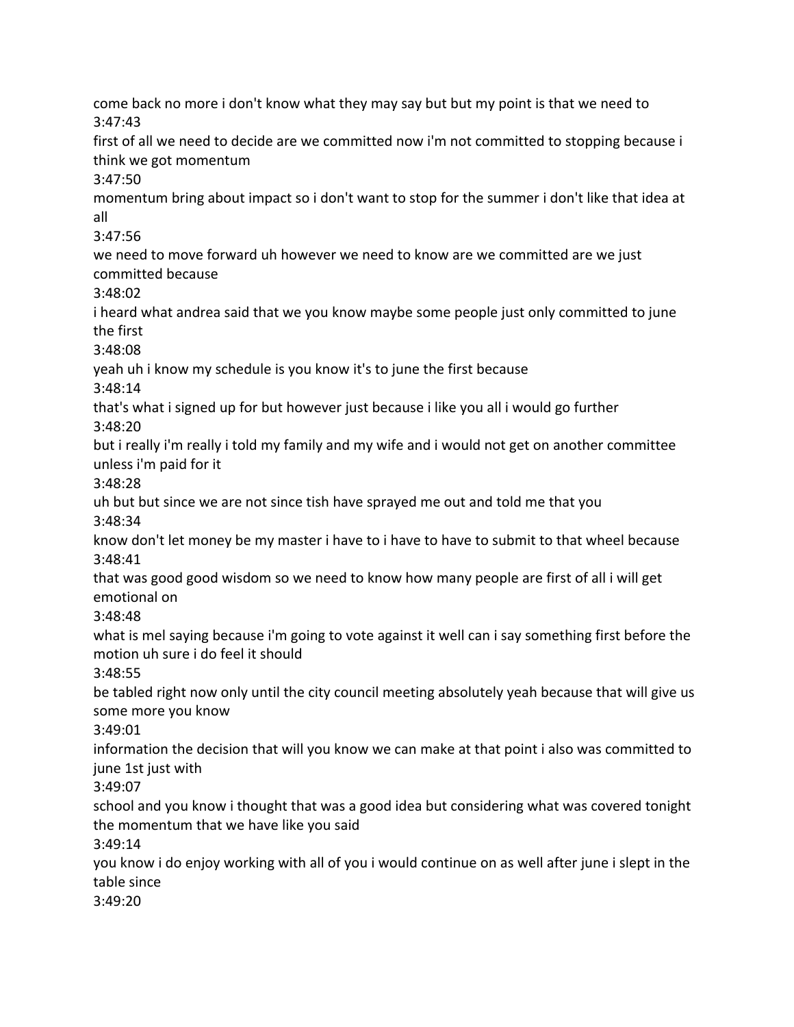come back no more i don't know what they may say but but my point is that we need to
3:47:43
first of all we need to decide are we committed now i'm not committed to stopping because i think we got momentum
3:47:50
momentum bring about impact so i don't want to stop for the summer i don't like that idea at all
3:47:56
we need to move forward uh however we need to know are we committed are we just committed because
3:48:02
i heard what andrea said that we you know maybe some people just only committed to june the first
3:48:08
yeah uh i know my schedule is you know it's to june the first because
3:48:14
that's what i signed up for but however just because i like you all i would go further
3:48:20
but i really i'm really i told my family and my wife and i would not get on another committee unless i'm paid for it
3:48:28
uh but but since we are not since tish have sprayed me out and told me that you
3:48:34
know don't let money be my master i have to i have to have to submit to that wheel because
3:48:41
that was good good wisdom so we need to know how many people are first of all i will get emotional on
3:48:48
what is mel saying because i'm going to vote against it well can i say something first before the motion uh sure i do feel it should
3:48:55
be tabled right now only until the city council meeting absolutely yeah because that will give us some more you know
3:49:01
information the decision that will you know we can make at that point i also was committed to june 1st just with
3:49:07
school and you know i thought that was a good idea but considering what was covered tonight the momentum that we have like you said
3:49:14
you know i do enjoy working with all of you i would continue on as well after june i slept in the table since
3:49:20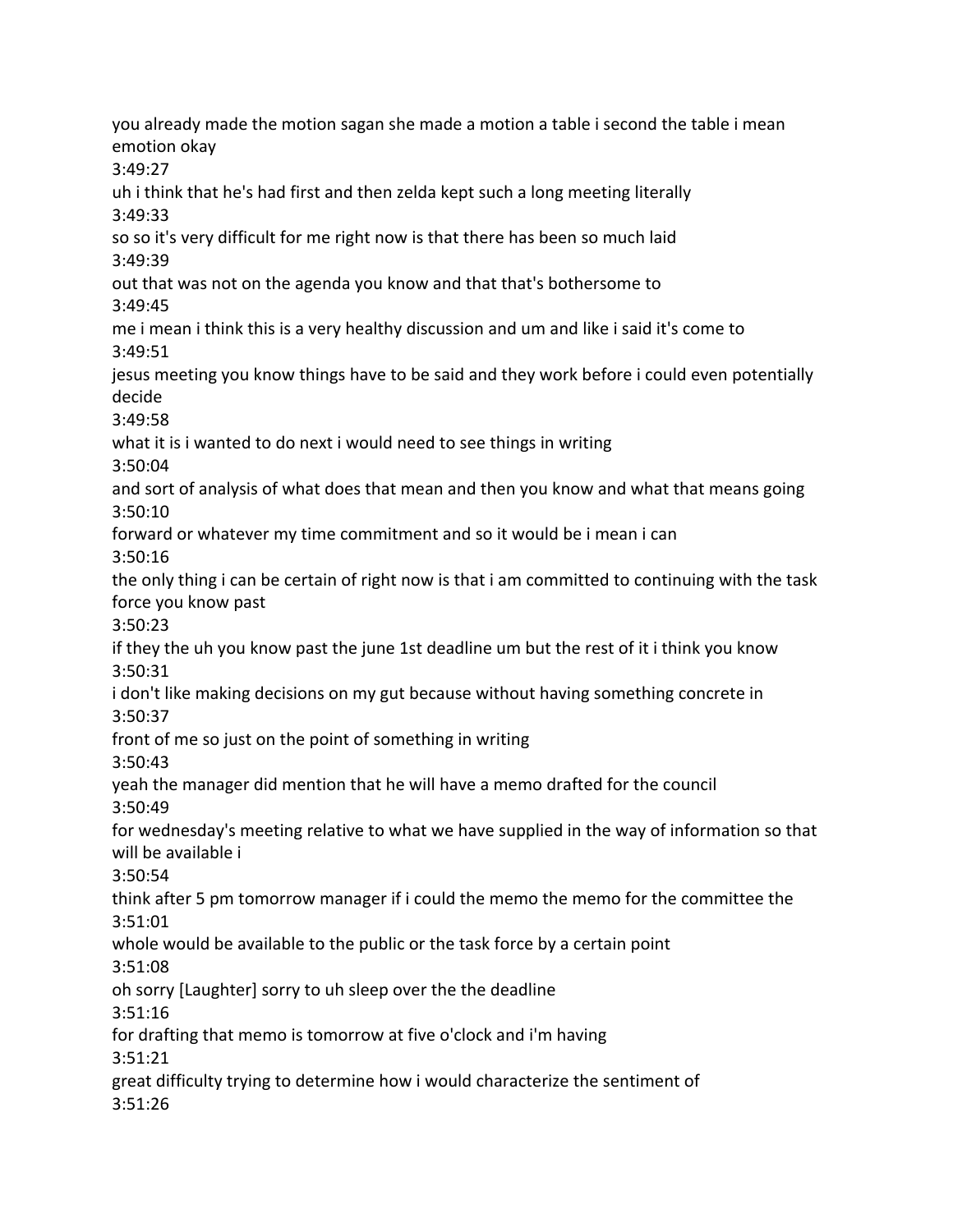you already made the motion sagan she made a motion a table i second the table i mean emotion okay
3:49:27
uh i think that he's had first and then zelda kept such a long meeting literally
3:49:33
so so it's very difficult for me right now is that there has been so much laid
3:49:39
out that was not on the agenda you know and that that's bothersome to
3:49:45
me i mean i think this is a very healthy discussion and um and like i said it's come to
3:49:51
jesus meeting you know things have to be said and they work before i could even potentially decide
3:49:58
what it is i wanted to do next i would need to see things in writing
3:50:04
and sort of analysis of what does that mean and then you know and what that means going
3:50:10
forward or whatever my time commitment and so it would be i mean i can
3:50:16
the only thing i can be certain of right now is that i am committed to continuing with the task force you know past
3:50:23
if they the uh you know past the june 1st deadline um but the rest of it i think you know
3:50:31
i don't like making decisions on my gut because without having something concrete in
3:50:37
front of me so just on the point of something in writing
3:50:43
yeah the manager did mention that he will have a memo drafted for the council
3:50:49
for wednesday's meeting relative to what we have supplied in the way of information so that will be available i
3:50:54
think after 5 pm tomorrow manager if i could the memo the memo for the committee the
3:51:01
whole would be available to the public or the task force by a certain point
3:51:08
oh sorry [Laughter] sorry to uh sleep over the the deadline
3:51:16
for drafting that memo is tomorrow at five o'clock and i'm having
3:51:21
great difficulty trying to determine how i would characterize the sentiment of
3:51:26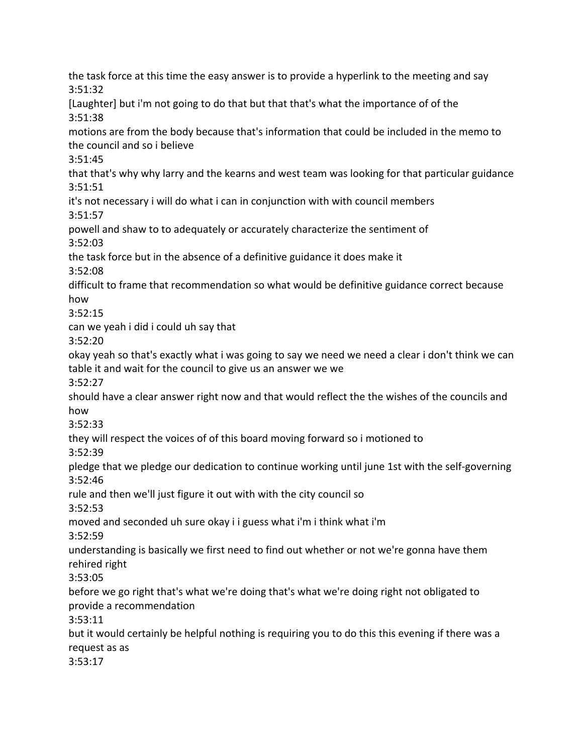the task force at this time the easy answer is to provide a hyperlink to the meeting and say

3:51:32

[Laughter] but i'm not going to do that but that that's what the importance of of the

3:51:38

motions are from the body because that's information that could be included in the memo to the council and so i believe

3:51:45

that that's why why larry and the kearns and west team was looking for that particular guidance

3:51:51

it's not necessary i will do what i can in conjunction with with council members

3:51:57

powell and shaw to to adequately or accurately characterize the sentiment of

3:52:03

the task force but in the absence of a definitive guidance it does make it

3:52:08

difficult to frame that recommendation so what would be definitive guidance correct because how

3:52:15

can we yeah i did i could uh say that

3:52:20

okay yeah so that's exactly what i was going to say we need we need a clear i don't think we can table it and wait for the council to give us an answer we we

3:52:27

should have a clear answer right now and that would reflect the the wishes of the councils and how

3:52:33

they will respect the voices of of this board moving forward so i motioned to

3:52:39

pledge that we pledge our dedication to continue working until june 1st with the self-governing

3:52:46

rule and then we'll just figure it out with with the city council so

3:52:53

moved and seconded uh sure okay i i guess what i'm i think what i'm

3:52:59

understanding is basically we first need to find out whether or not we're gonna have them rehired right

3:53:05

before we go right that's what we're doing that's what we're doing right not obligated to provide a recommendation

3:53:11

but it would certainly be helpful nothing is requiring you to do this this evening if there was a request as as

3:53:17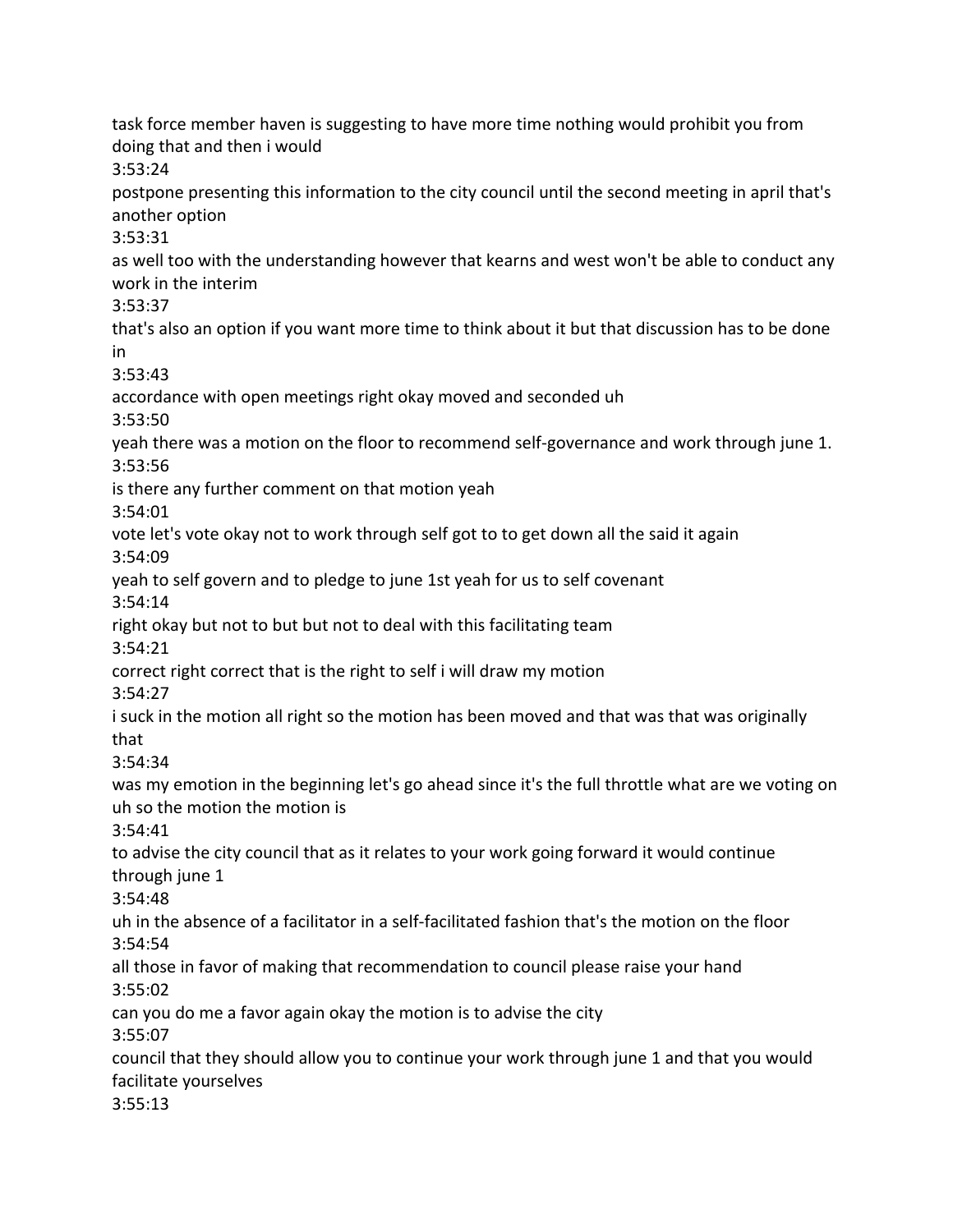task force member haven is suggesting to have more time nothing would prohibit you from doing that and then i would

3:53:24

postpone presenting this information to the city council until the second meeting in april that's another option

3:53:31

as well too with the understanding however that kearns and west won't be able to conduct any work in the interim

3:53:37

that's also an option if you want more time to think about it but that discussion has to be done in

3:53:43

accordance with open meetings right okay moved and seconded uh

3:53:50

yeah there was a motion on the floor to recommend self-governance and work through june 1.

3:53:56

is there any further comment on that motion yeah

3:54:01

vote let's vote okay not to work through self got to to get down all the said it again

3:54:09

yeah to self govern and to pledge to june 1st yeah for us to self covenant

3:54:14

right okay but not to but but not to deal with this facilitating team

3:54:21

correct right correct that is the right to self i will draw my motion

3:54:27

i suck in the motion all right so the motion has been moved and that was that was originally that

3:54:34

was my emotion in the beginning let's go ahead since it's the full throttle what are we voting on uh so the motion the motion is

3:54:41

to advise the city council that as it relates to your work going forward it would continue through june 1

3:54:48

uh in the absence of a facilitator in a self-facilitated fashion that's the motion on the floor

3:54:54

all those in favor of making that recommendation to council please raise your hand

3:55:02

can you do me a favor again okay the motion is to advise the city

3:55:07

council that they should allow you to continue your work through june 1 and that you would facilitate yourselves

3:55:13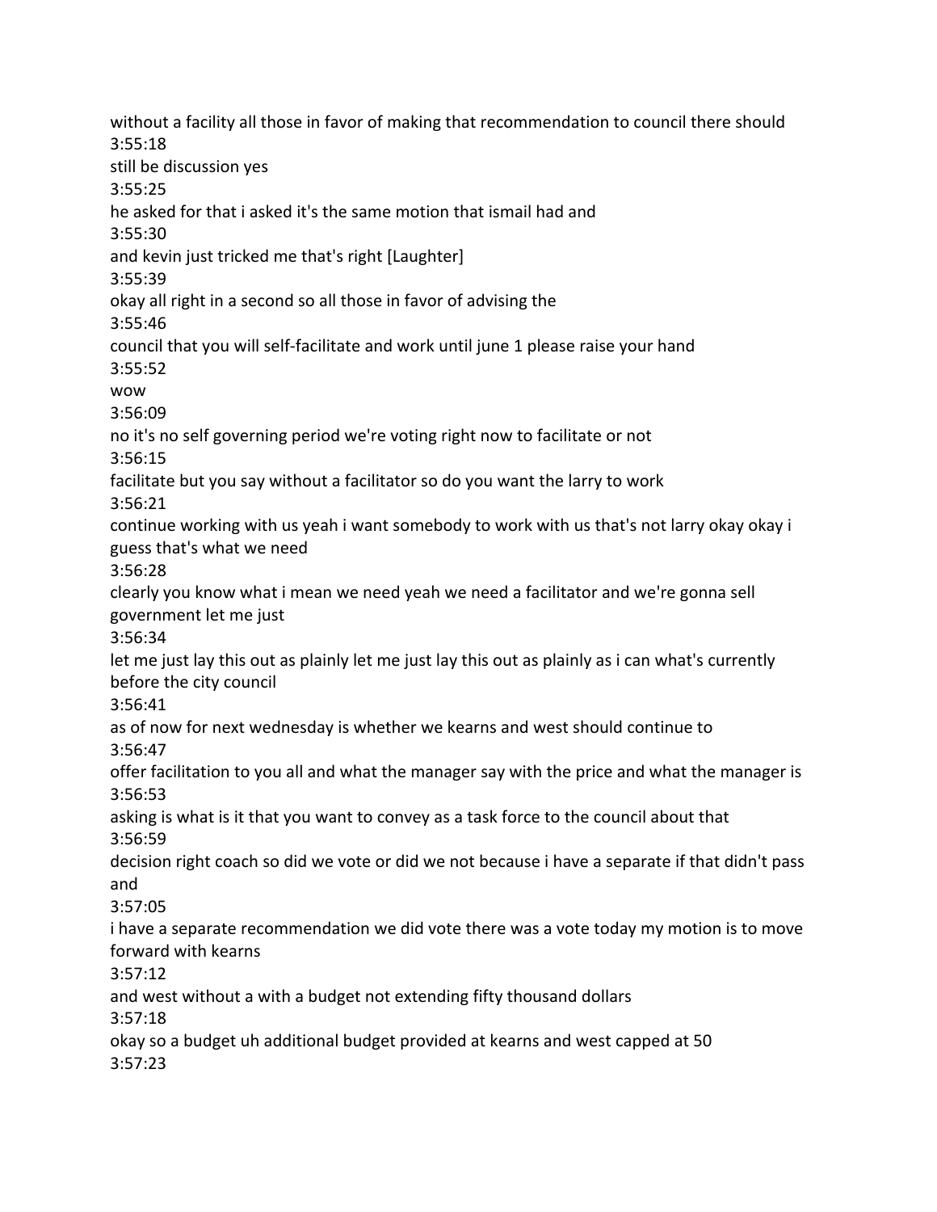without a facility all those in favor of making that recommendation to council there should
3:55:18
still be discussion yes
3:55:25
he asked for that i asked it's the same motion that ismail had and
3:55:30
and kevin just tricked me that's right [Laughter]
3:55:39
okay all right in a second so all those in favor of advising the
3:55:46
council that you will self-facilitate and work until june 1 please raise your hand
3:55:52
wow
3:56:09
no it's no self governing period we're voting right now to facilitate or not
3:56:15
facilitate but you say without a facilitator so do you want the larry to work
3:56:21
continue working with us yeah i want somebody to work with us that's not larry okay okay i guess that's what we need
3:56:28
clearly you know what i mean we need yeah we need a facilitator and we're gonna sell government let me just
3:56:34
let me just lay this out as plainly let me just lay this out as plainly as i can what's currently before the city council
3:56:41
as of now for next wednesday is whether we kearns and west should continue to
3:56:47
offer facilitation to you all and what the manager say with the price and what the manager is
3:56:53
asking is what is it that you want to convey as a task force to the council about that
3:56:59
decision right coach so did we vote or did we not because i have a separate if that didn't pass and
3:57:05
i have a separate recommendation we did vote there was a vote today my motion is to move forward with kearns
3:57:12
and west without a with a budget not extending fifty thousand dollars
3:57:18
okay so a budget uh additional budget provided at kearns and west capped at 50
3:57:23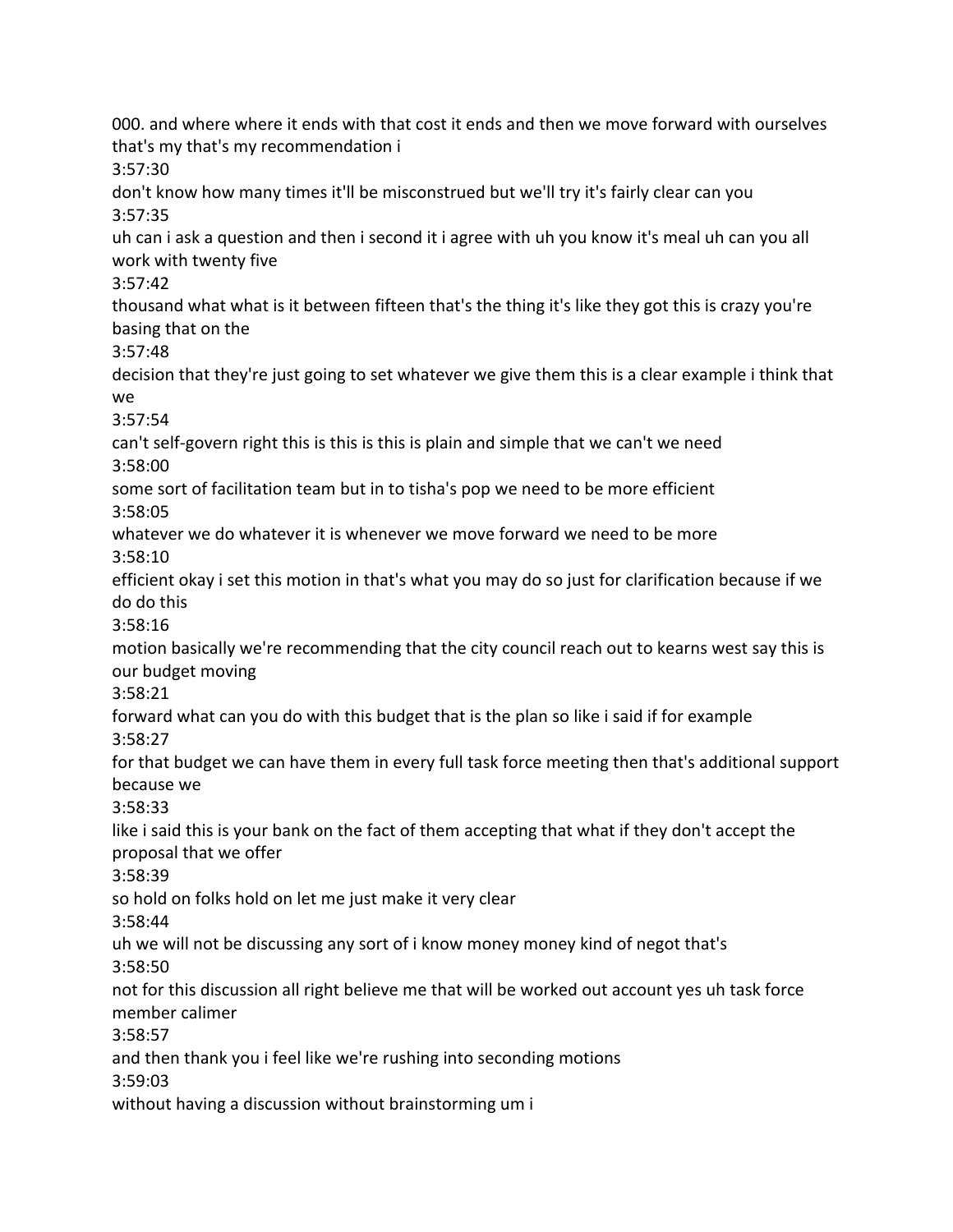000. and where where it ends with that cost it ends and then we move forward with ourselves that's my that's my recommendation i

3:57:30

don't know how many times it'll be misconstrued but we'll try it's fairly clear can you

3:57:35

uh can i ask a question and then i second it i agree with uh you know it's meal uh can you all work with twenty five

3:57:42

thousand what what is it between fifteen that's the thing it's like they got this is crazy you're basing that on the

3:57:48

decision that they're just going to set whatever we give them this is a clear example i think that we

3:57:54

can't self-govern right this is this is this is plain and simple that we can't we need

3:58:00

some sort of facilitation team but in to tisha's pop we need to be more efficient

3:58:05

whatever we do whatever it is whenever we move forward we need to be more

3:58:10

efficient okay i set this motion in that's what you may do so just for clarification because if we do do this

3:58:16

motion basically we're recommending that the city council reach out to kearns west say this is our budget moving

3:58:21

forward what can you do with this budget that is the plan so like i said if for example

3:58:27

for that budget we can have them in every full task force meeting then that's additional support because we

3:58:33

like i said this is your bank on the fact of them accepting that what if they don't accept the proposal that we offer

3:58:39

so hold on folks hold on let me just make it very clear

3:58:44

uh we will not be discussing any sort of i know money money kind of negot that's

3:58:50

not for this discussion all right believe me that will be worked out account yes uh task force member calimer

3:58:57

and then thank you i feel like we're rushing into seconding motions

3:59:03

without having a discussion without brainstorming um i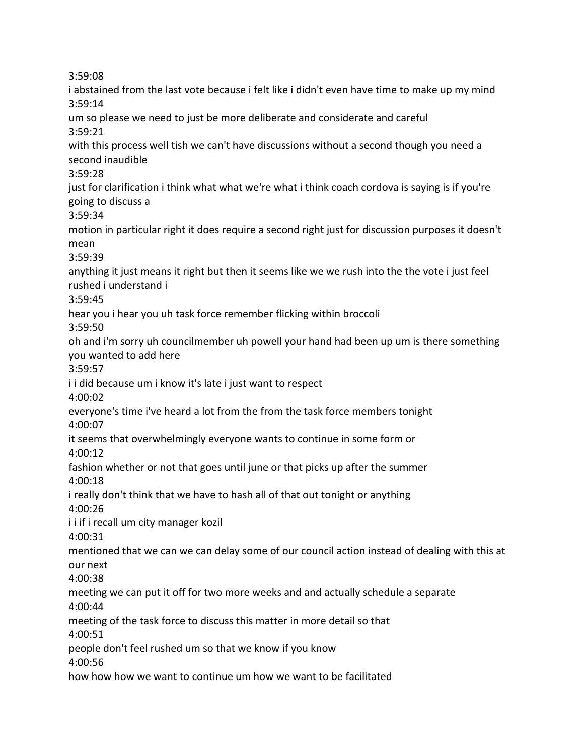3:59:08

i abstained from the last vote because i felt like i didn't even have time to make up my mind

3:59:14

um so please we need to just be more deliberate and considerate and careful

3:59:21

with this process well tish we can't have discussions without a second though you need a second inaudible

3:59:28

just for clarification i think what what we're what i think coach cordova is saying is if you're going to discuss a

3:59:34

motion in particular right it does require a second right just for discussion purposes it doesn't mean

3:59:39

anything it just means it right but then it seems like we we rush into the the vote i just feel rushed i understand i

3:59:45

hear you i hear you uh task force remember flicking within broccoli

3:59:50

oh and i'm sorry uh councilmember uh powell your hand had been up um is there something you wanted to add here

3:59:57

i i did because um i know it's late i just want to respect

4:00:02

everyone's time i've heard a lot from the from the task force members tonight

4:00:07

it seems that overwhelmingly everyone wants to continue in some form or

4:00:12

fashion whether or not that goes until june or that picks up after the summer

4:00:18

i really don't think that we have to hash all of that out tonight or anything

4:00:26

i i if i recall um city manager kozil

4:00:31

mentioned that we can we can delay some of our council action instead of dealing with this at our next

4:00:38

meeting we can put it off for two more weeks and and actually schedule a separate

4:00:44

meeting of the task force to discuss this matter in more detail so that

4:00:51

people don't feel rushed um so that we know if you know

4:00:56

how how how we want to continue um how we want to be facilitated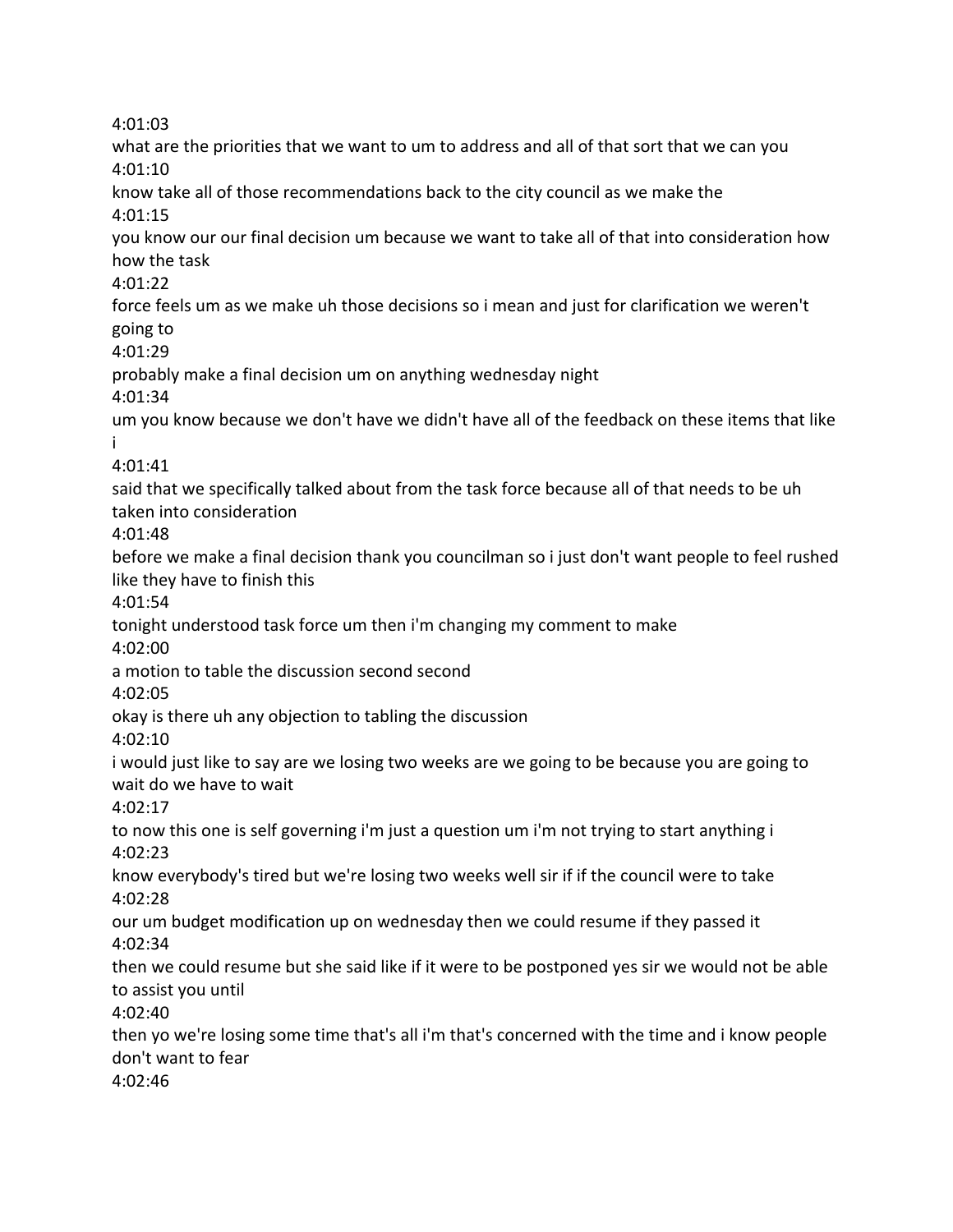4:01:03

what are the priorities that we want to um to address and all of that sort that we can you

4:01:10

know take all of those recommendations back to the city council as we make the

4:01:15

you know our our final decision um because we want to take all of that into consideration how how the task

4:01:22

force feels um as we make uh those decisions so i mean and just for clarification we weren't going to

4:01:29

probably make a final decision um on anything wednesday night

4:01:34

um you know because we don't have we didn't have all of the feedback on these items that like i

4:01:41

said that we specifically talked about from the task force because all of that needs to be uh taken into consideration

4:01:48

before we make a final decision thank you councilman so i just don't want people to feel rushed like they have to finish this

4:01:54

tonight understood task force um then i'm changing my comment to make

4:02:00

a motion to table the discussion second second

4:02:05

okay is there uh any objection to tabling the discussion

4:02:10

i would just like to say are we losing two weeks are we going to be because you are going to wait do we have to wait

4:02:17

to now this one is self governing i'm just a question um i'm not trying to start anything i

4:02:23

know everybody's tired but we're losing two weeks well sir if if the council were to take

4:02:28

our um budget modification up on wednesday then we could resume if they passed it

4:02:34

then we could resume but she said like if it were to be postponed yes sir we would not be able to assist you until

4:02:40

then yo we're losing some time that's all i'm that's concerned with the time and i know people don't want to fear

4:02:46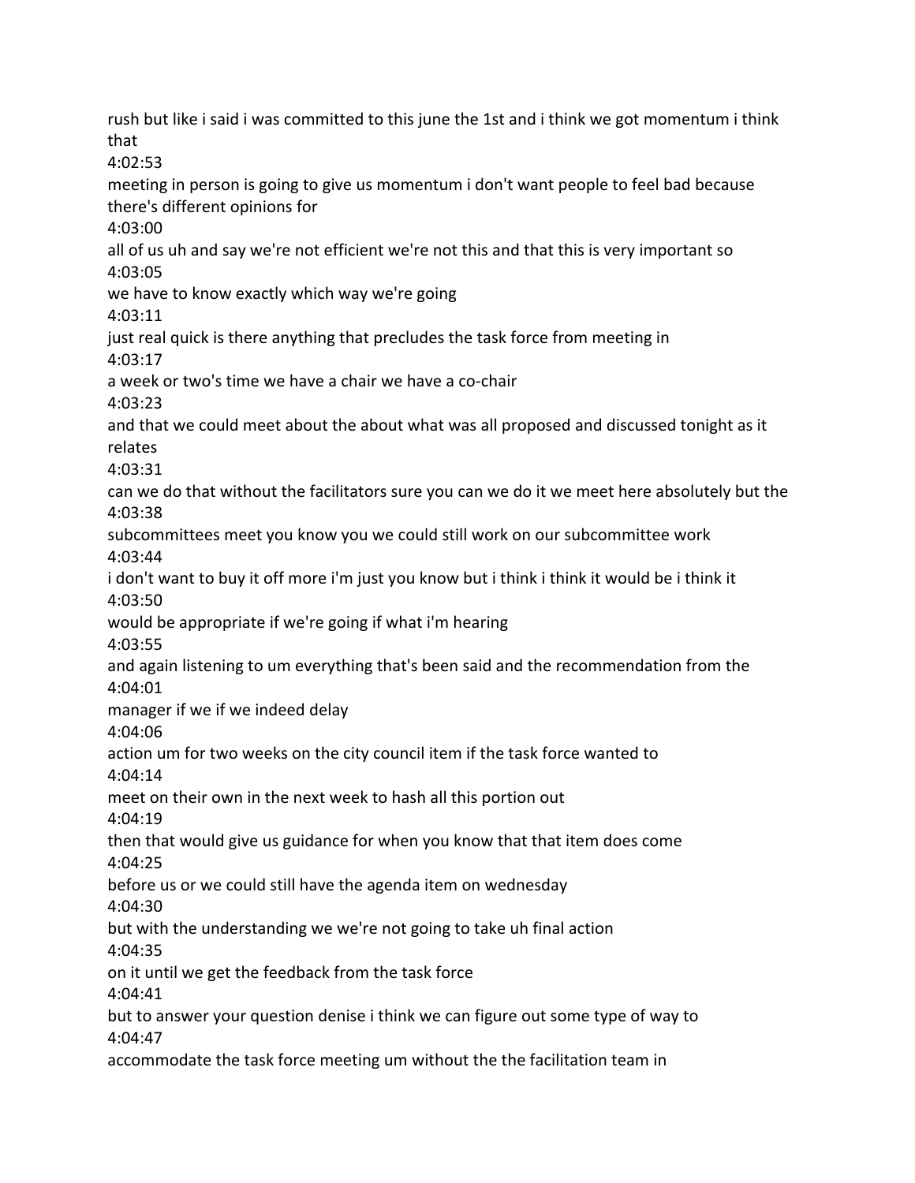rush but like i said i was committed to this june the 1st and i think we got momentum i think that

4:02:53

meeting in person is going to give us momentum i don't want people to feel bad because there's different opinions for

4:03:00

all of us uh and say we're not efficient we're not this and that this is very important so

4:03:05

we have to know exactly which way we're going

4:03:11

just real quick is there anything that precludes the task force from meeting in

4:03:17

a week or two's time we have a chair we have a co-chair

4:03:23

and that we could meet about the about what was all proposed and discussed tonight as it relates

4:03:31

can we do that without the facilitators sure you can we do it we meet here absolutely but the

4:03:38

subcommittees meet you know you we could still work on our subcommittee work

4:03:44

i don't want to buy it off more i'm just you know but i think i think it would be i think it

4:03:50

would be appropriate if we're going if what i'm hearing

4:03:55

and again listening to um everything that's been said and the recommendation from the

4:04:01

manager if we if we indeed delay

4:04:06

action um for two weeks on the city council item if the task force wanted to

4:04:14

meet on their own in the next week to hash all this portion out

4:04:19

then that would give us guidance for when you know that that item does come

4:04:25

before us or we could still have the agenda item on wednesday

4:04:30

but with the understanding we we're not going to take uh final action

4:04:35

on it until we get the feedback from the task force

4:04:41

but to answer your question denise i think we can figure out some type of way to

4:04:47

accommodate the task force meeting um without the the facilitation team in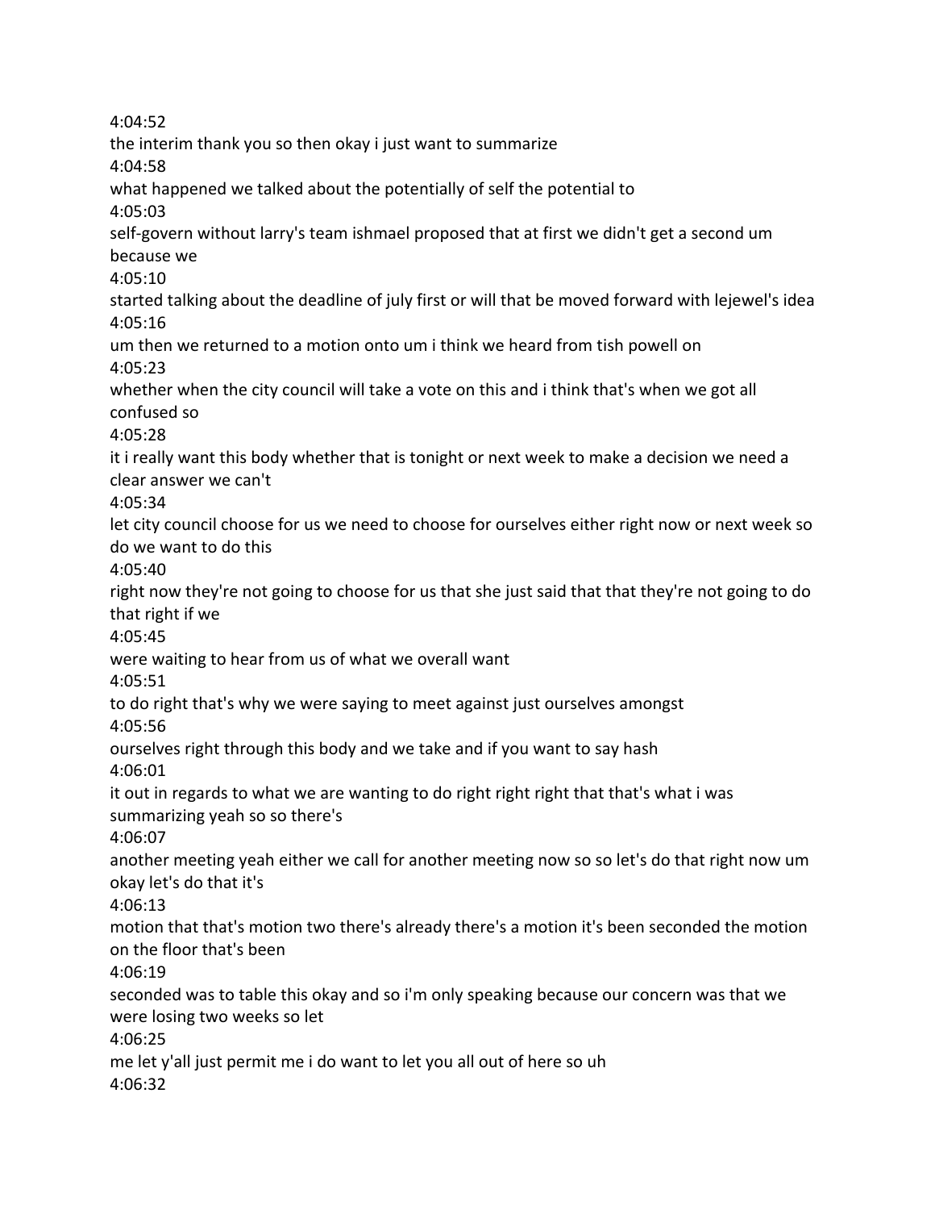4:04:52
the interim thank you so then okay i just want to summarize
4:04:58
what happened we talked about the potentially of self the potential to
4:05:03
self-govern without larry's team ishmael proposed that at first we didn't get a second um because we
4:05:10
started talking about the deadline of july first or will that be moved forward with lejewel's idea
4:05:16
um then we returned to a motion onto um i think we heard from tish powell on
4:05:23
whether when the city council will take a vote on this and i think that's when we got all confused so
4:05:28
it i really want this body whether that is tonight or next week to make a decision we need a clear answer we can't
4:05:34
let city council choose for us we need to choose for ourselves either right now or next week so do we want to do this
4:05:40
right now they're not going to choose for us that she just said that that they're not going to do that right if we
4:05:45
were waiting to hear from us of what we overall want
4:05:51
to do right that's why we were saying to meet against just ourselves amongst
4:05:56
ourselves right through this body and we take and if you want to say hash
4:06:01
it out in regards to what we are wanting to do right right right that that's what i was summarizing yeah so so there's
4:06:07
another meeting yeah either we call for another meeting now so so let's do that right now um okay let's do that it's
4:06:13
motion that that's motion two there's already there's a motion it's been seconded the motion on the floor that's been
4:06:19
seconded was to table this okay and so i'm only speaking because our concern was that we were losing two weeks so let
4:06:25
me let y'all just permit me i do want to let you all out of here so uh
4:06:32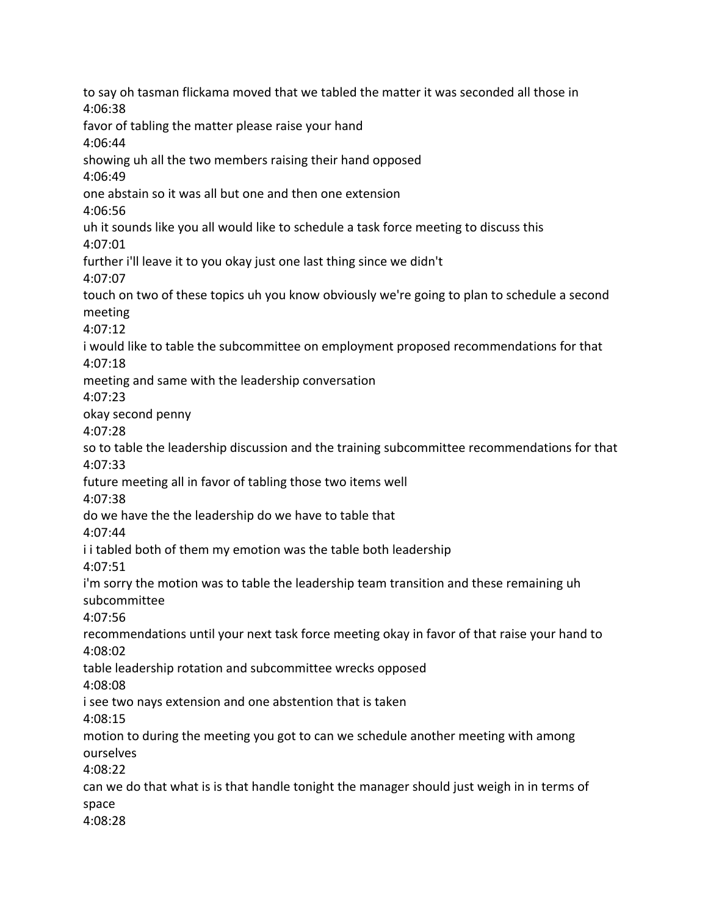to say oh tasman flickama moved that we tabled the matter it was seconded all those in
4:06:38
favor of tabling the matter please raise your hand
4:06:44
showing uh all the two members raising their hand opposed
4:06:49
one abstain so it was all but one and then one extension
4:06:56
uh it sounds like you all would like to schedule a task force meeting to discuss this
4:07:01
further i'll leave it to you okay just one last thing since we didn't
4:07:07
touch on two of these topics uh you know obviously we're going to plan to schedule a second meeting
4:07:12
i would like to table the subcommittee on employment proposed recommendations for that
4:07:18
meeting and same with the leadership conversation
4:07:23
okay second penny
4:07:28
so to table the leadership discussion and the training subcommittee recommendations for that
4:07:33
future meeting all in favor of tabling those two items well
4:07:38
do we have the the leadership do we have to table that
4:07:44
i i tabled both of them my emotion was the table both leadership
4:07:51
i'm sorry the motion was to table the leadership team transition and these remaining uh subcommittee
4:07:56
recommendations until your next task force meeting okay in favor of that raise your hand to
4:08:02
table leadership rotation and subcommittee wrecks opposed
4:08:08
i see two nays extension and one abstention that is taken
4:08:15
motion to during the meeting you got to can we schedule another meeting with among ourselves
4:08:22
can we do that what is is that handle tonight the manager should just weigh in in terms of space
4:08:28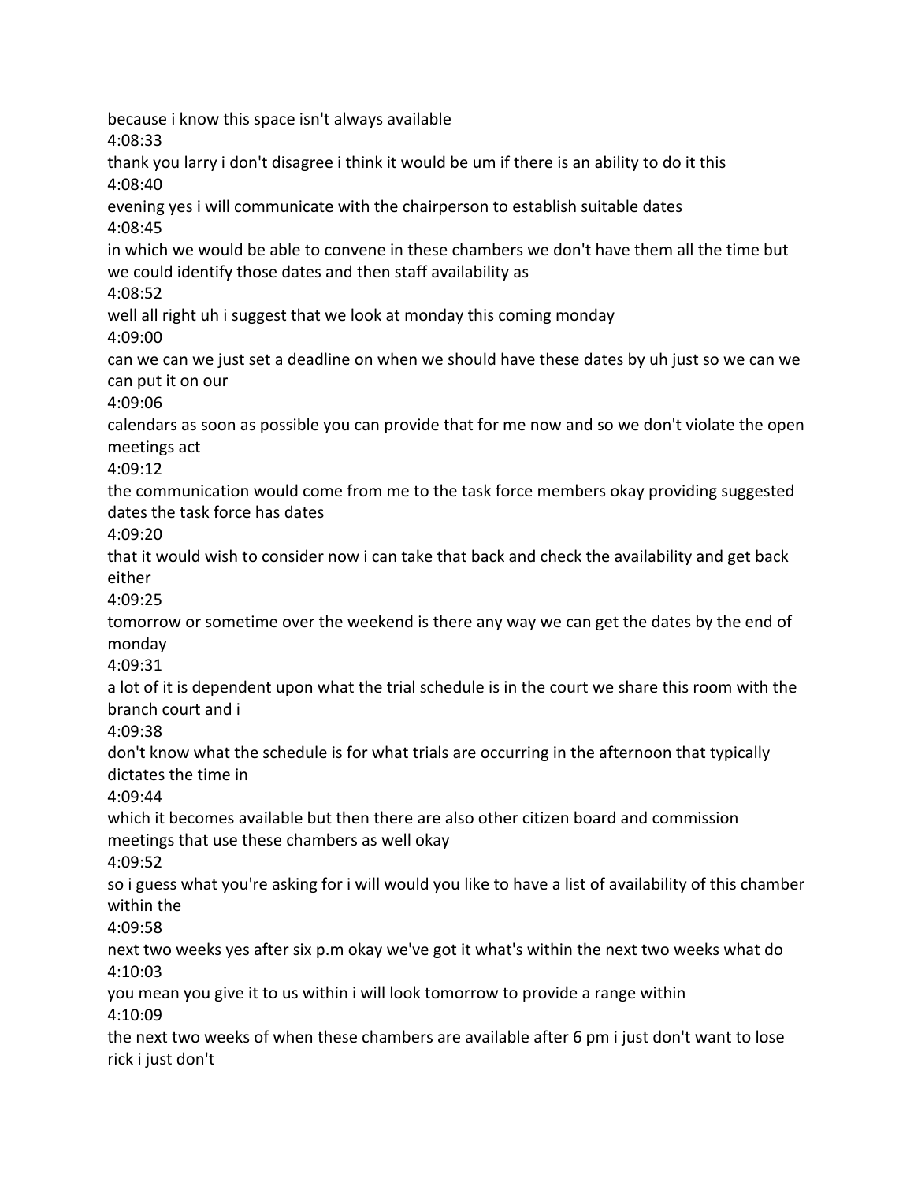because i know this space isn't always available

4:08:33

thank you larry i don't disagree i think it would be um if there is an ability to do it this

4:08:40

evening yes i will communicate with the chairperson to establish suitable dates

4:08:45

in which we would be able to convene in these chambers we don't have them all the time but we could identify those dates and then staff availability as

4:08:52

well all right uh i suggest that we look at monday this coming monday

4:09:00

can we can we just set a deadline on when we should have these dates by uh just so we can we can put it on our

4:09:06

calendars as soon as possible you can provide that for me now and so we don't violate the open meetings act

4:09:12

the communication would come from me to the task force members okay providing suggested dates the task force has dates

4:09:20

that it would wish to consider now i can take that back and check the availability and get back either

4:09:25

tomorrow or sometime over the weekend is there any way we can get the dates by the end of monday

4:09:31

a lot of it is dependent upon what the trial schedule is in the court we share this room with the branch court and i

4:09:38

don't know what the schedule is for what trials are occurring in the afternoon that typically dictates the time in

4:09:44

which it becomes available but then there are also other citizen board and commission meetings that use these chambers as well okay

4:09:52

so i guess what you're asking for i will would you like to have a list of availability of this chamber within the

4:09:58

next two weeks yes after six p.m okay we've got it what's within the next two weeks what do

4:10:03

you mean you give it to us within i will look tomorrow to provide a range within

4:10:09

the next two weeks of when these chambers are available after 6 pm i just don't want to lose rick i just don't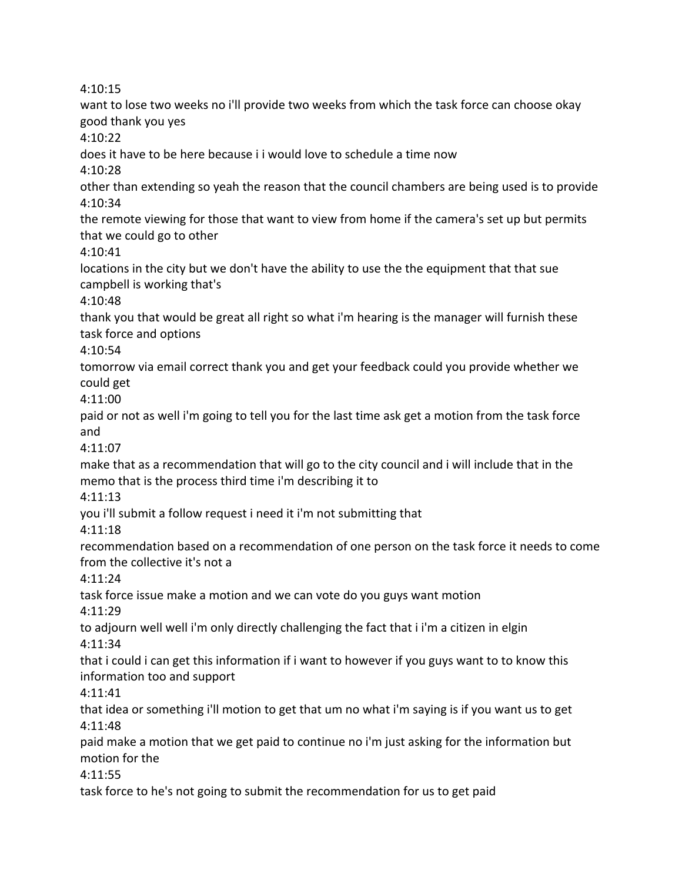4:10:15

want to lose two weeks no i'll provide two weeks from which the task force can choose okay good thank you yes

4:10:22

does it have to be here because i i would love to schedule a time now

4:10:28

other than extending so yeah the reason that the council chambers are being used is to provide

4:10:34

the remote viewing for those that want to view from home if the camera's set up but permits that we could go to other

4:10:41

locations in the city but we don't have the ability to use the the equipment that that sue campbell is working that's

4:10:48

thank you that would be great all right so what i'm hearing is the manager will furnish these task force and options

4:10:54

tomorrow via email correct thank you and get your feedback could you provide whether we could get

4:11:00

paid or not as well i'm going to tell you for the last time ask get a motion from the task force and

4:11:07

make that as a recommendation that will go to the city council and i will include that in the memo that is the process third time i'm describing it to

4:11:13

you i'll submit a follow request i need it i'm not submitting that

4:11:18

recommendation based on a recommendation of one person on the task force it needs to come from the collective it's not a

4:11:24

task force issue make a motion and we can vote do you guys want motion

4:11:29

to adjourn well well i'm only directly challenging the fact that i i'm a citizen in elgin

4:11:34

that i could i can get this information if i want to however if you guys want to to know this information too and support

4:11:41

that idea or something i'll motion to get that um no what i'm saying is if you want us to get

4:11:48

paid make a motion that we get paid to continue no i'm just asking for the information but motion for the

4:11:55

task force to he's not going to submit the recommendation for us to get paid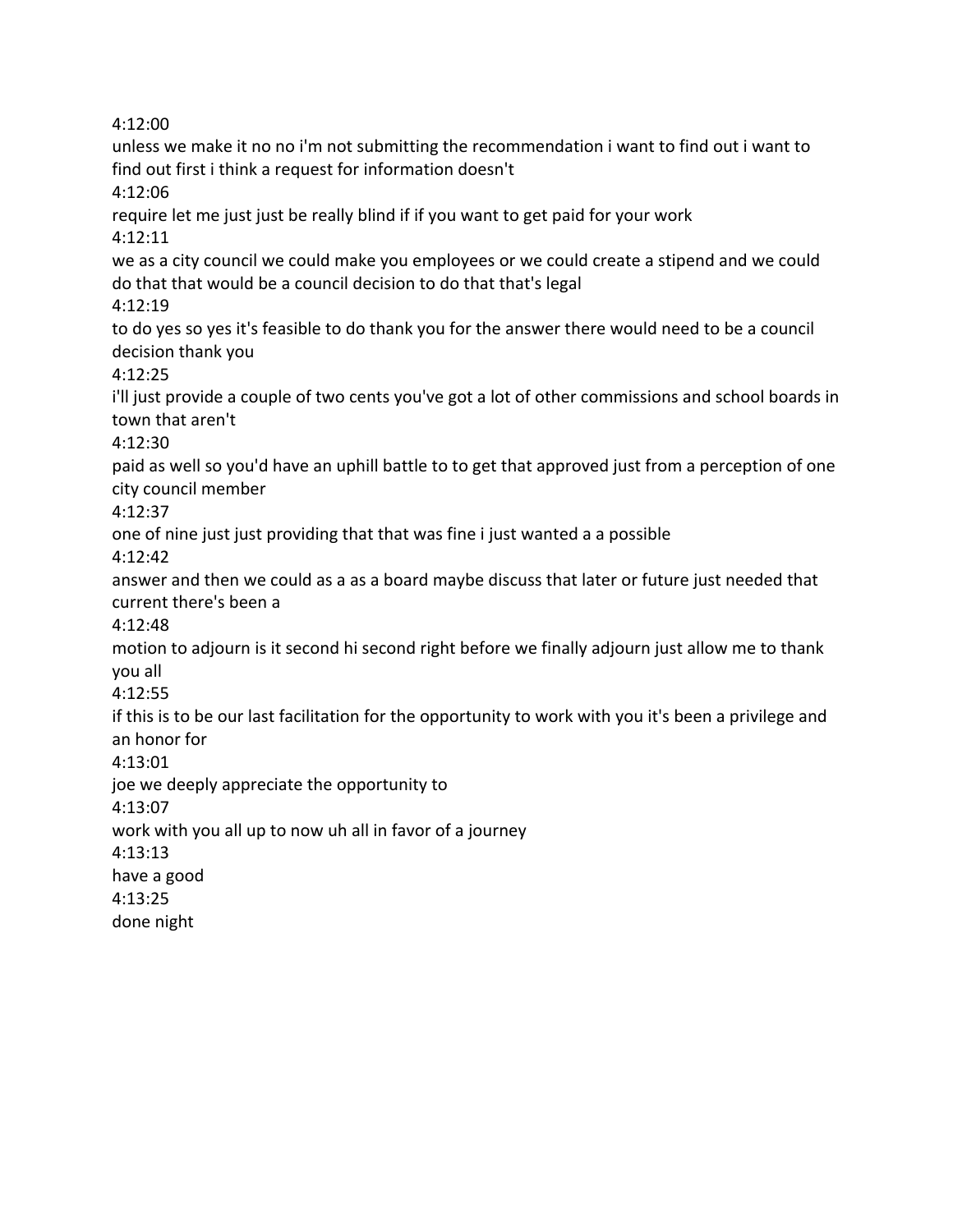4:12:00
unless we make it no no i'm not submitting the recommendation i want to find out i want to find out first i think a request for information doesn't
4:12:06
require let me just just be really blind if if you want to get paid for your work
4:12:11
we as a city council we could make you employees or we could create a stipend and we could do that that would be a council decision to do that that's legal
4:12:19
to do yes so yes it's feasible to do thank you for the answer there would need to be a council decision thank you
4:12:25
i'll just provide a couple of two cents you've got a lot of other commissions and school boards in town that aren't
4:12:30
paid as well so you'd have an uphill battle to to get that approved just from a perception of one city council member
4:12:37
one of nine just just providing that that was fine i just wanted a a possible
4:12:42
answer and then we could as a as a board maybe discuss that later or future just needed that current there's been a
4:12:48
motion to adjourn is it second hi second right before we finally adjourn just allow me to thank you all
4:12:55
if this is to be our last facilitation for the opportunity to work with you it's been a privilege and an honor for
4:13:01
joe we deeply appreciate the opportunity to
4:13:07
work with you all up to now uh all in favor of a journey
4:13:13
have a good
4:13:25
done night